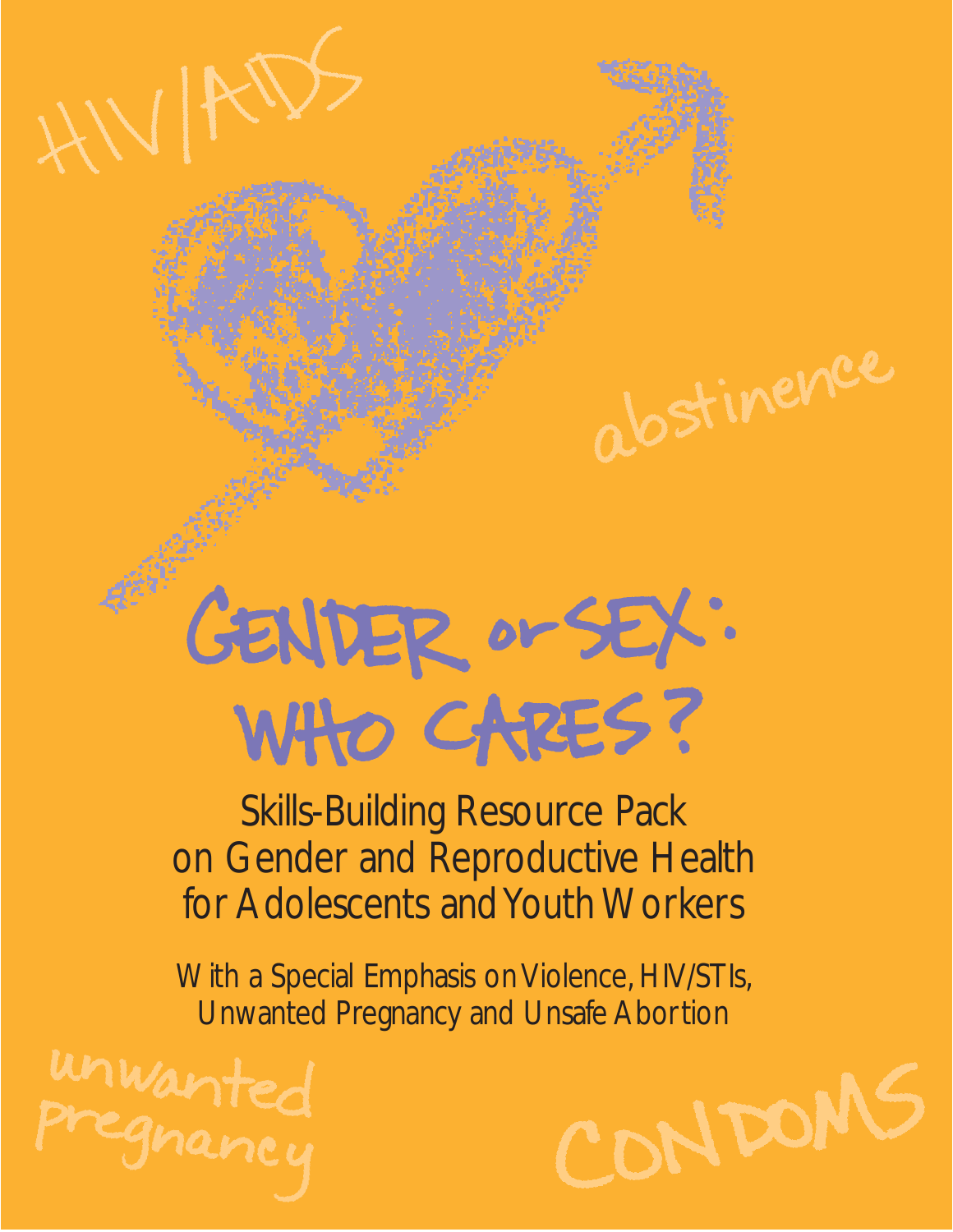HIV/AIDS

abstinence

# GENDER or SEX: WHO CARES?

## Skills-Building Resource Pack on Gender and Reproductive Health for Adolescents and Youth Workers

### With a Special Emphasis on Violence, HIV/STIs, Unwanted Pregnancy and Unsafe Abortion

unwanted pregnancy

CONDOMS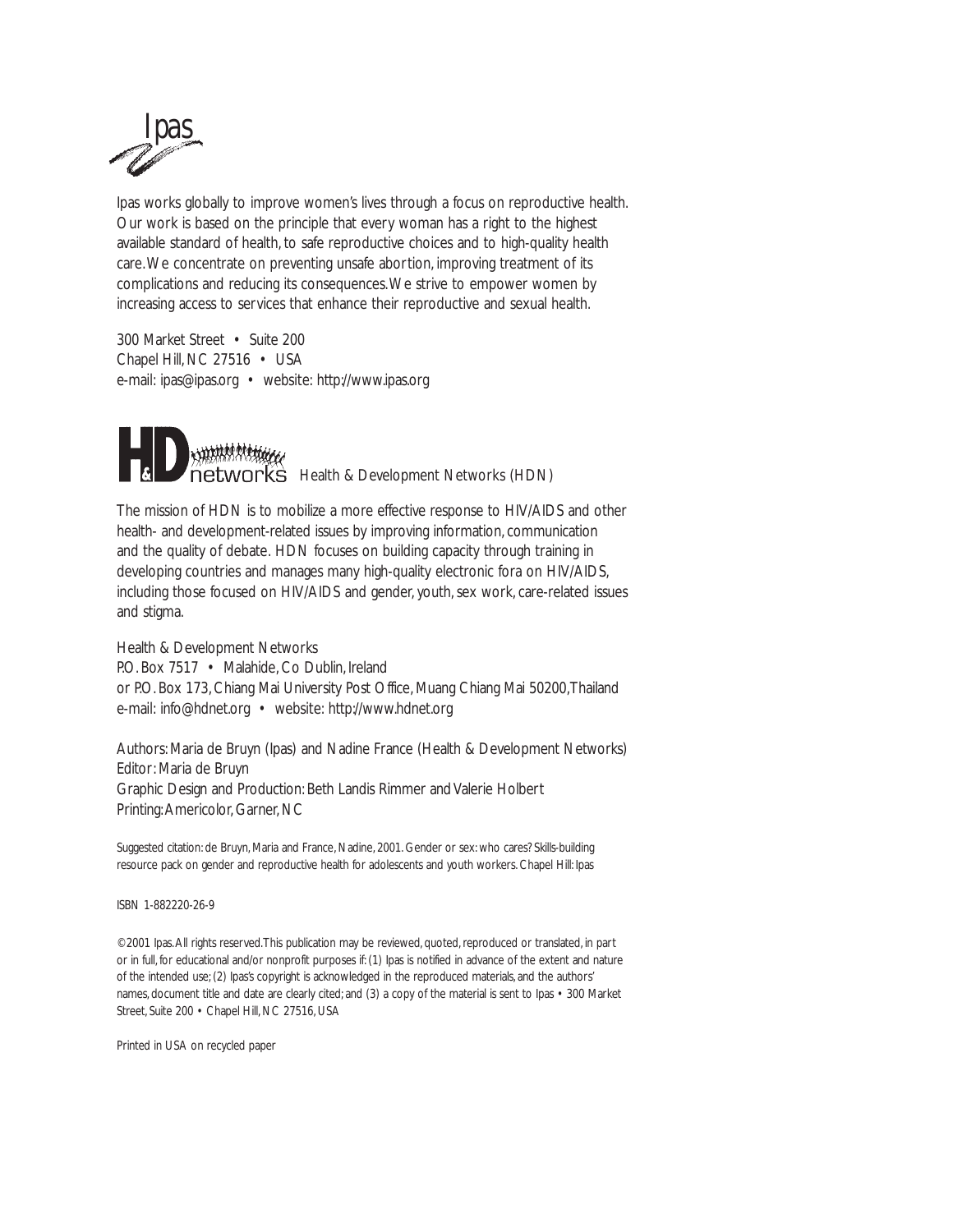Ipas

Ipas works globally to improve women's lives through a focus on reproductive health. Our work is based on the principle that every woman has a right to the highest available standard of health, to safe reproductive choices and to high-quality health care. We concentrate on preventing unsafe abortion, improving treatment of its complications and reducing its consequences. We strive to empower women by increasing access to services that enhance their reproductive and sexual health.

300 Market Street • Suite 200
Chapel Hill, NC 27516 • USA
e-mail: ipas@ipas.org • website: http://www.ipas.org

H&D networks Health & Development Networks (HDN)

The mission of HDN is to mobilize a more effective response to HIV/AIDS and other health- and development-related issues by improving information, communication and the quality of debate. HDN focuses on building capacity through training in developing countries and manages many high-quality electronic fora on HIV/AIDS, including those focused on HIV/AIDS and gender, youth, sex work, care-related issues and stigma.

Health & Development Networks
P.O. Box 7517 • Malahide, Co Dublin, Ireland
or P.O. Box 173, Chiang Mai University Post Office, Muang Chiang Mai 50200, Thailand
e-mail: info@hdnet.org • website: http://www.hdnet.org

Authors: Maria de Bruyn (Ipas) and Nadine France (Health & Development Networks)
Editor: Maria de Bruyn
Graphic Design and Production: Beth Landis Rimmer and Valerie Holbert
Printing: Americolor, Garner, NC

Suggested citation: de Bruyn, Maria and France, Nadine, 2001. Gender or sex: who cares? Skills-building resource pack on gender and reproductive health for adolescents and youth workers. Chapel Hill: Ipas

ISBN 1-882220-26-9

©2001 Ipas. All rights reserved. This publication may be reviewed, quoted, reproduced or translated, in part or in full, for educational and/or nonprofit purposes if: (1) Ipas is notified in advance of the extent and nature of the intended use; (2) Ipas's copyright is acknowledged in the reproduced materials, and the authors' names, document title and date are clearly cited; and (3) a copy of the material is sent to Ipas • 300 Market Street, Suite 200 • Chapel Hill, NC 27516, USA

Printed in USA on recycled paper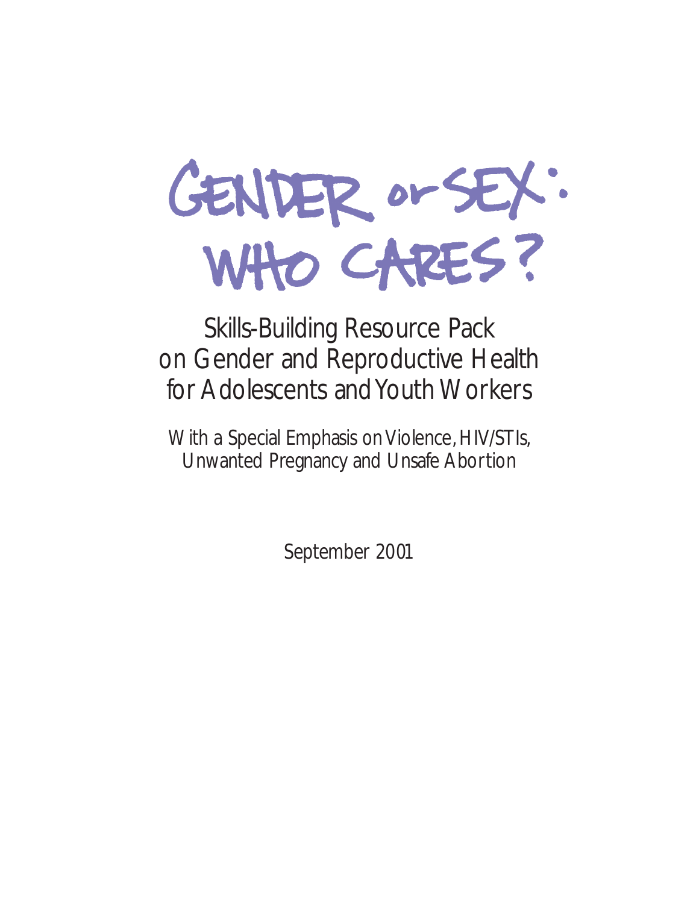# Gender or Sex: Who Cares?

## Skills-Building Resource Pack on Gender and Reproductive Health for Adolescents and Youth Workers

### With a Special Emphasis on Violence, HIV/STIs, Unwanted Pregnancy and Unsafe Abortion

September 2001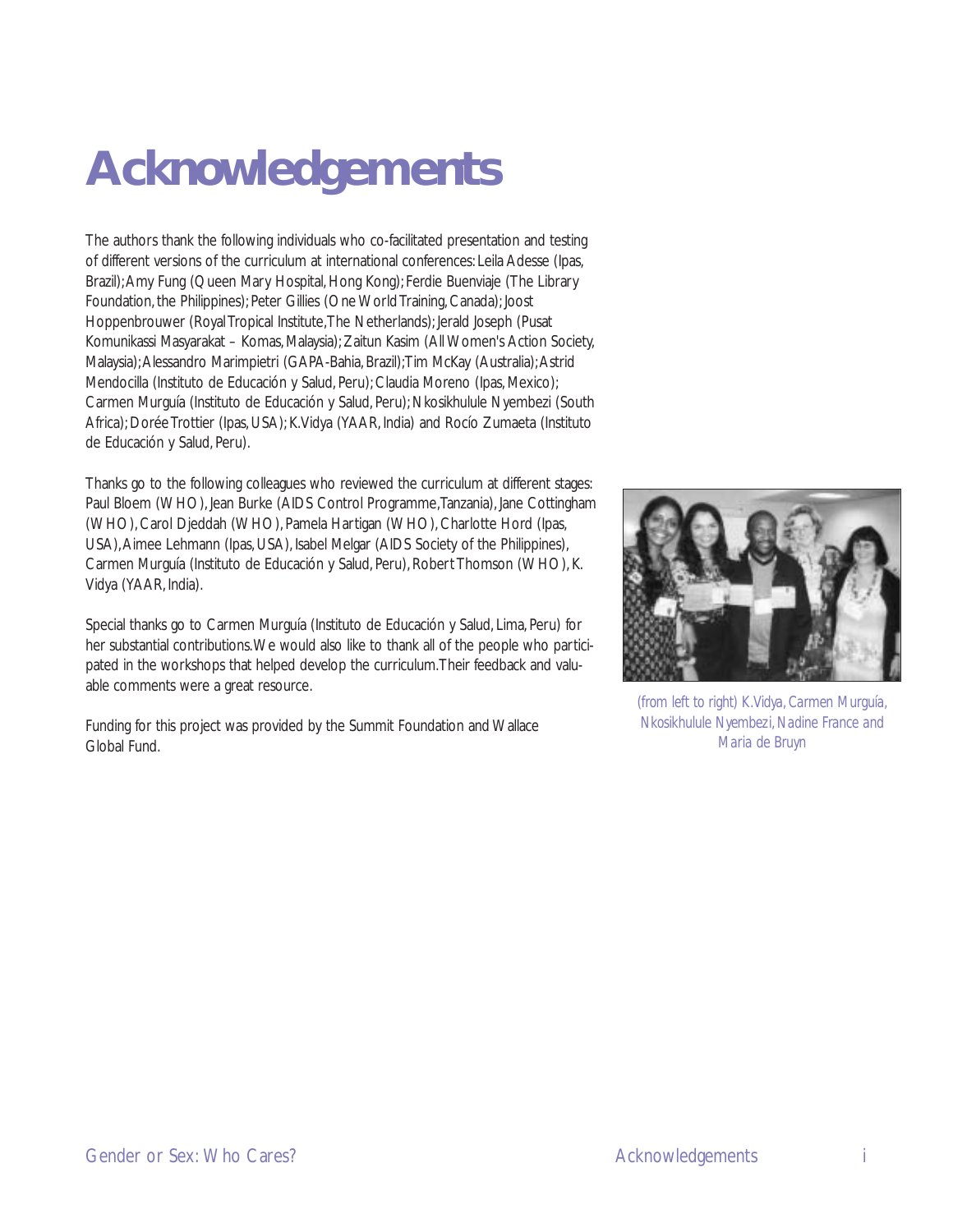# Acknowledgements

The authors thank the following individuals who co-facilitated presentation and testing of different versions of the curriculum at international conferences: Leila Adesse (Ipas, Brazil); Amy Fung (Queen Mary Hospital, Hong Kong); Ferdie Buenviaje (The Library Foundation, the Philippines); Peter Gillies (One World Training, Canada); Joost Hoppenbrouwer (Royal Tropical Institute, The Netherlands); Jerald Joseph (Pusat Komunikassi Masyarakat – Komas, Malaysia); Zaitun Kasim (All Women's Action Society, Malaysia); Alessandro Marimpietri (GAPA-Bahia, Brazil); Tim McKay (Australia); Astrid Mendocilla (Instituto de Educación y Salud, Peru); Claudia Moreno (Ipas, Mexico); Carmen Murguía (Instituto de Educación y Salud, Peru); Nkosikhulule Nyembezi (South Africa); Dorée Trottier (Ipas, USA); K. Vidya (YAAR, India) and Rocío Zumaeta (Instituto de Educación y Salud, Peru).

Thanks go to the following colleagues who reviewed the curriculum at different stages: Paul Bloem (WHO), Jean Burke (AIDS Control Programme, Tanzania), Jane Cottingham (WHO), Carol Djeddah (WHO), Pamela Hartigan (WHO), Charlotte Hord (Ipas, USA), Aimee Lehmann (Ipas, USA), Isabel Melgar (AIDS Society of the Philippines), Carmen Murguía (Instituto de Educación y Salud, Peru), Robert Thomson (WHO), K. Vidya (YAAR, India).

Special thanks go to Carmen Murguía (Instituto de Educación y Salud, Lima, Peru) for her substantial contributions. We would also like to thank all of the people who participated in the workshops that helped develop the curriculum. Their feedback and valuable comments were a great resource.

Funding for this project was provided by the Summit Foundation and Wallace Global Fund.

*(from left to right) K. Vidya, Carmen Murguía, Nkosikhulule Nyembezi, Nadine France and Maria de Bruyn*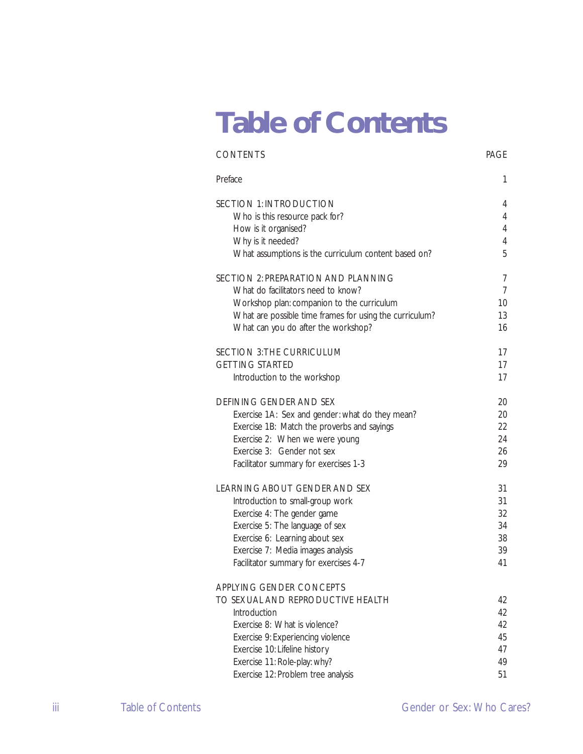# Table of Contents

| CONTENTS | PAGE |
|---|---|
| Preface | 1 |
| SECTION 1: INTRODUCTION | 4 |
| Who is this resource pack for? | 4 |
| How is it organised? | 4 |
| Why is it needed? | 4 |
| What assumptions is the curriculum content based on? | 5 |
| SECTION 2: PREPARATION AND PLANNING | 7 |
| What do facilitators need to know? | 7 |
| Workshop plan: companion to the curriculum | 10 |
| What are possible time frames for using the curriculum? | 13 |
| What can you do after the workshop? | 16 |
| SECTION 3: THE CURRICULUM | 17 |
| GETTING STARTED | 17 |
| Introduction to the workshop | 17 |
| DEFINING GENDER AND SEX | 20 |
| Exercise 1A: Sex and gender: what do they mean? | 20 |
| Exercise 1B: Match the proverbs and sayings | 22 |
| Exercise 2: When we were young | 24 |
| Exercise 3: Gender not sex | 26 |
| Facilitator summary for exercises 1-3 | 29 |
| LEARNING ABOUT GENDER AND SEX | 31 |
| Introduction to small-group work | 31 |
| Exercise 4: The gender game | 32 |
| Exercise 5: The language of sex | 34 |
| Exercise 6: Learning about sex | 38 |
| Exercise 7: Media images analysis | 39 |
| Facilitator summary for exercises 4-7 | 41 |
| APPLYING GENDER CONCEPTS TO SEXUAL AND REPRODUCTIVE HEALTH | 42 |
| Introduction | 42 |
| Exercise 8: What is violence? | 42 |
| Exercise 9: Experiencing violence | 45 |
| Exercise 10: Lifeline history | 47 |
| Exercise 11: Role-play: why? | 49 |
| Exercise 12: Problem tree analysis | 51 |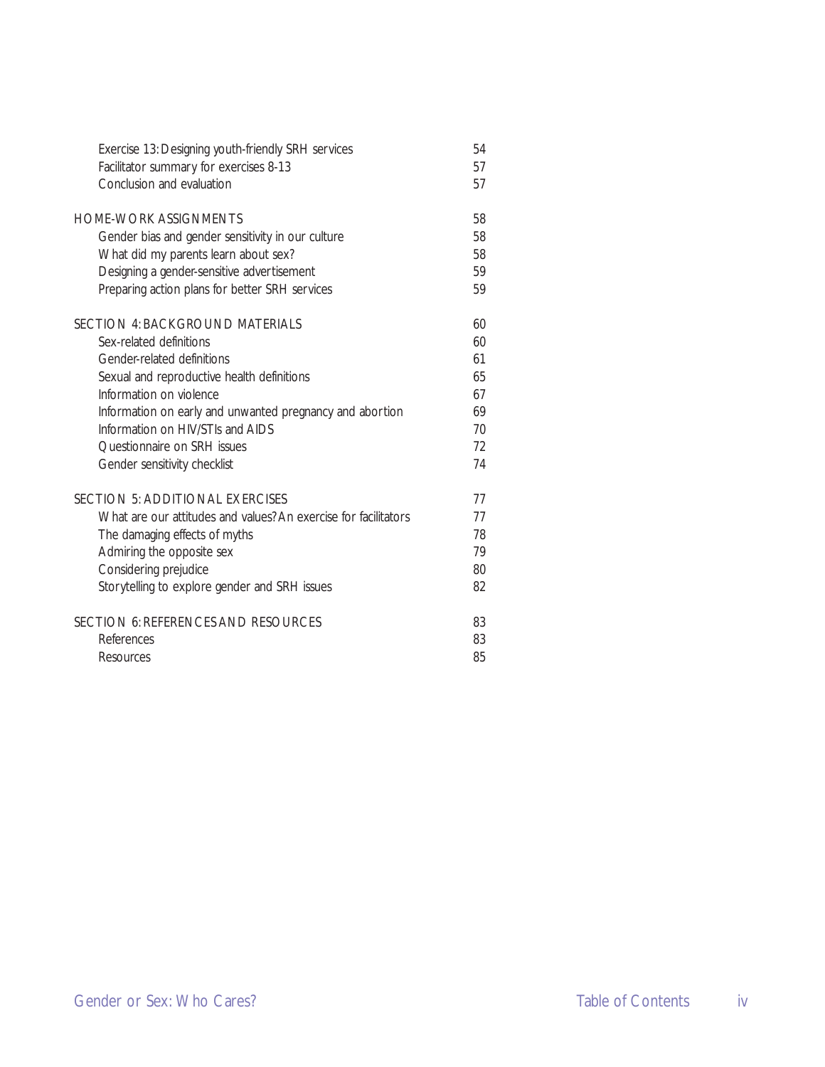| | |
|---|---|
| Exercise 13: Designing youth-friendly SRH services | 54 |
| Facilitator summary for exercises 8-13 | 57 |
| Conclusion and evaluation | 57 |
| **HOME-WORK ASSIGNMENTS** | **58** |
| Gender bias and gender sensitivity in our culture | 58 |
| What did my parents learn about sex? | 58 |
| Designing a gender-sensitive advertisement | 59 |
| Preparing action plans for better SRH services | 59 |
| **SECTION 4: BACKGROUND MATERIALS** | **60** |
| Sex-related definitions | 60 |
| Gender-related definitions | 61 |
| Sexual and reproductive health definitions | 65 |
| Information on violence | 67 |
| Information on early and unwanted pregnancy and abortion | 69 |
| Information on HIV/STIs and AIDS | 70 |
| Questionnaire on SRH issues | 72 |
| Gender sensitivity checklist | 74 |
| **SECTION 5: ADDITIONAL EXERCISES** | **77** |
| What are our attitudes and values? An exercise for facilitators | 77 |
| The damaging effects of myths | 78 |
| Admiring the opposite sex | 79 |
| Considering prejudice | 80 |
| Storytelling to explore gender and SRH issues | 82 |
| **SECTION 6: REFERENCES AND RESOURCES** | **83** |
| References | 83 |
| Resources | 85 |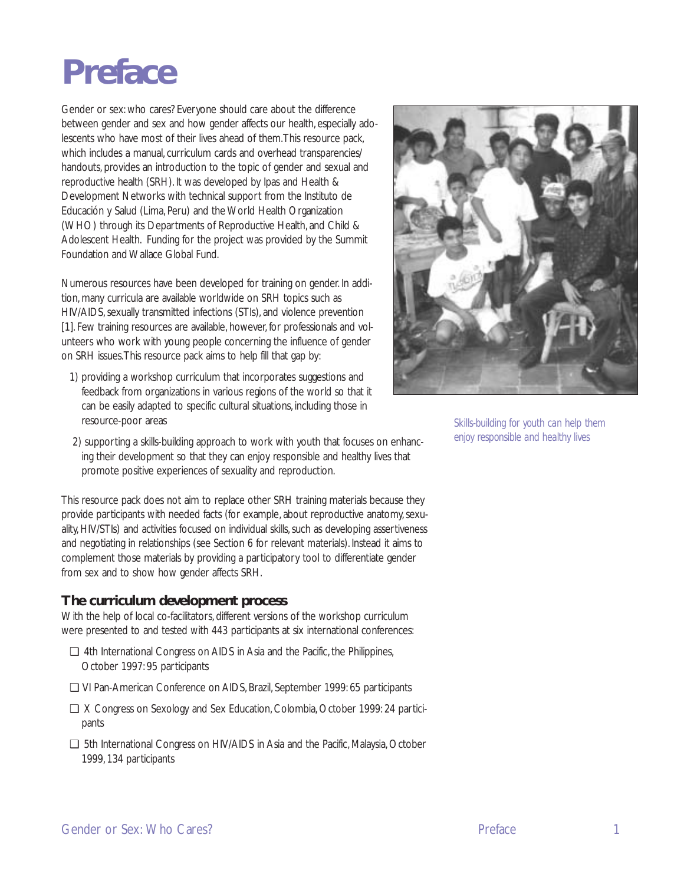# Preface

Gender or sex: who cares? Everyone should care about the difference between gender and sex and how gender affects our health, especially adolescents who have most of their lives ahead of them. This resource pack, which includes a manual, curriculum cards and overhead transparencies/ handouts, provides an introduction to the topic of gender and sexual and reproductive health (SRH). It was developed by Ipas and Health & Development Networks with technical support from the Instituto de Educación y Salud (Lima, Peru) and the World Health Organization (WHO) through its Departments of Reproductive Health, and Child & Adolescent Health. Funding for the project was provided by the Summit Foundation and Wallace Global Fund.

Numerous resources have been developed for training on gender. In addition, many curricula are available worldwide on SRH topics such as HIV/AIDS, sexually transmitted infections (STIs), and violence prevention [1]. Few training resources are available, however, for professionals and volunteers who work with young people concerning the influence of gender on SRH issues. This resource pack aims to help fill that gap by:

1) providing a workshop curriculum that incorporates suggestions and feedback from organizations in various regions of the world so that it can be easily adapted to specific cultural situations, including those in resource-poor areas
2) supporting a skills-building approach to work with youth that focuses on enhancing their development so that they can enjoy responsible and healthy lives that promote positive experiences of sexuality and reproduction.

*Skills-building for youth can help them enjoy responsible and healthy lives*

This resource pack does not aim to replace other SRH training materials because they provide participants with needed facts (for example, about reproductive anatomy, sexuality, HIV/STIs) and activities focused on individual skills, such as developing assertiveness and negotiating in relationships (see Section 6 for relevant materials). Instead it aims to complement those materials by providing a participatory tool to differentiate gender from sex and to show how gender affects SRH.

## The curriculum development process

With the help of local co-facilitators, different versions of the workshop curriculum were presented to and tested with 443 participants at six international conferences:

- 4th International Congress on AIDS in Asia and the Pacific, the Philippines, October 1997: 95 participants
- VI Pan-American Conference on AIDS, Brazil, September 1999: 65 participants
- X Congress on Sexology and Sex Education, Colombia, October 1999: 24 participants
- 5th International Congress on HIV/AIDS in Asia and the Pacific, Malaysia, October 1999, 134 participants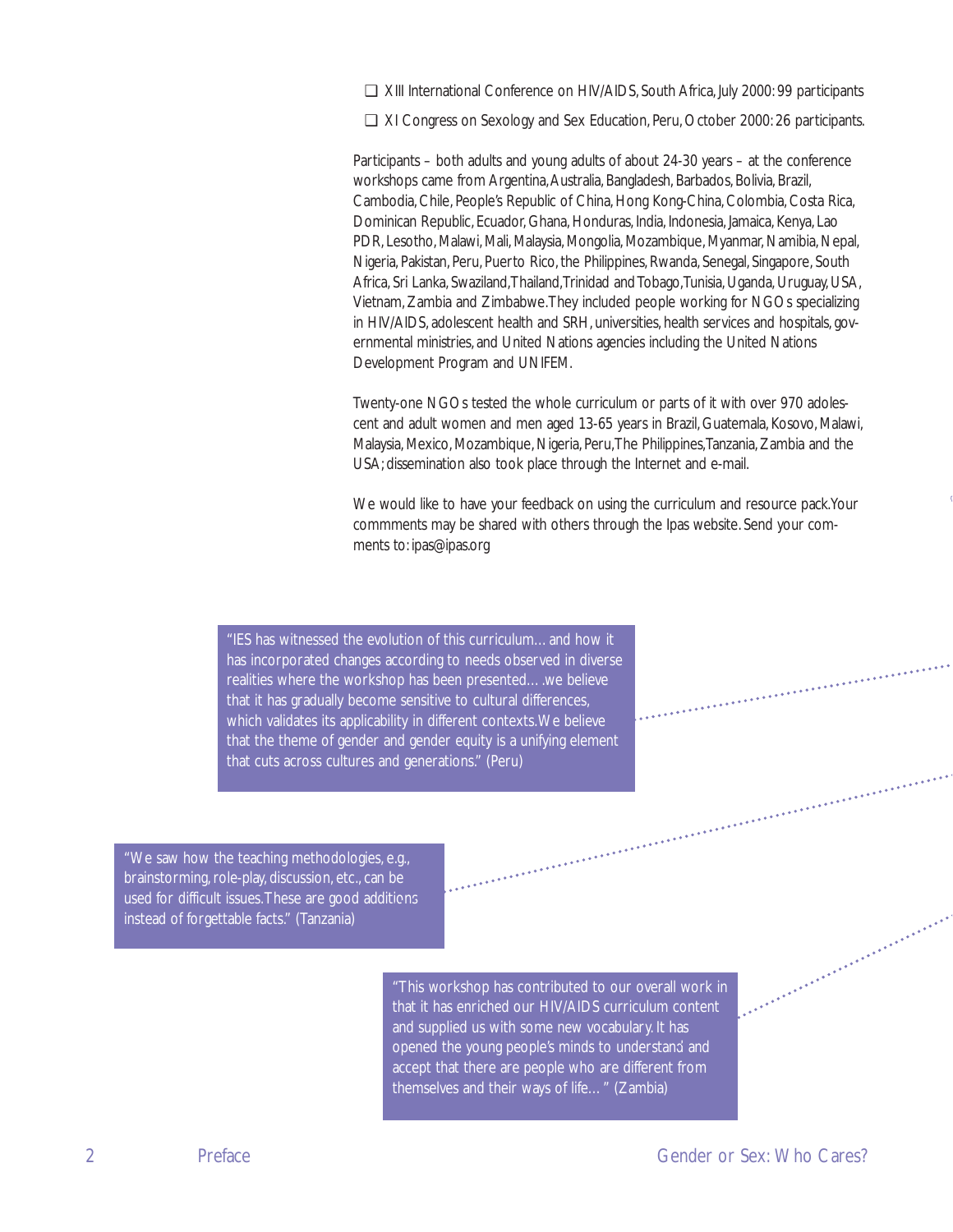- XIII International Conference on HIV/AIDS, South Africa, July 2000: 99 participants
- XI Congress on Sexology and Sex Education, Peru, October 2000: 26 participants.

Participants – both adults and young adults of about 24-30 years – at the conference workshops came from Argentina, Australia, Bangladesh, Barbados, Bolivia, Brazil, Cambodia, Chile, People's Republic of China, Hong Kong-China, Colombia, Costa Rica, Dominican Republic, Ecuador, Ghana, Honduras, India, Indonesia, Jamaica, Kenya, Lao PDR, Lesotho, Malawi, Mali, Malaysia, Mongolia, Mozambique, Myanmar, Namibia, Nepal, Nigeria, Pakistan, Peru, Puerto Rico, the Philippines, Rwanda, Senegal, Singapore, South Africa, Sri Lanka, Swaziland, Thailand, Trinidad and Tobago, Tunisia, Uganda, Uruguay, USA, Vietnam, Zambia and Zimbabwe. They included people working for NGOs specializing in HIV/AIDS, adolescent health and SRH, universities, health services and hospitals, governmental ministries, and United Nations agencies including the United Nations Development Program and UNIFEM.

Twenty-one NGOs tested the whole curriculum or parts of it with over 970 adolescent and adult women and men aged 13-65 years in Brazil, Guatemala, Kosovo, Malawi, Malaysia, Mexico, Mozambique, Nigeria, Peru, The Philippines, Tanzania, Zambia and the USA; dissemination also took place through the Internet and e-mail.

We would like to have your feedback on using the curriculum and resource pack. Your commments may be shared with others through the Ipas website. Send your comments to: ipas@ipas.org

"IES has witnessed the evolution of this curriculum... and how it has incorporated changes according to needs observed in diverse realities where the workshop has been presented... .we believe that it has gradually become sensitive to cultural differences, which validates its applicability in different contexts. We believe that the theme of gender and gender equity is a unifying element that cuts across cultures and generations." (Peru)

"We saw how the teaching methodologies, e.g., brainstorming, role-play, discussion, etc., can be used for difficult issues. These are good additions instead of forgettable facts." (Tanzania)

"This workshop has contributed to our overall work in that it has enriched our HIV/AIDS curriculum content and supplied us with some new vocabulary. It has opened the young people's minds to understand and accept that there are people who are different from themselves and their ways of life... " (Zambia)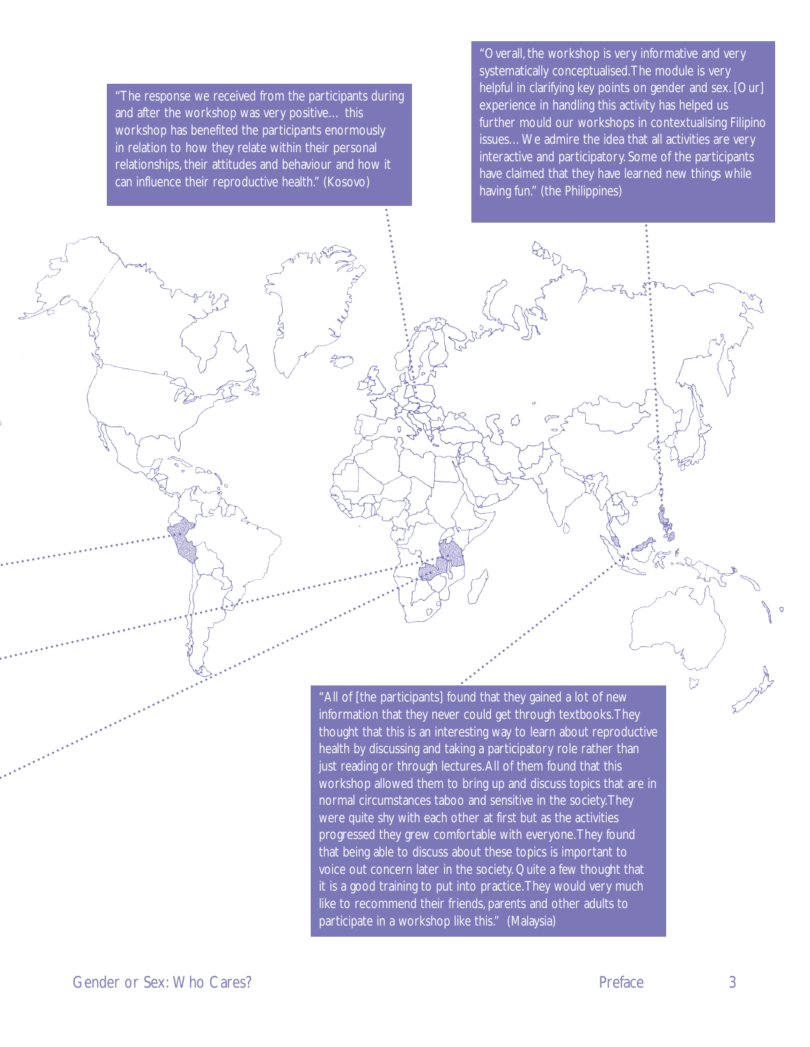"The response we received from the participants during and after the workshop was very positive… this workshop has benefited the participants enormously in relation to how they relate within their personal relationships, their attitudes and behaviour and how it can influence their reproductive health." (Kosovo)

"Overall, the workshop is very informative and very systematically conceptualised. The module is very helpful in clarifying key points on gender and sex. [Our] experience in handling this activity has helped us further mould our workshops in contextualising Filipino issues… We admire the idea that all activities are very interactive and participatory. Some of the participants have claimed that they have learned new things while having fun." (the Philippines)

"All of [the participants] found that they gained a lot of new information that they never could get through textbooks. They thought that this is an interesting way to learn about reproductive health by discussing and taking a participatory role rather than just reading or through lectures. All of them found that this workshop allowed them to bring up and discuss topics that are in normal circumstances taboo and sensitive in the society. They were quite shy with each other at first but as the activities progressed they grew comfortable with everyone. They found that being able to discuss about these topics is important to voice out concern later in the society. Quite a few thought that it is a good training to put into practice. They would very much like to recommend their friends, parents and other adults to participate in a workshop like this." (Malaysia)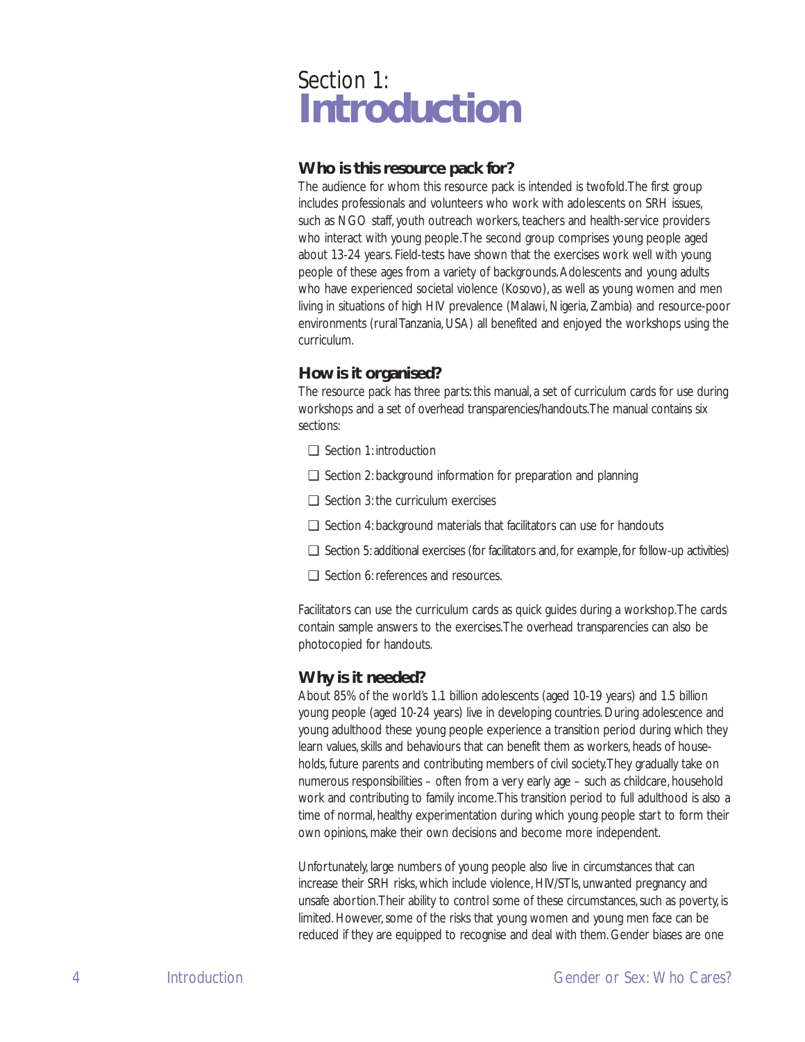# Section 1: Introduction

### Who is this resource pack for?

The audience for whom this resource pack is intended is twofold. The first group includes professionals and volunteers who work with adolescents on SRH issues, such as NGO staff, youth outreach workers, teachers and health-service providers who interact with young people. The second group comprises young people aged about 13-24 years. Field-tests have shown that the exercises work well with young people of these ages from a variety of backgrounds. Adolescents and young adults who have experienced societal violence (Kosovo), as well as young women and men living in situations of high HIV prevalence (Malawi, Nigeria, Zambia) and resource-poor environments (rural Tanzania, USA) all benefited and enjoyed the workshops using the curriculum.

### How is it organised?

The resource pack has three parts: this manual, a set of curriculum cards for use during workshops and a set of overhead transparencies/handouts. The manual contains six sections:

- ❑ Section 1: introduction
- ❑ Section 2: background information for preparation and planning
- ❑ Section 3: the curriculum exercises
- ❑ Section 4: background materials that facilitators can use for handouts
- ❑ Section 5: additional exercises (for facilitators and, for example, for follow-up activities)
- ❑ Section 6: references and resources.

Facilitators can use the curriculum cards as quick guides during a workshop. The cards contain sample answers to the exercises. The overhead transparencies can also be photocopied for handouts.

### Why is it needed?

About 85% of the world's 1.1 billion adolescents (aged 10-19 years) and 1.5 billion young people (aged 10-24 years) live in developing countries. During adolescence and young adulthood these young people experience a transition period during which they learn values, skills and behaviours that can benefit them as workers, heads of households, future parents and contributing members of civil society. They gradually take on numerous responsibilities – often from a very early age – such as childcare, household work and contributing to family income. This transition period to full adulthood is also a time of normal, healthy experimentation during which young people start to form their own opinions, make their own decisions and become more independent.

Unfortunately, large numbers of young people also live in circumstances that can increase their SRH risks, which include violence, HIV/STIs, unwanted pregnancy and unsafe abortion. Their ability to control some of these circumstances, such as poverty, is limited. However, some of the risks that young women and young men face can be reduced if they are equipped to recognise and deal with them. Gender biases are one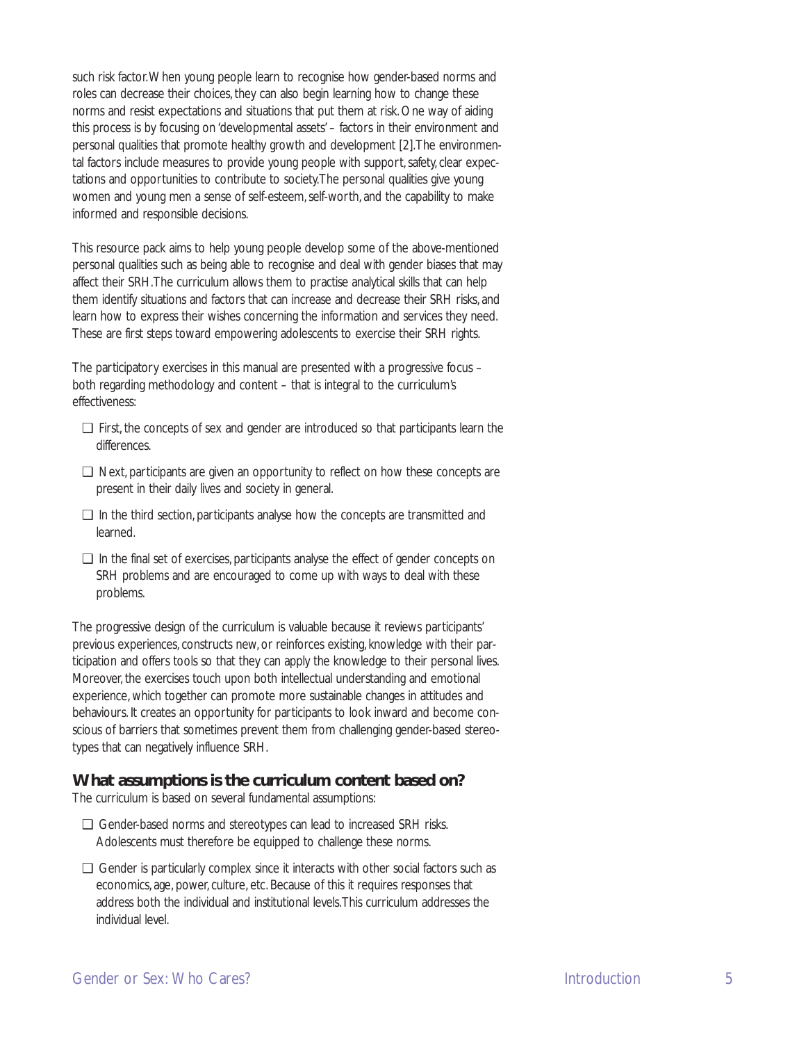such risk factor. When young people learn to recognise how gender-based norms and roles can decrease their choices, they can also begin learning how to change these norms and resist expectations and situations that put them at risk. One way of aiding this process is by focusing on 'developmental assets' – factors in their environment and personal qualities that promote healthy growth and development [2]. The environmental factors include measures to provide young people with support, safety, clear expectations and opportunities to contribute to society. The personal qualities give young women and young men a sense of self-esteem, self-worth, and the capability to make informed and responsible decisions.

This resource pack aims to help young people develop some of the above-mentioned personal qualities such as being able to recognise and deal with gender biases that may affect their SRH. The curriculum allows them to practise analytical skills that can help them identify situations and factors that can increase and decrease their SRH risks, and learn how to express their wishes concerning the information and services they need. These are first steps toward empowering adolescents to exercise their SRH rights.

The participatory exercises in this manual are presented with a progressive focus – both regarding methodology and content – that is integral to the curriculum's effectiveness:

- First, the concepts of sex and gender are introduced so that participants learn the differences.
- Next, participants are given an opportunity to reflect on how these concepts are present in their daily lives and society in general.
- In the third section, participants analyse how the concepts are transmitted and learned.
- In the final set of exercises, participants analyse the effect of gender concepts on SRH problems and are encouraged to come up with ways to deal with these problems.

The progressive design of the curriculum is valuable because it reviews participants' previous experiences, constructs new, or reinforces existing, knowledge with their participation and offers tools so that they can apply the knowledge to their personal lives. Moreover, the exercises touch upon both intellectual understanding and emotional experience, which together can promote more sustainable changes in attitudes and behaviours. It creates an opportunity for participants to look inward and become conscious of barriers that sometimes prevent them from challenging gender-based stereotypes that can negatively influence SRH.

## What assumptions is the curriculum content based on?

The curriculum is based on several fundamental assumptions:

- Gender-based norms and stereotypes can lead to increased SRH risks. Adolescents must therefore be equipped to challenge these norms.
- Gender is particularly complex since it interacts with other social factors such as economics, age, power, culture, etc. Because of this it requires responses that address both the individual and institutional levels. This curriculum addresses the individual level.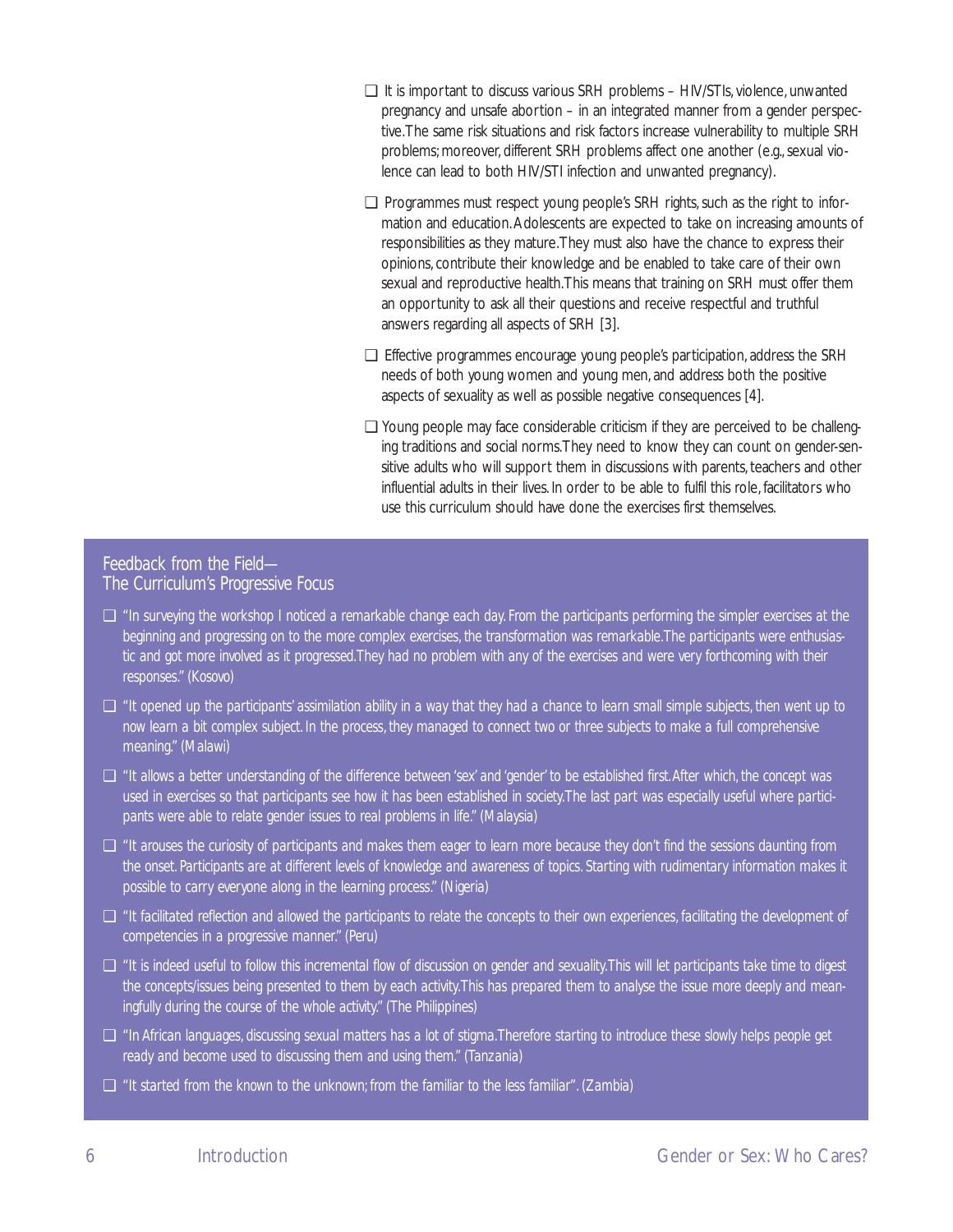- It is important to discuss various SRH problems – HIV/STIs, violence, unwanted pregnancy and unsafe abortion – in an integrated manner from a gender perspective. The same risk situations and risk factors increase vulnerability to multiple SRH problems; moreover, different SRH problems affect one another (e.g., sexual violence can lead to both HIV/STI infection and unwanted pregnancy).

- Programmes must respect young people's SRH rights, such as the right to information and education. Adolescents are expected to take on increasing amounts of responsibilities as they mature. They must also have the chance to express their opinions, contribute their knowledge and be enabled to take care of their own sexual and reproductive health. This means that training on SRH must offer them an opportunity to ask all their questions and receive respectful and truthful answers regarding all aspects of SRH [3].

- Effective programmes encourage young people's participation, address the SRH needs of both young women and young men, and address both the positive aspects of sexuality as well as possible negative consequences [4].

- Young people may face considerable criticism if they are perceived to be challenging traditions and social norms. They need to know they can count on gender-sensitive adults who will support them in discussions with parents, teachers and other influential adults in their lives. In order to be able to fulfil this role, facilitators who use this curriculum should have done the exercises first themselves.

## Feedback from the Field— The Curriculum's Progressive Focus

- "In surveying the workshop I noticed a remarkable change each day. From the participants performing the simpler exercises at the beginning and progressing on to the more complex exercises, the transformation was remarkable. The participants were enthusiastic and got more involved as it progressed. They had no problem with any of the exercises and were very forthcoming with their responses." (Kosovo)

- "It opened up the participants' assimilation ability in a way that they had a chance to learn small simple subjects, then went up to now learn a bit complex subject. In the process, they managed to connect two or three subjects to make a full comprehensive meaning." (Malawi)

- "It allows a better understanding of the difference between 'sex' and 'gender' to be established first. After which, the concept was used in exercises so that participants see how it has been established in society. The last part was especially useful where participants were able to relate gender issues to real problems in life." (Malaysia)

- "It arouses the curiosity of participants and makes them eager to learn more because they don't find the sessions daunting from the onset. Participants are at different levels of knowledge and awareness of topics. Starting with rudimentary information makes it possible to carry everyone along in the learning process." (Nigeria)

- "It facilitated reflection and allowed the participants to relate the concepts to their own experiences, facilitating the development of competencies in a progressive manner." (Peru)

- "It is indeed useful to follow this incremental flow of discussion on gender and sexuality. This will let participants take time to digest the concepts/issues being presented to them by each activity. This has prepared them to analyse the issue more deeply and meaningfully during the course of the whole activity." (The Philippines)

- "In African languages, discussing sexual matters has a lot of stigma. Therefore starting to introduce these slowly helps people get ready and become used to discussing them and using them." (Tanzania)

- "It started from the known to the unknown; from the familiar to the less familiar". (Zambia)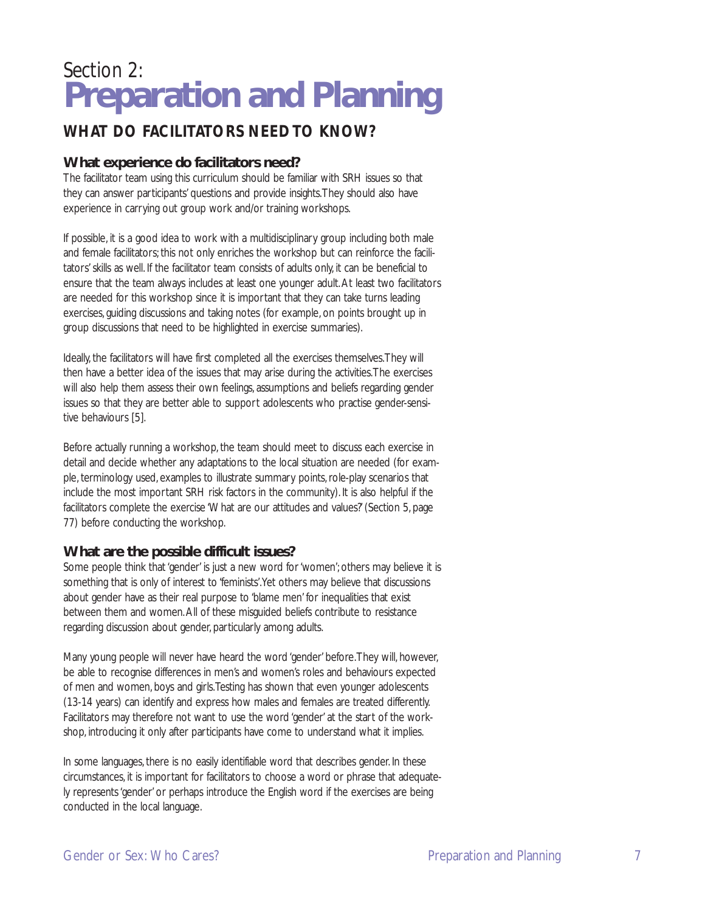# Section 2: **Preparation and Planning**

## WHAT DO FACILITATORS NEED TO KNOW?

### What experience do facilitators need?

The facilitator team using this curriculum should be familiar with SRH issues so that they can answer participants' questions and provide insights. They should also have experience in carrying out group work and/or training workshops.

If possible, it is a good idea to work with a multidisciplinary group including both male and female facilitators; this not only enriches the workshop but can reinforce the facilitators' skills as well. If the facilitator team consists of adults only, it can be beneficial to ensure that the team always includes at least one younger adult. At least two facilitators are needed for this workshop since it is important that they can take turns leading exercises, guiding discussions and taking notes (for example, on points brought up in group discussions that need to be highlighted in exercise summaries).

Ideally, the facilitators will have first completed all the exercises themselves. They will then have a better idea of the issues that may arise during the activities. The exercises will also help them assess their own feelings, assumptions and beliefs regarding gender issues so that they are better able to support adolescents who practise gender-sensitive behaviours [5].

Before actually running a workshop, the team should meet to discuss each exercise in detail and decide whether any adaptations to the local situation are needed (for example, terminology used, examples to illustrate summary points, role-play scenarios that include the most important SRH risk factors in the community). It is also helpful if the facilitators complete the exercise 'What are our attitudes and values?' (Section 5, page 77) before conducting the workshop.

### What are the possible difficult issues?

Some people think that 'gender' is just a new word for 'women'; others may believe it is something that is only of interest to 'feminists'. Yet others may believe that discussions about gender have as their real purpose to 'blame men' for inequalities that exist between them and women. All of these misguided beliefs contribute to resistance regarding discussion about gender, particularly among adults.

Many young people will never have heard the word 'gender' before. They will, however, be able to recognise differences in men's and women's roles and behaviours expected of men and women, boys and girls. Testing has shown that even younger adolescents (13-14 years) can identify and express how males and females are treated differently. Facilitators may therefore not want to use the word 'gender' at the start of the workshop, introducing it only after participants have come to understand what it implies.

In some languages, there is no easily identifiable word that describes gender. In these circumstances, it is important for facilitators to choose a word or phrase that adequately represents 'gender' or perhaps introduce the English word if the exercises are being conducted in the local language.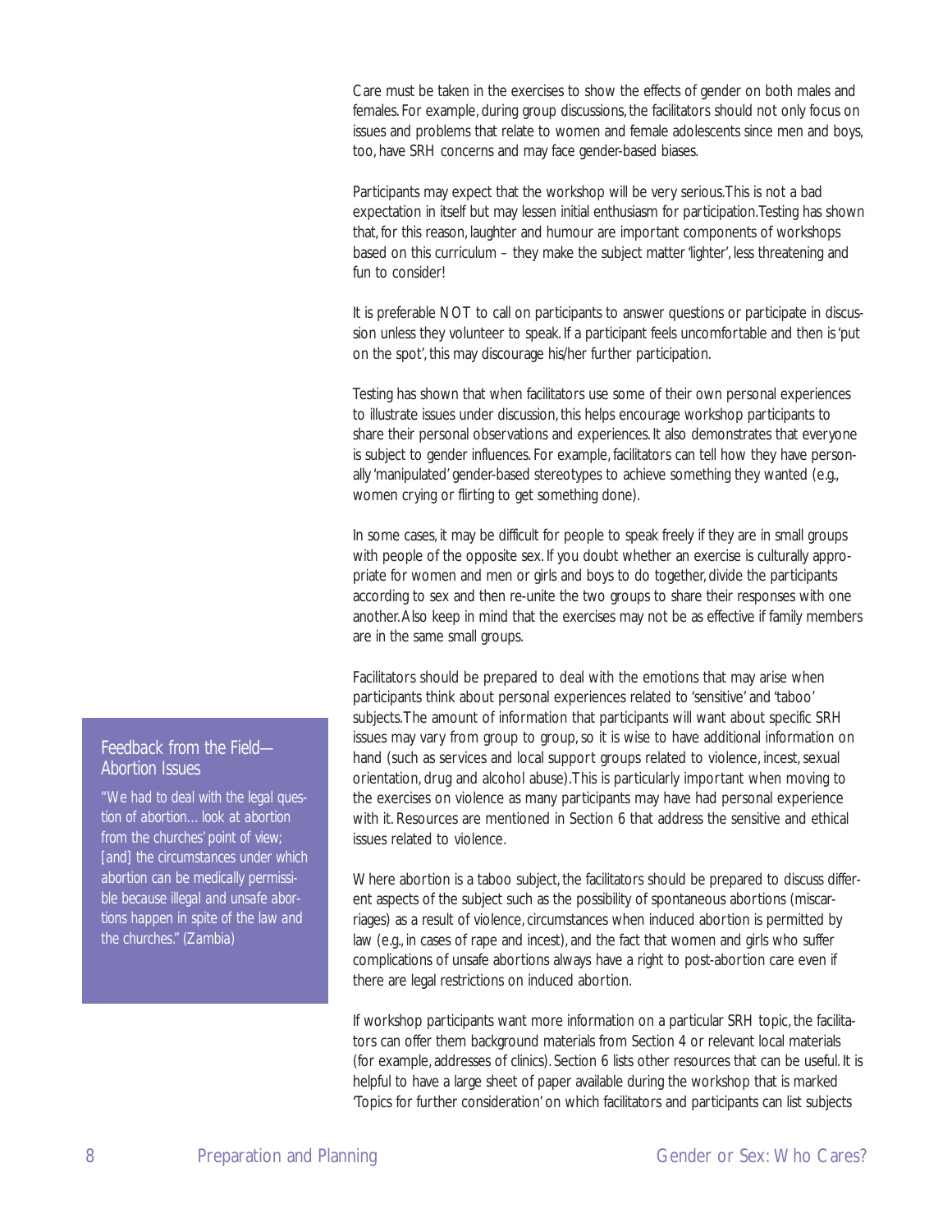Care must be taken in the exercises to show the effects of gender on both males and females. For example, during group discussions, the facilitators should not only focus on issues and problems that relate to women and female adolescents since men and boys, too, have SRH concerns and may face gender-based biases.

Participants may expect that the workshop will be very serious. This is not a bad expectation in itself but may lessen initial enthusiasm for participation. Testing has shown that, for this reason, laughter and humour are important components of workshops based on this curriculum – they make the subject matter 'lighter', less threatening and fun to consider!

It is preferable NOT to call on participants to answer questions or participate in discussion unless they volunteer to speak. If a participant feels uncomfortable and then is 'put on the spot', this may discourage his/her further participation.

Testing has shown that when facilitators use some of their own personal experiences to illustrate issues under discussion, this helps encourage workshop participants to share their personal observations and experiences. It also demonstrates that everyone is subject to gender influences. For example, facilitators can tell how they have personally 'manipulated' gender-based stereotypes to achieve something they wanted (e.g., women crying or flirting to get something done).

In some cases, it may be difficult for people to speak freely if they are in small groups with people of the opposite sex. If you doubt whether an exercise is culturally appropriate for women and men or girls and boys to do together, divide the participants according to sex and then re-unite the two groups to share their responses with one another. Also keep in mind that the exercises may not be as effective if family members are in the same small groups.

Facilitators should be prepared to deal with the emotions that may arise when participants think about personal experiences related to 'sensitive' and 'taboo' subjects. The amount of information that participants will want about specific SRH issues may vary from group to group, so it is wise to have additional information on hand (such as services and local support groups related to violence, incest, sexual orientation, drug and alcohol abuse). This is particularly important when moving to the exercises on violence as many participants may have had personal experience with it. Resources are mentioned in Section 6 that address the sensitive and ethical issues related to violence.

> **Feedback from the Field—Abortion Issues**
>
> *"We had to deal with the legal question of abortion... look at abortion from the churches' point of view; [and] the circumstances under which abortion can be medically permissible because illegal and unsafe abortions happen in spite of the law and the churches." (Zambia)*

Where abortion is a taboo subject, the facilitators should be prepared to discuss different aspects of the subject such as the possibility of spontaneous abortions (miscarriages) as a result of violence, circumstances when induced abortion is permitted by law (e.g., in cases of rape and incest), and the fact that women and girls who suffer complications of unsafe abortions always have a right to post-abortion care even if there are legal restrictions on induced abortion.

If workshop participants want more information on a particular SRH topic, the facilitators can offer them background materials from Section 4 or relevant local materials (for example, addresses of clinics). Section 6 lists other resources that can be useful. It is helpful to have a large sheet of paper available during the workshop that is marked 'Topics for further consideration' on which facilitators and participants can list subjects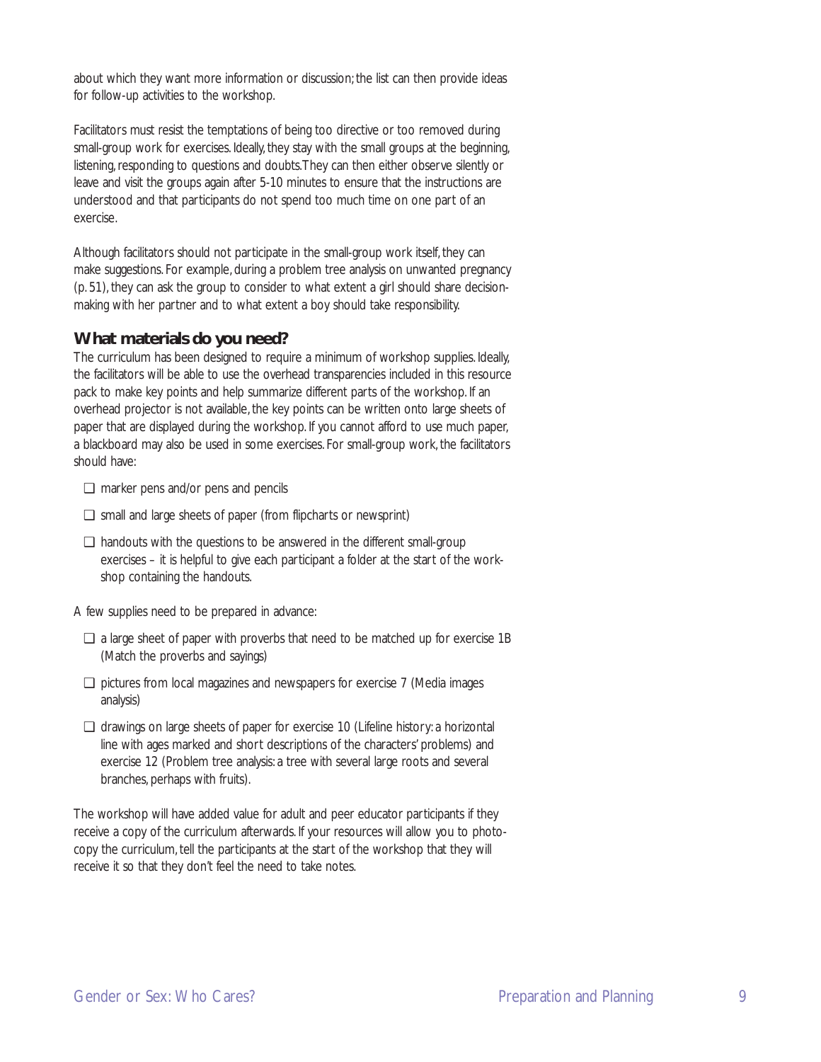about which they want more information or discussion; the list can then provide ideas for follow-up activities to the workshop.

Facilitators must resist the temptations of being too directive or too removed during small-group work for exercises. Ideally, they stay with the small groups at the beginning, listening, responding to questions and doubts. They can then either observe silently or leave and visit the groups again after 5-10 minutes to ensure that the instructions are understood and that participants do not spend too much time on one part of an exercise.

Although facilitators should not participate in the small-group work itself, they can make suggestions. For example, during a problem tree analysis on unwanted pregnancy (p. 51), they can ask the group to consider to what extent a girl should share decision-making with her partner and to what extent a boy should take responsibility.

## What materials do you need?

The curriculum has been designed to require a minimum of workshop supplies. Ideally, the facilitators will be able to use the overhead transparencies included in this resource pack to make key points and help summarize different parts of the workshop. If an overhead projector is not available, the key points can be written onto large sheets of paper that are displayed during the workshop. If you cannot afford to use much paper, a blackboard may also be used in some exercises. For small-group work, the facilitators should have:

- ❑ marker pens and/or pens and pencils
- ❑ small and large sheets of paper (from flipcharts or newsprint)
- ❑ handouts with the questions to be answered in the different small-group exercises – it is helpful to give each participant a folder at the start of the workshop containing the handouts.

A few supplies need to be prepared in advance:

- ❑ a large sheet of paper with proverbs that need to be matched up for exercise 1B (Match the proverbs and sayings)
- ❑ pictures from local magazines and newspapers for exercise 7 (Media images analysis)
- ❑ drawings on large sheets of paper for exercise 10 (Lifeline history: a horizontal line with ages marked and short descriptions of the characters' problems) and exercise 12 (Problem tree analysis: a tree with several large roots and several branches, perhaps with fruits).

The workshop will have added value for adult and peer educator participants if they receive a copy of the curriculum afterwards. If your resources will allow you to photocopy the curriculum, tell the participants at the start of the workshop that they will receive it so that they don't feel the need to take notes.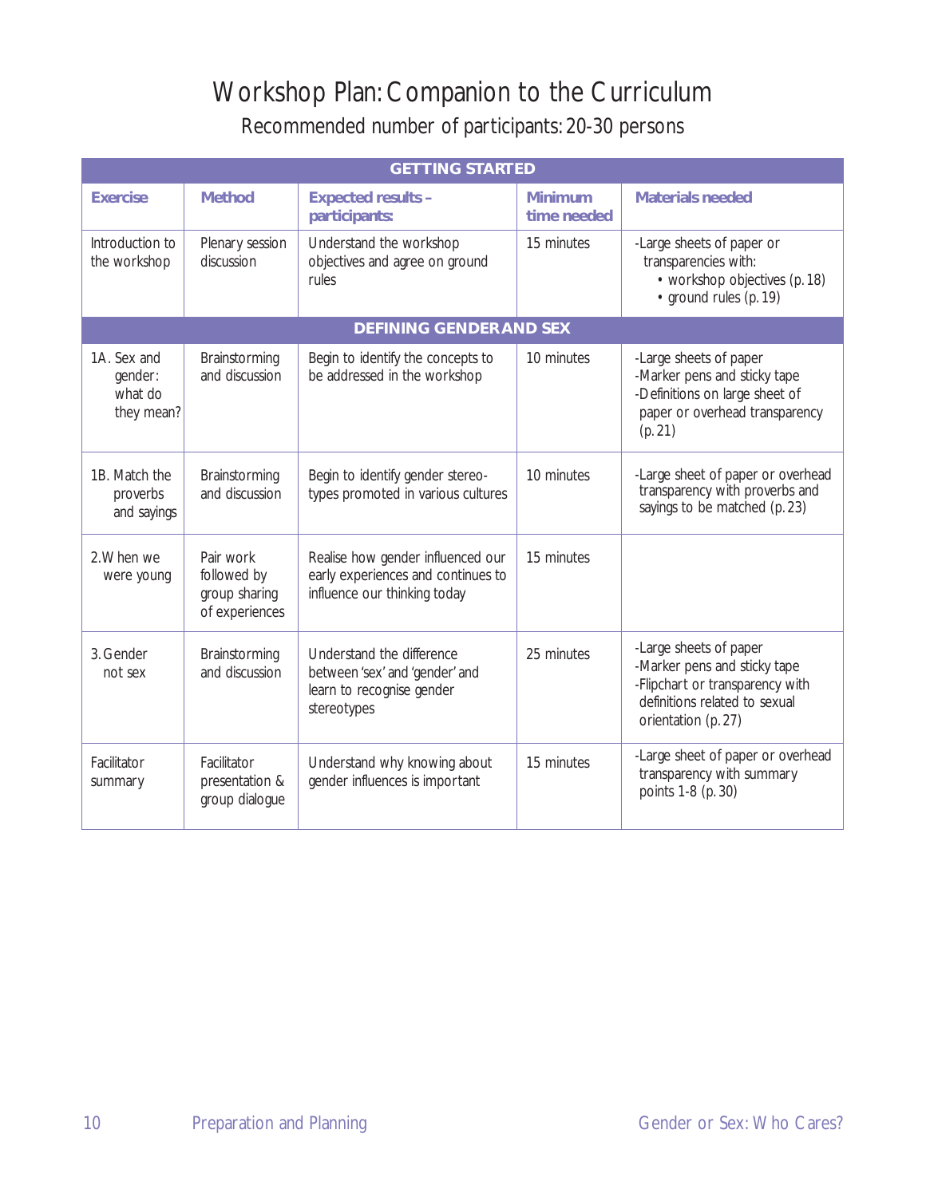# Workshop Plan: Companion to the Curriculum

## Recommended number of participants: 20-30 persons

| Exercise | Method | Expected results – participants: | Minimum time needed | Materials needed |
|---|---|---|---|---|
| **GETTING STARTED** | | | | |
| Introduction to the workshop | Plenary session discussion | Understand the workshop objectives and agree on ground rules | 15 minutes | -Large sheets of paper or transparencies with: • workshop objectives (p. 18) • ground rules (p. 19) |
| **DEFINING GENDER AND SEX** | | | | |
| 1A. Sex and gender: what do they mean? | Brainstorming and discussion | Begin to identify the concepts to be addressed in the workshop | 10 minutes | -Large sheets of paper -Marker pens and sticky tape -Definitions on large sheet of paper or overhead transparency (p. 21) |
| 1B. Match the proverbs and sayings | Brainstorming and discussion | Begin to identify gender stereotypes promoted in various cultures | 10 minutes | -Large sheet of paper or overhead transparency with proverbs and sayings to be matched (p. 23) |
| 2. When we were young | Pair work followed by group sharing of experiences | Realise how gender influenced our early experiences and continues to influence our thinking today | 15 minutes | |
| 3. Gender not sex | Brainstorming and discussion | Understand the difference between 'sex' and 'gender' and learn to recognise gender stereotypes | 25 minutes | -Large sheets of paper -Marker pens and sticky tape -Flipchart or transparency with definitions related to sexual orientation (p. 27) |
| Facilitator summary | Facilitator presentation & group dialogue | Understand why knowing about gender influences is important | 15 minutes | -Large sheet of paper or overhead transparency with summary points 1-8 (p. 30) |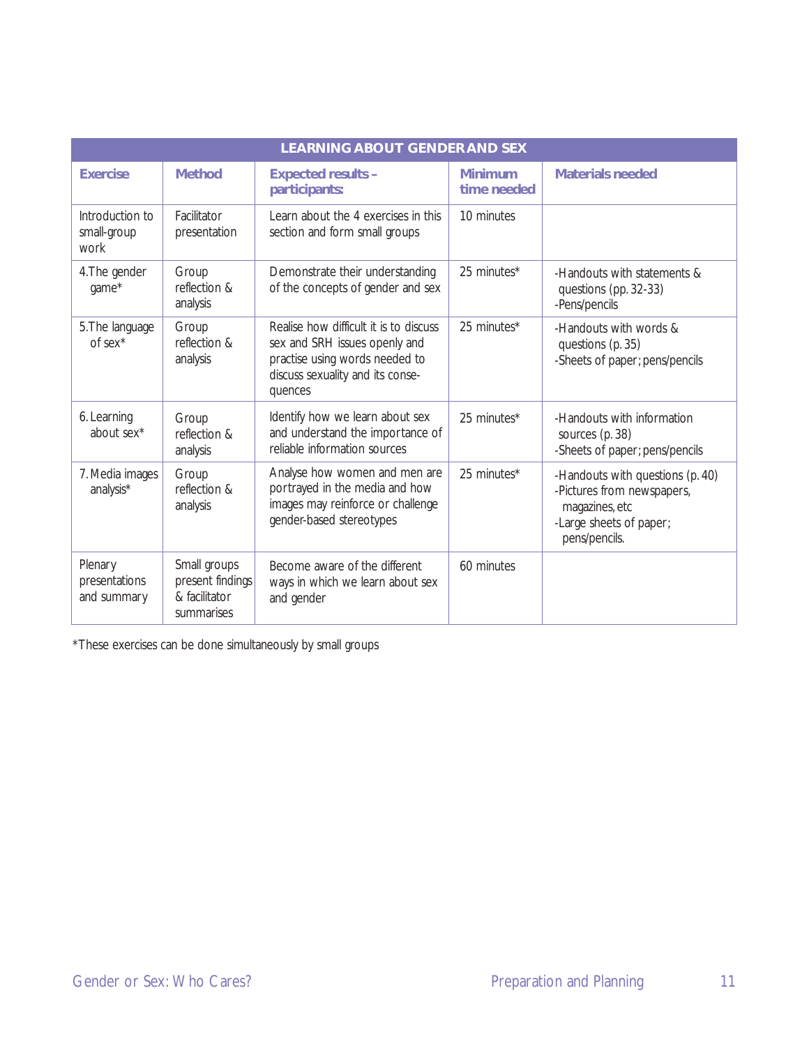| LEARNING ABOUT GENDER AND SEX | | | | |
|---|---|---|---|---|
| **Exercise** | **Method** | **Expected results – participants:** | **Minimum time needed** | **Materials needed** |
| Introduction to small-group work | Facilitator presentation | Learn about the 4 exercises in this section and form small groups | 10 minutes | |
| 4.The gender game* | Group reflection & analysis | Demonstrate their understanding of the concepts of gender and sex | 25 minutes* | -Handouts with statements & questions (pp. 32-33)<br>-Pens/pencils |
| 5.The language of sex* | Group reflection & analysis | Realise how difficult it is to discuss sex and SRH issues openly and practise using words needed to discuss sexuality and its consequences | 25 minutes* | -Handouts with words & questions (p. 35)<br>-Sheets of paper; pens/pencils |
| 6. Learning about sex* | Group reflection & analysis | Identify how we learn about sex and understand the importance of reliable information sources | 25 minutes* | -Handouts with information sources (p. 38)<br>-Sheets of paper; pens/pencils |
| 7. Media images analysis* | Group reflection & analysis | Analyse how women and men are portrayed in the media and how images may reinforce or challenge gender-based stereotypes | 25 minutes* | -Handouts with questions (p. 40)<br>-Pictures from newspapers, magazines, etc<br>-Large sheets of paper; pens/pencils. |
| Plenary presentations and summary | Small groups present findings & facilitator summarises | Become aware of the different ways in which we learn about sex and gender | 60 minutes | |

*These exercises can be done simultaneously by small groups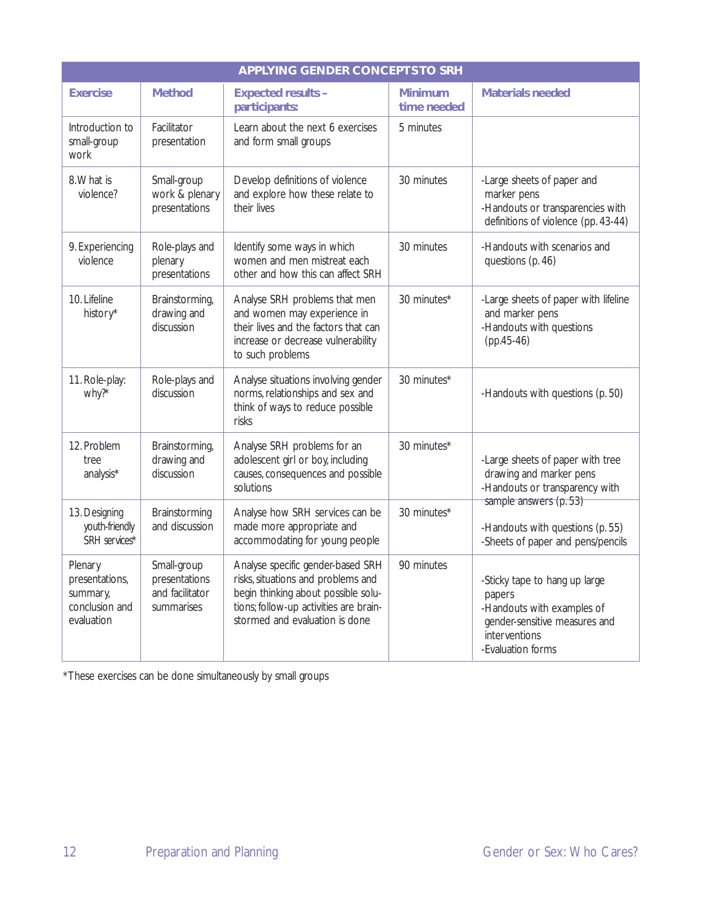| APPLYING GENDER CONCEPTS TO SRH | | | | |
|---|---|---|---|---|
| **Exercise** | **Method** | **Expected results – participants:** | **Minimum time needed** | **Materials needed** |
| Introduction to small-group work | Facilitator presentation | Learn about the next 6 exercises and form small groups | 5 minutes | |
| 8. What is violence? | Small-group work & plenary presentations | Develop definitions of violence and explore how these relate to their lives | 30 minutes | -Large sheets of paper and marker pens<br>-Handouts or transparencies with definitions of violence (pp. 43-44) |
| 9. Experiencing violence | Role-plays and plenary presentations | Identify some ways in which women and men mistreat each other and how this can affect SRH | 30 minutes | -Handouts with scenarios and questions (p. 46) |
| 10. Lifeline history* | Brainstorming, drawing and discussion | Analyse SRH problems that men and women may experience in their lives and the factors that can increase or decrease vulnerability to such problems | 30 minutes* | -Large sheets of paper with lifeline and marker pens<br>-Handouts with questions (pp.45-46) |
| 11. Role-play: why?* | Role-plays and discussion | Analyse situations involving gender norms, relationships and sex and think of ways to reduce possible risks | 30 minutes* | -Handouts with questions (p. 50) |
| 12. Problem tree analysis* | Brainstorming, drawing and discussion | Analyse SRH problems for an adolescent girl or boy, including causes, consequences and possible solutions | 30 minutes* | -Large sheets of paper with tree drawing and marker pens<br>-Handouts or transparency with sample answers (p. 53) |
| 13. Designing youth-friendly SRH services* | Brainstorming and discussion | Analyse how SRH services can be made more appropriate and accommodating for young people | 30 minutes* | -Handouts with questions (p. 55)<br>-Sheets of paper and pens/pencils |
| Plenary presentations, summary, conclusion and evaluation | Small-group presentations and facilitator summarises | Analyse specific gender-based SRH risks, situations and problems and begin thinking about possible solutions; follow-up activities are brainstormed and evaluation is done | 90 minutes | -Sticky tape to hang up large papers<br>-Handouts with examples of gender-sensitive measures and interventions<br>-Evaluation forms |

*These exercises can be done simultaneously by small groups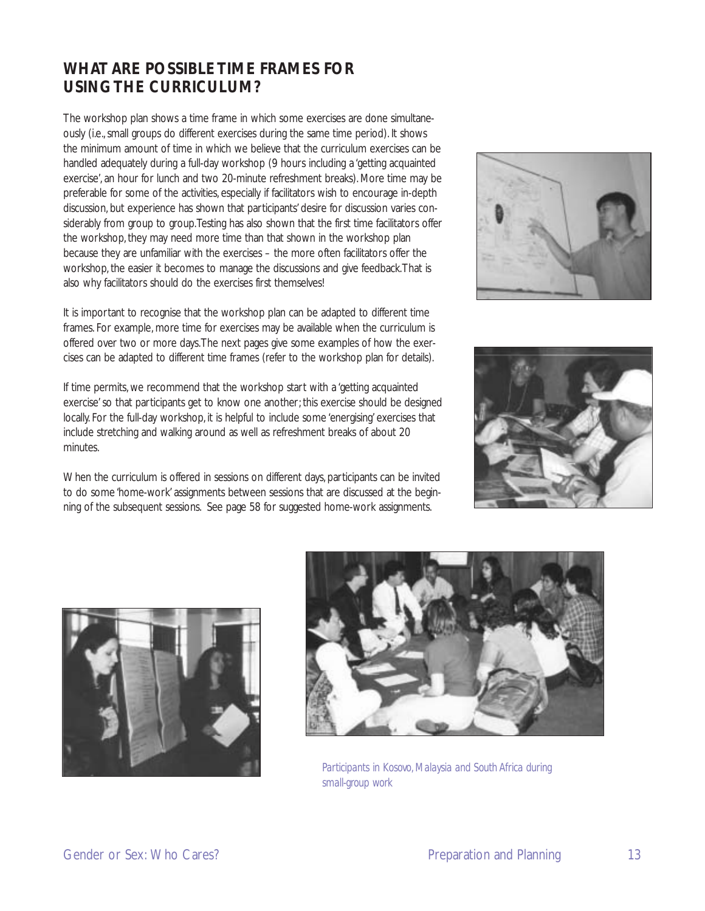## WHAT ARE POSSIBLE TIME FRAMES FOR USING THE CURRICULUM?

The workshop plan shows a time frame in which some exercises are done simultaneously (i.e., small groups do different exercises during the same time period). It shows the minimum amount of time in which we believe that the curriculum exercises can be handled adequately during a full-day workshop (9 hours including a 'getting acquainted exercise', an hour for lunch and two 20-minute refreshment breaks). More time may be preferable for some of the activities, especially if facilitators wish to encourage in-depth discussion, but experience has shown that participants' desire for discussion varies considerably from group to group. Testing has also shown that the first time facilitators offer the workshop, they may need more time than that shown in the workshop plan because they are unfamiliar with the exercises – the more often facilitators offer the workshop, the easier it becomes to manage the discussions and give feedback. That is also why facilitators should do the exercises first themselves!

It is important to recognise that the workshop plan can be adapted to different time frames. For example, more time for exercises may be available when the curriculum is offered over two or more days. The next pages give some examples of how the exercises can be adapted to different time frames (refer to the workshop plan for details).

If time permits, we recommend that the workshop start with a 'getting acquainted exercise' so that participants get to know one another; this exercise should be designed locally. For the full-day workshop, it is helpful to include some 'energising' exercises that include stretching and walking around as well as refreshment breaks of about 20 minutes.

When the curriculum is offered in sessions on different days, participants can be invited to do some 'home-work' assignments between sessions that are discussed at the beginning of the subsequent sessions. See page 58 for suggested home-work assignments.

*Participants in Kosovo, Malaysia and South Africa during small-group work*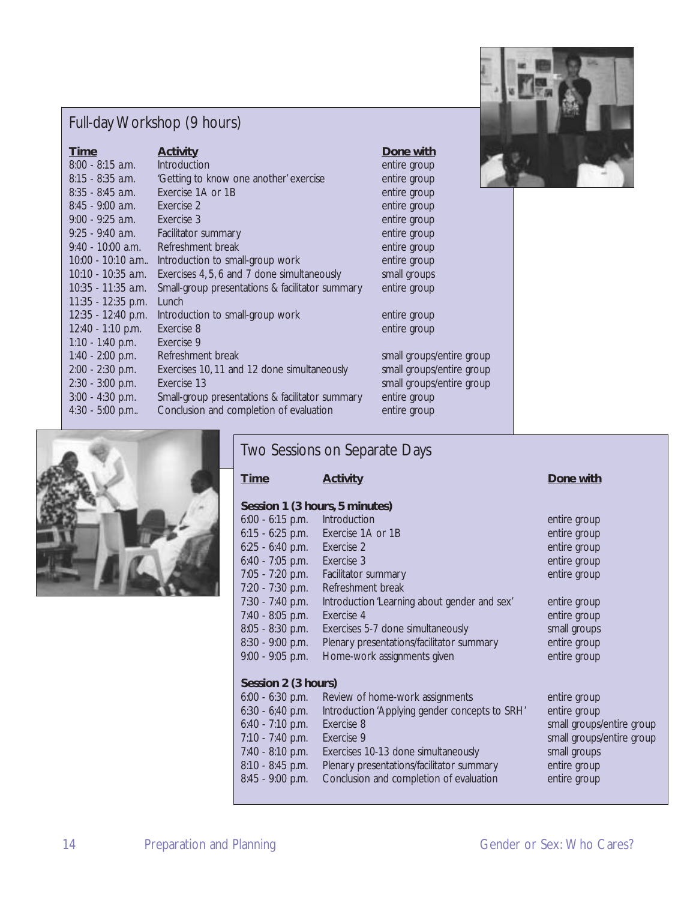## Full-day Workshop (9 hours)

| Time | Activity | Done with |
|---|---|---|
| 8:00 - 8:15 a.m. | Introduction | entire group |
| 8:15 - 8:35 a.m. | 'Getting to know one another' exercise | entire group |
| 8:35 - 8:45 a.m. | Exercise 1A or 1B | entire group |
| 8:45 - 9:00 a.m. | Exercise 2 | entire group |
| 9:00 - 9:25 a.m. | Exercise 3 | entire group |
| 9:25 - 9:40 a.m. | Facilitator summary | entire group |
| 9:40 - 10:00 a.m. | Refreshment break | entire group |
| 10:00 - 10:10 a.m.. | Introduction to small-group work | entire group |
| 10:10 - 10:35 a.m. | Exercises 4, 5, 6 and 7 done simultaneously | small groups |
| 10:35 - 11:35 a.m. | Small-group presentations & facilitator summary | entire group |
| 11:35 - 12:35 p.m. | Lunch | |
| 12:35 - 12:40 p.m. | Introduction to small-group work | entire group |
| 12:40 - 1:10 p.m. | Exercise 8 | entire group |
| 1:10 - 1:40 p.m. | Exercise 9 | |
| 1:40 - 2:00 p.m. | Refreshment break | small groups/entire group |
| 2:00 - 2:30 p.m. | Exercises 10, 11 and 12 done simultaneously | small groups/entire group |
| 2:30 - 3:00 p.m. | Exercise 13 | small groups/entire group |
| 3:00 - 4:30 p.m. | Small-group presentations & facilitator summary | entire group |
| 4:30 - 5:00 p.m.. | Conclusion and completion of evaluation | entire group |

## Two Sessions on Separate Days

| Time | Activity | Done with |
|---|---|---|
| **Session 1 (3 hours, 5 minutes)** | | |
| 6:00 - 6:15 p.m. | Introduction | entire group |
| 6:15 - 6:25 p.m. | Exercise 1A or 1B | entire group |
| 6:25 - 6:40 p.m. | Exercise 2 | entire group |
| 6:40 - 7:05 p.m. | Exercise 3 | entire group |
| 7:05 - 7:20 p.m. | Facilitator summary | entire group |
| 7:20 - 7:30 p.m. | Refreshment break | |
| 7:30 - 7:40 p.m. | Introduction 'Learning about gender and sex' | entire group |
| 7:40 - 8:05 p.m. | Exercise 4 | entire group |
| 8:05 - 8:30 p.m. | Exercises 5-7 done simultaneously | small groups |
| 8:30 - 9:00 p.m. | Plenary presentations/facilitator summary | entire group |
| 9:00 - 9:05 p.m. | Home-work assignments given | entire group |
| **Session 2 (3 hours)** | | |
| 6:00 - 6:30 p.m. | Review of home-work assignments | entire group |
| 6:30 - 6;40 p.m. | Introduction 'Applying gender concepts to SRH' | entire group |
| 6:40 - 7:10 p.m. | Exercise 8 | small groups/entire group |
| 7:10 - 7:40 p.m. | Exercise 9 | small groups/entire group |
| 7:40 - 8:10 p.m. | Exercises 10-13 done simultaneously | small groups |
| 8:10 - 8:45 p.m. | Plenary presentations/facilitator summary | entire group |
| 8:45 - 9:00 p.m. | Conclusion and completion of evaluation | entire group |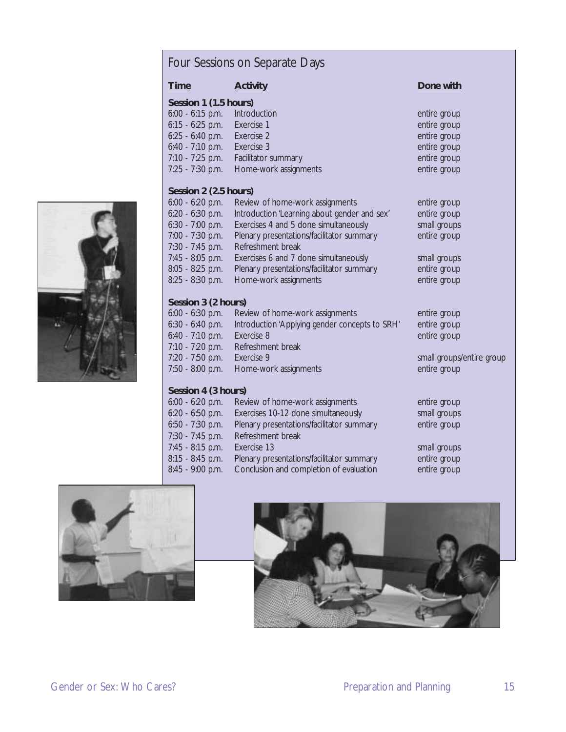## Four Sessions on Separate Days

| Time | Activity | Done with |
|---|---|---|
| **Session 1 (1.5 hours)** | | |
| 6:00 - 6:15 p.m. | Introduction | entire group |
| 6:15 - 6:25 p.m. | Exercise 1 | entire group |
| 6:25 - 6:40 p.m. | Exercise 2 | entire group |
| 6:40 - 7:10 p.m. | Exercise 3 | entire group |
| 7:10 - 7:25 p.m. | Facilitator summary | entire group |
| 7:25 - 7:30 p.m. | Home-work assignments | entire group |
| **Session 2 (2.5 hours)** | | |
| 6:00 - 6:20 p.m. | Review of home-work assignments | entire group |
| 6:20 - 6:30 p.m. | Introduction 'Learning about gender and sex' | entire group |
| 6:30 - 7:00 p.m. | Exercises 4 and 5 done simultaneously | small groups |
| 7:00 - 7:30 p.m. | Plenary presentations/facilitator summary | entire group |
| 7:30 - 7:45 p.m. | Refreshment break | |
| 7:45 - 8:05 p.m. | Exercises 6 and 7 done simultaneously | small groups |
| 8:05 - 8:25 p.m. | Plenary presentations/facilitator summary | entire group |
| 8:25 - 8:30 p.m. | Home-work assignments | entire group |
| **Session 3 (2 hours)** | | |
| 6:00 - 6:30 p.m. | Review of home-work assignments | entire group |
| 6:30 - 6:40 p.m. | Introduction 'Applying gender concepts to SRH' | entire group |
| 6:40 - 7:10 p.m. | Exercise 8 | entire group |
| 7:10 - 7:20 p.m. | Refreshment break | |
| 7:20 - 7:50 p.m. | Exercise 9 | small groups/entire group |
| 7:50 - 8:00 p.m. | Home-work assignments | entire group |
| **Session 4 (3 hours)** | | |
| 6:00 - 6:20 p.m. | Review of home-work assignments | entire group |
| 6:20 - 6:50 p.m. | Exercises 10-12 done simultaneously | small groups |
| 6:50 - 7:30 p.m. | Plenary presentations/facilitator summary | entire group |
| 7:30 - 7:45 p.m. | Refreshment break | |
| 7:45 - 8:15 p.m. | Exercise 13 | small groups |
| 8:15 - 8:45 p.m. | Plenary presentations/facilitator summary | entire group |
| 8:45 - 9:00 p.m. | Conclusion and completion of evaluation | entire group |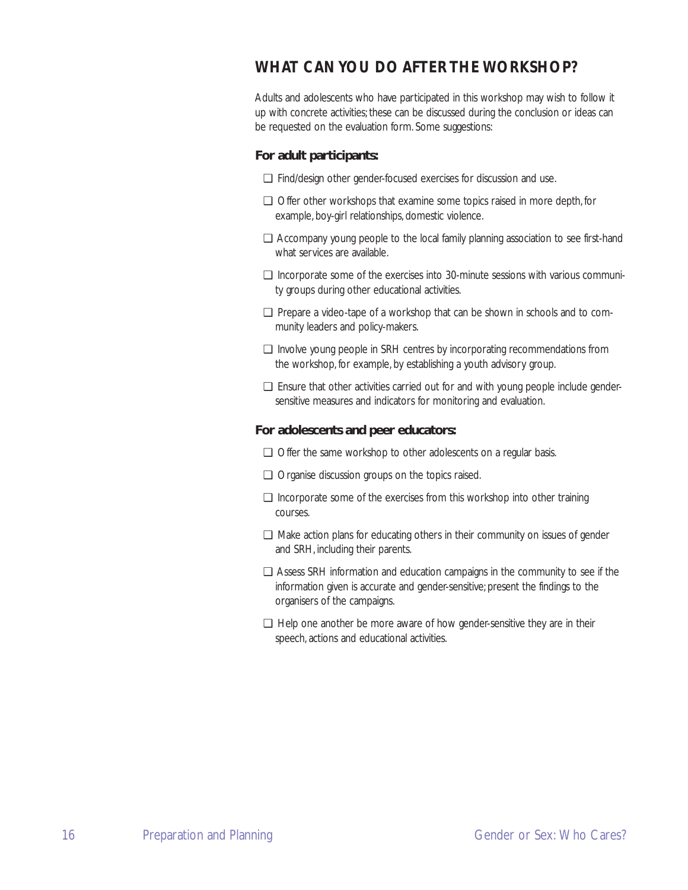## WHAT CAN YOU DO AFTER THE WORKSHOP?

Adults and adolescents who have participated in this workshop may wish to follow it up with concrete activities; these can be discussed during the conclusion or ideas can be requested on the evaluation form. Some suggestions:

### For adult participants:

- ❑ Find/design other gender-focused exercises for discussion and use.
- ❑ Offer other workshops that examine some topics raised in more depth, for example, boy-girl relationships, domestic violence.
- ❑ Accompany young people to the local family planning association to see first-hand what services are available.
- ❑ Incorporate some of the exercises into 30-minute sessions with various community groups during other educational activities.
- ❑ Prepare a video-tape of a workshop that can be shown in schools and to community leaders and policy-makers.
- ❑ Involve young people in SRH centres by incorporating recommendations from the workshop, for example, by establishing a youth advisory group.
- ❑ Ensure that other activities carried out for and with young people include gender-sensitive measures and indicators for monitoring and evaluation.

### For adolescents and peer educators:

- ❑ Offer the same workshop to other adolescents on a regular basis.
- ❑ Organise discussion groups on the topics raised.
- ❑ Incorporate some of the exercises from this workshop into other training courses.
- ❑ Make action plans for educating others in their community on issues of gender and SRH, including their parents.
- ❑ Assess SRH information and education campaigns in the community to see if the information given is accurate and gender-sensitive; present the findings to the organisers of the campaigns.
- ❑ Help one another be more aware of how gender-sensitive they are in their speech, actions and educational activities.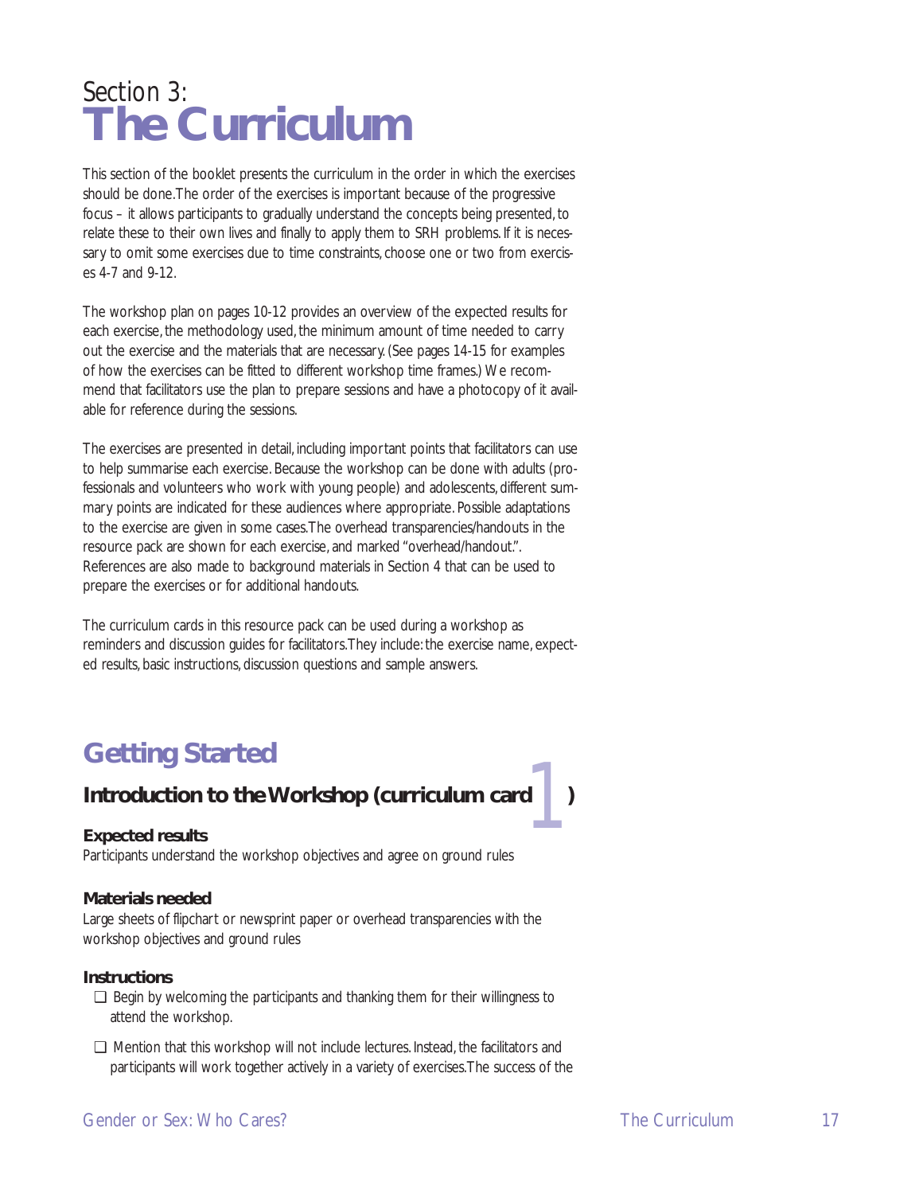# Section 3: The Curriculum

This section of the booklet presents the curriculum in the order in which the exercises should be done. The order of the exercises is important because of the progressive focus – it allows participants to gradually understand the concepts being presented, to relate these to their own lives and finally to apply them to SRH problems. If it is necessary to omit some exercises due to time constraints, choose one or two from exercises 4-7 and 9-12.

The workshop plan on pages 10-12 provides an overview of the expected results for each exercise, the methodology used, the minimum amount of time needed to carry out the exercise and the materials that are necessary. (See pages 14-15 for examples of how the exercises can be fitted to different workshop time frames.) We recommend that facilitators use the plan to prepare sessions and have a photocopy of it available for reference during the sessions.

The exercises are presented in detail, including important points that facilitators can use to help summarise each exercise. Because the workshop can be done with adults (professionals and volunteers who work with young people) and adolescents, different summary points are indicated for these audiences where appropriate. Possible adaptations to the exercise are given in some cases. The overhead transparencies/handouts in the resource pack are shown for each exercise, and marked "overhead/handout.". References are also made to background materials in Section 4 that can be used to prepare the exercises or for additional handouts.

The curriculum cards in this resource pack can be used during a workshop as reminders and discussion guides for facilitators. They include: the exercise name, expected results, basic instructions, discussion questions and sample answers.

## Getting Started

### Introduction to the Workshop (curriculum card 1)

**Expected results**
Participants understand the workshop objectives and agree on ground rules

**Materials needed**
Large sheets of flipchart or newsprint paper or overhead transparencies with the workshop objectives and ground rules

**Instructions**

- ❑ Begin by welcoming the participants and thanking them for their willingness to attend the workshop.
- ❑ Mention that this workshop will not include lectures. Instead, the facilitators and participants will work together actively in a variety of exercises. The success of the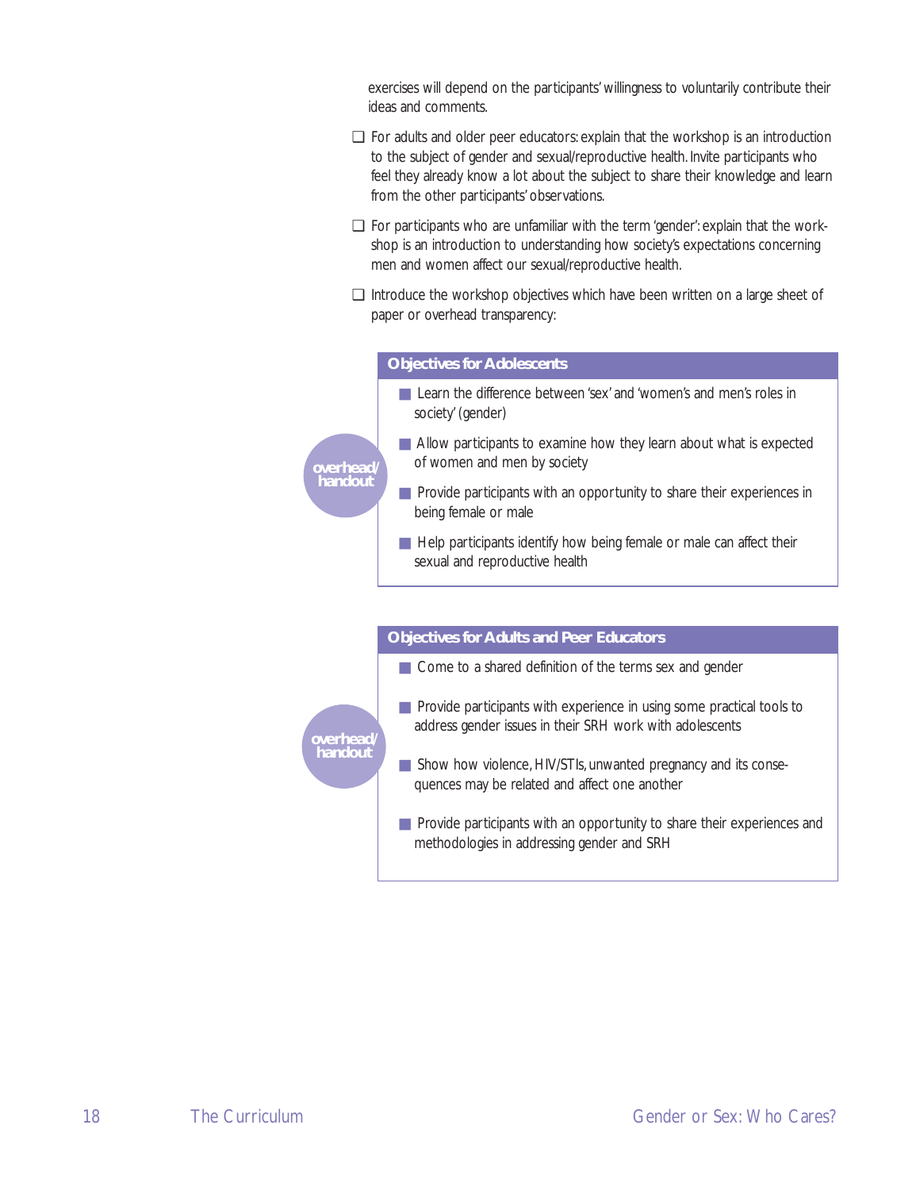exercises will depend on the participants' willingness to voluntarily contribute their ideas and comments.

- ❑ For adults and older peer educators: explain that the workshop is an introduction to the subject of gender and sexual/reproductive health. Invite participants who feel they already know a lot about the subject to share their knowledge and learn from the other participants' observations.
- ❑ For participants who are unfamiliar with the term 'gender': explain that the workshop is an introduction to understanding how society's expectations concerning men and women affect our sexual/reproductive health.
- ❑ Introduce the workshop objectives which have been written on a large sheet of paper or overhead transparency:

**overhead/handout**

### Objectives for Adolescents

- Learn the difference between 'sex' and 'women's and men's roles in society' (gender)
- Allow participants to examine how they learn about what is expected of women and men by society
- Provide participants with an opportunity to share their experiences in being female or male
- Help participants identify how being female or male can affect their sexual and reproductive health

**overhead/handout**

### Objectives for Adults and Peer Educators

- Come to a shared definition of the terms sex and gender
- Provide participants with experience in using some practical tools to address gender issues in their SRH work with adolescents
- Show how violence, HIV/STIs, unwanted pregnancy and its consequences may be related and affect one another
- Provide participants with an opportunity to share their experiences and methodologies in addressing gender and SRH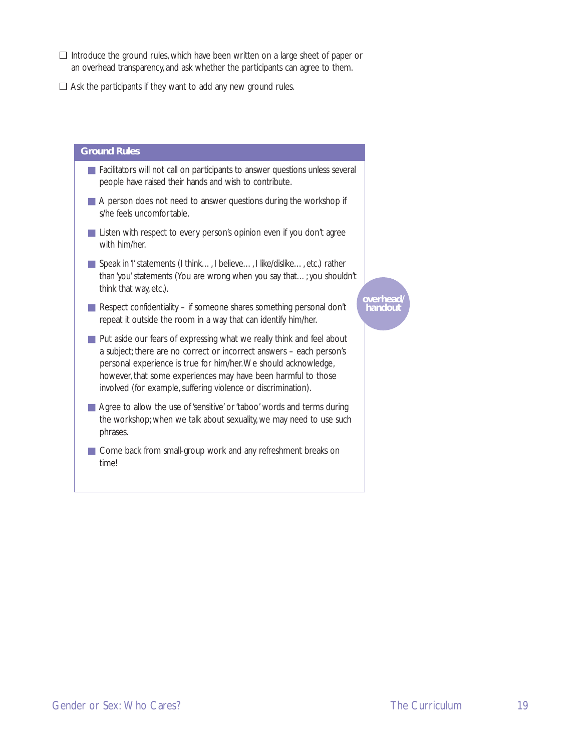- ❑ Introduce the ground rules, which have been written on a large sheet of paper or an overhead transparency, and ask whether the participants can agree to them.
- ❑ Ask the participants if they want to add any new ground rules.

### Ground Rules

overhead/handout

- Facilitators will not call on participants to answer questions unless several people have raised their hands and wish to contribute.
- A person does not need to answer questions during the workshop if s/he feels uncomfortable.
- Listen with respect to every person's opinion even if you don't agree with him/her.
- Speak in 'I' statements (I think…, I believe…, I like/dislike…, etc.) rather than 'you' statements (You are wrong when you say that…; you shouldn't think that way, etc.).
- Respect confidentiality – if someone shares something personal don't repeat it outside the room in a way that can identify him/her.
- Put aside our fears of expressing what we really think and feel about a subject; there are no correct or incorrect answers – each person's personal experience is true for him/her. We should acknowledge, however, that some experiences may have been harmful to those involved (for example, suffering violence or discrimination).
- Agree to allow the use of 'sensitive' or 'taboo' words and terms during the workshop; when we talk about sexuality, we may need to use such phrases.
- Come back from small-group work and any refreshment breaks on time!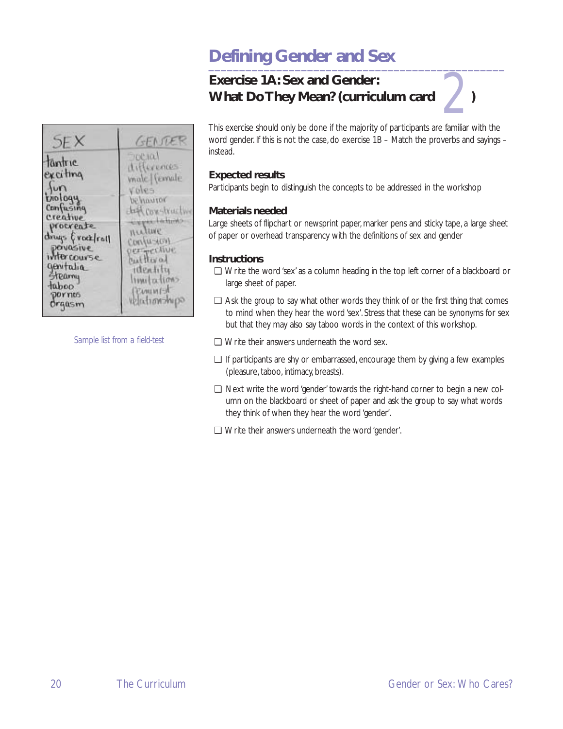# Defining Gender and Sex

## Exercise 1A: Sex and Gender: What Do They Mean? (curriculum card 2)

Sample list from a field-test

This exercise should only be done if the majority of participants are familiar with the word gender. If this is not the case, do exercise 1B – Match the proverbs and sayings – instead.

### Expected results

Participants begin to distinguish the concepts to be addressed in the workshop

### Materials needed

Large sheets of flipchart or newsprint paper, marker pens and sticky tape, a large sheet of paper or overhead transparency with the definitions of sex and gender

### Instructions

- ❑ Write the word 'sex' as a column heading in the top left corner of a blackboard or large sheet of paper.
- ❑ Ask the group to say what other words they think of or the first thing that comes to mind when they hear the word 'sex'. Stress that these can be synonyms for sex but that they may also say taboo words in the context of this workshop.
- ❑ Write their answers underneath the word sex.
- ❑ If participants are shy or embarrassed, encourage them by giving a few examples (pleasure, taboo, intimacy, breasts).
- ❑ Next write the word 'gender' towards the right-hand corner to begin a new column on the blackboard or sheet of paper and ask the group to say what words they think of when they hear the word 'gender'.
- ❑ Write their answers underneath the word 'gender'.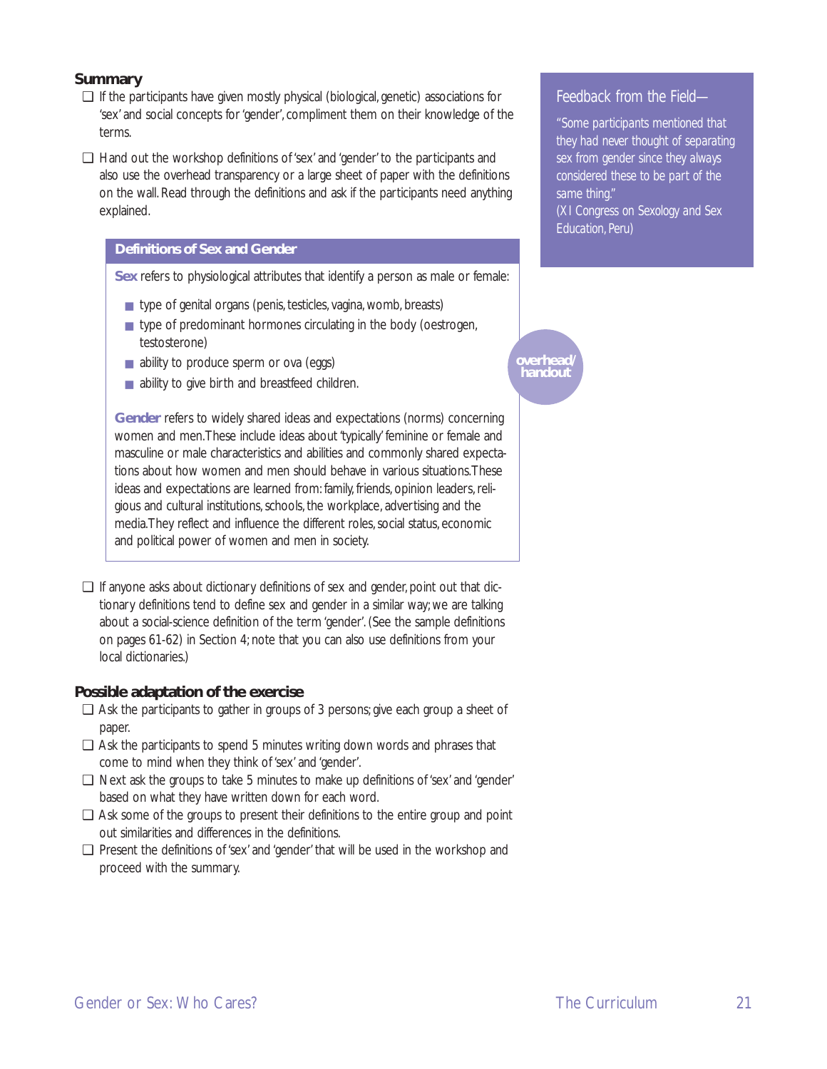### Summary

- ❑ If the participants have given mostly physical (biological, genetic) associations for 'sex' and social concepts for 'gender', compliment them on their knowledge of the terms.
- ❑ Hand out the workshop definitions of 'sex' and 'gender' to the participants and also use the overhead transparency or a large sheet of paper with the definitions on the wall. Read through the definitions and ask if the participants need anything explained.

**Definitions of Sex and Gender**

**Sex** refers to physiological attributes that identify a person as male or female:

- type of genital organs (penis, testicles, vagina, womb, breasts)
- type of predominant hormones circulating in the body (oestrogen, testosterone)
- ability to produce sperm or ova (eggs)
- ability to give birth and breastfeed children.

**Gender** refers to widely shared ideas and expectations (norms) concerning women and men. These include ideas about 'typically' feminine or female and masculine or male characteristics and abilities and commonly shared expectations about how women and men should behave in various situations. These ideas and expectations are learned from: family, friends, opinion leaders, religious and cultural institutions, schools, the workplace, advertising and the media. They reflect and influence the different roles, social status, economic and political power of women and men in society.

**overhead/handout**

- ❑ If anyone asks about dictionary definitions of sex and gender, point out that dictionary definitions tend to define sex and gender in a similar way; we are talking about a social-science definition of the term 'gender'. (See the sample definitions on pages 61-62) in Section 4; note that you can also use definitions from your local dictionaries.)

### Possible adaptation of the exercise

- ❑ Ask the participants to gather in groups of 3 persons; give each group a sheet of paper.
- ❑ Ask the participants to spend 5 minutes writing down words and phrases that come to mind when they think of 'sex' and 'gender'.
- ❑ Next ask the groups to take 5 minutes to make up definitions of 'sex' and 'gender' based on what they have written down for each word.
- ❑ Ask some of the groups to present their definitions to the entire group and point out similarities and differences in the definitions.
- ❑ Present the definitions of 'sex' and 'gender' that will be used in the workshop and proceed with the summary.

> **Feedback from the Field—**
>
> "Some participants mentioned that they had never thought of separating sex from gender since they always considered these to be part of the same thing."
> (XI Congress on Sexology and Sex Education, Peru)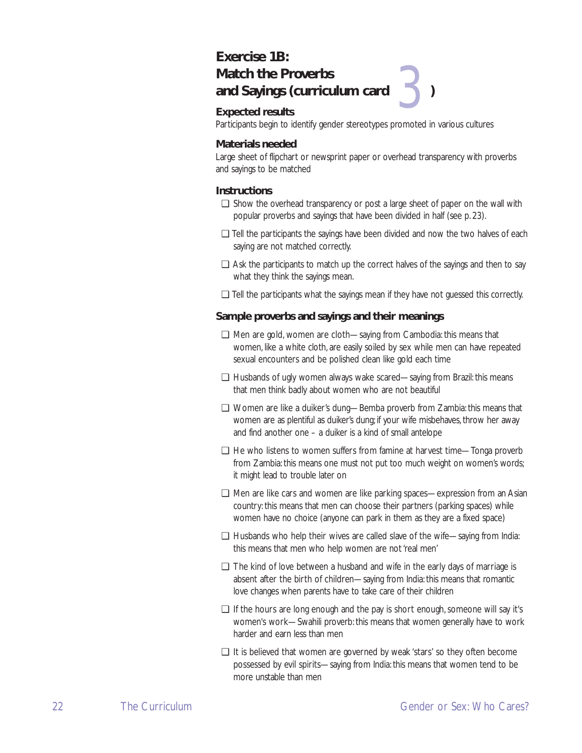## Exercise 1B: Match the Proverbs and Sayings (curriculum card 3)

### Expected results

Participants begin to identify gender stereotypes promoted in various cultures

### Materials needed

Large sheet of flipchart or newsprint paper or overhead transparency with proverbs and sayings to be matched

### Instructions

- ❑ Show the overhead transparency or post a large sheet of paper on the wall with popular proverbs and sayings that have been divided in half (see p. 23).
- ❑ Tell the participants the sayings have been divided and now the two halves of each saying are not matched correctly.
- ❑ Ask the participants to match up the correct halves of the sayings and then to say what they think the sayings mean.
- ❑ Tell the participants what the sayings mean if they have not guessed this correctly.

### Sample proverbs and sayings and their meanings

- ❑ Men are gold, women are cloth—saying from Cambodia: this means that women, like a white cloth, are easily soiled by sex while men can have repeated sexual encounters and be polished clean like gold each time
- ❑ Husbands of ugly women always wake scared—saying from Brazil: this means that men think badly about women who are not beautiful
- ❑ Women are like a duiker's dung—Bemba proverb from Zambia: this means that women are as plentiful as duiker's dung; if your wife misbehaves, throw her away and find another one – a duiker is a kind of small antelope
- ❑ He who listens to women suffers from famine at harvest time—Tonga proverb from Zambia: this means one must not put too much weight on women's words; it might lead to trouble later on
- ❑ Men are like cars and women are like parking spaces—expression from an Asian country: this means that men can choose their partners (parking spaces) while women have no choice (anyone can park in them as they are a fixed space)
- ❑ Husbands who help their wives are called slave of the wife—saying from India: this means that men who help women are not 'real men'
- ❑ The kind of love between a husband and wife in the early days of marriage is absent after the birth of children—saying from India: this means that romantic love changes when parents have to take care of their children
- ❑ If the hours are long enough and the pay is short enough, someone will say it's women's work—Swahili proverb: this means that women generally have to work harder and earn less than men
- ❑ It is believed that women are governed by weak 'stars' so they often become possessed by evil spirits—saying from India: this means that women tend to be more unstable than men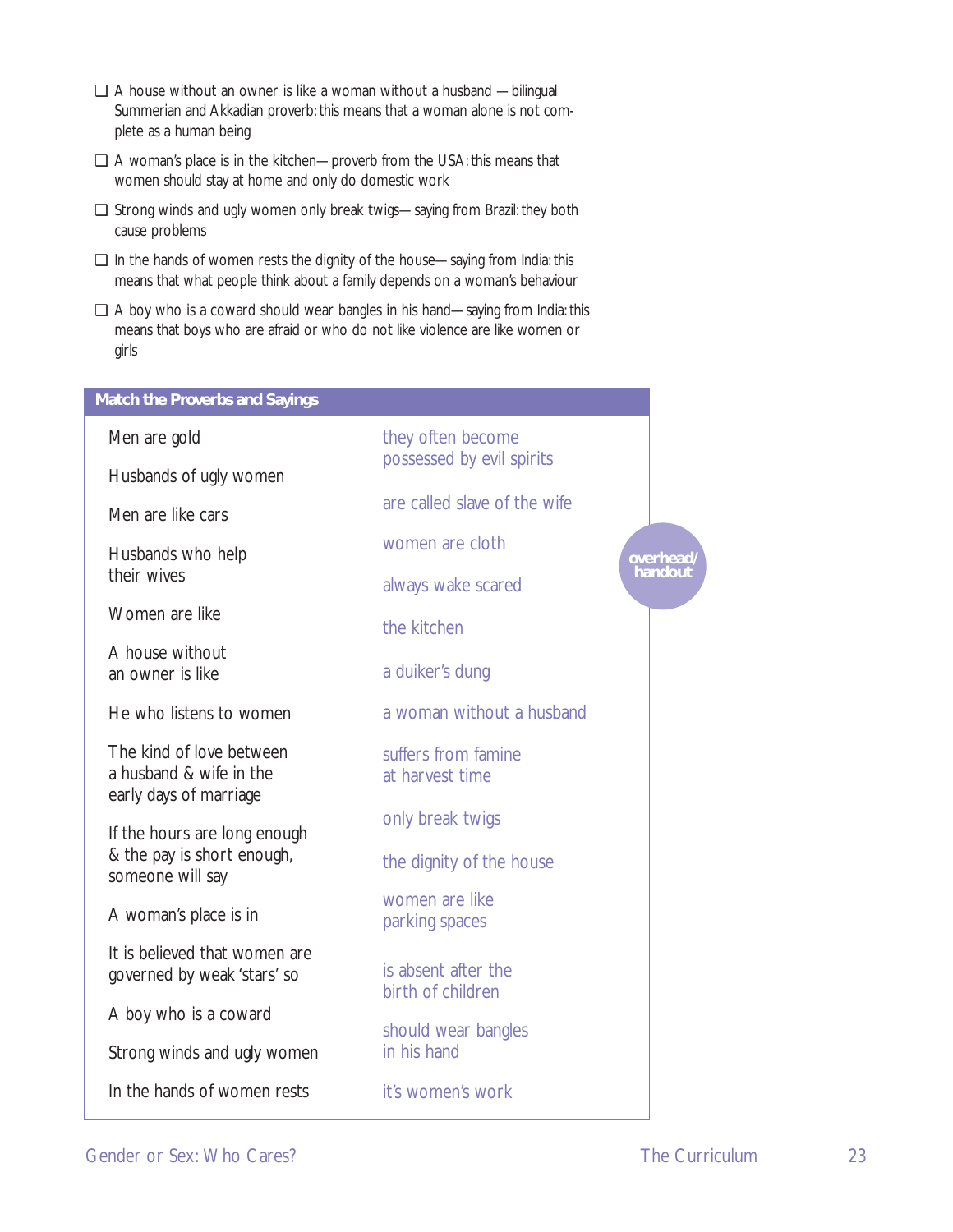- ❑ A house without an owner is like a woman without a husband — bilingual Summerian and Akkadian proverb: this means that a woman alone is not complete as a human being
- ❑ A woman's place is in the kitchen— proverb from the USA: this means that women should stay at home and only do domestic work
- ❑ Strong winds and ugly women only break twigs— saying from Brazil: they both cause problems
- ❑ In the hands of women rests the dignity of the house— saying from India: this means that what people think about a family depends on a woman's behaviour
- ❑ A boy who is a coward should wear bangles in his hand— saying from India: this means that boys who are afraid or who do not like violence are like women or girls

**Match the Proverbs and Sayings**

*overhead/handout*

| | |
|---|---|
| Men are gold | they often become possessed by evil spirits |
| Husbands of ugly women | are called slave of the wife |
| Men are like cars | women are cloth |
| Husbands who help their wives | always wake scared |
| Women are like | the kitchen |
| A house without an owner is like | a duiker's dung |
| He who listens to women | a woman without a husband |
| The kind of love between a husband & wife in the early days of marriage | suffers from famine at harvest time |
| If the hours are long enough & the pay is short enough, someone will say | only break twigs |
| A woman's place is in | the dignity of the house |
| It is believed that women are governed by weak 'stars' so | women are like parking spaces |
| A boy who is a coward | is absent after the birth of children |
| Strong winds and ugly women | should wear bangles in his hand |
| In the hands of women rests | it's women's work |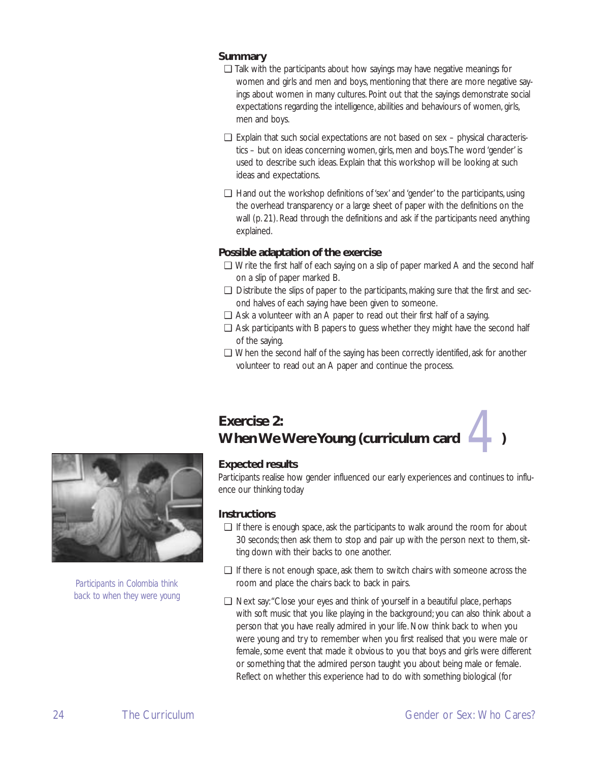### Summary

- ❑ Talk with the participants about how sayings may have negative meanings for women and girls and men and boys, mentioning that there are more negative sayings about women in many cultures. Point out that the sayings demonstrate social expectations regarding the intelligence, abilities and behaviours of women, girls, men and boys.
- ❑ Explain that such social expectations are not based on sex – physical characteristics – but on ideas concerning women, girls, men and boys. The word 'gender' is used to describe such ideas. Explain that this workshop will be looking at such ideas and expectations.
- ❑ Hand out the workshop definitions of 'sex' and 'gender' to the participants, using the overhead transparency or a large sheet of paper with the definitions on the wall (p. 21). Read through the definitions and ask if the participants need anything explained.

### Possible adaptation of the exercise

- ❑ Write the first half of each saying on a slip of paper marked A and the second half on a slip of paper marked B.
- ❑ Distribute the slips of paper to the participants, making sure that the first and second halves of each saying have been given to someone.
- ❑ Ask a volunteer with an A paper to read out their first half of a saying.
- ❑ Ask participants with B papers to guess whether they might have the second half of the saying.
- ❑ When the second half of the saying has been correctly identified, ask for another volunteer to read out an A paper and continue the process.

## Exercise 2: When We Were Young (curriculum card 4)

Participants in Colombia think back to when they were young

### Expected results

Participants realise how gender influenced our early experiences and continues to influence our thinking today

### Instructions

- ❑ If there is enough space, ask the participants to walk around the room for about 30 seconds; then ask them to stop and pair up with the person next to them, sitting down with their backs to one another.
- ❑ If there is not enough space, ask them to switch chairs with someone across the room and place the chairs back to back in pairs.
- ❑ Next say: "Close your eyes and think of yourself in a beautiful place, perhaps with soft music that you like playing in the background; you can also think about a person that you have really admired in your life. Now think back to when you were young and try to remember when you first realised that you were male or female, some event that made it obvious to you that boys and girls were different or something that the admired person taught you about being male or female. Reflect on whether this experience had to do with something biological (for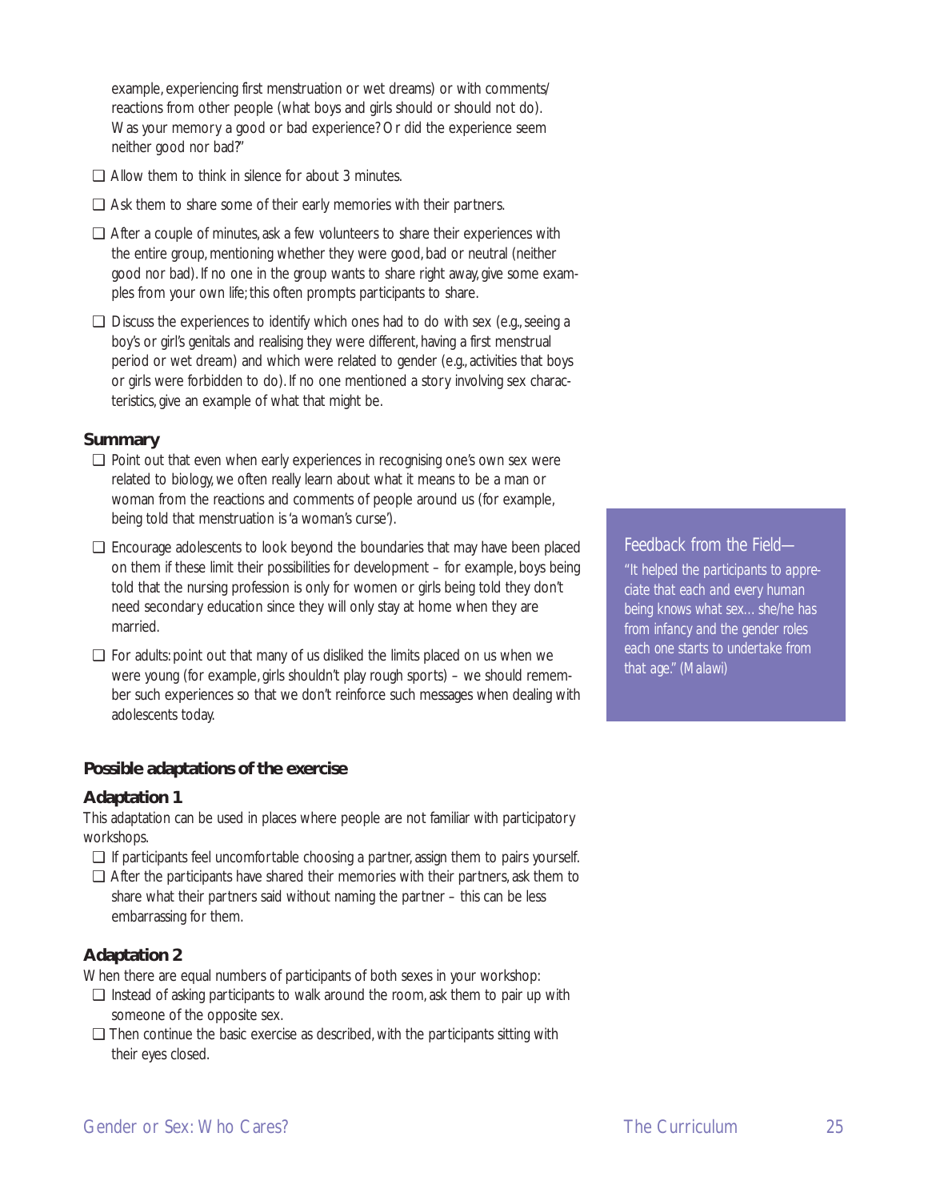example, experiencing first menstruation or wet dreams) or with comments/ reactions from other people (what boys and girls should or should not do). Was your memory a good or bad experience? Or did the experience seem neither good nor bad?"

- ❑ Allow them to think in silence for about 3 minutes.
- ❑ Ask them to share some of their early memories with their partners.
- ❑ After a couple of minutes, ask a few volunteers to share their experiences with the entire group, mentioning whether they were good, bad or neutral (neither good nor bad). If no one in the group wants to share right away, give some examples from your own life; this often prompts participants to share.
- ❑ Discuss the experiences to identify which ones had to do with sex (e.g., seeing a boy's or girl's genitals and realising they were different, having a first menstrual period or wet dream) and which were related to gender (e.g., activities that boys or girls were forbidden to do). If no one mentioned a story involving sex characteristics, give an example of what that might be.

### Summary

- ❑ Point out that even when early experiences in recognising one's own sex were related to biology, we often really learn about what it means to be a man or woman from the reactions and comments of people around us (for example, being told that menstruation is 'a woman's curse').
- ❑ Encourage adolescents to look beyond the boundaries that may have been placed on them if these limit their possibilities for development – for example, boys being told that the nursing profession is only for women or girls being told they don't need secondary education since they will only stay at home when they are married.
- ❑ For adults: point out that many of us disliked the limits placed on us when we were young (for example, girls shouldn't play rough sports) – we should remember such experiences so that we don't reinforce such messages when dealing with adolescents today.

> Feedback from the Field—
>
> *"It helped the participants to appreciate that each and every human being knows what sex... she/he has from infancy and the gender roles each one starts to undertake from that age." (Malawi)*

### Possible adaptations of the exercise

#### Adaptation 1

This adaptation can be used in places where people are not familiar with participatory workshops.

- ❑ If participants feel uncomfortable choosing a partner, assign them to pairs yourself.
- ❑ After the participants have shared their memories with their partners, ask them to share what their partners said without naming the partner – this can be less embarrassing for them.

#### Adaptation 2

When there are equal numbers of participants of both sexes in your workshop:

- ❑ Instead of asking participants to walk around the room, ask them to pair up with someone of the opposite sex.
- ❑ Then continue the basic exercise as described, with the participants sitting with their eyes closed.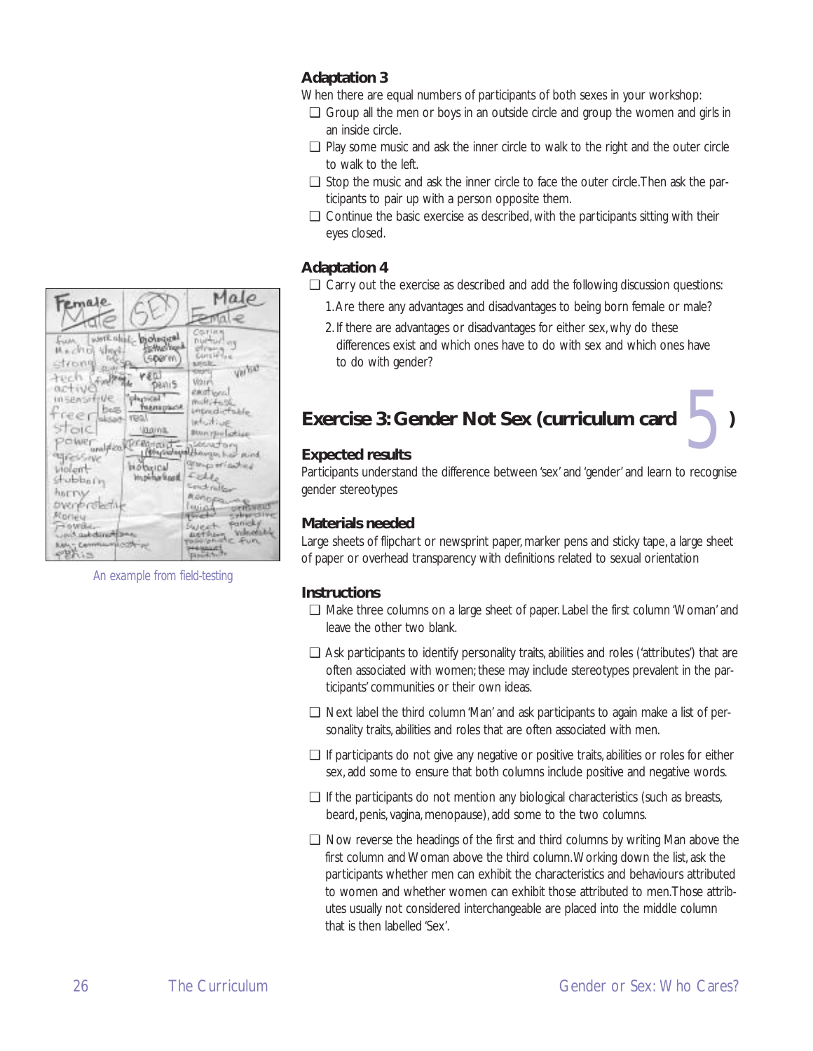### Adaptation 3

When there are equal numbers of participants of both sexes in your workshop:

- ❑ Group all the men or boys in an outside circle and group the women and girls in an inside circle.
- ❑ Play some music and ask the inner circle to walk to the right and the outer circle to walk to the left.
- ❑ Stop the music and ask the inner circle to face the outer circle. Then ask the participants to pair up with a person opposite them.
- ❑ Continue the basic exercise as described, with the participants sitting with their eyes closed.

### Adaptation 4

- ❑ Carry out the exercise as described and add the following discussion questions:
  1. Are there any advantages and disadvantages to being born female or male?
  2. If there are advantages or disadvantages for either sex, why do these differences exist and which ones have to do with sex and which ones have to do with gender?

An example from field-testing

## Exercise 3: Gender Not Sex (curriculum card 5)

### Expected results

Participants understand the difference between 'sex' and 'gender' and learn to recognise gender stereotypes

### Materials needed

Large sheets of flipchart or newsprint paper, marker pens and sticky tape, a large sheet of paper or overhead transparency with definitions related to sexual orientation

### Instructions

- ❑ Make three columns on a large sheet of paper. Label the first column 'Woman' and leave the other two blank.
- ❑ Ask participants to identify personality traits, abilities and roles ('attributes') that are often associated with women; these may include stereotypes prevalent in the participants' communities or their own ideas.
- ❑ Next label the third column 'Man' and ask participants to again make a list of personality traits, abilities and roles that are often associated with men.
- ❑ If participants do not give any negative or positive traits, abilities or roles for either sex, add some to ensure that both columns include positive and negative words.
- ❑ If the participants do not mention any biological characteristics (such as breasts, beard, penis, vagina, menopause), add some to the two columns.
- ❑ Now reverse the headings of the first and third columns by writing Man above the first column and Woman above the third column. Working down the list, ask the participants whether men can exhibit the characteristics and behaviours attributed to women and whether women can exhibit those attributed to men. Those attributes usually not considered interchangeable are placed into the middle column that is then labelled 'Sex'.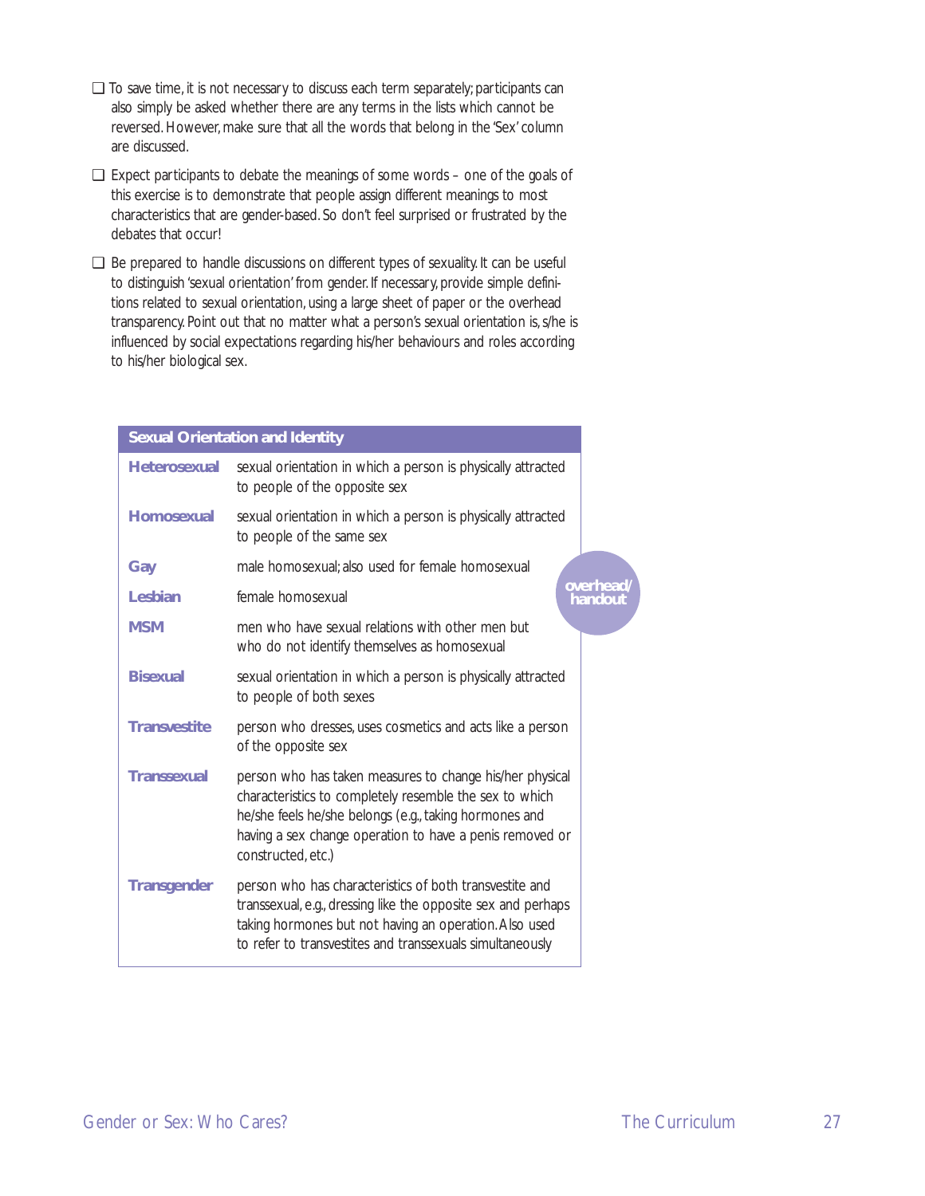- To save time, it is not necessary to discuss each term separately; participants can also simply be asked whether there are any terms in the lists which cannot be reversed. However, make sure that all the words that belong in the 'Sex' column are discussed.

- Expect participants to debate the meanings of some words – one of the goals of this exercise is to demonstrate that people assign different meanings to most characteristics that are gender-based. So don't feel surprised or frustrated by the debates that occur!

- Be prepared to handle discussions on different types of sexuality. It can be useful to distinguish 'sexual orientation' from gender. If necessary, provide simple definitions related to sexual orientation, using a large sheet of paper or the overhead transparency. Point out that no matter what a person's sexual orientation is, s/he is influenced by social expectations regarding his/her behaviours and roles according to his/her biological sex.

overhead/handout

| Sexual Orientation and Identity | |
|---|---|
| **Heterosexual** | sexual orientation in which a person is physically attracted to people of the opposite sex |
| **Homosexual** | sexual orientation in which a person is physically attracted to people of the same sex |
| **Gay** | male homosexual; also used for female homosexual |
| **Lesbian** | female homosexual |
| **MSM** | men who have sexual relations with other men but who do not identify themselves as homosexual |
| **Bisexual** | sexual orientation in which a person is physically attracted to people of both sexes |
| **Transvestite** | person who dresses, uses cosmetics and acts like a person of the opposite sex |
| **Transsexual** | person who has taken measures to change his/her physical characteristics to completely resemble the sex to which he/she feels he/she belongs (e.g., taking hormones and having a sex change operation to have a penis removed or constructed, etc.) |
| **Transgender** | person who has characteristics of both transvestite and transsexual, e.g., dressing like the opposite sex and perhaps taking hormones but not having an operation. Also used to refer to transvestites and transsexuals simultaneously |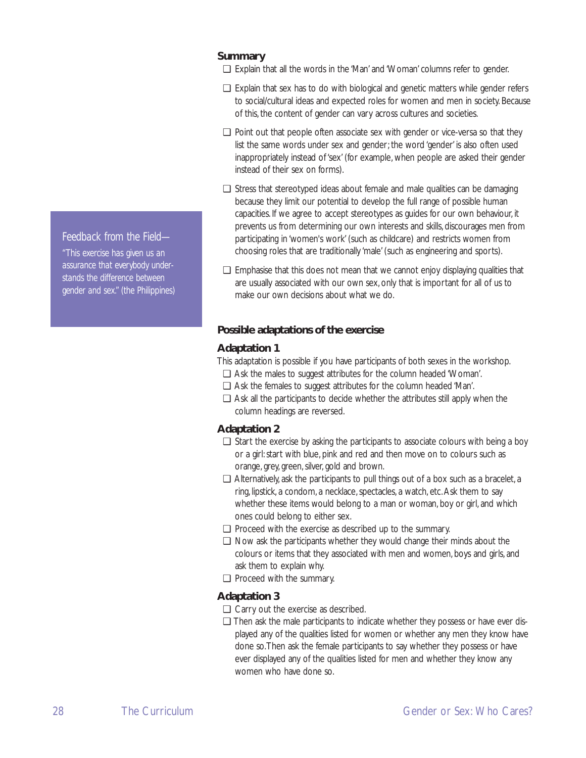### Summary

- Explain that all the words in the 'Man' and 'Woman' columns refer to gender.
- Explain that sex has to do with biological and genetic matters while gender refers to social/cultural ideas and expected roles for women and men in society. Because of this, the content of gender can vary across cultures and societies.
- Point out that people often associate sex with gender or vice-versa so that they list the same words under sex and gender; the word 'gender' is also often used inappropriately instead of 'sex' (for example, when people are asked their gender instead of their sex on forms).
- Stress that stereotyped ideas about female and male qualities can be damaging because they limit our potential to develop the full range of possible human capacities. If we agree to accept stereotypes as guides for our own behaviour, it prevents us from determining our own interests and skills, discourages men from participating in 'women's work' (such as childcare) and restricts women from choosing roles that are traditionally 'male' (such as engineering and sports).
- Emphasise that this does not mean that we cannot enjoy displaying qualities that are usually associated with our own sex, only that is important for all of us to make our own decisions about what we do.

> Feedback from the Field—
>
> *"This exercise has given us an assurance that everybody understands the difference between gender and sex."* (the Philippines)

### Possible adaptations of the exercise

#### Adaptation 1

This adaptation is possible if you have participants of both sexes in the workshop.

- Ask the males to suggest attributes for the column headed 'Woman'.
- Ask the females to suggest attributes for the column headed 'Man'.
- Ask all the participants to decide whether the attributes still apply when the column headings are reversed.

#### Adaptation 2

- Start the exercise by asking the participants to associate colours with being a boy or a girl: start with blue, pink and red and then move on to colours such as orange, grey, green, silver, gold and brown.
- Alternatively, ask the participants to pull things out of a box such as a bracelet, a ring, lipstick, a condom, a necklace, spectacles, a watch, etc. Ask them to say whether these items would belong to a man or woman, boy or girl, and which ones could belong to either sex.
- Proceed with the exercise as described up to the summary.
- Now ask the participants whether they would change their minds about the colours or items that they associated with men and women, boys and girls, and ask them to explain why.
- Proceed with the summary.

#### Adaptation 3

- Carry out the exercise as described.
- Then ask the male participants to indicate whether they possess or have ever displayed any of the qualities listed for women or whether any men they know have done so. Then ask the female participants to say whether they possess or have ever displayed any of the qualities listed for men and whether they know any women who have done so.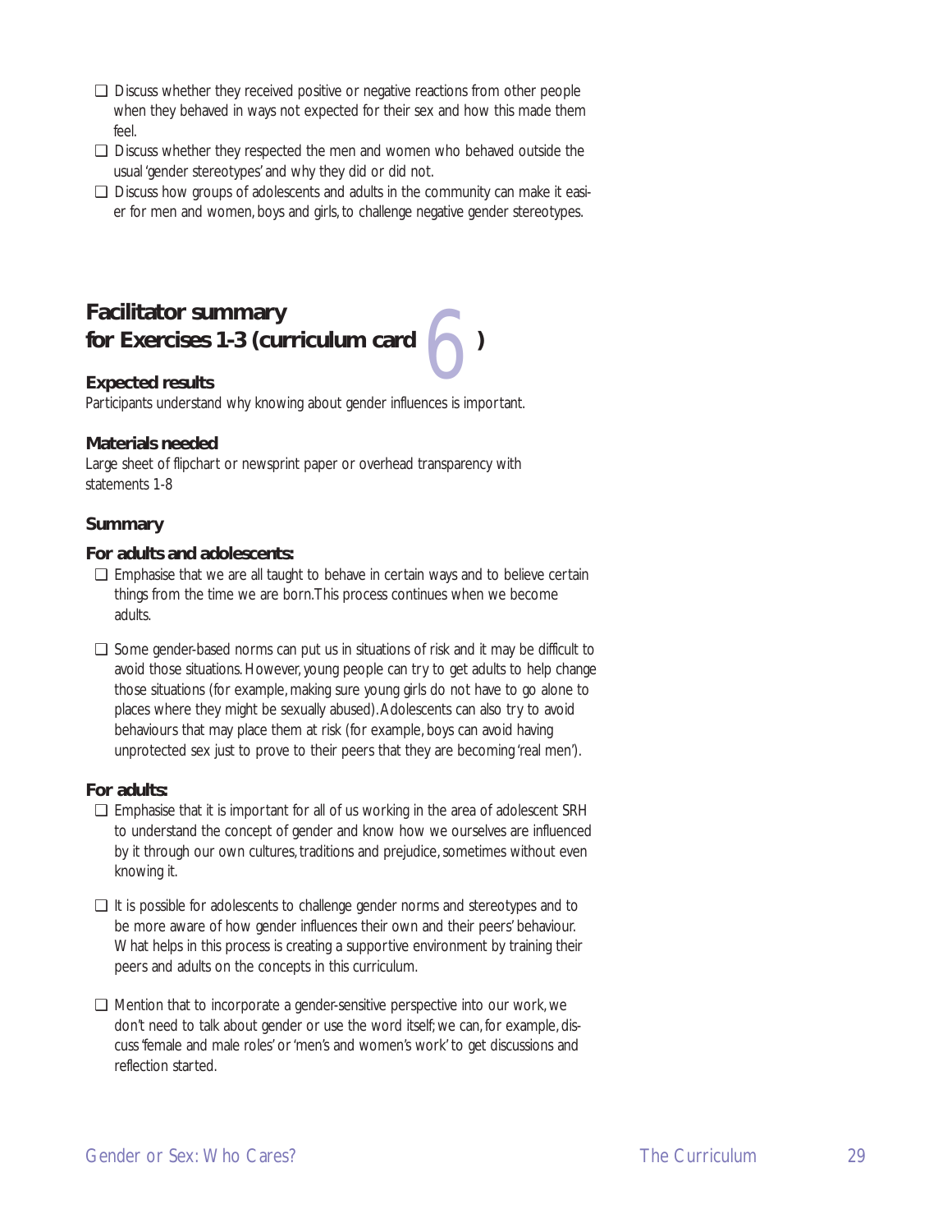- ❑ Discuss whether they received positive or negative reactions from other people when they behaved in ways not expected for their sex and how this made them feel.
- ❑ Discuss whether they respected the men and women who behaved outside the usual 'gender stereotypes' and why they did or did not.
- ❑ Discuss how groups of adolescents and adults in the community can make it easier for men and women, boys and girls, to challenge negative gender stereotypes.

## Facilitator summary for Exercises 1-3 (curriculum card 6)

### Expected results

Participants understand why knowing about gender influences is important.

### Materials needed

Large sheet of flipchart or newsprint paper or overhead transparency with statements 1-8

### Summary

#### For adults and adolescents:

- ❑ Emphasise that we are all taught to behave in certain ways and to believe certain things from the time we are born. This process continues when we become adults.
- ❑ Some gender-based norms can put us in situations of risk and it may be difficult to avoid those situations. However, young people can try to get adults to help change those situations (for example, making sure young girls do not have to go alone to places where they might be sexually abused). Adolescents can also try to avoid behaviours that may place them at risk (for example, boys can avoid having unprotected sex just to prove to their peers that they are becoming 'real men').

#### For adults:

- ❑ Emphasise that it is important for all of us working in the area of adolescent SRH to understand the concept of gender and know how we ourselves are influenced by it through our own cultures, traditions and prejudice, sometimes without even knowing it.
- ❑ It is possible for adolescents to challenge gender norms and stereotypes and to be more aware of how gender influences their own and their peers' behaviour. What helps in this process is creating a supportive environment by training their peers and adults on the concepts in this curriculum.
- ❑ Mention that to incorporate a gender-sensitive perspective into our work, we don't need to talk about gender or use the word itself; we can, for example, discuss 'female and male roles' or 'men's and women's work' to get discussions and reflection started.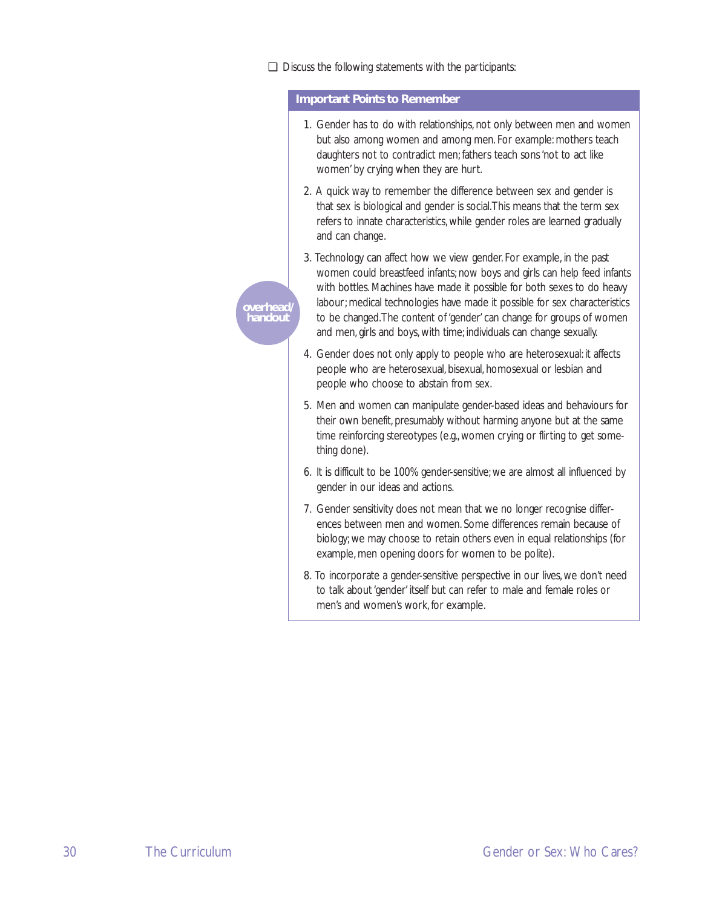❑ Discuss the following statements with the participants:

overhead/handout

### Important Points to Remember

1. Gender has to do with relationships, not only between men and women but also among women and among men. For example: mothers teach daughters not to contradict men; fathers teach sons 'not to act like women' by crying when they are hurt.
2. A quick way to remember the difference between sex and gender is that sex is biological and gender is social. This means that the term sex refers to innate characteristics, while gender roles are learned gradually and can change.
3. Technology can affect how we view gender. For example, in the past women could breastfeed infants; now boys and girls can help feed infants with bottles. Machines have made it possible for both sexes to do heavy labour; medical technologies have made it possible for sex characteristics to be changed. The content of 'gender' can change for groups of women and men, girls and boys, with time; individuals can change sexually.
4. Gender does not only apply to people who are heterosexual: it affects people who are heterosexual, bisexual, homosexual or lesbian and people who choose to abstain from sex.
5. Men and women can manipulate gender-based ideas and behaviours for their own benefit, presumably without harming anyone but at the same time reinforcing stereotypes (e.g., women crying or flirting to get something done).
6. It is difficult to be 100% gender-sensitive; we are almost all influenced by gender in our ideas and actions.
7. Gender sensitivity does not mean that we no longer recognise differences between men and women. Some differences remain because of biology; we may choose to retain others even in equal relationships (for example, men opening doors for women to be polite).
8. To incorporate a gender-sensitive perspective in our lives, we don't need to talk about 'gender' itself but can refer to male and female roles or men's and women's work, for example.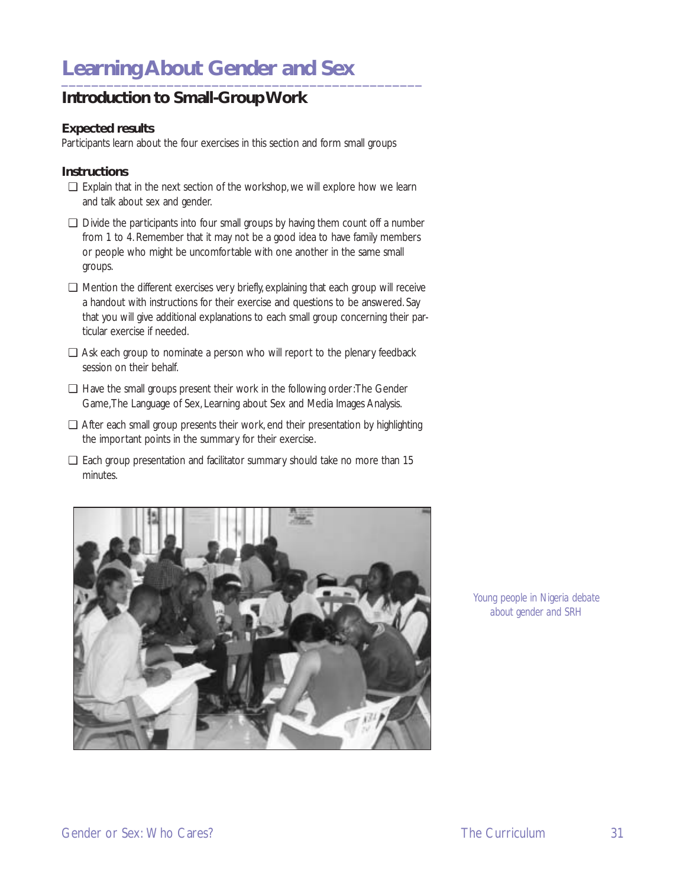# Learning About Gender and Sex

## Introduction to Small-Group Work

### Expected results

Participants learn about the four exercises in this section and form small groups

### Instructions

- ❑ Explain that in the next section of the workshop, we will explore how we learn and talk about sex and gender.
- ❑ Divide the participants into four small groups by having them count off a number from 1 to 4. Remember that it may not be a good idea to have family members or people who might be uncomfortable with one another in the same small groups.
- ❑ Mention the different exercises very briefly, explaining that each group will receive a handout with instructions for their exercise and questions to be answered. Say that you will give additional explanations to each small group concerning their particular exercise if needed.
- ❑ Ask each group to nominate a person who will report to the plenary feedback session on their behalf.
- ❑ Have the small groups present their work in the following order: The Gender Game, The Language of Sex, Learning about Sex and Media Images Analysis.
- ❑ After each small group presents their work, end their presentation by highlighting the important points in the summary for their exercise.
- ❑ Each group presentation and facilitator summary should take no more than 15 minutes.

Young people in Nigeria debate about gender and SRH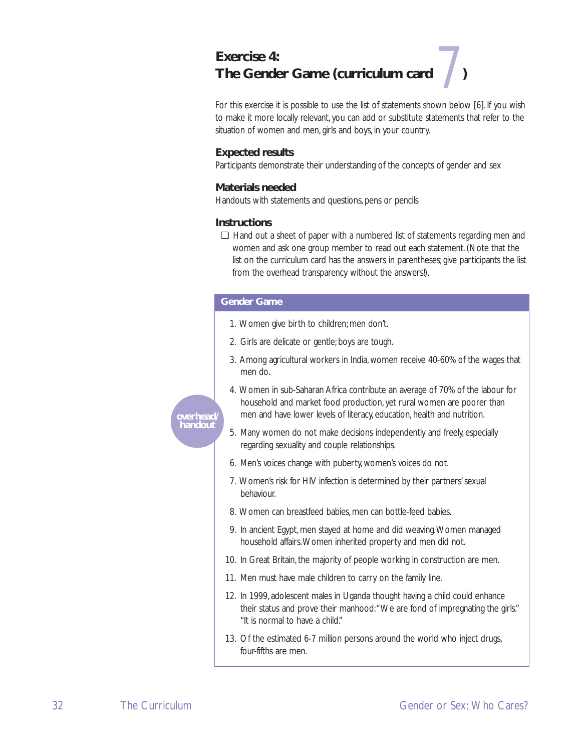# Exercise 4: The Gender Game (curriculum card 7)

For this exercise it is possible to use the list of statements shown below [6]. If you wish to make it more locally relevant, you can add or substitute statements that refer to the situation of women and men, girls and boys, in your country.

### Expected results

Participants demonstrate their understanding of the concepts of gender and sex

### Materials needed

Handouts with statements and questions, pens or pencils

### Instructions

- ❑ Hand out a sheet of paper with a numbered list of statements regarding men and women and ask one group member to read out each statement. (Note that the list on the curriculum card has the answers in parentheses; give participants the list from the overhead transparency without the answers!).

overhead/ handout

**Gender Game**

1. Women give birth to children; men don't.
2. Girls are delicate or gentle; boys are tough.
3. Among agricultural workers in India, women receive 40-60% of the wages that men do.
4. Women in sub-Saharan Africa contribute an average of 70% of the labour for household and market food production, yet rural women are poorer than men and have lower levels of literacy, education, health and nutrition.
5. Many women do not make decisions independently and freely, especially regarding sexuality and couple relationships.
6. Men's voices change with puberty, women's voices do not.
7. Women's risk for HIV infection is determined by their partners' sexual behaviour.
8. Women can breastfeed babies, men can bottle-feed babies.
9. In ancient Egypt, men stayed at home and did weaving. Women managed household affairs. Women inherited property and men did not.
10. In Great Britain, the majority of people working in construction are men.
11. Men must have male children to carry on the family line.
12. In 1999, adolescent males in Uganda thought having a child could enhance their status and prove their manhood: "We are fond of impregnating the girls." "It is normal to have a child."
13. Of the estimated 6-7 million persons around the world who inject drugs, four-fifths are men.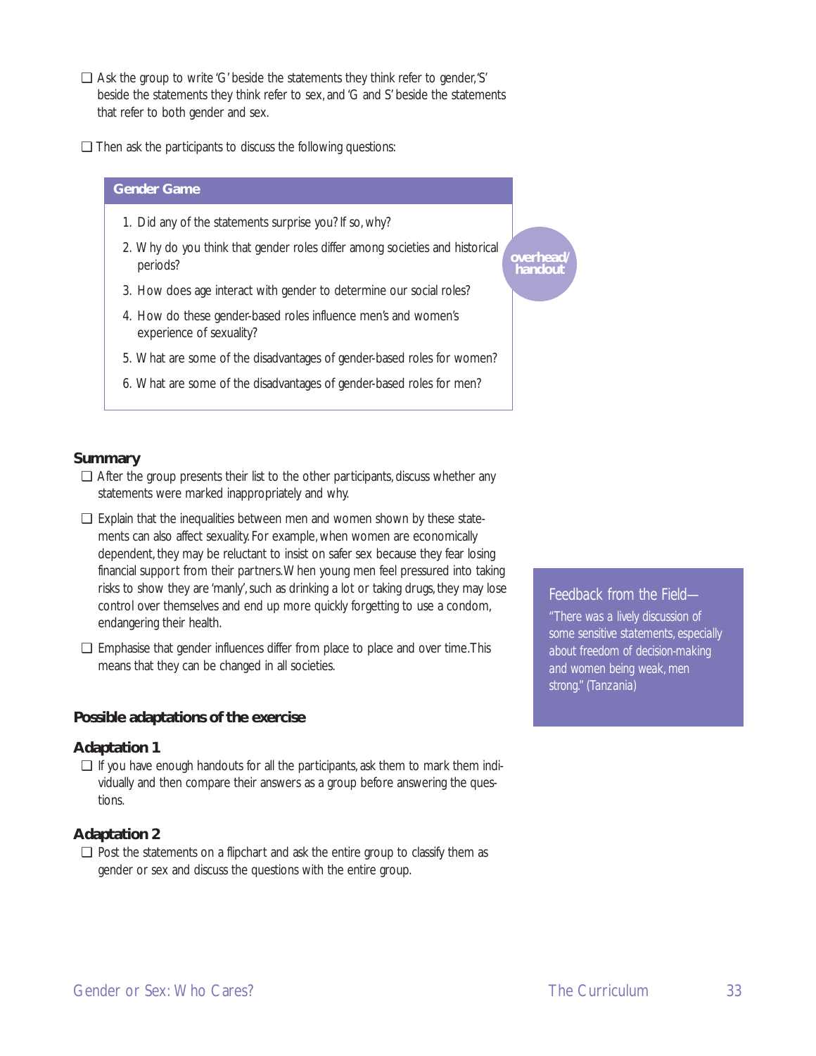- ❑ Ask the group to write 'G' beside the statements they think refer to gender, 'S' beside the statements they think refer to sex, and 'G and S' beside the statements that refer to both gender and sex.

- ❑ Then ask the participants to discuss the following questions:

**Gender Game**

*overhead/handout*

1. Did any of the statements surprise you? If so, why?
2. Why do you think that gender roles differ among societies and historical periods?
3. How does age interact with gender to determine our social roles?
4. How do these gender-based roles influence men's and women's experience of sexuality?
5. What are some of the disadvantages of gender-based roles for women?
6. What are some of the disadvantages of gender-based roles for men?

### Summary

- ❑ After the group presents their list to the other participants, discuss whether any statements were marked inappropriately and why.

- ❑ Explain that the inequalities between men and women shown by these statements can also affect sexuality. For example, when women are economically dependent, they may be reluctant to insist on safer sex because they fear losing financial support from their partners. When young men feel pressured into taking risks to show they are 'manly', such as drinking a lot or taking drugs, they may lose control over themselves and end up more quickly forgetting to use a condom, endangering their health.

- ❑ Emphasise that gender influences differ from place to place and over time. This means that they can be changed in all societies.

> Feedback from the Field—
> "There was a lively discussion of some sensitive statements, especially about freedom of decision-making and women being weak, men strong." (Tanzania)

### Possible adaptations of the exercise

#### Adaptation 1

- ❑ If you have enough handouts for all the participants, ask them to mark them individually and then compare their answers as a group before answering the questions.

#### Adaptation 2

- ❑ Post the statements on a flipchart and ask the entire group to classify them as gender or sex and discuss the questions with the entire group.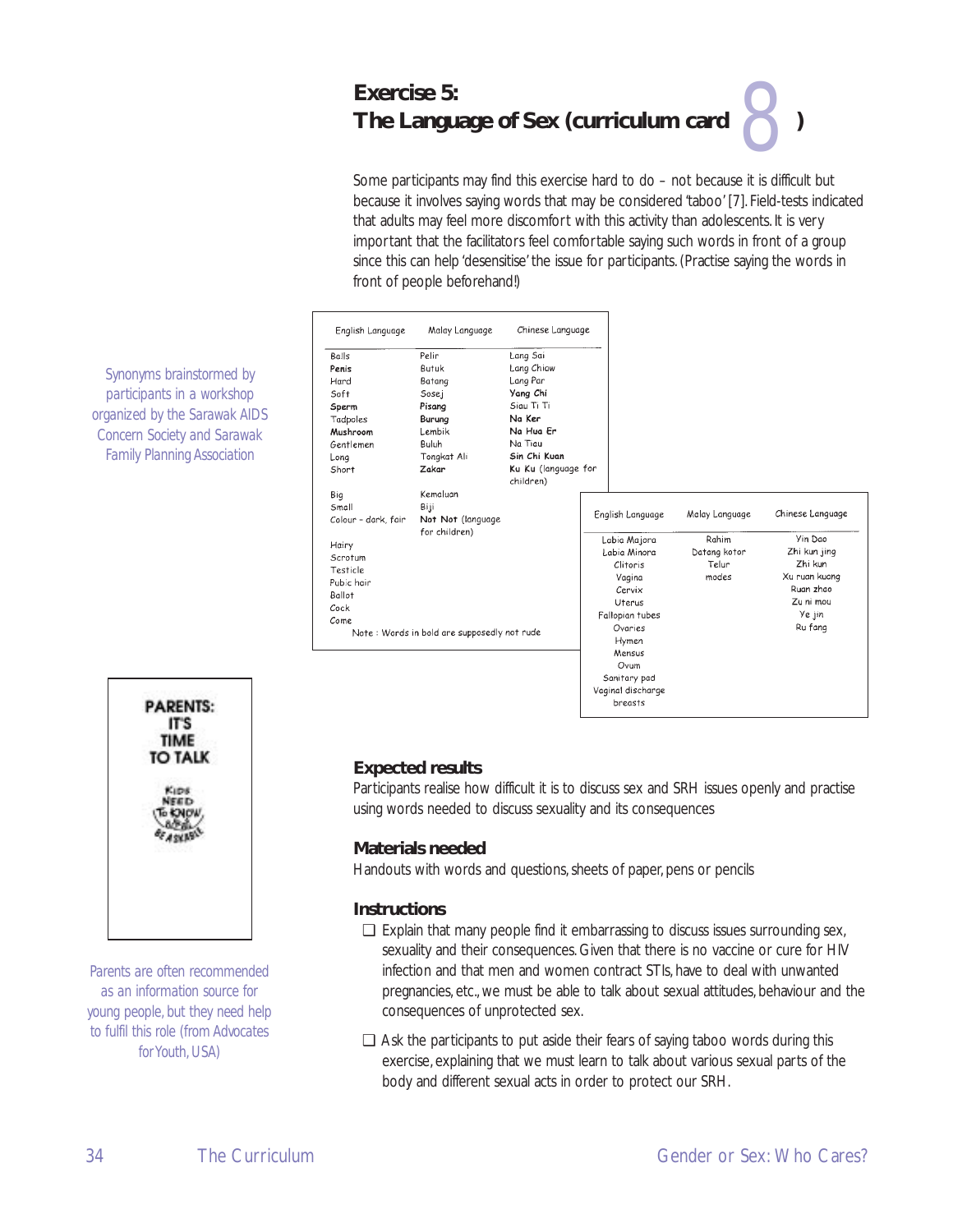## Exercise 5: The Language of Sex (curriculum card 8)

Some participants may find this exercise hard to do – not because it is difficult but because it involves saying words that may be considered 'taboo' [7]. Field-tests indicated that adults may feel more discomfort with this activity than adolescents. It is very important that the facilitators feel comfortable saying such words in front of a group since this can help 'desensitise' the issue for participants. (Practise saying the words in front of people beforehand!)

Synonyms brainstormed by participants in a workshop organized by the Sarawak AIDS Concern Society and Sarawak Family Planning Association

| English Language | Malay Language | Chinese Language |
|---|---|---|
| Balls | Pelir | Lang Sai |
| **Penis** | Butuk | Lang Chiaw |
| Hard | Batang | Lang Par |
| Soft | Sosej | **Yang Chi** |
| **Sperm** | **Pisang** | Siau Ti Ti |
| Tadpoles | **Burung** | **Na Ker** |
| **Mushroom** | Lembik | **Na Hua Er** |
| Gentlemen | Buluh | Na Tiau |
| Long | Tongkat Ali | **Sin Chi Kuan** |
| Short | **Zakar** | **Ku Ku** (language for children) |
| Big | Kemaluan | |
| Small | Biji | |
| Colour – dark, fair | **Not Not** (language for children) | |
| Hairy | | |
| Scrotum | | |
| Testicle | | |
| Pubic hair | | |
| Ballot | | |
| Cock | | |
| Come | | |

Note : Words in bold are supposedly not rude

| English Language | Malay Language | Chinese Language |
|---|---|---|
| Labia Majora | Rahim | Yin Dao |
| Labia Minora | Datang kotor | Zhi kun jing |
| Clitoris | Telur | Zhi kun |
| Vagina | modes | Xu ruan kuang |
| Cervix | | Ruan zhao |
| Uterus | | Zu ni mou |
| Fallopian tubes | | Ye jin |
| Ovaries | | Ru fang |
| Hymen | | |
| Mensus | | |
| Ovum | | |
| Sanitary pad | | |
| Vaginal discharge | | |
| breasts | | |

PARENTS: IT'S TIME TO TALK

KIDS NEED TO KNOW & BE ASKABLE

Parents are often recommended as an information source for young people, but they need help to fulfil this role (from Advocates for Youth, USA)

### Expected results

Participants realise how difficult it is to discuss sex and SRH issues openly and practise using words needed to discuss sexuality and its consequences

### Materials needed

Handouts with words and questions, sheets of paper, pens or pencils

### Instructions

- ❑ Explain that many people find it embarrassing to discuss issues surrounding sex, sexuality and their consequences. Given that there is no vaccine or cure for HIV infection and that men and women contract STIs, have to deal with unwanted pregnancies, etc., we must be able to talk about sexual attitudes, behaviour and the consequences of unprotected sex.
- ❑ Ask the participants to put aside their fears of saying taboo words during this exercise, explaining that we must learn to talk about various sexual parts of the body and different sexual acts in order to protect our SRH.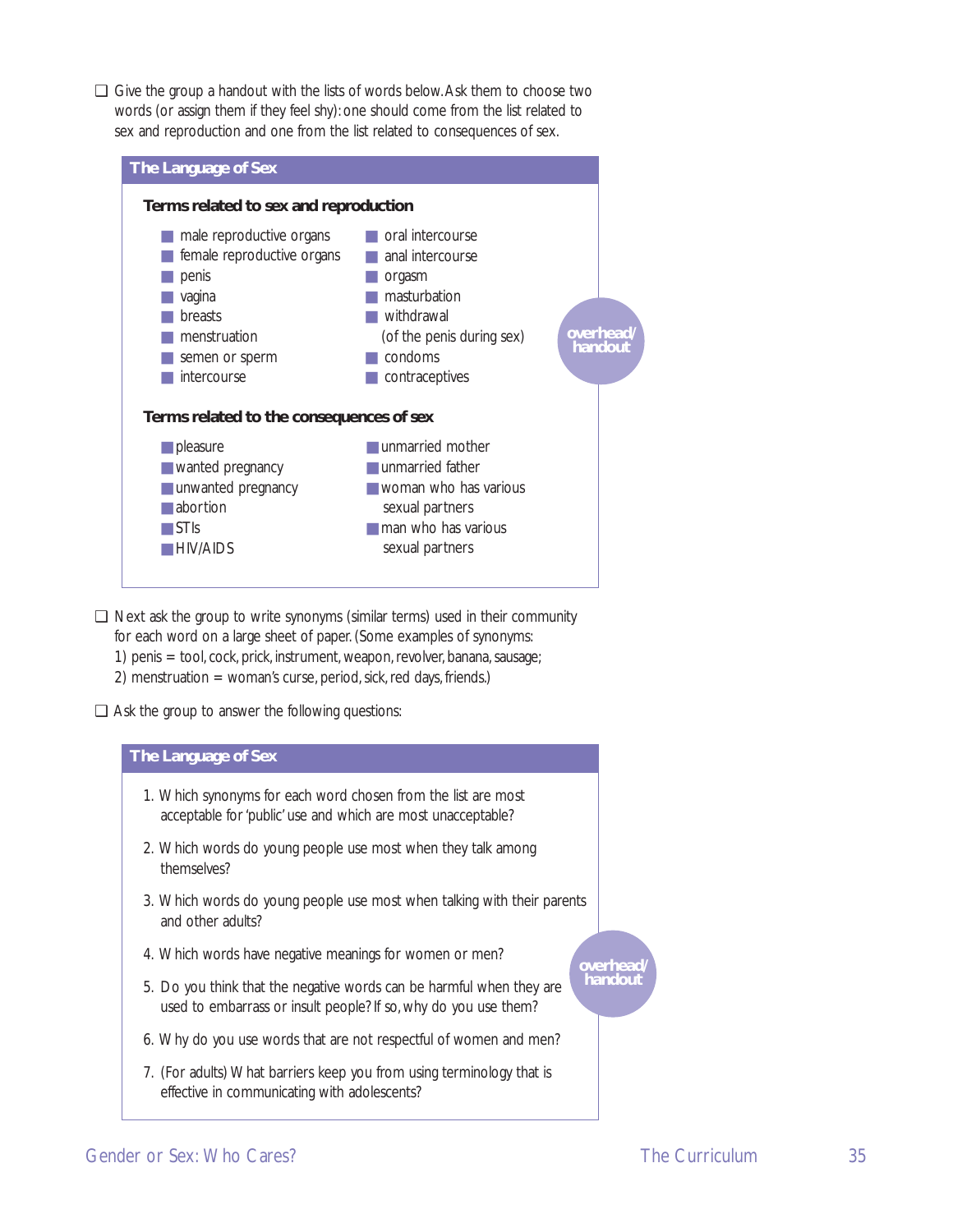❑ Give the group a handout with the lists of words below. Ask them to choose two words (or assign them if they feel shy): one should come from the list related to sex and reproduction and one from the list related to consequences of sex.

## The Language of Sex

overhead/ handout

### Terms related to sex and reproduction

- male reproductive organs
- female reproductive organs
- penis
- vagina
- breasts
- menstruation
- semen or sperm
- intercourse
- oral intercourse
- anal intercourse
- orgasm
- masturbation
- withdrawal (of the penis during sex)
- condoms
- contraceptives

### Terms related to the consequences of sex

- pleasure
- wanted pregnancy
- unwanted pregnancy
- abortion
- STIs
- HIV/AIDS
- unmarried mother
- unmarried father
- woman who has various sexual partners
- man who has various sexual partners

❑ Next ask the group to write synonyms (similar terms) used in their community for each word on a large sheet of paper. (Some examples of synonyms: 1) penis = tool, cock, prick, instrument, weapon, revolver, banana, sausage; 2) menstruation = woman's curse, period, sick, red days, friends.)

❑ Ask the group to answer the following questions:

## The Language of Sex

overhead/ handout

1. Which synonyms for each word chosen from the list are most acceptable for 'public' use and which are most unacceptable?
2. Which words do young people use most when they talk among themselves?
3. Which words do young people use most when talking with their parents and other adults?
4. Which words have negative meanings for women or men?
5. Do you think that the negative words can be harmful when they are used to embarrass or insult people? If so, why do you use them?
6. Why do you use words that are not respectful of women and men?
7. (For adults) What barriers keep you from using terminology that is effective in communicating with adolescents?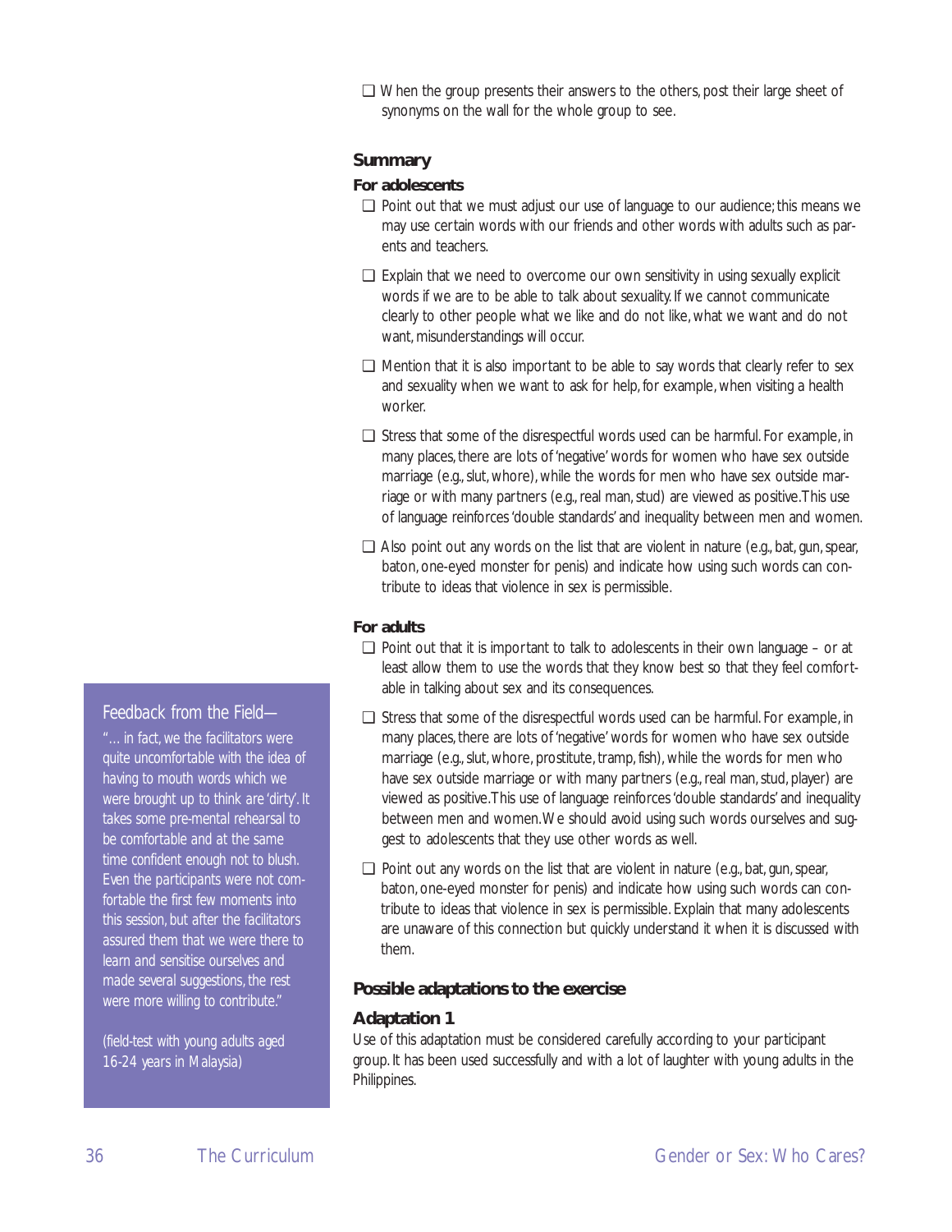- ❑ When the group presents their answers to the others, post their large sheet of synonyms on the wall for the whole group to see.

### Summary

#### For adolescents

- ❑ Point out that we must adjust our use of language to our audience; this means we may use certain words with our friends and other words with adults such as parents and teachers.
- ❑ Explain that we need to overcome our own sensitivity in using sexually explicit words if we are to be able to talk about sexuality. If we cannot communicate clearly to other people what we like and do not like, what we want and do not want, misunderstandings will occur.
- ❑ Mention that it is also important to be able to say words that clearly refer to sex and sexuality when we want to ask for help, for example, when visiting a health worker.
- ❑ Stress that some of the disrespectful words used can be harmful. For example, in many places, there are lots of 'negative' words for women who have sex outside marriage (e.g., slut, whore), while the words for men who have sex outside marriage or with many partners (e.g., real man, stud) are viewed as positive. This use of language reinforces 'double standards' and inequality between men and women.
- ❑ Also point out any words on the list that are violent in nature (e.g., bat, gun, spear, baton, one-eyed monster for penis) and indicate how using such words can contribute to ideas that violence in sex is permissible.

#### For adults

- ❑ Point out that it is important to talk to adolescents in their own language – or at least allow them to use the words that they know best so that they feel comfortable in talking about sex and its consequences.
- ❑ Stress that some of the disrespectful words used can be harmful. For example, in many places, there are lots of 'negative' words for women who have sex outside marriage (e.g., slut, whore, prostitute, tramp, fish), while the words for men who have sex outside marriage or with many partners (e.g., real man, stud, player) are viewed as positive. This use of language reinforces 'double standards' and inequality between men and women. We should avoid using such words ourselves and suggest to adolescents that they use other words as well.
- ❑ Point out any words on the list that are violent in nature (e.g., bat, gun, spear, baton, one-eyed monster for penis) and indicate how using such words can contribute to ideas that violence in sex is permissible. Explain that many adolescents are unaware of this connection but quickly understand it when it is discussed with them.

> Feedback from the Field—
>
> "… in fact, we the facilitators were quite uncomfortable with the idea of having to mouth words which we were brought up to think are 'dirty'. It takes some pre-mental rehearsal to be comfortable and at the same time confident enough not to blush. Even the participants were not comfortable the first few moments into this session, but after the facilitators assured them that we were there to learn and sensitise ourselves and made several suggestions, the rest were more willing to contribute."
>
> *(field-test with young adults aged 16-24 years in Malaysia)*

### Possible adaptations to the exercise

#### Adaptation 1

Use of this adaptation must be considered carefully according to your participant group. It has been used successfully and with a lot of laughter with young adults in the Philippines.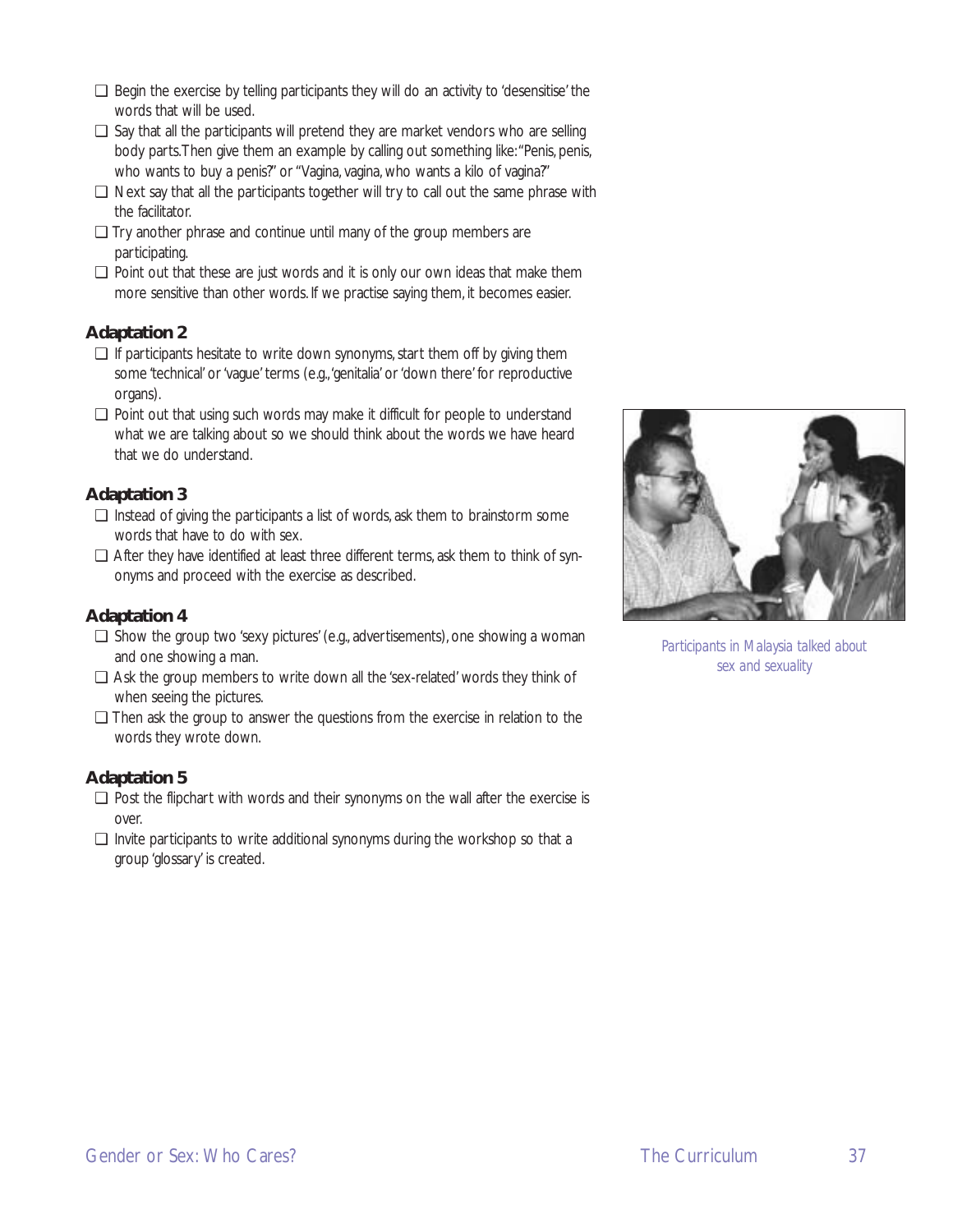- ❑ Begin the exercise by telling participants they will do an activity to 'desensitise' the words that will be used.
- ❑ Say that all the participants will pretend they are market vendors who are selling body parts. Then give them an example by calling out something like: "Penis, penis, who wants to buy a penis?" or "Vagina, vagina, who wants a kilo of vagina?"
- ❑ Next say that all the participants together will try to call out the same phrase with the facilitator.
- ❑ Try another phrase and continue until many of the group members are participating.
- ❑ Point out that these are just words and it is only our own ideas that make them more sensitive than other words. If we practise saying them, it becomes easier.

### Adaptation 2

- ❑ If participants hesitate to write down synonyms, start them off by giving them some 'technical' or 'vague' terms (e.g., 'genitalia' or 'down there' for reproductive organs).
- ❑ Point out that using such words may make it difficult for people to understand what we are talking about so we should think about the words we have heard that we do understand.

### Adaptation 3

- ❑ Instead of giving the participants a list of words, ask them to brainstorm some words that have to do with sex.
- ❑ After they have identified at least three different terms, ask them to think of synonyms and proceed with the exercise as described.

### Adaptation 4

- ❑ Show the group two 'sexy pictures' (e.g., advertisements), one showing a woman and one showing a man.
- ❑ Ask the group members to write down all the 'sex-related' words they think of when seeing the pictures.
- ❑ Then ask the group to answer the questions from the exercise in relation to the words they wrote down.

### Adaptation 5

- ❑ Post the flipchart with words and their synonyms on the wall after the exercise is over.
- ❑ Invite participants to write additional synonyms during the workshop so that a group 'glossary' is created.

Participants in Malaysia talked about sex and sexuality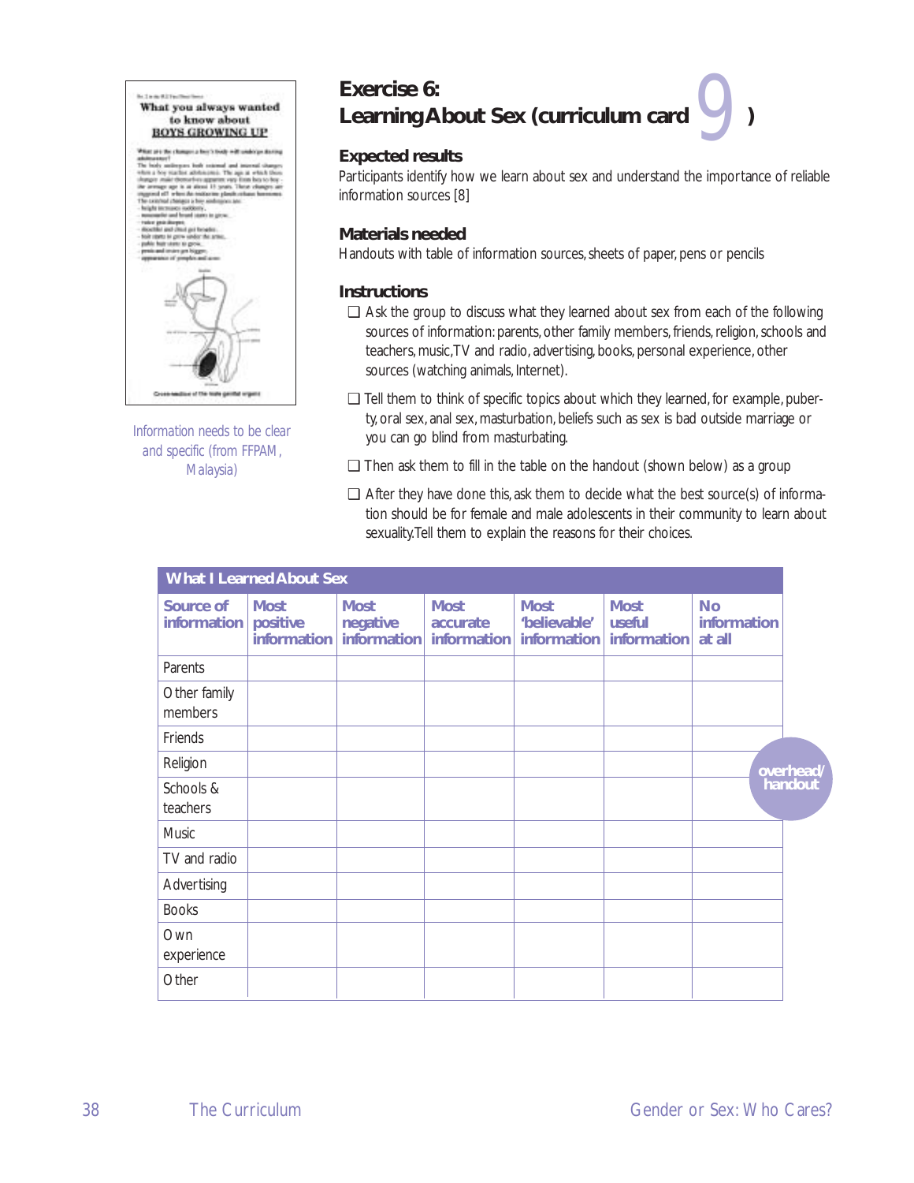Information needs to be clear and specific (from FFPAM, Malaysia)

## Exercise 6: Learning About Sex (curriculum card 9)

### Expected results

Participants identify how we learn about sex and understand the importance of reliable information sources [8]

### Materials needed

Handouts with table of information sources, sheets of paper, pens or pencils

### Instructions

- ❑ Ask the group to discuss what they learned about sex from each of the following sources of information: parents, other family members, friends, religion, schools and teachers, music, TV and radio, advertising, books, personal experience, other sources (watching animals, Internet).
- ❑ Tell them to think of specific topics about which they learned, for example, puberty, oral sex, anal sex, masturbation, beliefs such as sex is bad outside marriage or you can go blind from masturbating.
- ❑ Then ask them to fill in the table on the handout (shown below) as a group
- ❑ After they have done this, ask them to decide what the best source(s) of information should be for female and male adolescents in their community to learn about sexuality. Tell them to explain the reasons for their choices.

**What I Learned About Sex**

| Source of information | Most positive information | Most negative information | Most accurate information | Most 'believable' information | Most useful information | No information at all |
|---|---|---|---|---|---|---|
| Parents | | | | | | |
| Other family members | | | | | | |
| Friends | | | | | | |
| Religion | | | | | | |
| Schools & teachers | | | | | | |
| Music | | | | | | |
| TV and radio | | | | | | |
| Advertising | | | | | | |
| Books | | | | | | |
| Own experience | | | | | | |
| Other | | | | | | |

overhead/ handout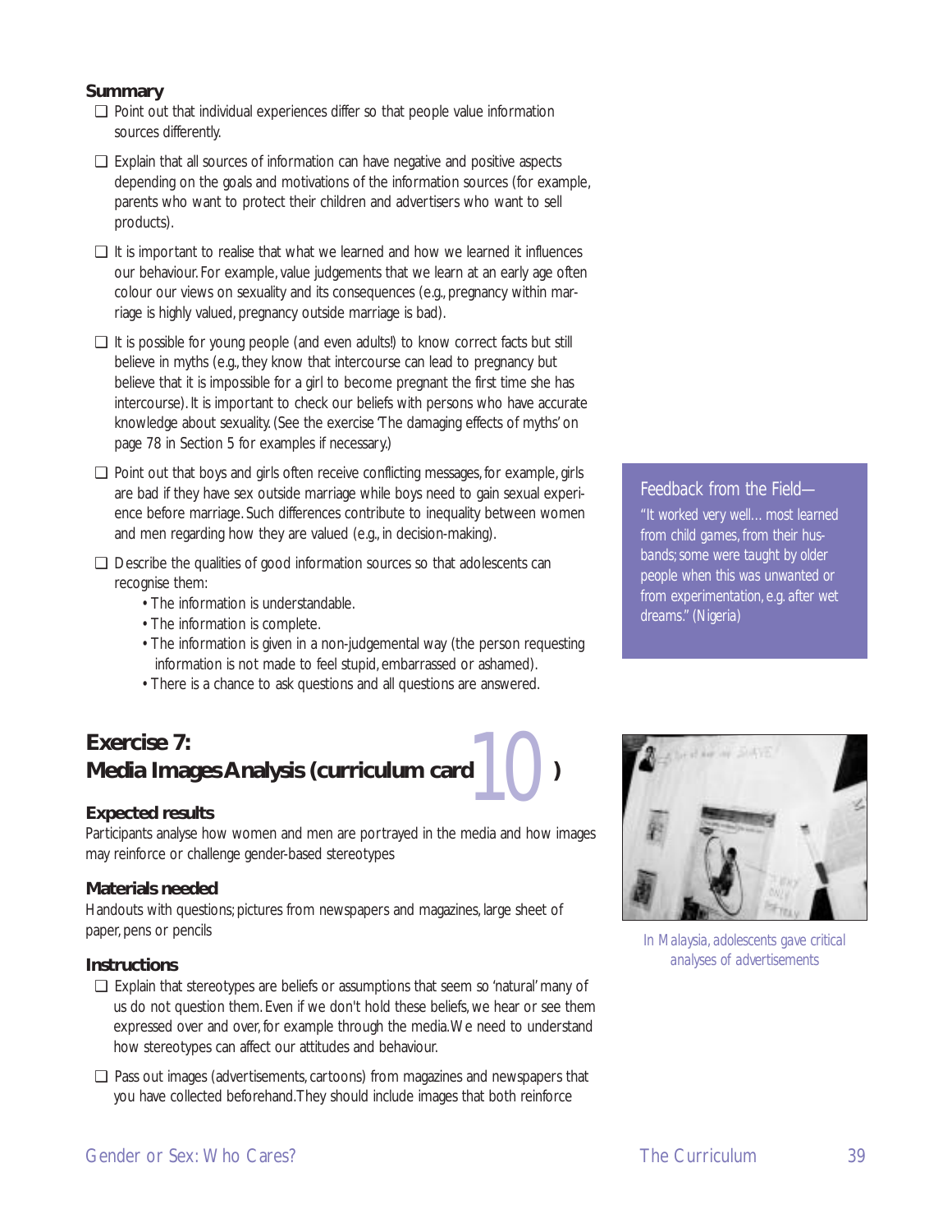### Summary

- ❑ Point out that individual experiences differ so that people value information sources differently.
- ❑ Explain that all sources of information can have negative and positive aspects depending on the goals and motivations of the information sources (for example, parents who want to protect their children and advertisers who want to sell products).
- ❑ It is important to realise that what we learned and how we learned it influences our behaviour. For example, value judgements that we learn at an early age often colour our views on sexuality and its consequences (e.g., pregnancy within marriage is highly valued, pregnancy outside marriage is bad).
- ❑ It is possible for young people (and even adults!) to know correct facts but still believe in myths (e.g., they know that intercourse can lead to pregnancy but believe that it is impossible for a girl to become pregnant the first time she has intercourse). It is important to check our beliefs with persons who have accurate knowledge about sexuality. (See the exercise 'The damaging effects of myths' on page 78 in Section 5 for examples if necessary.)
- ❑ Point out that boys and girls often receive conflicting messages, for example, girls are bad if they have sex outside marriage while boys need to gain sexual experience before marriage. Such differences contribute to inequality between women and men regarding how they are valued (e.g., in decision-making).
- ❑ Describe the qualities of good information sources so that adolescents can recognise them:
  - The information is understandable.
  - The information is complete.
  - The information is given in a non-judgemental way (the person requesting information is not made to feel stupid, embarrassed or ashamed).
  - There is a chance to ask questions and all questions are answered.

> Feedback from the Field—
>
> *"It worked very well... most learned from child games, from their husbands; some were taught by older people when this was unwanted or from experimentation, e.g. after wet dreams." (Nigeria)*

## Exercise 7: Media Images Analysis (curriculum card 10)

### Expected results

Participants analyse how women and men are portrayed in the media and how images may reinforce or challenge gender-based stereotypes

### Materials needed

Handouts with questions; pictures from newspapers and magazines, large sheet of paper, pens or pencils

### Instructions

- ❑ Explain that stereotypes are beliefs or assumptions that seem so 'natural' many of us do not question them. Even if we don't hold these beliefs, we hear or see them expressed over and over, for example through the media. We need to understand how stereotypes can affect our attitudes and behaviour.
- ❑ Pass out images (advertisements, cartoons) from magazines and newspapers that you have collected beforehand. They should include images that both reinforce

*In Malaysia, adolescents gave critical analyses of advertisements*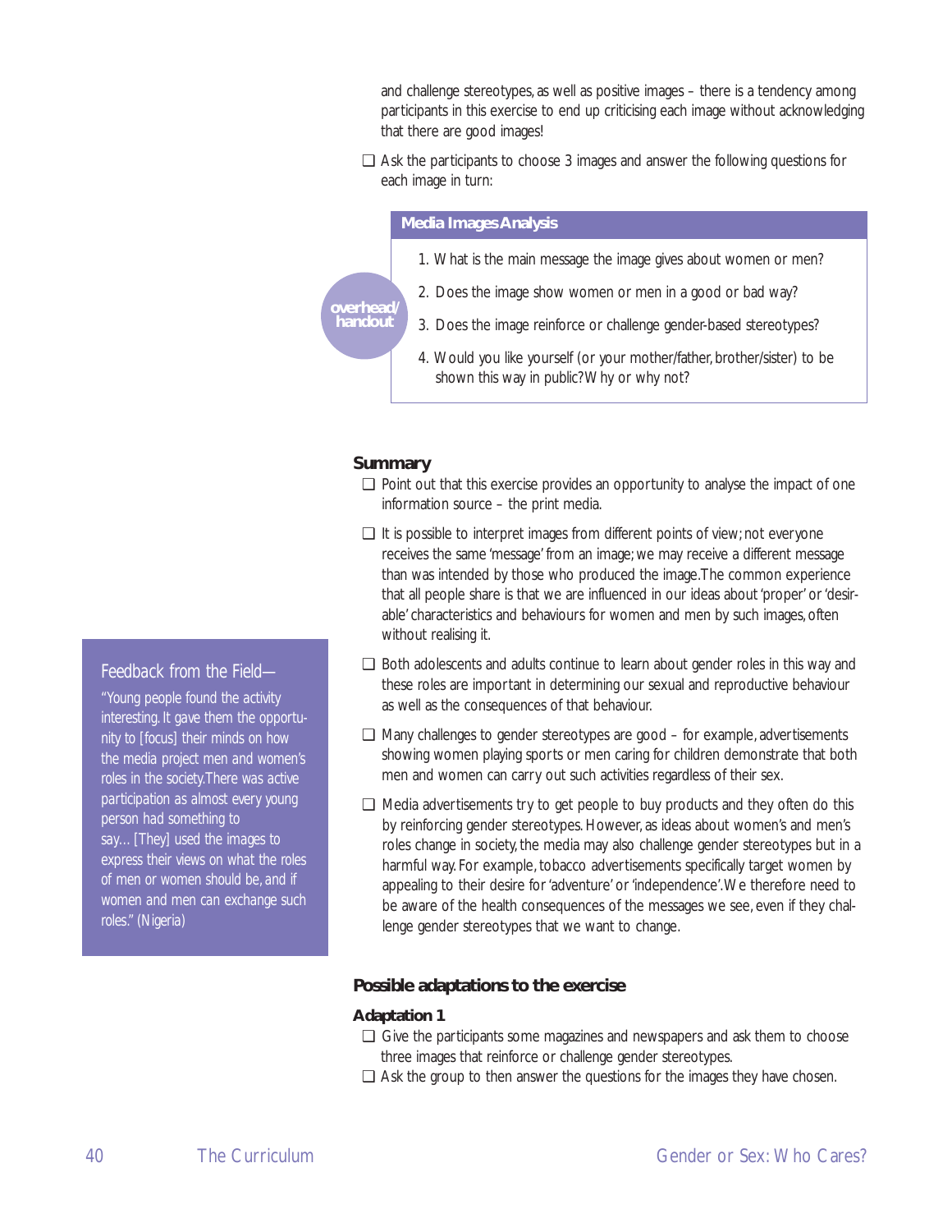and challenge stereotypes, as well as positive images – there is a tendency among participants in this exercise to end up criticising each image without acknowledging that there are good images!

❑ Ask the participants to choose 3 images and answer the following questions for each image in turn:

**overhead/ handout**

**Media Images Analysis**

1. What is the main message the image gives about women or men?
2. Does the image show women or men in a good or bad way?
3. Does the image reinforce or challenge gender-based stereotypes?
4. Would you like yourself (or your mother/father, brother/sister) to be shown this way in public? Why or why not?

### Summary

❑ Point out that this exercise provides an opportunity to analyse the impact of one information source – the print media.

❑ It is possible to interpret images from different points of view; not everyone receives the same 'message' from an image; we may receive a different message than was intended by those who produced the image. The common experience that all people share is that we are influenced in our ideas about 'proper' or 'desirable' characteristics and behaviours for women and men by such images, often without realising it.

❑ Both adolescents and adults continue to learn about gender roles in this way and these roles are important in determining our sexual and reproductive behaviour as well as the consequences of that behaviour.

❑ Many challenges to gender stereotypes are good – for example, advertisements showing women playing sports or men caring for children demonstrate that both men and women can carry out such activities regardless of their sex.

❑ Media advertisements try to get people to buy products and they often do this by reinforcing gender stereotypes. However, as ideas about women's and men's roles change in society, the media may also challenge gender stereotypes but in a harmful way. For example, tobacco advertisements specifically target women by appealing to their desire for 'adventure' or 'independence'. We therefore need to be aware of the health consequences of the messages we see, even if they challenge gender stereotypes that we want to change.

> Feedback from the Field—
>
> "Young people found the activity interesting. It gave them the opportunity to [focus] their minds on how the media project men and women's roles in the society. There was active participation as almost every young person had something to say… [They] used the images to express their views on what the roles of men or women should be, and if women and men can exchange such roles." (Nigeria)

### Possible adaptations to the exercise

#### Adaptation 1

❑ Give the participants some magazines and newspapers and ask them to choose three images that reinforce or challenge gender stereotypes.

❑ Ask the group to then answer the questions for the images they have chosen.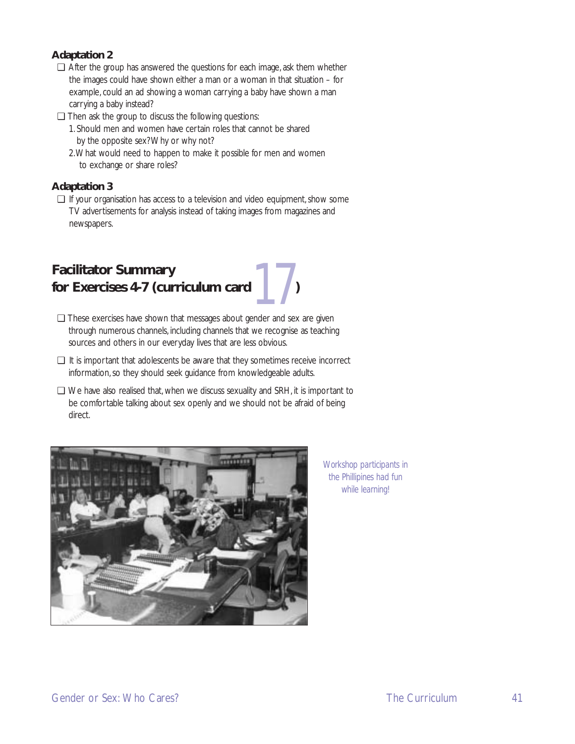**Adaptation 2**

- ❑ After the group has answered the questions for each image, ask them whether the images could have shown either a man or a woman in that situation – for example, could an ad showing a woman carrying a baby have shown a man carrying a baby instead?
- ❑ Then ask the group to discuss the following questions:
  1. Should men and women have certain roles that cannot be shared by the opposite sex? Why or why not?
  2. What would need to happen to make it possible for men and women to exchange or share roles?

**Adaptation 3**

- ❑ If your organisation has access to a television and video equipment, show some TV advertisements for analysis instead of taking images from magazines and newspapers.

## Facilitator Summary for Exercises 4-7 (curriculum card 17)

- ❑ These exercises have shown that messages about gender and sex are given through numerous channels, including channels that we recognise as teaching sources and others in our everyday lives that are less obvious.
- ❑ It is important that adolescents be aware that they sometimes receive incorrect information, so they should seek guidance from knowledgeable adults.
- ❑ We have also realised that, when we discuss sexuality and SRH, it is important to be comfortable talking about sex openly and we should not be afraid of being direct.

*Workshop participants in the Phillipines had fun while learning!*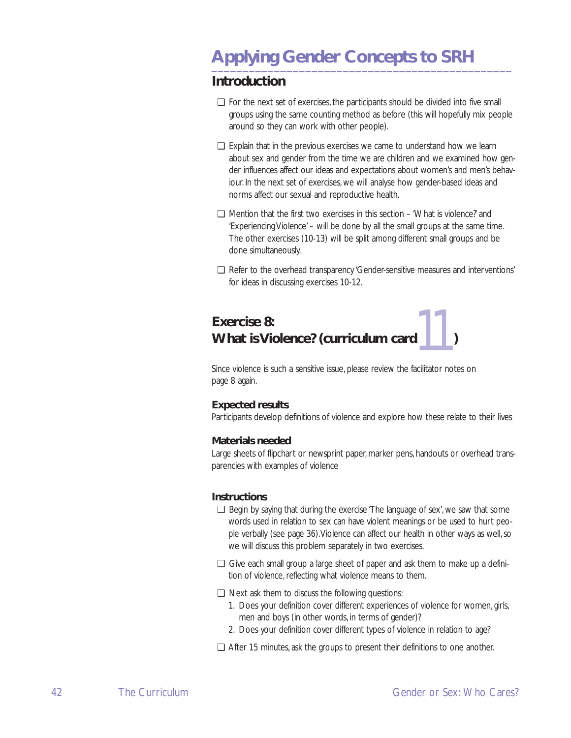# Applying Gender Concepts to SRH

## Introduction

- For the next set of exercises, the participants should be divided into five small groups using the same counting method as before (this will hopefully mix people around so they can work with other people).
- Explain that in the previous exercises we came to understand how we learn about sex and gender from the time we are children and we examined how gender influences affect our ideas and expectations about women's and men's behaviour. In the next set of exercises, we will analyse how gender-based ideas and norms affect our sexual and reproductive health.
- Mention that the first two exercises in this section – 'What is violence?' and 'Experiencing Violence' – will be done by all the small groups at the same time. The other exercises (10-13) will be split among different small groups and be done simultaneously.
- Refer to the overhead transparency 'Gender-sensitive measures and interventions' for ideas in discussing exercises 10-12.

## Exercise 8: What is Violence? (curriculum card 11)

Since violence is such a sensitive issue, please review the facilitator notes on page 8 again.

### Expected results

Participants develop definitions of violence and explore how these relate to their lives

### Materials needed

Large sheets of flipchart or newsprint paper, marker pens, handouts or overhead transparencies with examples of violence

### Instructions

- Begin by saying that during the exercise 'The language of sex', we saw that some words used in relation to sex can have violent meanings or be used to hurt people verbally (see page 36). Violence can affect our health in other ways as well, so we will discuss this problem separately in two exercises.
- Give each small group a large sheet of paper and ask them to make up a definition of violence, reflecting what violence means to them.
- Next ask them to discuss the following questions:
  1. Does your definition cover different experiences of violence for women, girls, men and boys (in other words, in terms of gender)?
  2. Does your definition cover different types of violence in relation to age?
- After 15 minutes, ask the groups to present their definitions to one another.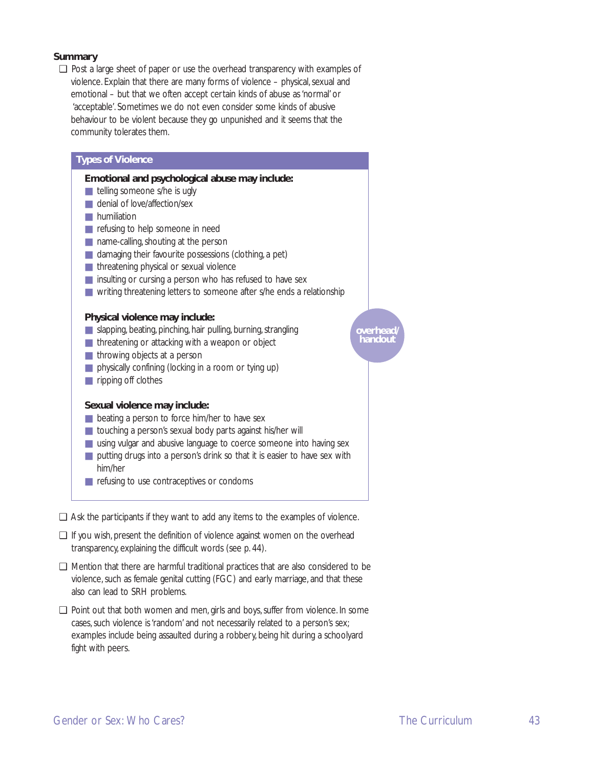**Summary**

- ❑ Post a large sheet of paper or use the overhead transparency with examples of violence. Explain that there are many forms of violence – physical, sexual and emotional – but that we often accept certain kinds of abuse as 'normal' or 'acceptable'. Sometimes we do not even consider some kinds of abusive behaviour to be violent because they go unpunished and it seems that the community tolerates them.

### Types of Violence

overhead/ handout

**Emotional and psychological abuse may include:**

- telling someone s/he is ugly
- denial of love/affection/sex
- humiliation
- refusing to help someone in need
- name-calling, shouting at the person
- damaging their favourite possessions (clothing, a pet)
- threatening physical or sexual violence
- insulting or cursing a person who has refused to have sex
- writing threatening letters to someone after s/he ends a relationship

**Physical violence may include:**

- slapping, beating, pinching, hair pulling, burning, strangling
- threatening or attacking with a weapon or object
- throwing objects at a person
- physically confining (locking in a room or tying up)
- ripping off clothes

**Sexual violence may include:**

- beating a person to force him/her to have sex
- touching a person's sexual body parts against his/her will
- using vulgar and abusive language to coerce someone into having sex
- putting drugs into a person's drink so that it is easier to have sex with him/her
- refusing to use contraceptives or condoms

- ❑ Ask the participants if they want to add any items to the examples of violence.
- ❑ If you wish, present the definition of violence against women on the overhead transparency, explaining the difficult words (see p. 44).
- ❑ Mention that there are harmful traditional practices that are also considered to be violence, such as female genital cutting (FGC) and early marriage, and that these also can lead to SRH problems.
- ❑ Point out that both women and men, girls and boys, suffer from violence. In some cases, such violence is 'random' and not necessarily related to a person's sex; examples include being assaulted during a robbery, being hit during a schoolyard fight with peers.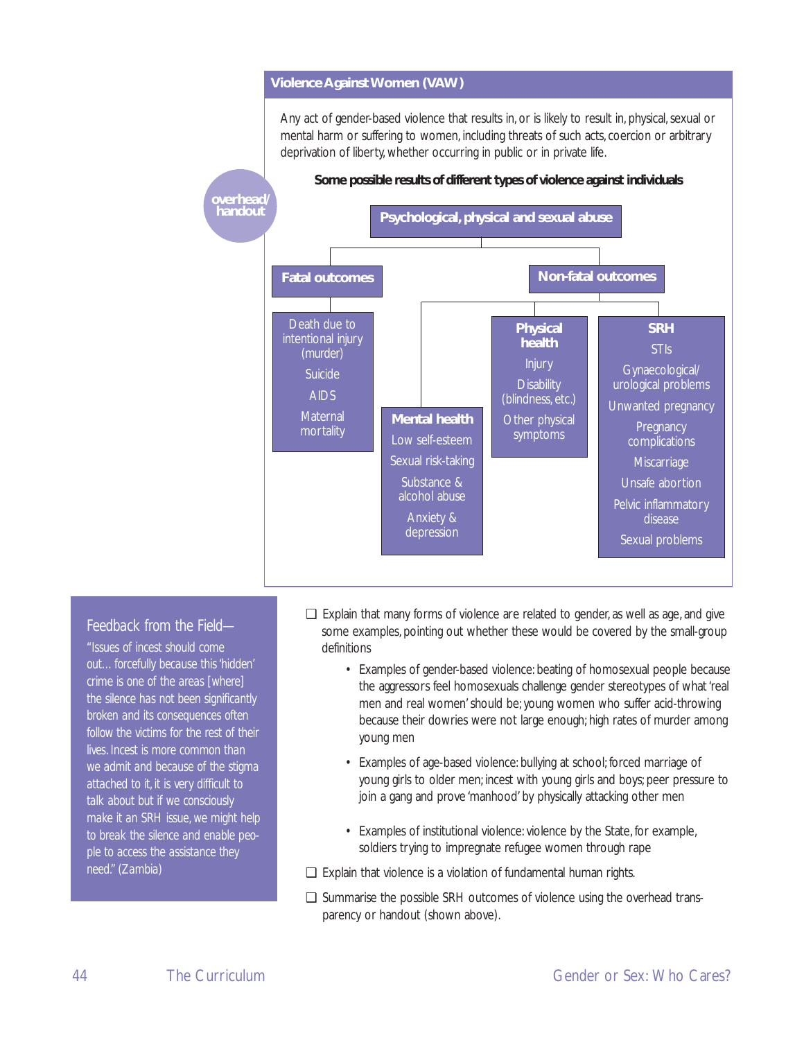## Violence Against Women (VAW)

Any act of gender-based violence that results in, or is likely to result in, physical, sexual or mental harm or suffering to women, including threats of such acts, coercion or arbitrary deprivation of liberty, whether occurring in public or in private life.

overhead/handout

**Some possible results of different types of violence against individuals**

**Psychological, physical and sexual abuse**

- **Fatal outcomes**
  - Death due to intentional injury (murder)
  - Suicide
  - AIDS
  - Maternal mortality
- **Non-fatal outcomes**
  - **Mental health**
    - Low self-esteem
    - Sexual risk-taking
    - Substance & alcohol abuse
    - Anxiety & depression
  - **Physical health**
    - Injury
    - Disability (blindness, etc.)
    - Other physical symptoms
  - **SRH**
    - STIs
    - Gynaecological/urological problems
    - Unwanted pregnancy
    - Pregnancy complications
    - Miscarriage
    - Unsafe abortion
    - Pelvic inflammatory disease
    - Sexual problems

> **Feedback from the Field—**
>
> "Issues of incest should come out… forcefully because this 'hidden' crime is one of the areas [where] the silence has not been significantly broken and its consequences often follow the victims for the rest of their lives. Incest is more common than we admit and because of the stigma attached to it, it is very difficult to talk about but if we consciously make it an SRH issue, we might help to break the silence and enable people to access the assistance they need." (Zambia)

❑ Explain that many forms of violence are related to gender, as well as age, and give some examples, pointing out whether these would be covered by the small-group definitions

- Examples of gender-based violence: beating of homosexual people because the aggressors feel homosexuals challenge gender stereotypes of what 'real men and real women' should be; young women who suffer acid-throwing because their dowries were not large enough; high rates of murder among young men
- Examples of age-based violence: bullying at school; forced marriage of young girls to older men; incest with young girls and boys; peer pressure to join a gang and prove 'manhood' by physically attacking other men
- Examples of institutional violence: violence by the State, for example, soldiers trying to impregnate refugee women through rape

❑ Explain that violence is a violation of fundamental human rights.

❑ Summarise the possible SRH outcomes of violence using the overhead transparency or handout (shown above).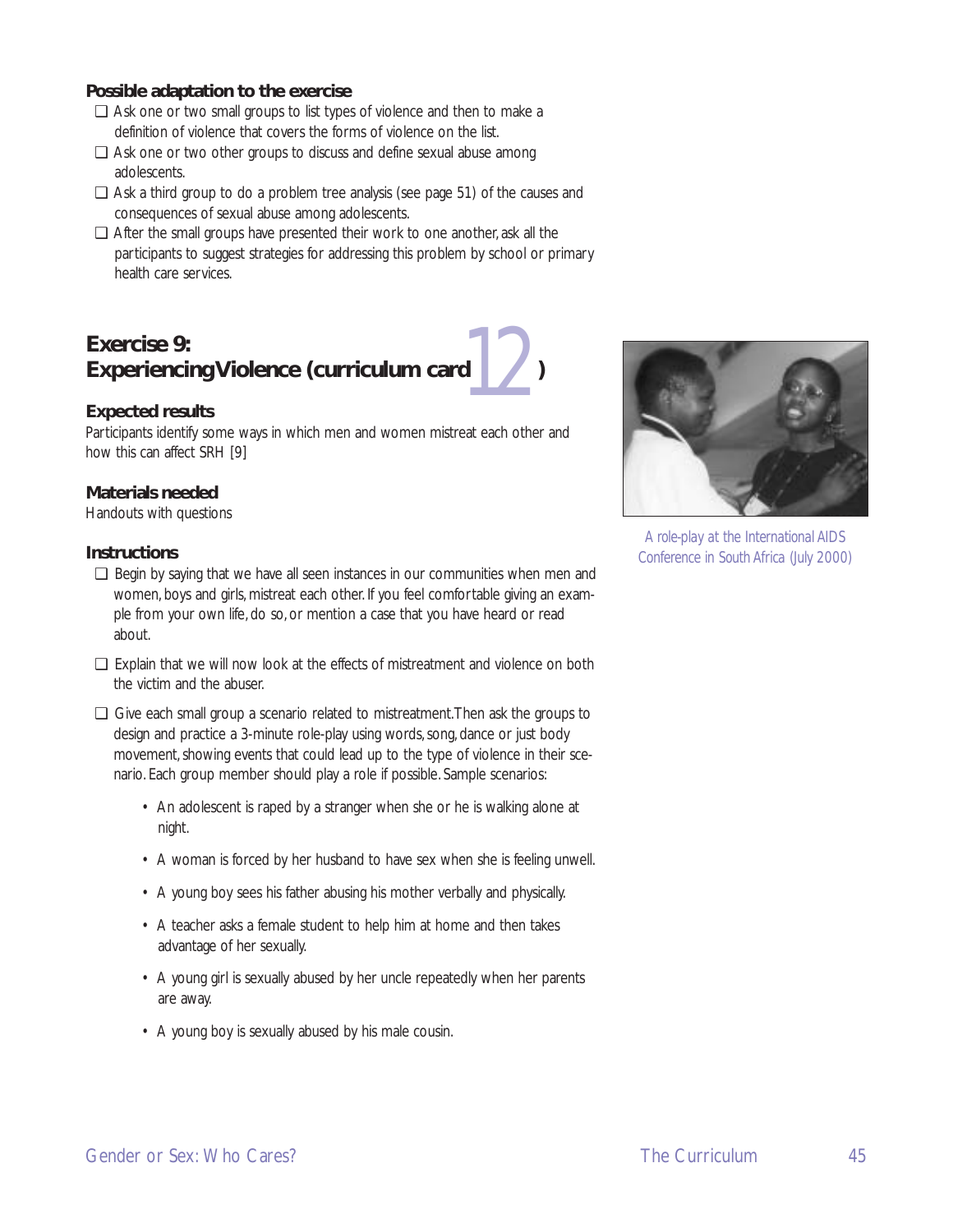### Possible adaptation to the exercise

- ❑ Ask one or two small groups to list types of violence and then to make a definition of violence that covers the forms of violence on the list.
- ❑ Ask one or two other groups to discuss and define sexual abuse among adolescents.
- ❑ Ask a third group to do a problem tree analysis (see page 51) of the causes and consequences of sexual abuse among adolescents.
- ❑ After the small groups have presented their work to one another, ask all the participants to suggest strategies for addressing this problem by school or primary health care services.

## Exercise 9: Experiencing Violence (curriculum card 12)

A role-play at the International AIDS Conference in South Africa (July 2000)

### Expected results

Participants identify some ways in which men and women mistreat each other and how this can affect SRH [9]

### Materials needed

Handouts with questions

### Instructions

- ❑ Begin by saying that we have all seen instances in our communities when men and women, boys and girls, mistreat each other. If you feel comfortable giving an example from your own life, do so, or mention a case that you have heard or read about.
- ❑ Explain that we will now look at the effects of mistreatment and violence on both the victim and the abuser.
- ❑ Give each small group a scenario related to mistreatment. Then ask the groups to design and practice a 3-minute role-play using words, song, dance or just body movement, showing events that could lead up to the type of violence in their scenario. Each group member should play a role if possible. Sample scenarios:
    - An adolescent is raped by a stranger when she or he is walking alone at night.
    - A woman is forced by her husband to have sex when she is feeling unwell.
    - A young boy sees his father abusing his mother verbally and physically.
    - A teacher asks a female student to help him at home and then takes advantage of her sexually.
    - A young girl is sexually abused by her uncle repeatedly when her parents are away.
    - A young boy is sexually abused by his male cousin.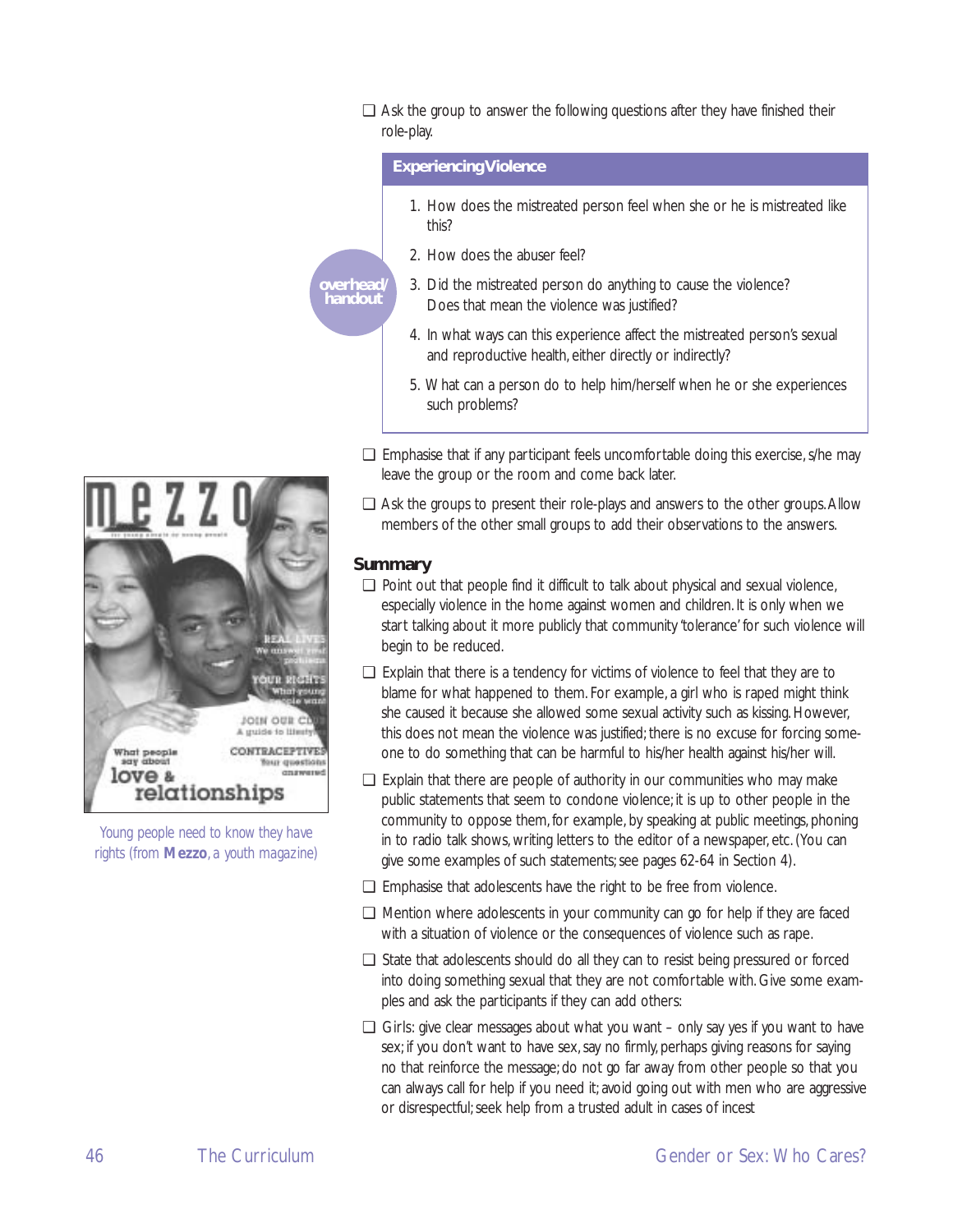- ❑ Ask the group to answer the following questions after they have finished their role-play.

**Experiencing Violence**

overhead/handout

1. How does the mistreated person feel when she or he is mistreated like this?
2. How does the abuser feel?
3. Did the mistreated person do anything to cause the violence? Does that mean the violence was justified?
4. In what ways can this experience affect the mistreated person's sexual and reproductive health, either directly or indirectly?
5. What can a person do to help him/herself when he or she experiences such problems?

- ❑ Emphasise that if any participant feels uncomfortable doing this exercise, s/he may leave the group or the room and come back later.
- ❑ Ask the groups to present their role-plays and answers to the other groups. Allow members of the other small groups to add their observations to the answers.

Young people need to know they have rights (from **Mezzo**, a youth magazine)

### Summary

- ❑ Point out that people find it difficult to talk about physical and sexual violence, especially violence in the home against women and children. It is only when we start talking about it more publicly that community 'tolerance' for such violence will begin to be reduced.
- ❑ Explain that there is a tendency for victims of violence to feel that they are to blame for what happened to them. For example, a girl who is raped might think she caused it because she allowed some sexual activity such as kissing. However, this does not mean the violence was justified; there is no excuse for forcing someone to do something that can be harmful to his/her health against his/her will.
- ❑ Explain that there are people of authority in our communities who may make public statements that seem to condone violence; it is up to other people in the community to oppose them, for example, by speaking at public meetings, phoning in to radio talk shows, writing letters to the editor of a newspaper, etc. (You can give some examples of such statements; see pages 62-64 in Section 4).
- ❑ Emphasise that adolescents have the right to be free from violence.
- ❑ Mention where adolescents in your community can go for help if they are faced with a situation of violence or the consequences of violence such as rape.
- ❑ State that adolescents should do all they can to resist being pressured or forced into doing something sexual that they are not comfortable with. Give some examples and ask the participants if they can add others:
- ❑ Girls: give clear messages about what you want – only say yes if you want to have sex; if you don't want to have sex, say no firmly, perhaps giving reasons for saying no that reinforce the message; do not go far away from other people so that you can always call for help if you need it; avoid going out with men who are aggressive or disrespectful; seek help from a trusted adult in cases of incest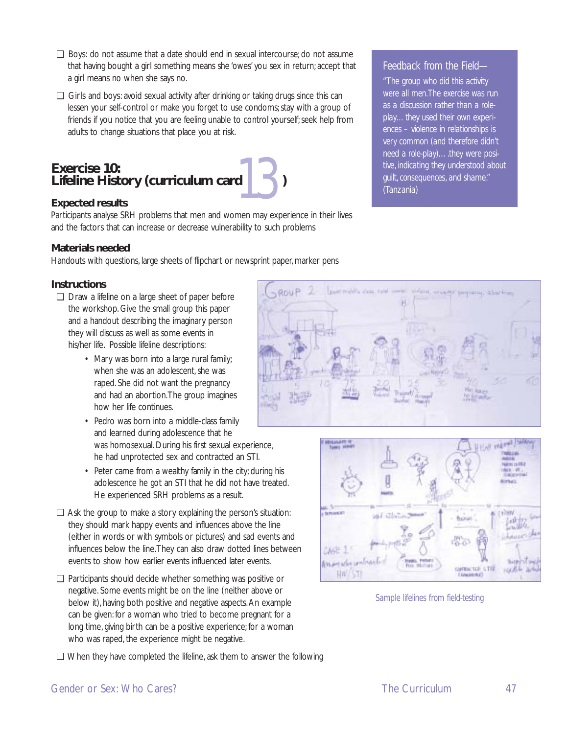- ❑ Boys: do not assume that a date should end in sexual intercourse; do not assume that having bought a girl something means she 'owes' you sex in return; accept that a girl means no when she says no.
- ❑ Girls and boys: avoid sexual activity after drinking or taking drugs since this can lessen your self-control or make you forget to use condoms; stay with a group of friends if you notice that you are feeling unable to control yourself; seek help from adults to change situations that place you at risk.

> **Feedback from the Field—**
>
> "The group who did this activity were all men. The exercise was run as a discussion rather than a role-play… they used their own experiences – violence in relationships is very common (and therefore didn't need a role-play)… .they were positive, indicating they understood about guilt, consequences, and shame." (Tanzania)

## Exercise 10: Lifeline History (curriculum card 13)

### Expected results

Participants analyse SRH problems that men and women may experience in their lives and the factors that can increase or decrease vulnerability to such problems

### Materials needed

Handouts with questions, large sheets of flipchart or newsprint paper, marker pens

### Instructions

- ❑ Draw a lifeline on a large sheet of paper before the workshop. Give the small group this paper and a handout describing the imaginary person they will discuss as well as some events in his/her life. Possible lifeline descriptions:
  - Mary was born into a large rural family; when she was an adolescent, she was raped. She did not want the pregnancy and had an abortion. The group imagines how her life continues.
  - Pedro was born into a middle-class family and learned during adolescence that he was homosexual. During his first sexual experience, he had unprotected sex and contracted an STI.
  - Peter came from a wealthy family in the city; during his adolescence he got an STI that he did not have treated. He experienced SRH problems as a result.
- ❑ Ask the group to make a story explaining the person's situation: they should mark happy events and influences above the line (either in words or with symbols or pictures) and sad events and influences below the line. They can also draw dotted lines between events to show how earlier events influenced later events.
- ❑ Participants should decide whether something was positive or negative. Some events might be on the line (neither above or below it), having both positive and negative aspects. An example can be given: for a woman who tried to become pregnant for a long time, giving birth can be a positive experience; for a woman who was raped, the experience might be negative.
- ❑ When they have completed the lifeline, ask them to answer the following

Sample lifelines from field-testing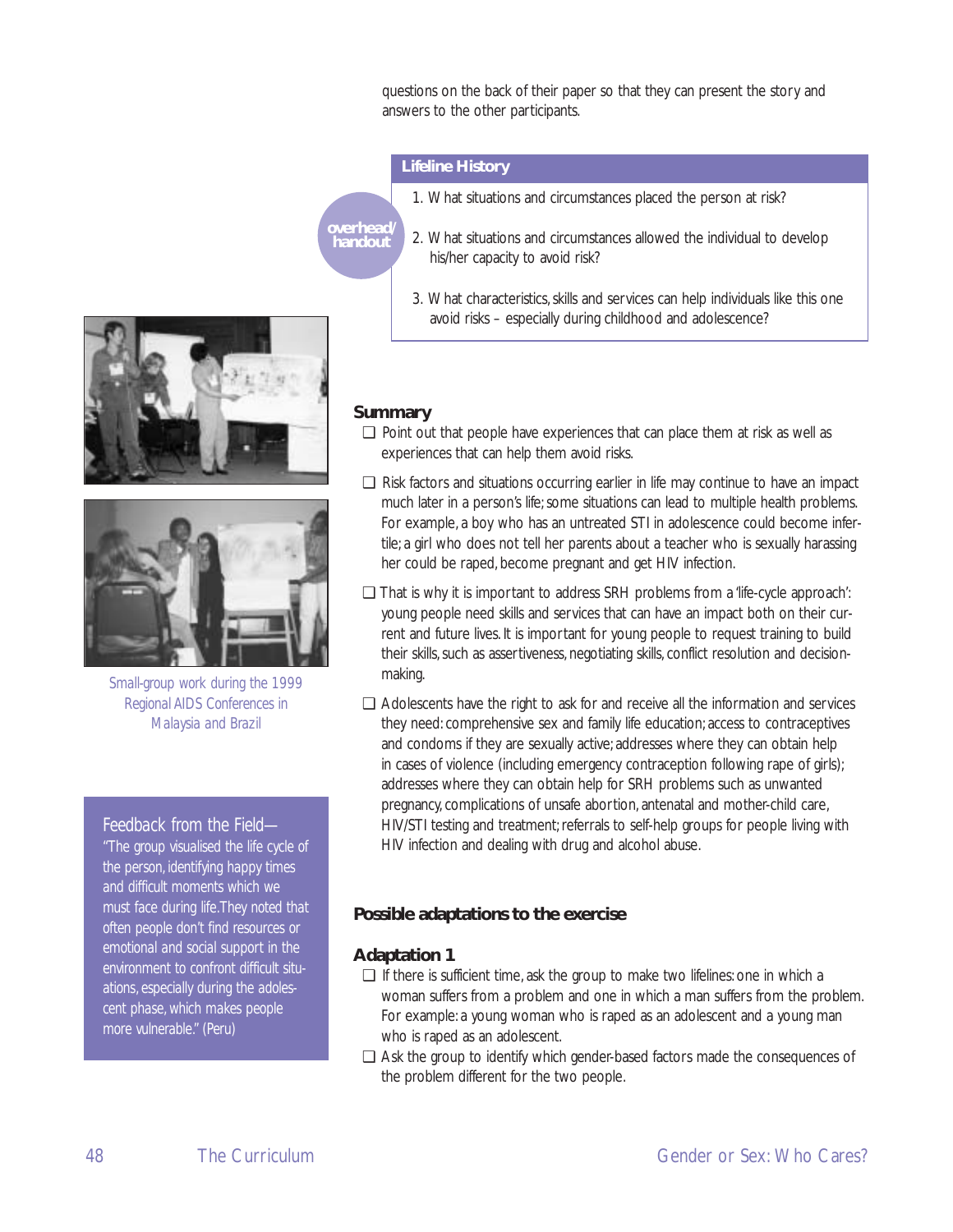questions on the back of their paper so that they can present the story and answers to the other participants.

**Lifeline History**

overhead/handout

1. What situations and circumstances placed the person at risk?
2. What situations and circumstances allowed the individual to develop his/her capacity to avoid risk?
3. What characteristics, skills and services can help individuals like this one avoid risks – especially during childhood and adolescence?

Small-group work during the 1999 Regional AIDS Conferences in Malaysia and Brazil

### Summary

- ❑ Point out that people have experiences that can place them at risk as well as experiences that can help them avoid risks.
- ❑ Risk factors and situations occurring earlier in life may continue to have an impact much later in a person's life; some situations can lead to multiple health problems. For example, a boy who has an untreated STI in adolescence could become infertile; a girl who does not tell her parents about a teacher who is sexually harassing her could be raped, become pregnant and get HIV infection.
- ❑ That is why it is important to address SRH problems from a 'life-cycle approach': young people need skills and services that can have an impact both on their current and future lives. It is important for young people to request training to build their skills, such as assertiveness, negotiating skills, conflict resolution and decision-making.
- ❑ Adolescents have the right to ask for and receive all the information and services they need: comprehensive sex and family life education; access to contraceptives and condoms if they are sexually active; addresses where they can obtain help in cases of violence (including emergency contraception following rape of girls); addresses where they can obtain help for SRH problems such as unwanted pregnancy, complications of unsafe abortion, antenatal and mother-child care, HIV/STI testing and treatment; referrals to self-help groups for people living with HIV infection and dealing with drug and alcohol abuse.

> Feedback from the Field—
> "The group visualised the life cycle of the person, identifying happy times and difficult moments which we must face during life. They noted that often people don't find resources or emotional and social support in the environment to confront difficult situations, especially during the adolescent phase, which makes people more vulnerable." (Peru)

### Possible adaptations to the exercise

#### Adaptation 1

- ❑ If there is sufficient time, ask the group to make two lifelines: one in which a woman suffers from a problem and one in which a man suffers from the problem. For example: a young woman who is raped as an adolescent and a young man who is raped as an adolescent.
- ❑ Ask the group to identify which gender-based factors made the consequences of the problem different for the two people.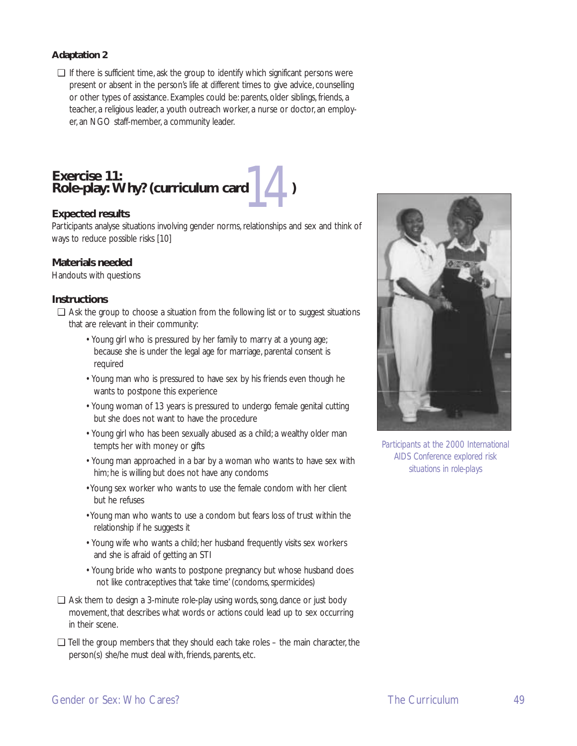### Adaptation 2

- ❑ If there is sufficient time, ask the group to identify which significant persons were present or absent in the person's life at different times to give advice, counselling or other types of assistance. Examples could be: parents, older siblings, friends, a teacher, a religious leader, a youth outreach worker, a nurse or doctor, an employer, an NGO staff-member, a community leader.

## Exercise 11: Role-play: Why? (curriculum card 14)

### Expected results

Participants analyse situations involving gender norms, relationships and sex and think of ways to reduce possible risks [10]

### Materials needed

Handouts with questions

### Instructions

- ❑ Ask the group to choose a situation from the following list or to suggest situations that are relevant in their community:
  - Young girl who is pressured by her family to marry at a young age; because she is under the legal age for marriage, parental consent is required
  - Young man who is pressured to have sex by his friends even though he wants to postpone this experience
  - Young woman of 13 years is pressured to undergo female genital cutting but she does not want to have the procedure
  - Young girl who has been sexually abused as a child; a wealthy older man tempts her with money or gifts
  - Young man approached in a bar by a woman who wants to have sex with him; he is willing but does not have any condoms
  - Young sex worker who wants to use the female condom with her client but he refuses
  - Young man who wants to use a condom but fears loss of trust within the relationship if he suggests it
  - Young wife who wants a child; her husband frequently visits sex workers and she is afraid of getting an STI
  - Young bride who wants to postpone pregnancy but whose husband does not like contraceptives that 'take time' (condoms, spermicides)
- ❑ Ask them to design a 3-minute role-play using words, song, dance or just body movement, that describes what words or actions could lead up to sex occurring in their scene.
- ❑ Tell the group members that they should each take roles – the main character, the person(s) she/he must deal with, friends, parents, etc.

Participants at the 2000 International AIDS Conference explored risk situations in role-plays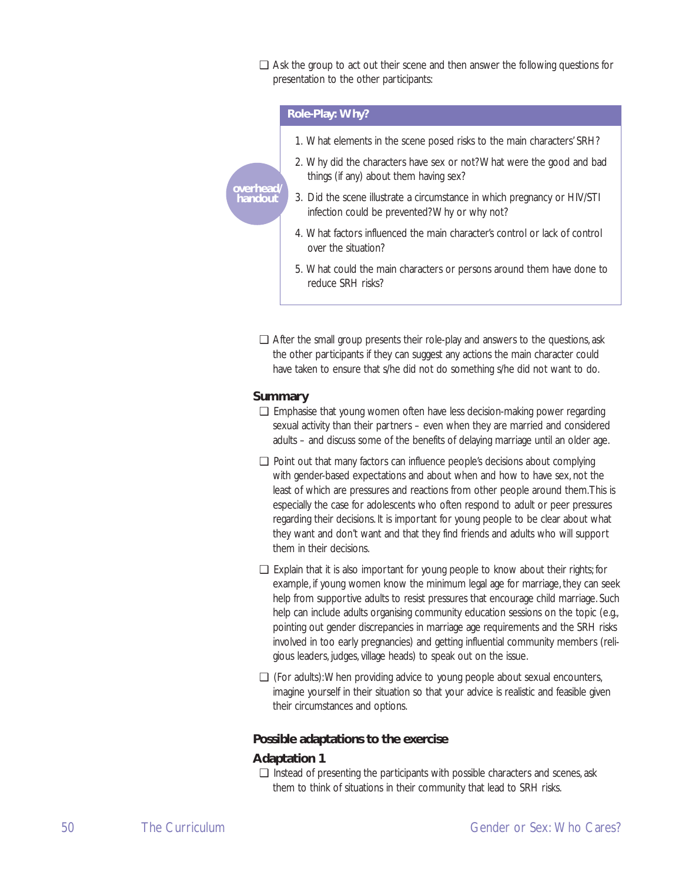❑ Ask the group to act out their scene and then answer the following questions for presentation to the other participants:

overhead/ handout

**Role-Play: Why?**

1. What elements in the scene posed risks to the main characters' SRH?
2. Why did the characters have sex or not? What were the good and bad things (if any) about them having sex?
3. Did the scene illustrate a circumstance in which pregnancy or HIV/STI infection could be prevented? Why or why not?
4. What factors influenced the main character's control or lack of control over the situation?
5. What could the main characters or persons around them have done to reduce SRH risks?

❑ After the small group presents their role-play and answers to the questions, ask the other participants if they can suggest any actions the main character could have taken to ensure that s/he did not do something s/he did not want to do.

## Summary

❑ Emphasise that young women often have less decision-making power regarding sexual activity than their partners – even when they are married and considered adults – and discuss some of the benefits of delaying marriage until an older age.

❑ Point out that many factors can influence people's decisions about complying with gender-based expectations and about when and how to have sex, not the least of which are pressures and reactions from other people around them. This is especially the case for adolescents who often respond to adult or peer pressures regarding their decisions. It is important for young people to be clear about what they want and don't want and that they find friends and adults who will support them in their decisions.

❑ Explain that it is also important for young people to know about their rights; for example, if young women know the minimum legal age for marriage, they can seek help from supportive adults to resist pressures that encourage child marriage. Such help can include adults organising community education sessions on the topic (e.g., pointing out gender discrepancies in marriage age requirements and the SRH risks involved in too early pregnancies) and getting influential community members (religious leaders, judges, village heads) to speak out on the issue.

❑ (For adults): When providing advice to young people about sexual encounters, imagine yourself in their situation so that your advice is realistic and feasible given their circumstances and options.

## Possible adaptations to the exercise

### Adaptation 1

❑ Instead of presenting the participants with possible characters and scenes, ask them to think of situations in their community that lead to SRH risks.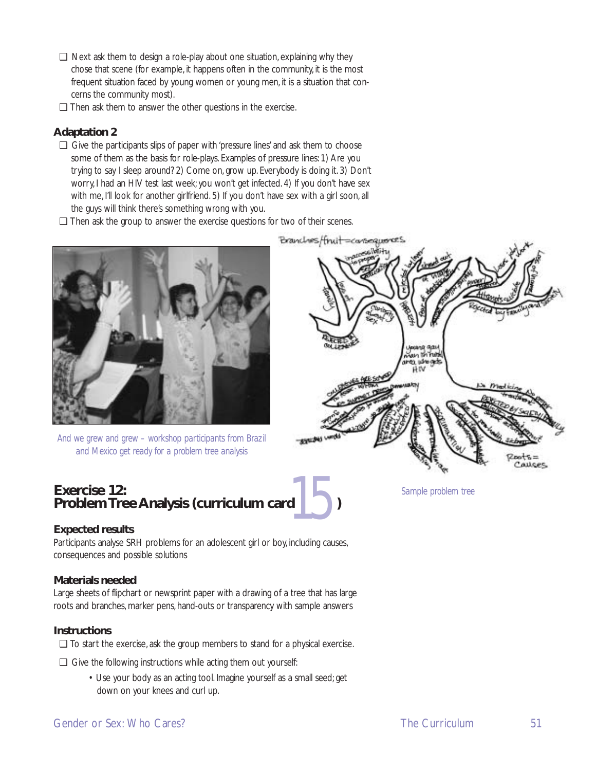- ❑ Next ask them to design a role-play about one situation, explaining why they chose that scene (for example, it happens often in the community, it is the most frequent situation faced by young women or young men, it is a situation that concerns the community most).
- ❑ Then ask them to answer the other questions in the exercise.

### Adaptation 2

- ❑ Give the participants slips of paper with 'pressure lines' and ask them to choose some of them as the basis for role-plays. Examples of pressure lines: 1) Are you trying to say I sleep around? 2) Come on, grow up. Everybody is doing it. 3) Don't worry, I had an HIV test last week; you won't get infected. 4) If you don't have sex with me, I'll look for another girlfriend. 5) If you don't have sex with a girl soon, all the guys will think there's something wrong with you.
- ❑ Then ask the group to answer the exercise questions for two of their scenes.

*And we grew and grew – workshop participants from Brazil and Mexico get ready for a problem tree analysis*

*Sample problem tree*

## Exercise 12: Problem Tree Analysis (curriculum card 15)

### Expected results

Participants analyse SRH problems for an adolescent girl or boy, including causes, consequences and possible solutions

### Materials needed

Large sheets of flipchart or newsprint paper with a drawing of a tree that has large roots and branches, marker pens, hand-outs or transparency with sample answers

### Instructions

- ❑ To start the exercise, ask the group members to stand for a physical exercise.
- ❑ Give the following instructions while acting them out yourself:
  - Use your body as an acting tool. Imagine yourself as a small seed; get down on your knees and curl up.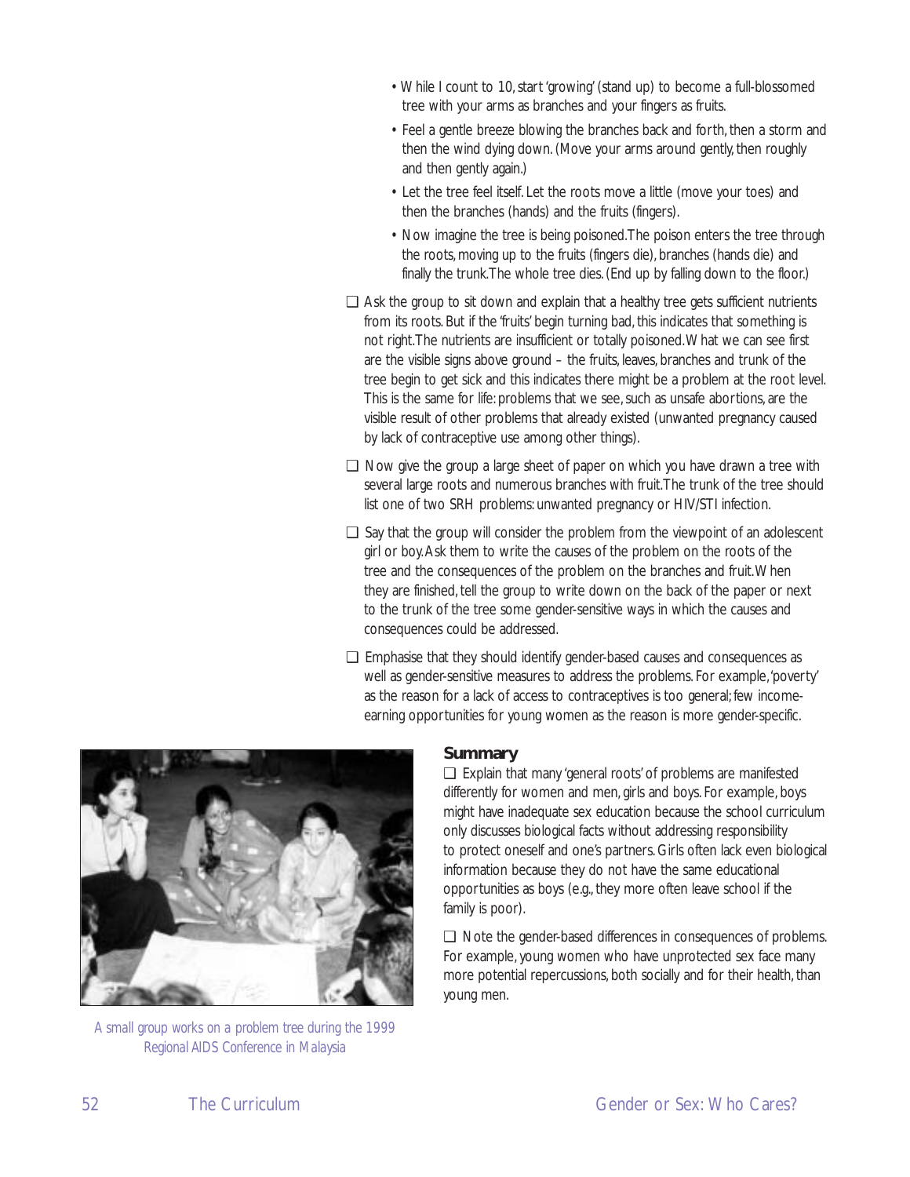- While I count to 10, start 'growing' (stand up) to become a full-blossomed tree with your arms as branches and your fingers as fruits.
- Feel a gentle breeze blowing the branches back and forth, then a storm and then the wind dying down. (Move your arms around gently, then roughly and then gently again.)
- Let the tree feel itself. Let the roots move a little (move your toes) and then the branches (hands) and the fruits (fingers).
- Now imagine the tree is being poisoned. The poison enters the tree through the roots, moving up to the fruits (fingers die), branches (hands die) and finally the trunk. The whole tree dies. (End up by falling down to the floor.)

❑ Ask the group to sit down and explain that a healthy tree gets sufficient nutrients from its roots. But if the 'fruits' begin turning bad, this indicates that something is not right. The nutrients are insufficient or totally poisoned. What we can see first are the visible signs above ground – the fruits, leaves, branches and trunk of the tree begin to get sick and this indicates there might be a problem at the root level. This is the same for life: problems that we see, such as unsafe abortions, are the visible result of other problems that already existed (unwanted pregnancy caused by lack of contraceptive use among other things).

❑ Now give the group a large sheet of paper on which you have drawn a tree with several large roots and numerous branches with fruit. The trunk of the tree should list one of two SRH problems: unwanted pregnancy or HIV/STI infection.

❑ Say that the group will consider the problem from the viewpoint of an adolescent girl or boy. Ask them to write the causes of the problem on the roots of the tree and the consequences of the problem on the branches and fruit. When they are finished, tell the group to write down on the back of the paper or next to the trunk of the tree some gender-sensitive ways in which the causes and consequences could be addressed.

❑ Emphasise that they should identify gender-based causes and consequences as well as gender-sensitive measures to address the problems. For example, 'poverty' as the reason for a lack of access to contraceptives is too general; few income-earning opportunities for young women as the reason is more gender-specific.

A small group works on a problem tree during the 1999 Regional AIDS Conference in Malaysia

**Summary**

❑ Explain that many 'general roots' of problems are manifested differently for women and men, girls and boys. For example, boys might have inadequate sex education because the school curriculum only discusses biological facts without addressing responsibility to protect oneself and one's partners. Girls often lack even biological information because they do not have the same educational opportunities as boys (e.g., they more often leave school if the family is poor).

❑ Note the gender-based differences in consequences of problems. For example, young women who have unprotected sex face many more potential repercussions, both socially and for their health, than young men.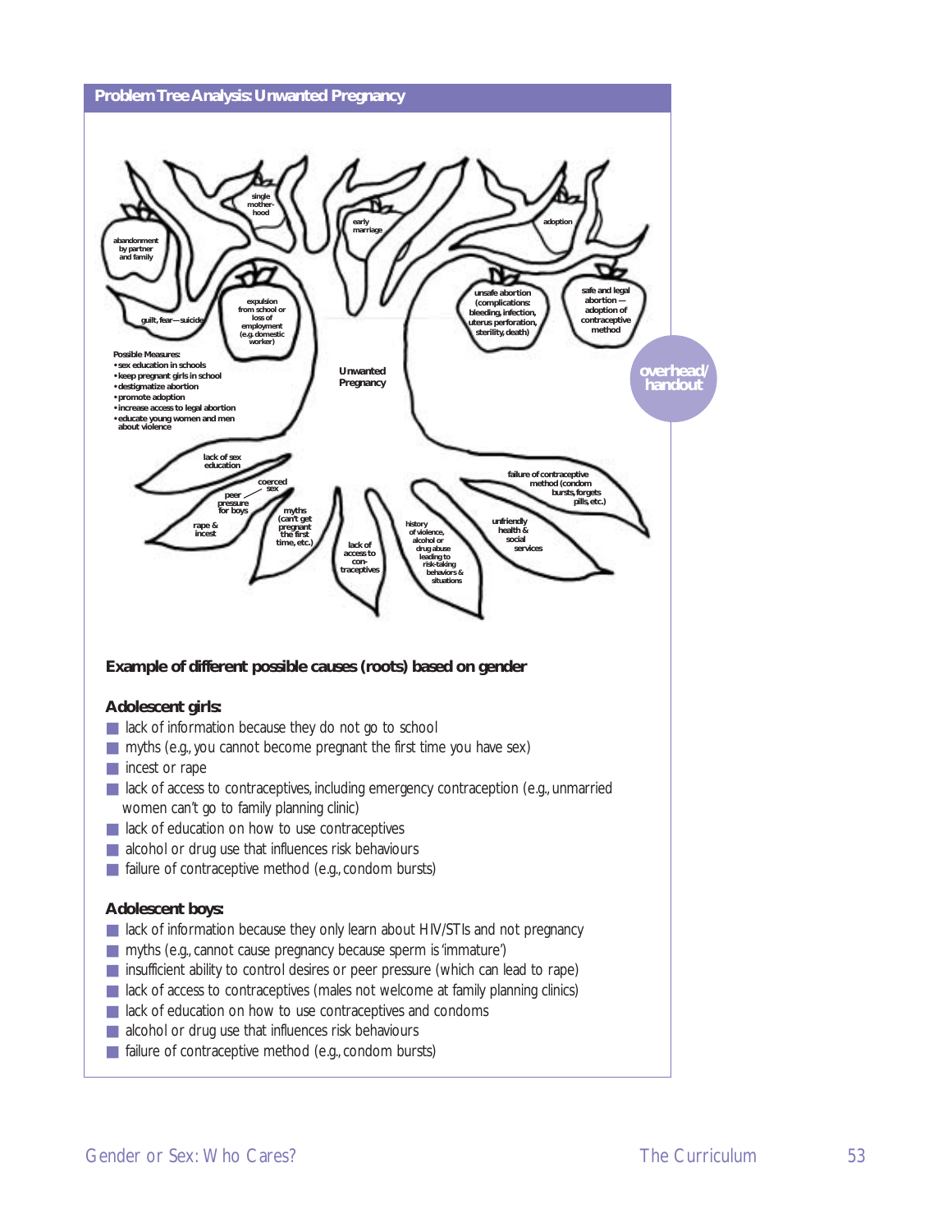## Problem Tree Analysis: Unwanted Pregnancy

abandonment by partner and family

single motherhood

early marriage

adoption

guilt, fear—suicide

expulsion from school or loss of employment (e.g. domestic worker)

unsafe abortion (complications: bleeding, infection, uterus perforation, sterility, death)

safe and legal abortion — adoption of contraceptive method

Possible Measures:
- sex education in schools
- keep pregnant girls in school
- destigmatize abortion
- promote adoption
- increase access to legal abortion
- educate young women and men about violence

Unwanted Pregnancy

overhead/ handout

lack of sex education

coerced sex

peer pressure for boys

rape & incest

myths (can't get pregnant the first time, etc.)

lack of access to contraceptives

history of violence, alcohol or drug abuse leading to risk-taking behaviors & situations

unfriendly health & social services

failure of contraceptive method (condom bursts, forgets pills, etc.)

### Example of different possible causes (roots) based on gender

**Adolescent girls:**

- lack of information because they do not go to school
- myths (e.g., you cannot become pregnant the first time you have sex)
- incest or rape
- lack of access to contraceptives, including emergency contraception (e.g., unmarried women can't go to family planning clinic)
- lack of education on how to use contraceptives
- alcohol or drug use that influences risk behaviours
- failure of contraceptive method (e.g., condom bursts)

**Adolescent boys:**

- lack of information because they only learn about HIV/STIs and not pregnancy
- myths (e.g., cannot cause pregnancy because sperm is 'immature')
- insufficient ability to control desires or peer pressure (which can lead to rape)
- lack of access to contraceptives (males not welcome at family planning clinics)
- lack of education on how to use contraceptives and condoms
- alcohol or drug use that influences risk behaviours
- failure of contraceptive method (e.g., condom bursts)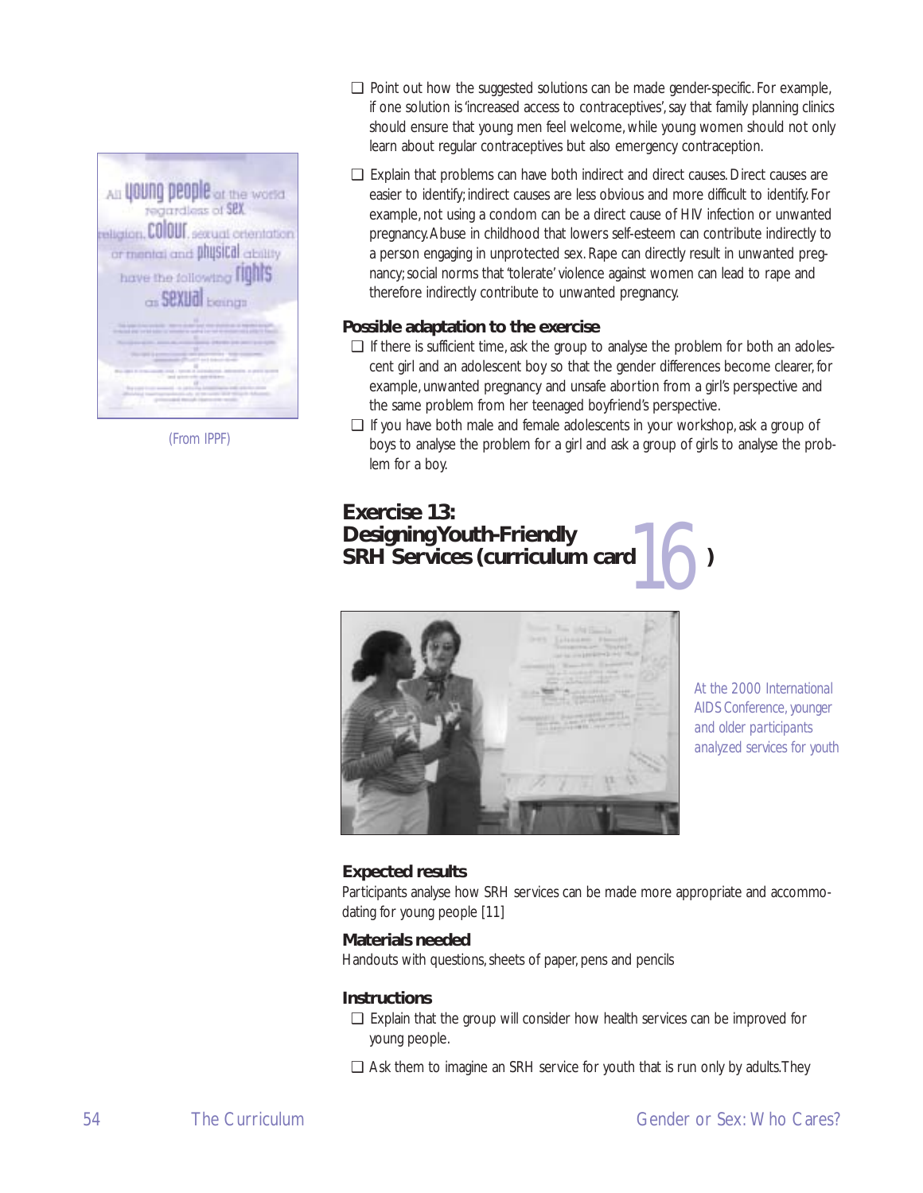(From IPPF)

- ❑ Point out how the suggested solutions can be made gender-specific. For example, if one solution is 'increased access to contraceptives', say that family planning clinics should ensure that young men feel welcome, while young women should not only learn about regular contraceptives but also emergency contraception.
- ❑ Explain that problems can have both indirect and direct causes. Direct causes are easier to identify; indirect causes are less obvious and more difficult to identify. For example, not using a condom can be a direct cause of HIV infection or unwanted pregnancy. Abuse in childhood that lowers self-esteem can contribute indirectly to a person engaging in unprotected sex. Rape can directly result in unwanted pregnancy; social norms that 'tolerate' violence against women can lead to rape and therefore indirectly contribute to unwanted pregnancy.

### Possible adaptation to the exercise

- ❑ If there is sufficient time, ask the group to analyse the problem for both an adolescent girl and an adolescent boy so that the gender differences become clearer, for example, unwanted pregnancy and unsafe abortion from a girl's perspective and the same problem from her teenaged boyfriend's perspective.
- ❑ If you have both male and female adolescents in your workshop, ask a group of boys to analyse the problem for a girl and ask a group of girls to analyse the problem for a boy.

## Exercise 13: Designing Youth-Friendly SRH Services (curriculum card 16)

At the 2000 International AIDS Conference, younger and older participants analyzed services for youth

### Expected results

Participants analyse how SRH services can be made more appropriate and accommodating for young people [11]

### Materials needed

Handouts with questions, sheets of paper, pens and pencils

### Instructions

- ❑ Explain that the group will consider how health services can be improved for young people.
- ❑ Ask them to imagine an SRH service for youth that is run only by adults. They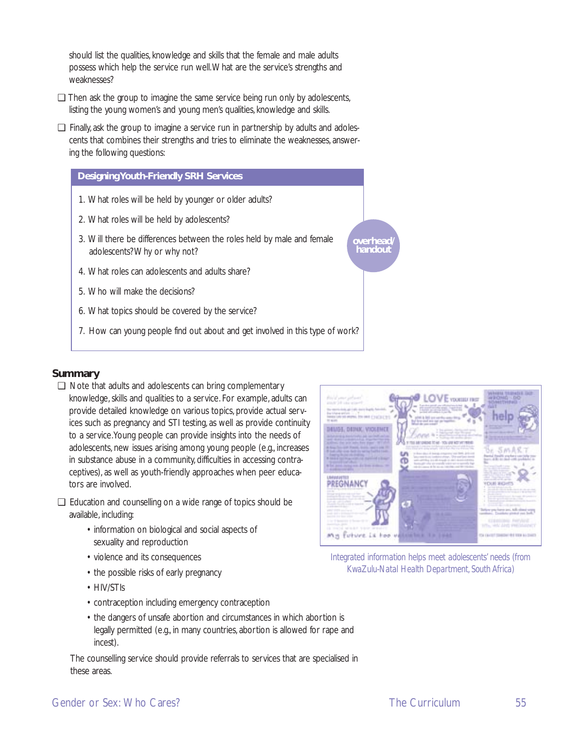should list the qualities, knowledge and skills that the female and male adults possess which help the service run well. What are the service's strengths and weaknesses?

- ❑ Then ask the group to imagine the same service being run only by adolescents, listing the young women's and young men's qualities, knowledge and skills.
- ❑ Finally, ask the group to imagine a service run in partnership by adults and adolescents that combines their strengths and tries to eliminate the weaknesses, answering the following questions:

**Designing Youth-Friendly SRH Services**

**overhead/handout**

1. What roles will be held by younger or older adults?
2. What roles will be held by adolescents?
3. Will there be differences between the roles held by male and female adolescents? Why or why not?
4. What roles can adolescents and adults share?
5. Who will make the decisions?
6. What topics should be covered by the service?
7. How can young people find out about and get involved in this type of work?

## Summary

- ❑ Note that adults and adolescents can bring complementary knowledge, skills and qualities to a service. For example, adults can provide detailed knowledge on various topics, provide actual services such as pregnancy and STI testing, as well as provide continuity to a service. Young people can provide insights into the needs of adolescents, new issues arising among young people (e.g., increases in substance abuse in a community, difficulties in accessing contraceptives), as well as youth-friendly approaches when peer educators are involved.
- ❑ Education and counselling on a wide range of topics should be available, including:
  - information on biological and social aspects of sexuality and reproduction
  - violence and its consequences
  - the possible risks of early pregnancy
  - HIV/STIs
  - contraception including emergency contraception
  - the dangers of unsafe abortion and circumstances in which abortion is legally permitted (e.g., in many countries, abortion is allowed for rape and incest).

  The counselling service should provide referrals to services that are specialised in these areas.

*Integrated information helps meet adolescents' needs (from KwaZulu-Natal Health Department, South Africa)*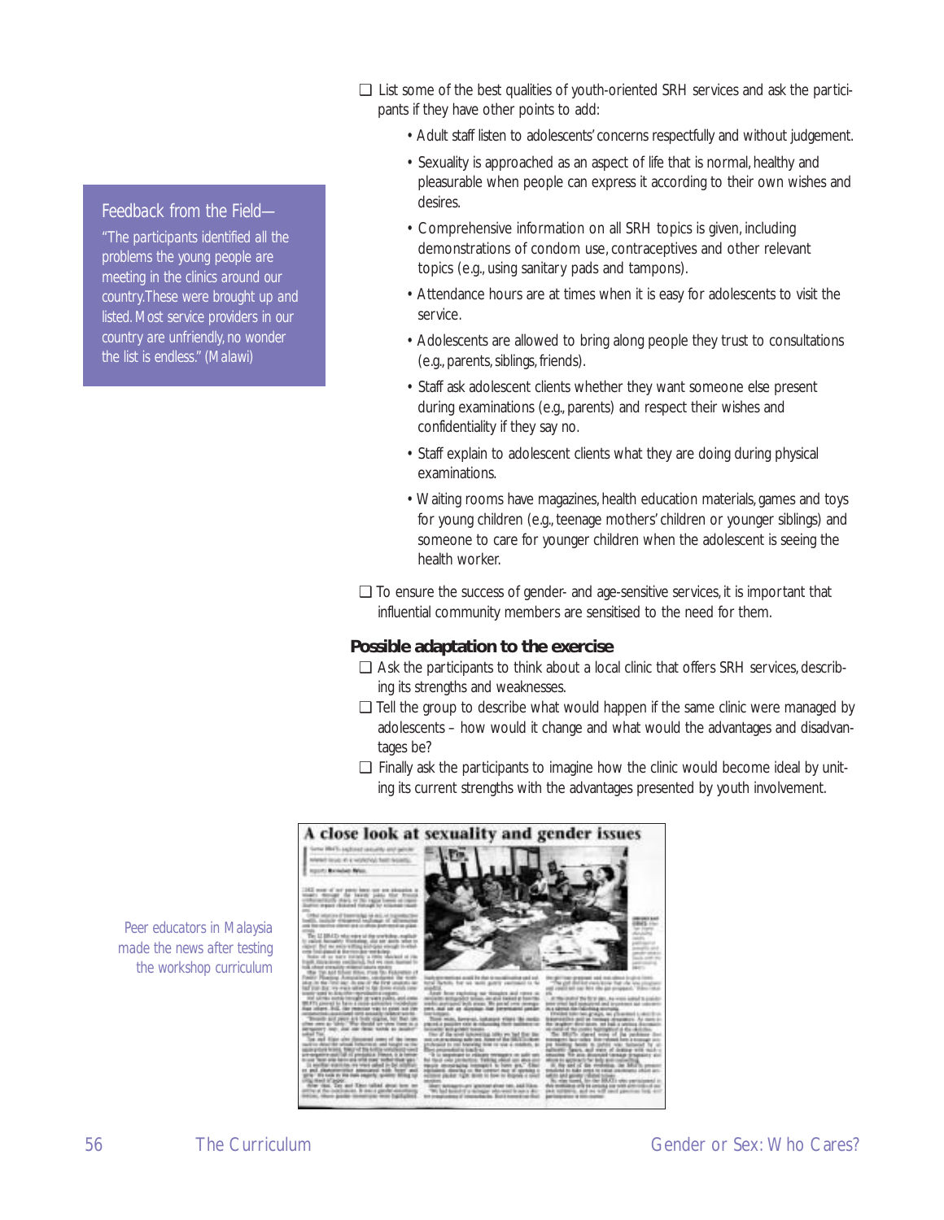- ❑ List some of the best qualities of youth-oriented SRH services and ask the participants if they have other points to add:
  - Adult staff listen to adolescents' concerns respectfully and without judgement.
  - Sexuality is approached as an aspect of life that is normal, healthy and pleasurable when people can express it according to their own wishes and desires.
  - Comprehensive information on all SRH topics is given, including demonstrations of condom use, contraceptives and other relevant topics (e.g., using sanitary pads and tampons).
  - Attendance hours are at times when it is easy for adolescents to visit the service.
  - Adolescents are allowed to bring along people they trust to consultations (e.g., parents, siblings, friends).
  - Staff ask adolescent clients whether they want someone else present during examinations (e.g., parents) and respect their wishes and confidentiality if they say no.
  - Staff explain to adolescent clients what they are doing during physical examinations.
  - Waiting rooms have magazines, health education materials, games and toys for young children (e.g., teenage mothers' children or younger siblings) and someone to care for younger children when the adolescent is seeing the health worker.
- ❑ To ensure the success of gender- and age-sensitive services, it is important that influential community members are sensitised to the need for them.

> **Feedback from the Field—**
>
> *"The participants identified all the problems the young people are meeting in the clinics around our country. These were brought up and listed. Most service providers in our country are unfriendly, no wonder the list is endless." (Malawi)*

### Possible adaptation to the exercise

- ❑ Ask the participants to think about a local clinic that offers SRH services, describing its strengths and weaknesses.
- ❑ Tell the group to describe what would happen if the same clinic were managed by adolescents – how would it change and what would the advantages and disadvantages be?
- ❑ Finally ask the participants to imagine how the clinic would become ideal by uniting its current strengths with the advantages presented by youth involvement.

**A close look at sexuality and gender issues**

*Peer educators in Malaysia made the news after testing the workshop curriculum*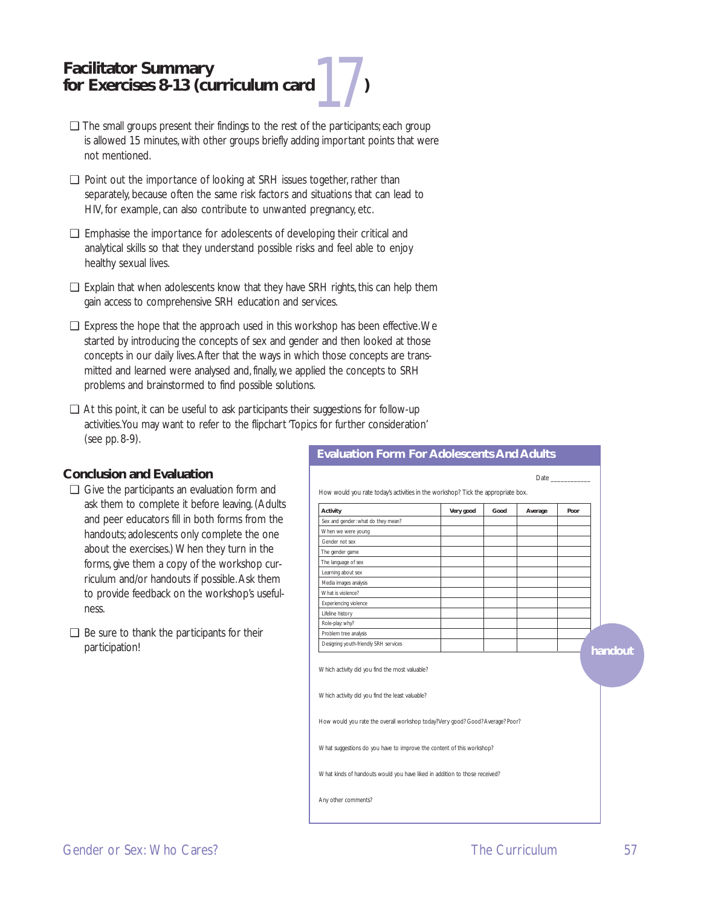# Facilitator Summary for Exercises 8-13 (curriculum card 17)

- ❑ The small groups present their findings to the rest of the participants; each group is allowed 15 minutes, with other groups briefly adding important points that were not mentioned.
- ❑ Point out the importance of looking at SRH issues together, rather than separately, because often the same risk factors and situations that can lead to HIV, for example, can also contribute to unwanted pregnancy, etc.
- ❑ Emphasise the importance for adolescents of developing their critical and analytical skills so that they understand possible risks and feel able to enjoy healthy sexual lives.
- ❑ Explain that when adolescents know that they have SRH rights, this can help them gain access to comprehensive SRH education and services.
- ❑ Express the hope that the approach used in this workshop has been effective. We started by introducing the concepts of sex and gender and then looked at those concepts in our daily lives. After that the ways in which those concepts are transmitted and learned were analysed and, finally, we applied the concepts to SRH problems and brainstormed to find possible solutions.
- ❑ At this point, it can be useful to ask participants their suggestions for follow-up activities. You may want to refer to the flipchart 'Topics for further consideration' (see pp. 8-9).

## Conclusion and Evaluation

- ❑ Give the participants an evaluation form and ask them to complete it before leaving. (Adults and peer educators fill in both forms from the handouts; adolescents only complete the one about the exercises.) When they turn in the forms, give them a copy of the workshop curriculum and/or handouts if possible. Ask them to provide feedback on the workshop's usefulness.
- ❑ Be sure to thank the participants for their participation!

## Evaluation Form For Adolescents And Adults

handout

Date ___________

How would you rate today's activities in the workshop? Tick the appropriate box.

| Activity | Very good | Good | Average | Poor |
|---|---|---|---|---|
| Sex and gender: what do they mean? | | | | |
| When we were young | | | | |
| Gender not sex | | | | |
| The gender game | | | | |
| The language of sex | | | | |
| Learning about sex | | | | |
| Media images analysis | | | | |
| What is violence? | | | | |
| Experiencing violence | | | | |
| Lifeline history | | | | |
| Role-play: why? | | | | |
| Problem tree analysis | | | | |
| Designing youth-friendly SRH services | | | | |

Which activity did you find the most valuable?

Which activity did you find the least valuable?

How would you rate the overall workshop today? Very good? Good? Average? Poor?

What suggestions do you have to improve the content of this workshop?

What kinds of handouts would you have liked in addition to those received?

Any other comments?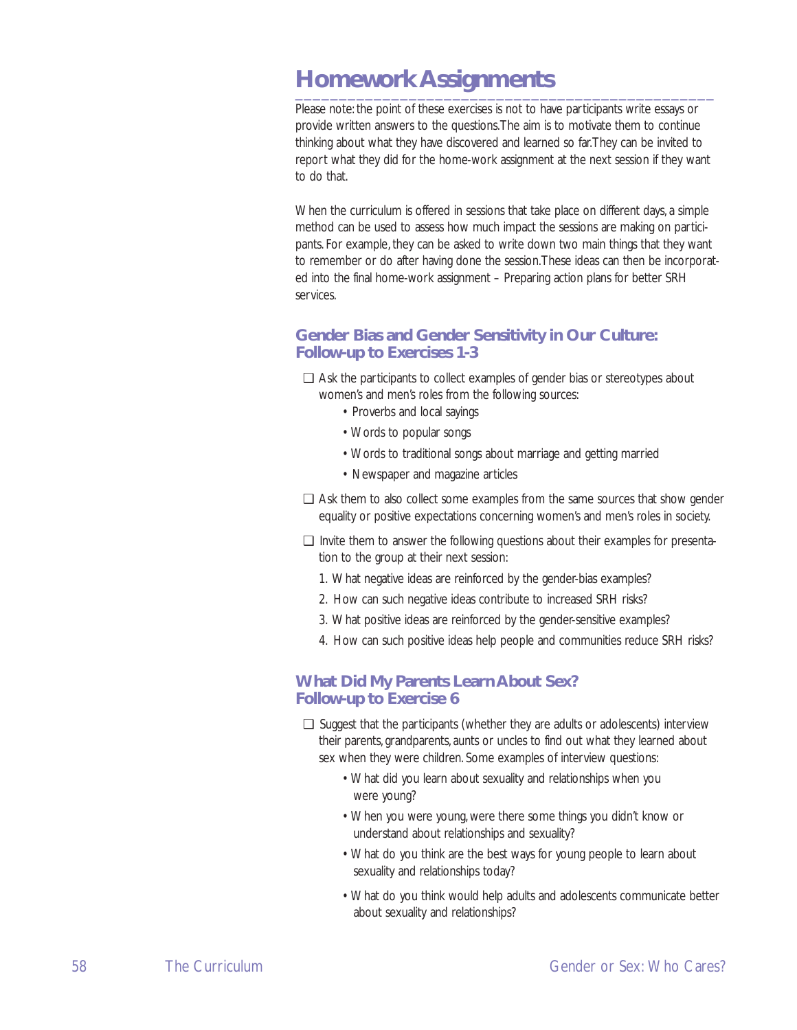# Homework Assignments

Please note: the point of these exercises is not to have participants write essays or provide written answers to the questions. The aim is to motivate them to continue thinking about what they have discovered and learned so far. They can be invited to report what they did for the home-work assignment at the next session if they want to do that.

When the curriculum is offered in sessions that take place on different days, a simple method can be used to assess how much impact the sessions are making on participants. For example, they can be asked to write down two main things that they want to remember or do after having done the session. These ideas can then be incorporated into the final home-work assignment – Preparing action plans for better SRH services.

## Gender Bias and Gender Sensitivity in Our Culture: Follow-up to Exercises 1-3

- ❑ Ask the participants to collect examples of gender bias or stereotypes about women's and men's roles from the following sources:
  - Proverbs and local sayings
  - Words to popular songs
  - Words to traditional songs about marriage and getting married
  - Newspaper and magazine articles
- ❑ Ask them to also collect some examples from the same sources that show gender equality or positive expectations concerning women's and men's roles in society.
- ❑ Invite them to answer the following questions about their examples for presentation to the group at their next session:
  1. What negative ideas are reinforced by the gender-bias examples?
  2. How can such negative ideas contribute to increased SRH risks?
  3. What positive ideas are reinforced by the gender-sensitive examples?
  4. How can such positive ideas help people and communities reduce SRH risks?

## What Did My Parents Learn About Sex? Follow-up to Exercise 6

- ❑ Suggest that the participants (whether they are adults or adolescents) interview their parents, grandparents, aunts or uncles to find out what they learned about sex when they were children. Some examples of interview questions:
  - What did you learn about sexuality and relationships when you were young?
  - When you were young, were there some things you didn't know or understand about relationships and sexuality?
  - What do you think are the best ways for young people to learn about sexuality and relationships today?
  - What do you think would help adults and adolescents communicate better about sexuality and relationships?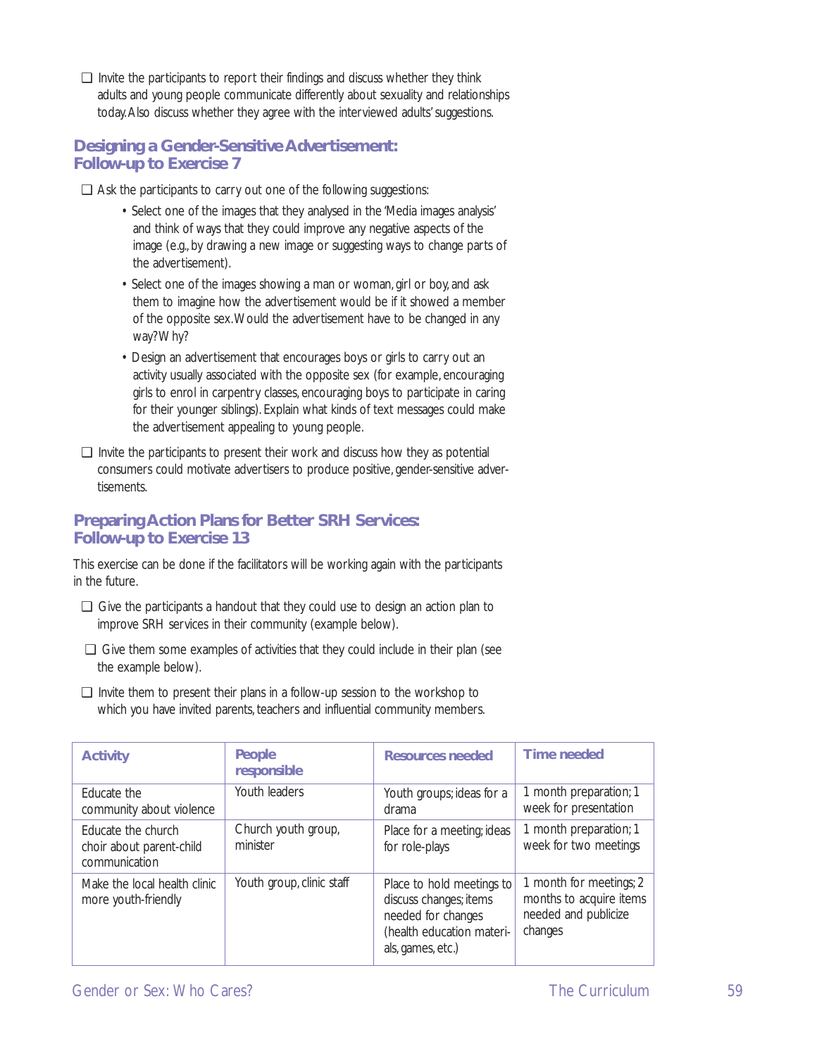- ❑ Invite the participants to report their findings and discuss whether they think adults and young people communicate differently about sexuality and relationships today. Also discuss whether they agree with the interviewed adults' suggestions.

## Designing a Gender-Sensitive Advertisement: Follow-up to Exercise 7

- ❑ Ask the participants to carry out one of the following suggestions:
  - Select one of the images that they analysed in the 'Media images analysis' and think of ways that they could improve any negative aspects of the image (e.g., by drawing a new image or suggesting ways to change parts of the advertisement).
  - Select one of the images showing a man or woman, girl or boy, and ask them to imagine how the advertisement would be if it showed a member of the opposite sex. Would the advertisement have to be changed in any way? Why?
  - Design an advertisement that encourages boys or girls to carry out an activity usually associated with the opposite sex (for example, encouraging girls to enrol in carpentry classes, encouraging boys to participate in caring for their younger siblings). Explain what kinds of text messages could make the advertisement appealing to young people.
- ❑ Invite the participants to present their work and discuss how they as potential consumers could motivate advertisers to produce positive, gender-sensitive advertisements.

## Preparing Action Plans for Better SRH Services: Follow-up to Exercise 13

This exercise can be done if the facilitators will be working again with the participants in the future.

- ❑ Give the participants a handout that they could use to design an action plan to improve SRH services in their community (example below).
- ❑ Give them some examples of activities that they could include in their plan (see the example below).
- ❑ Invite them to present their plans in a follow-up session to the workshop to which you have invited parents, teachers and influential community members.

| Activity | People responsible | Resources needed | Time needed |
|---|---|---|---|
| Educate the community about violence | Youth leaders | Youth groups; ideas for a drama | 1 month preparation; 1 week for presentation |
| Educate the church choir about parent-child communication | Church youth group, minister | Place for a meeting; ideas for role-plays | 1 month preparation; 1 week for two meetings |
| Make the local health clinic more youth-friendly | Youth group, clinic staff | Place to hold meetings to discuss changes; items needed for changes (health education materials, games, etc.) | 1 month for meetings; 2 months to acquire items needed and publicize changes |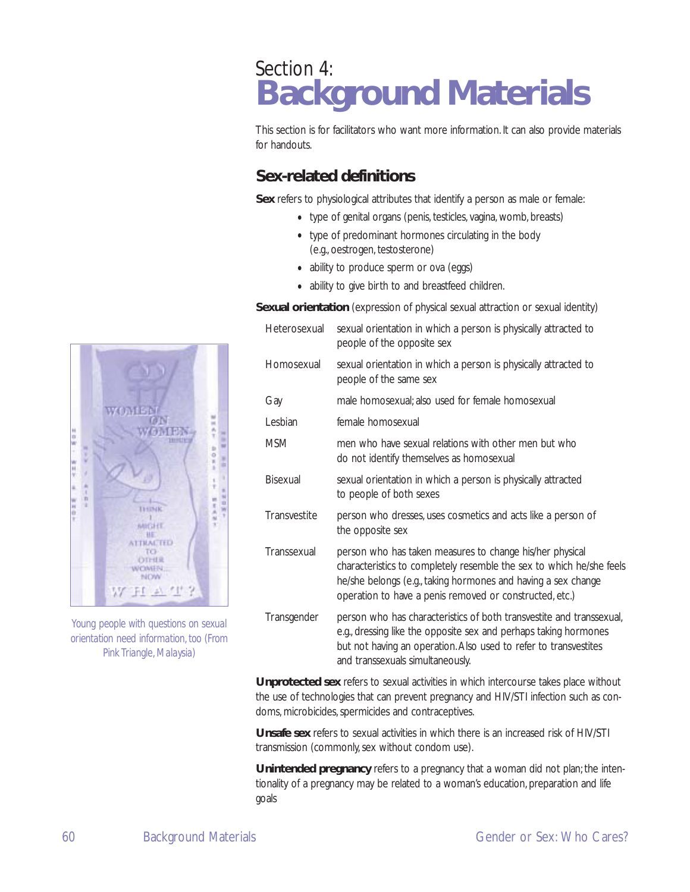# Section 4: Background Materials

This section is for facilitators who want more information. It can also provide materials for handouts.

## Sex-related definitions

**Sex** refers to physiological attributes that identify a person as male or female:

- type of genital organs (penis, testicles, vagina, womb, breasts)
- type of predominant hormones circulating in the body (e.g., oestrogen, testosterone)
- ability to produce sperm or ova (eggs)
- ability to give birth to and breastfeed children.

**Sexual orientation** (expression of physical sexual attraction or sexual identity)

| | |
|---|---|
| Heterosexual | sexual orientation in which a person is physically attracted to people of the opposite sex |
| Homosexual | sexual orientation in which a person is physically attracted to people of the same sex |
| Gay | male homosexual; also used for female homosexual |
| Lesbian | female homosexual |
| MSM | men who have sexual relations with other men but who do not identify themselves as homosexual |
| Bisexual | sexual orientation in which a person is physically attracted to people of both sexes |
| Transvestite | person who dresses, uses cosmetics and acts like a person of the opposite sex |
| Transsexual | person who has taken measures to change his/her physical characteristics to completely resemble the sex to which he/she feels he/she belongs (e.g., taking hormones and having a sex change operation to have a penis removed or constructed, etc.) |
| Transgender | person who has characteristics of both transvestite and transsexual, e.g., dressing like the opposite sex and perhaps taking hormones but not having an operation. Also used to refer to transvestites and transsexuals simultaneously. |

Young people with questions on sexual orientation need information, too (From Pink Triangle, Malaysia)

**Unprotected sex** refers to sexual activities in which intercourse takes place without the use of technologies that can prevent pregnancy and HIV/STI infection such as condoms, microbicides, spermicides and contraceptives.

**Unsafe sex** refers to sexual activities in which there is an increased risk of HIV/STI transmission (commonly, sex without condom use).

**Unintended pregnancy** refers to a pregnancy that a woman did not plan; the intentionality of a pregnancy may be related to a woman's education, preparation and life goals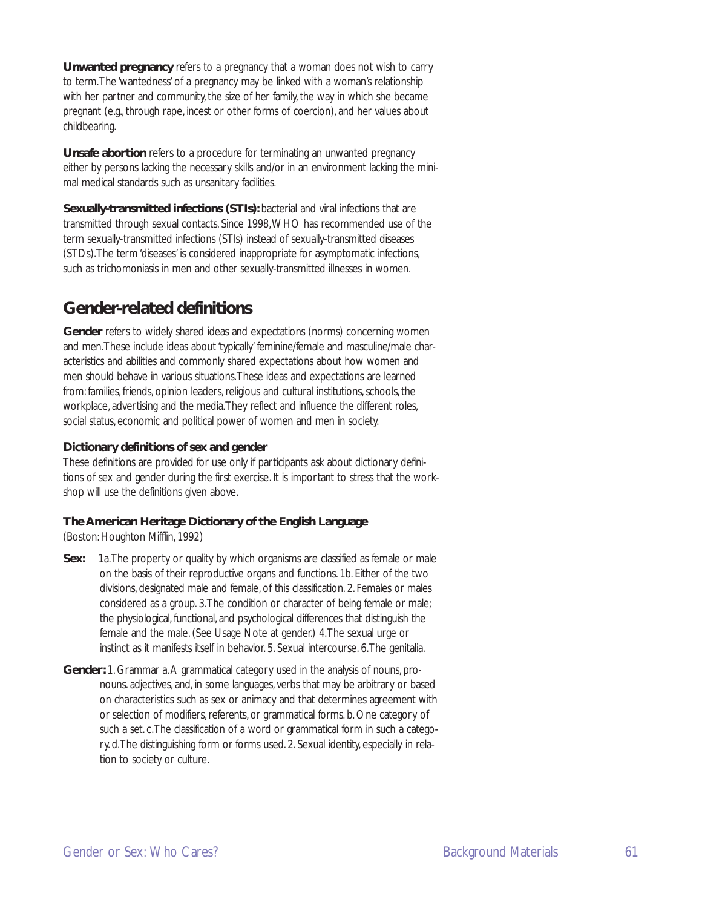**Unwanted pregnancy** refers to a pregnancy that a woman does not wish to carry to term. The 'wantedness' of a pregnancy may be linked with a woman's relationship with her partner and community, the size of her family, the way in which she became pregnant (e.g., through rape, incest or other forms of coercion), and her values about childbearing.

**Unsafe abortion** refers to a procedure for terminating an unwanted pregnancy either by persons lacking the necessary skills and/or in an environment lacking the minimal medical standards such as unsanitary facilities.

**Sexually-transmitted infections (STIs):** bacterial and viral infections that are transmitted through sexual contacts. Since 1998, WHO has recommended use of the term sexually-transmitted infections (STIs) instead of sexually-transmitted diseases (STDs). The term 'diseases' is considered inappropriate for asymptomatic infections, such as trichomoniasis in men and other sexually-transmitted illnesses in women.

## Gender-related definitions

**Gender** refers to widely shared ideas and expectations (norms) concerning women and men. These include ideas about 'typically' feminine/female and masculine/male characteristics and abilities and commonly shared expectations about how women and men should behave in various situations. These ideas and expectations are learned from: families, friends, opinion leaders, religious and cultural institutions, schools, the workplace, advertising and the media. They reflect and influence the different roles, social status, economic and political power of women and men in society.

### Dictionary definitions of sex and gender

These definitions are provided for use only if participants ask about dictionary definitions of sex and gender during the first exercise. It is important to stress that the workshop will use the definitions given above.

### The American Heritage Dictionary of the English Language

(Boston: Houghton Mifflin, 1992)

**Sex:** 1a. The property or quality by which organisms are classified as female or male on the basis of their reproductive organs and functions. 1b. Either of the two divisions, designated male and female, of this classification. 2. Females or males considered as a group. 3. The condition or character of being female or male; the physiological, functional, and psychological differences that distinguish the female and the male. (See Usage Note at gender.) 4. The sexual urge or instinct as it manifests itself in behavior. 5. Sexual intercourse. 6. The genitalia.

**Gender:** 1. Grammar a. A grammatical category used in the analysis of nouns, pronouns. adjectives, and, in some languages, verbs that may be arbitrary or based on characteristics such as sex or animacy and that determines agreement with or selection of modifiers, referents, or grammatical forms. b. One category of such a set. c. The classification of a word or grammatical form in such a category. d. The distinguishing form or forms used. 2. Sexual identity, especially in relation to society or culture.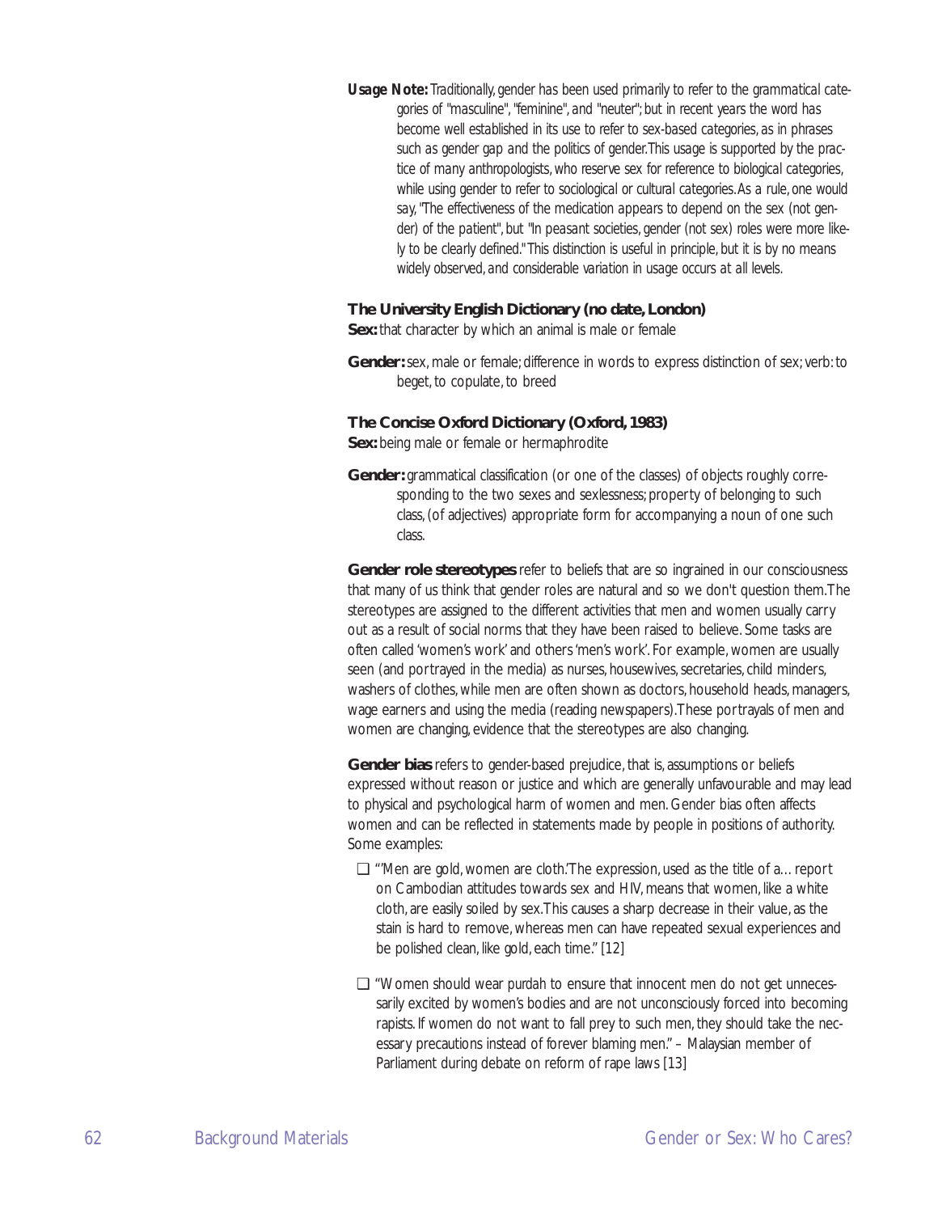**Usage Note:** *Traditionally, gender has been used primarily to refer to the grammatical categories of "masculine", "feminine", and "neuter"; but in recent years the word has become well established in its use to refer to sex-based categories, as in phrases such as gender gap and the politics of gender. This usage is supported by the practice of many anthropologists, who reserve sex for reference to biological categories, while using gender to refer to sociological or cultural categories. As a rule, one would say, "The effectiveness of the medication appears to depend on the sex (not gender) of the patient", but "In peasant societies, gender (not sex) roles were more likely to be clearly defined." This distinction is useful in principle, but it is by no means widely observed, and considerable variation in usage occurs at all levels.*

**The University English Dictionary (no date, London)**

**Sex:** that character by which an animal is male or female

**Gender:** sex, male or female; difference in words to express distinction of sex; verb: to beget, to copulate, to breed

**The Concise Oxford Dictionary (Oxford, 1983)**

**Sex:** being male or female or hermaphrodite

**Gender:** grammatical classification (or one of the classes) of objects roughly corresponding to the two sexes and sexlessness; property of belonging to such class, (of adjectives) appropriate form for accompanying a noun of one such class.

**Gender role stereotypes** refer to beliefs that are so ingrained in our consciousness that many of us think that gender roles are natural and so we don't question them. The stereotypes are assigned to the different activities that men and women usually carry out as a result of social norms that they have been raised to believe. Some tasks are often called 'women's work' and others 'men's work'. For example, women are usually seen (and portrayed in the media) as nurses, housewives, secretaries, child minders, washers of clothes, while men are often shown as doctors, household heads, managers, wage earners and using the media (reading newspapers). These portrayals of men and women are changing, evidence that the stereotypes are also changing.

**Gender bias** refers to gender-based prejudice, that is, assumptions or beliefs expressed without reason or justice and which are generally unfavourable and may lead to physical and psychological harm of women and men. Gender bias often affects women and can be reflected in statements made by people in positions of authority. Some examples:

- "'Men are gold, women are cloth.' The expression, used as the title of a… report on Cambodian attitudes towards sex and HIV, means that women, like a white cloth, are easily soiled by sex. This causes a sharp decrease in their value, as the stain is hard to remove, whereas men can have repeated sexual experiences and be polished clean, like gold, each time." [12]

- "Women should wear *purdah* to ensure that innocent men do not get unnecessarily excited by women's bodies and are not unconsciously forced into becoming rapists. If women do not want to fall prey to such men, they should take the necessary precautions instead of forever blaming men." – Malaysian member of Parliament during debate on reform of rape laws [13]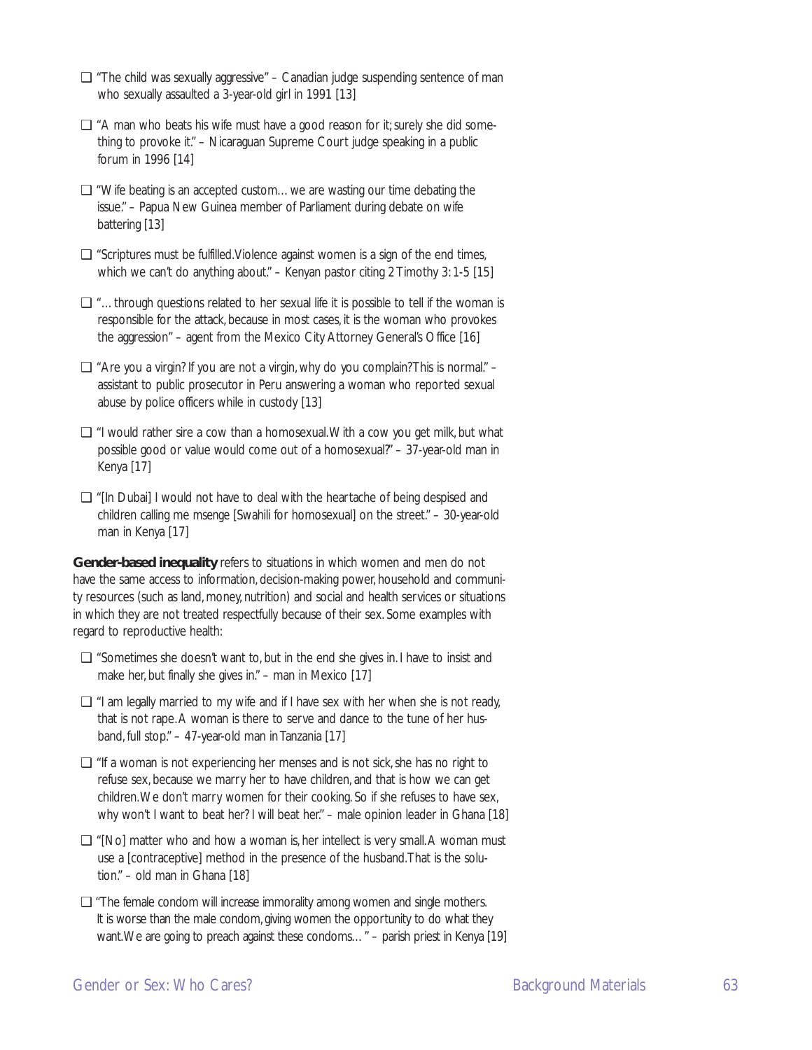- "The child was sexually aggressive" – Canadian judge suspending sentence of man who sexually assaulted a 3-year-old girl in 1991 [13]
- "A man who beats his wife must have a good reason for it; surely she did something to provoke it." – Nicaraguan Supreme Court judge speaking in a public forum in 1996 [14]
- "Wife beating is an accepted custom… we are wasting our time debating the issue." – Papua New Guinea member of Parliament during debate on wife battering [13]
- "Scriptures must be fulfilled. Violence against women is a sign of the end times, which we can't do anything about." – Kenyan pastor citing 2 Timothy 3: 1-5 [15]
- "… through questions related to her sexual life it is possible to tell if the woman is responsible for the attack, because in most cases, it is the woman who provokes the aggression" – agent from the Mexico City Attorney General's Office [16]
- "Are you a virgin? If you are not a virgin, why do you complain? This is normal." – assistant to public prosecutor in Peru answering a woman who reported sexual abuse by police officers while in custody [13]
- "I would rather sire a cow than a homosexual. With a cow you get milk, but what possible good or value would come out of a homosexual?" – 37-year-old man in Kenya [17]
- "[In Dubai] I would not have to deal with the heartache of being despised and children calling me *msenge* [Swahili for homosexual] on the street." – 30-year-old man in Kenya [17]

**Gender-based inequality** refers to situations in which women and men do not have the same access to information, decision-making power, household and community resources (such as land, money, nutrition) and social and health services or situations in which they are not treated respectfully because of their sex. Some examples with regard to reproductive health:

- "Sometimes she doesn't want to, but in the end she gives in. I have to insist and make her, but finally she gives in." – man in Mexico [17]
- "I am legally married to my wife and if I have sex with her when she is not ready, that is not rape. A woman is there to serve and dance to the tune of her husband, full stop." – 47-year-old man in Tanzania [17]
- "If a woman is not experiencing her menses and is not sick, she has no right to refuse sex, because we marry her to have children, and that is how we can get children. We don't marry women for their cooking. So if she refuses to have sex, why won't I want to beat her? I will beat her." – male opinion leader in Ghana [18]
- "[No] matter who and how a woman is, her intellect is very small. A woman must use a [contraceptive] method in the presence of the husband. That is the solution." – old man in Ghana [18]
- "The female condom will increase immorality among women and single mothers. It is worse than the male condom, giving women the opportunity to do what they want. We are going to preach against these condoms… " – parish priest in Kenya [19]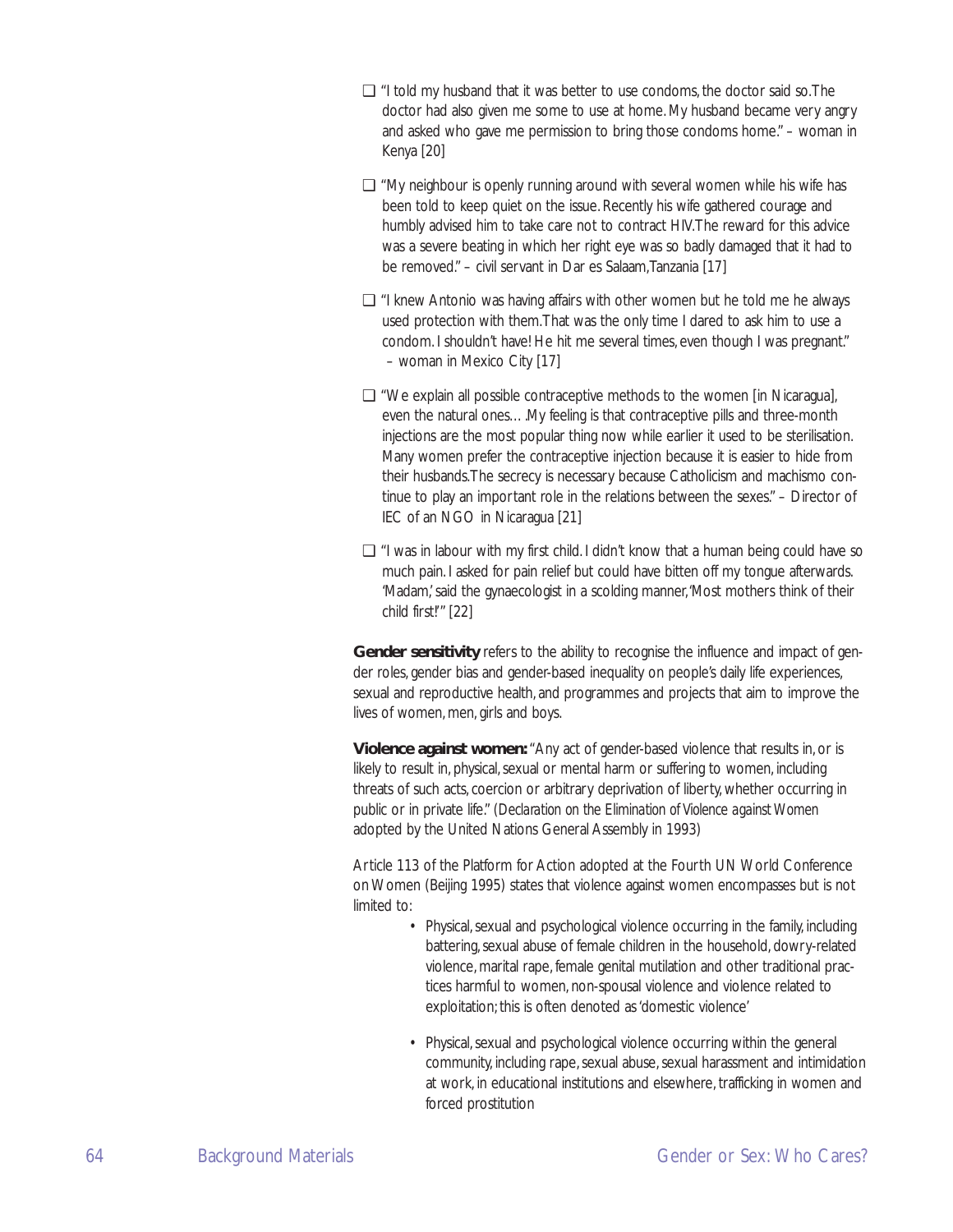- ❑ "I told my husband that it was better to use condoms, the doctor said so. The doctor had also given me some to use at home. My husband became very angry and asked who gave me permission to bring those condoms home." – woman in Kenya [20]

- ❑ "My neighbour is openly running around with several women while his wife has been told to keep quiet on the issue. Recently his wife gathered courage and humbly advised him to take care not to contract HIV. The reward for this advice was a severe beating in which her right eye was so badly damaged that it had to be removed." – civil servant in Dar es Salaam, Tanzania [17]

- ❑ "I knew Antonio was having affairs with other women but he told me he always used protection with them. That was the only time I dared to ask him to use a condom. I shouldn't have! He hit me several times, even though I was pregnant." – woman in Mexico City [17]

- ❑ "We explain all possible contraceptive methods to the women [in Nicaragua], even the natural ones… .My feeling is that contraceptive pills and three-month injections are the most popular thing now while earlier it used to be sterilisation. Many women prefer the contraceptive injection because it is easier to hide from their husbands. The secrecy is necessary because Catholicism and machismo continue to play an important role in the relations between the sexes." – Director of IEC of an NGO in Nicaragua [21]

- ❑ "I was in labour with my first child. I didn't know that a human being could have so much pain. I asked for pain relief but could have bitten off my tongue afterwards. 'Madam,' said the gynaecologist in a scolding manner, 'Most mothers think of their child first!'" [22]

**Gender sensitivity** refers to the ability to recognise the influence and impact of gender roles, gender bias and gender-based inequality on people's daily life experiences, sexual and reproductive health, and programmes and projects that aim to improve the lives of women, men, girls and boys.

**Violence against women:** "Any act of gender-based violence that results in, or is likely to result in, physical, sexual or mental harm or suffering to women, including threats of such acts, coercion or arbitrary deprivation of liberty, whether occurring in public or in private life." (*Declaration on the Elimination of Violence against Women* adopted by the United Nations General Assembly in 1993)

Article 113 of the Platform for Action adopted at the Fourth UN World Conference on Women (Beijing 1995) states that violence against women encompasses but is not limited to:

- Physical, sexual and psychological violence occurring in the family, including battering, sexual abuse of female children in the household, dowry-related violence, marital rape, female genital mutilation and other traditional practices harmful to women, non-spousal violence and violence related to exploitation; this is often denoted as 'domestic violence'

- Physical, sexual and psychological violence occurring within the general community, including rape, sexual abuse, sexual harassment and intimidation at work, in educational institutions and elsewhere, trafficking in women and forced prostitution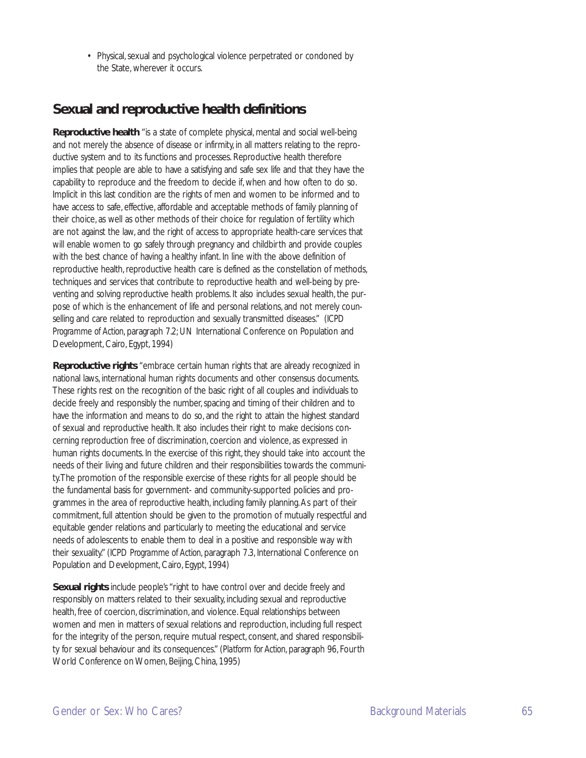- Physical, sexual and psychological violence perpetrated or condoned by the State, wherever it occurs.

## Sexual and reproductive health definitions

**Reproductive health** "is a state of complete physical, mental and social well-being and not merely the absence of disease or infirmity, in all matters relating to the reproductive system and to its functions and processes. Reproductive health therefore implies that people are able to have a satisfying and safe sex life and that they have the capability to reproduce and the freedom to decide if, when and how often to do so. Implicit in this last condition are the rights of men and women to be informed and to have access to safe, effective, affordable and acceptable methods of family planning of their choice, as well as other methods of their choice for regulation of fertility which are not against the law, and the right of access to appropriate health-care services that will enable women to go safely through pregnancy and childbirth and provide couples with the best chance of having a healthy infant. In line with the above definition of reproductive health, reproductive health care is defined as the constellation of methods, techniques and services that contribute to reproductive health and well-being by preventing and solving reproductive health problems. It also includes sexual health, the purpose of which is the enhancement of life and personal relations, and not merely counselling and care related to reproduction and sexually transmitted diseases." (*ICPD Programme of Action*, paragraph 7.2; UN International Conference on Population and Development, Cairo, Egypt, 1994)

**Reproductive rights** "embrace certain human rights that are already recognized in national laws, international human rights documents and other consensus documents. These rights rest on the recognition of the basic right of all couples and individuals to decide freely and responsibly the number, spacing and timing of their children and to have the information and means to do so, and the right to attain the highest standard of sexual and reproductive health. It also includes their right to make decisions concerning reproduction free of discrimination, coercion and violence, as expressed in human rights documents. In the exercise of this right, they should take into account the needs of their living and future children and their responsibilities towards the community. The promotion of the responsible exercise of these rights for all people should be the fundamental basis for government- and community-supported policies and programmes in the area of reproductive health, including family planning. As part of their commitment, full attention should be given to the promotion of mutually respectful and equitable gender relations and particularly to meeting the educational and service needs of adolescents to enable them to deal in a positive and responsible way with their sexuality." (*ICPD Programme of Action*, paragraph 7.3, International Conference on Population and Development, Cairo, Egypt, 1994)

**Sexual rights** include people's "right to have control over and decide freely and responsibly on matters related to their sexuality, including sexual and reproductive health, free of coercion, discrimination, and violence. Equal relationships between women and men in matters of sexual relations and reproduction, including full respect for the integrity of the person, require mutual respect, consent, and shared responsibility for sexual behaviour and its consequences." (*Platform for Action*, paragraph 96, Fourth World Conference on Women, Beijing, China, 1995)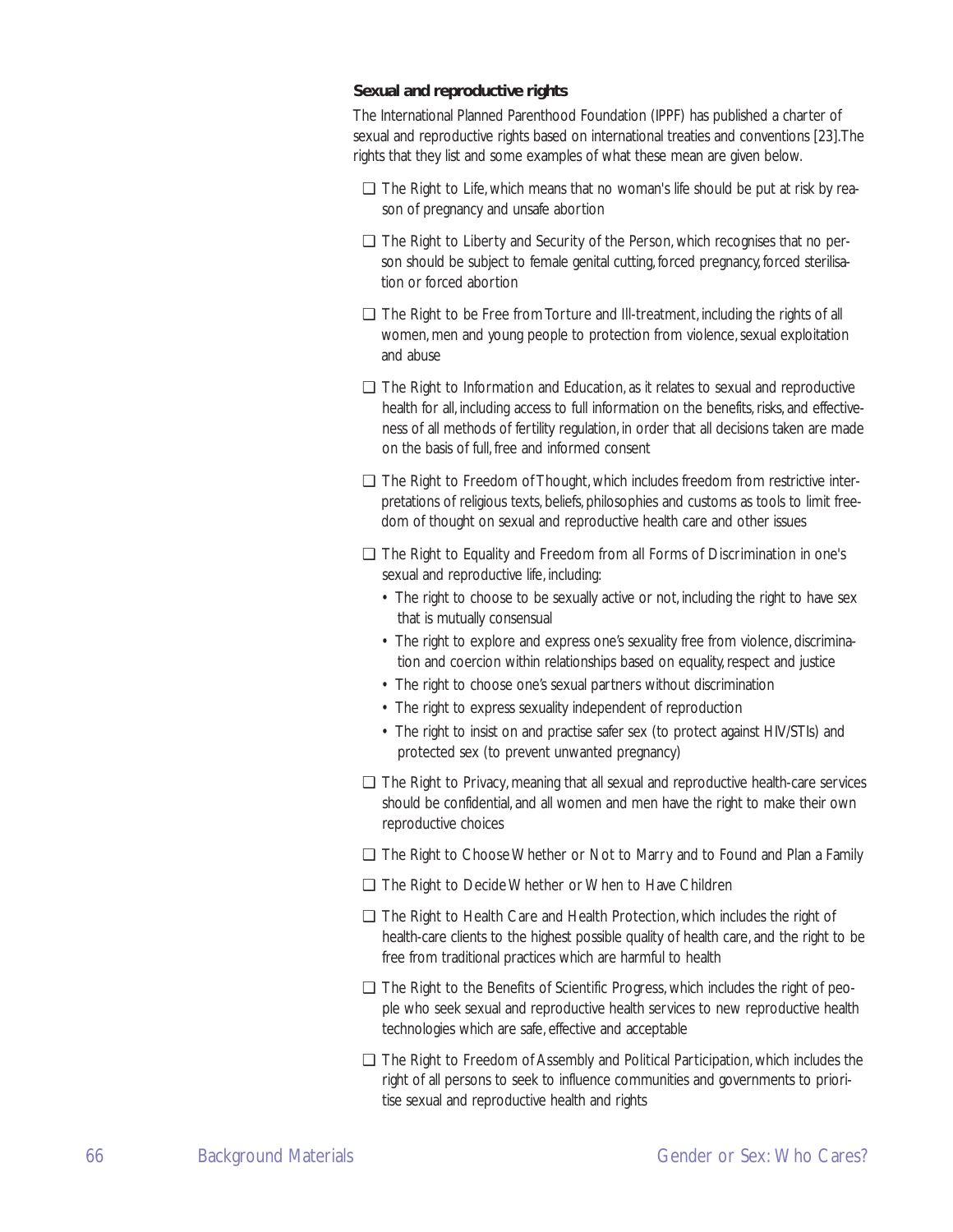### Sexual and reproductive rights

The International Planned Parenthood Foundation (IPPF) has published a charter of sexual and reproductive rights based on international treaties and conventions [23]. The rights that they list and some examples of what these mean are given below.

- The Right to Life, which means that no woman's life should be put at risk by reason of pregnancy and unsafe abortion
- The Right to Liberty and Security of the Person, which recognises that no person should be subject to female genital cutting, forced pregnancy, forced sterilisation or forced abortion
- The Right to be Free from Torture and Ill-treatment, including the rights of all women, men and young people to protection from violence, sexual exploitation and abuse
- The Right to Information and Education, as it relates to sexual and reproductive health for all, including access to full information on the benefits, risks, and effectiveness of all methods of fertility regulation, in order that all decisions taken are made on the basis of full, free and informed consent
- The Right to Freedom of Thought, which includes freedom from restrictive interpretations of religious texts, beliefs, philosophies and customs as tools to limit freedom of thought on sexual and reproductive health care and other issues
- The Right to Equality and Freedom from all Forms of Discrimination in one's sexual and reproductive life, including:
  - The right to choose to be sexually active or not, including the right to have sex that is mutually consensual
  - The right to explore and express one's sexuality free from violence, discrimination and coercion within relationships based on equality, respect and justice
  - The right to choose one's sexual partners without discrimination
  - The right to express sexuality independent of reproduction
  - The right to insist on and practise safer sex (to protect against HIV/STIs) and protected sex (to prevent unwanted pregnancy)
- The Right to Privacy, meaning that all sexual and reproductive health-care services should be confidential, and all women and men have the right to make their own reproductive choices
- The Right to Choose Whether or Not to Marry and to Found and Plan a Family
- The Right to Decide Whether or When to Have Children
- The Right to Health Care and Health Protection, which includes the right of health-care clients to the highest possible quality of health care, and the right to be free from traditional practices which are harmful to health
- The Right to the Benefits of Scientific Progress, which includes the right of people who seek sexual and reproductive health services to new reproductive health technologies which are safe, effective and acceptable
- The Right to Freedom of Assembly and Political Participation, which includes the right of all persons to seek to influence communities and governments to prioritise sexual and reproductive health and rights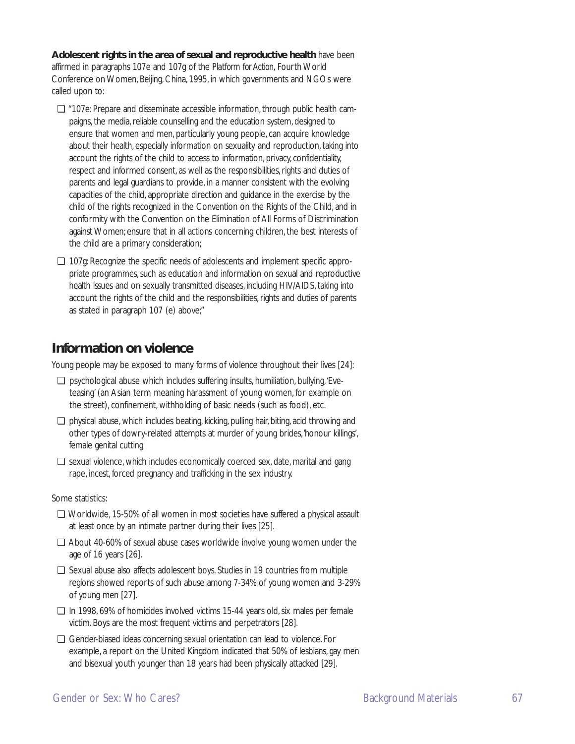**Adolescent rights in the area of sexual and reproductive health** have been affirmed in paragraphs 107e and 107g of the *Platform for Action*, Fourth World Conference on Women, Beijing, China, 1995, in which governments and NGOs were called upon to:

- "107e: Prepare and disseminate accessible information, through public health campaigns, the media, reliable counselling and the education system, designed to ensure that women and men, particularly young people, can acquire knowledge about their health, especially information on sexuality and reproduction, taking into account the rights of the child to access to information, privacy, confidentiality, respect and informed consent, as well as the responsibilities, rights and duties of parents and legal guardians to provide, in a manner consistent with the evolving capacities of the child, appropriate direction and guidance in the exercise by the child of the rights recognized in the Convention on the Rights of the Child, and in conformity with the Convention on the Elimination of All Forms of Discrimination against Women; ensure that in all actions concerning children, the best interests of the child are a primary consideration;
- 107g: Recognize the specific needs of adolescents and implement specific appropriate programmes, such as education and information on sexual and reproductive health issues and on sexually transmitted diseases, including HIV/AIDS, taking into account the rights of the child and the responsibilities, rights and duties of parents as stated in paragraph 107 (e) above;"

## Information on violence

Young people may be exposed to many forms of violence throughout their lives [24]:

- psychological abuse which includes suffering insults, humiliation, bullying, 'Eve-teasing' (an Asian term meaning harassment of young women, for example on the street), confinement, withholding of basic needs (such as food), etc.
- physical abuse, which includes beating, kicking, pulling hair, biting, acid throwing and other types of dowry-related attempts at murder of young brides, 'honour killings', female genital cutting
- sexual violence, which includes economically coerced sex, date, marital and gang rape, incest, forced pregnancy and trafficking in the sex industry.

Some statistics:

- Worldwide, 15-50% of all women in most societies have suffered a physical assault at least once by an intimate partner during their lives [25].
- About 40-60% of sexual abuse cases worldwide involve young women under the age of 16 years [26].
- Sexual abuse also affects adolescent boys. Studies in 19 countries from multiple regions showed reports of such abuse among 7-34% of young women and 3-29% of young men [27].
- In 1998, 69% of homicides involved victims 15-44 years old, six males per female victim. Boys are the most frequent victims and perpetrators [28].
- Gender-biased ideas concerning sexual orientation can lead to violence. For example, a report on the United Kingdom indicated that 50% of lesbians, gay men and bisexual youth younger than 18 years had been physically attacked [29].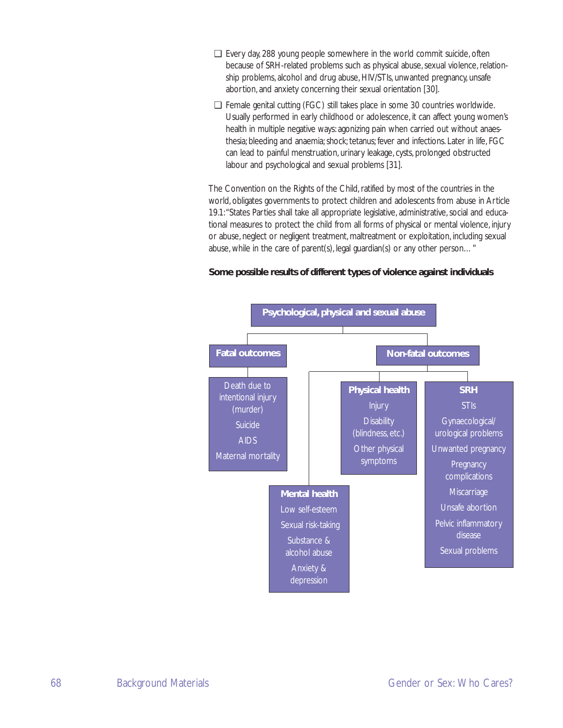- Every day, 288 young people somewhere in the world commit suicide, often because of SRH-related problems such as physical abuse, sexual violence, relationship problems, alcohol and drug abuse, HIV/STIs, unwanted pregnancy, unsafe abortion, and anxiety concerning their sexual orientation [30].
- Female genital cutting (FGC) still takes place in some 30 countries worldwide. Usually performed in early childhood or adolescence, it can affect young women's health in multiple negative ways: agonizing pain when carried out without anaesthesia; bleeding and anaemia; shock; tetanus; fever and infections. Later in life, FGC can lead to painful menstruation, urinary leakage, cysts, prolonged obstructed labour and psychological and sexual problems [31].

The Convention on the Rights of the Child, ratified by most of the countries in the world, obligates governments to protect children and adolescents from abuse in Article 19.1: "States Parties shall take all appropriate legislative, administrative, social and educational measures to protect the child from all forms of physical or mental violence, injury or abuse, neglect or negligent treatment, maltreatment or exploitation, including sexual abuse, while in the care of parent(s), legal guardian(s) or any other person… "

**Some possible results of different types of violence against individuals**

**Psychological, physical and sexual abuse**

- **Fatal outcomes**
  - Death due to intentional injury (murder)
  - Suicide
  - AIDS
  - Maternal mortality
- **Non-fatal outcomes**
  - **Mental health**
    - Low self-esteem
    - Sexual risk-taking
    - Substance & alcohol abuse
    - Anxiety & depression
  - **Physical health**
    - Injury
    - Disability (blindness, etc.)
    - Other physical symptoms
  - **SRH**
    - STIs
    - Gynaecological/urological problems
    - Unwanted pregnancy
    - Pregnancy complications
    - Miscarriage
    - Unsafe abortion
    - Pelvic inflammatory disease
    - Sexual problems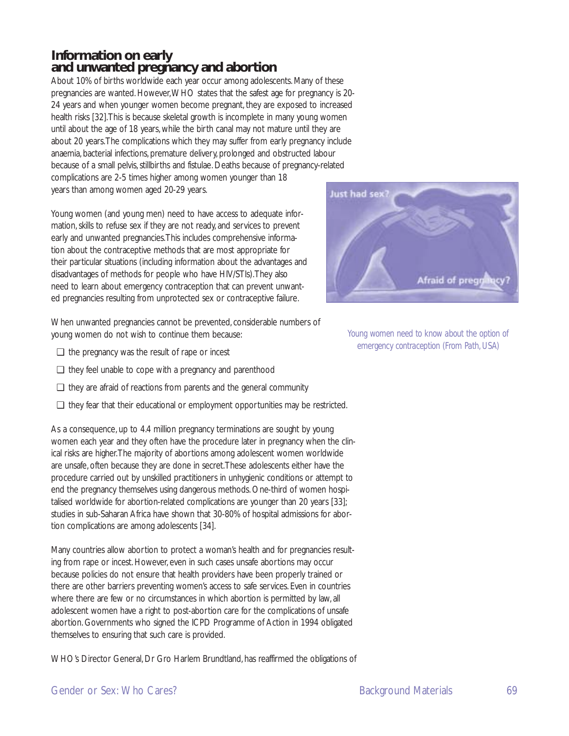## Information on early and unwanted pregnancy and abortion

About 10% of births worldwide each year occur among adolescents. Many of these pregnancies are wanted. However, WHO states that the safest age for pregnancy is 20-24 years and when younger women become pregnant, they are exposed to increased health risks [32]. This is because skeletal growth is incomplete in many young women until about the age of 18 years, while the birth canal may not mature until they are about 20 years. The complications which they may suffer from early pregnancy include anaemia, bacterial infections, premature delivery, prolonged and obstructed labour because of a small pelvis, stillbirths and fistulae. Deaths because of pregnancy-related complications are 2-5 times higher among women younger than 18 years than among women aged 20-29 years.

Young women (and young men) need to have access to adequate information, skills to refuse sex if they are not ready, and services to prevent early and unwanted pregnancies. This includes comprehensive information about the contraceptive methods that are most appropriate for their particular situations (including information about the advantages and disadvantages of methods for people who have HIV/STIs). They also need to learn about emergency contraception that can prevent unwanted pregnancies resulting from unprotected sex or contraceptive failure.

Young women need to know about the option of emergency contraception (From Path, USA)

When unwanted pregnancies cannot be prevented, considerable numbers of young women do not wish to continue them because:

- the pregnancy was the result of rape or incest
- they feel unable to cope with a pregnancy and parenthood
- they are afraid of reactions from parents and the general community
- they fear that their educational or employment opportunities may be restricted.

As a consequence, up to 4.4 million pregnancy terminations are sought by young women each year and they often have the procedure later in pregnancy when the clinical risks are higher. The majority of abortions among adolescent women worldwide are unsafe, often because they are done in secret. These adolescents either have the procedure carried out by unskilled practitioners in unhygienic conditions or attempt to end the pregnancy themselves using dangerous methods. One-third of women hospitalised worldwide for abortion-related complications are younger than 20 years [33]; studies in sub-Saharan Africa have shown that 30-80% of hospital admissions for abortion complications are among adolescents [34].

Many countries allow abortion to protect a woman's health and for pregnancies resulting from rape or incest. However, even in such cases unsafe abortions may occur because policies do not ensure that health providers have been properly trained or there are other barriers preventing women's access to safe services. Even in countries where there are few or no circumstances in which abortion is permitted by law, all adolescent women have a right to post-abortion care for the complications of unsafe abortion. Governments who signed the ICPD Programme of Action in 1994 obligated themselves to ensuring that such care is provided.

WHO's Director General, Dr Gro Harlem Brundtland, has reaffirmed the obligations of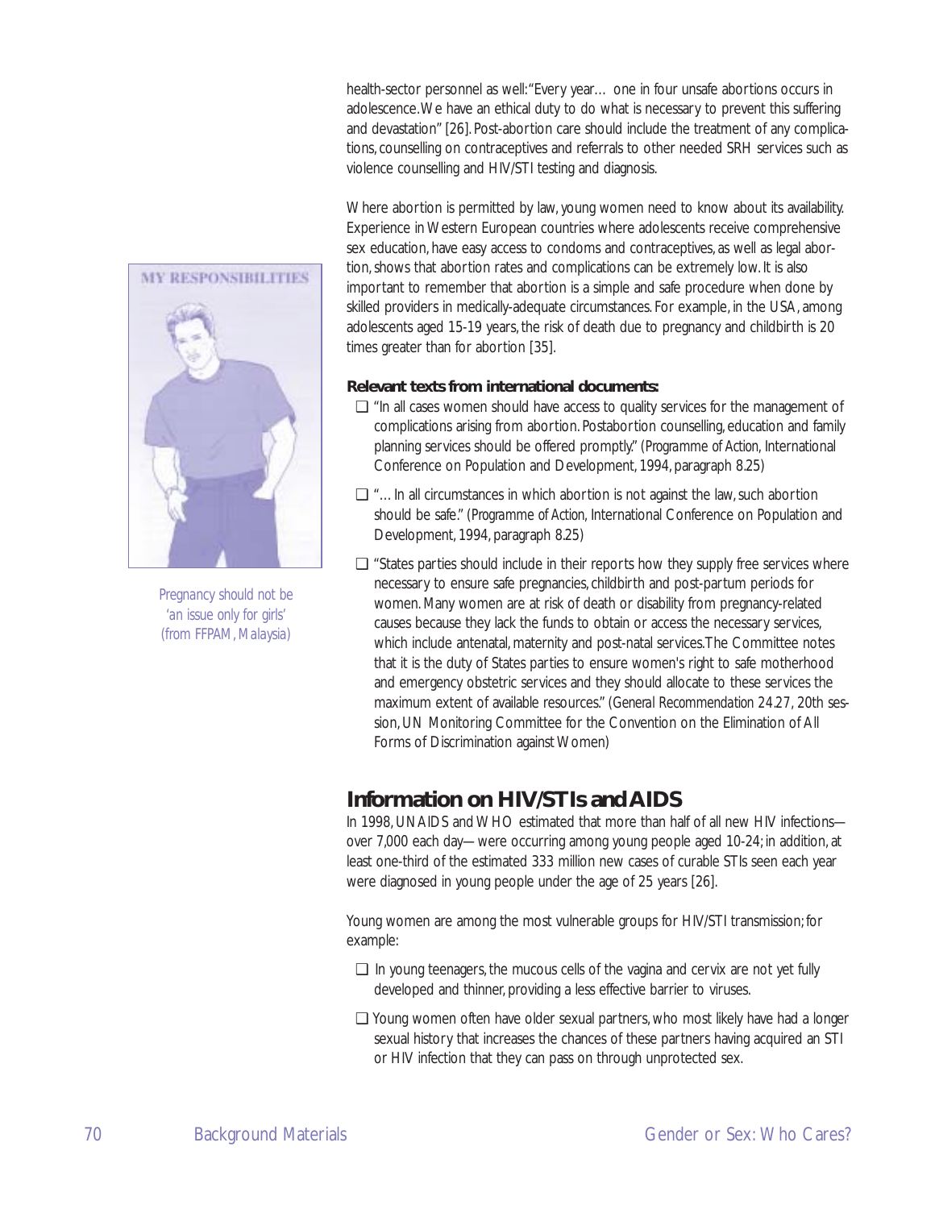health-sector personnel as well: "Every year… one in four unsafe abortions occurs in adolescence. We have an ethical duty to do what is necessary to prevent this suffering and devastation" [26]. Post-abortion care should include the treatment of any complications, counselling on contraceptives and referrals to other needed SRH services such as violence counselling and HIV/STI testing and diagnosis.

Where abortion is permitted by law, young women need to know about its availability. Experience in Western European countries where adolescents receive comprehensive sex education, have easy access to condoms and contraceptives, as well as legal abortion, shows that abortion rates and complications can be extremely low. It is also important to remember that abortion is a simple and safe procedure when done by skilled providers in medically-adequate circumstances. For example, in the USA, among adolescents aged 15-19 years, the risk of death due to pregnancy and childbirth is 20 times greater than for abortion [35].

*Pregnancy should not be 'an issue only for girls' (from FFPAM, Malaysia)*

**Relevant texts from international documents:**

- "In all cases women should have access to quality services for the management of complications arising from abortion. Postabortion counselling, education and family planning services should be offered promptly." (*Programme of Action*, International Conference on Population and Development, 1994, paragraph 8.25)
- "… In all circumstances in which abortion is not against the law, such abortion should be safe." (*Programme of Action*, International Conference on Population and Development, 1994, paragraph 8.25)
- "States parties should include in their reports how they supply free services where necessary to ensure safe pregnancies, childbirth and post-partum periods for women. Many women are at risk of death or disability from pregnancy-related causes because they lack the funds to obtain or access the necessary services, which include antenatal, maternity and post-natal services. The Committee notes that it is the duty of States parties to ensure women's right to safe motherhood and emergency obstetric services and they should allocate to these services the maximum extent of available resources." (*General Recommendation 24.27*, 20th session, UN Monitoring Committee for the Convention on the Elimination of All Forms of Discrimination against Women)

## Information on HIV/STIs and AIDS

In 1998, UNAIDS and WHO estimated that more than half of all new HIV infections—over 7,000 each day—were occurring among young people aged 10-24; in addition, at least one-third of the estimated 333 million new cases of curable STIs seen each year were diagnosed in young people under the age of 25 years [26].

Young women are among the most vulnerable groups for HIV/STI transmission; for example:

- In young teenagers, the mucous cells of the vagina and cervix are not yet fully developed and thinner, providing a less effective barrier to viruses.
- Young women often have older sexual partners, who most likely have had a longer sexual history that increases the chances of these partners having acquired an STI or HIV infection that they can pass on through unprotected sex.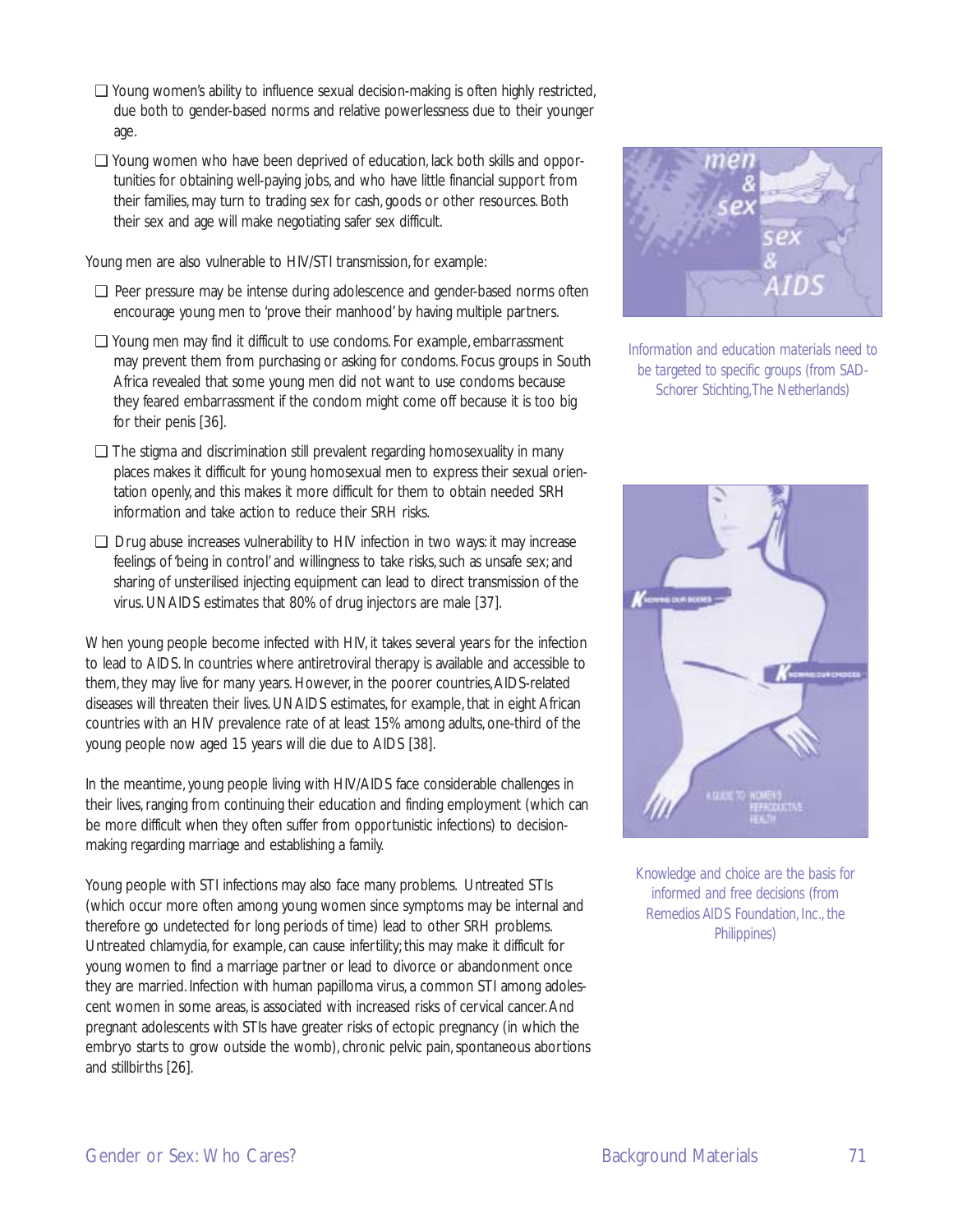- Young women's ability to influence sexual decision-making is often highly restricted, due both to gender-based norms and relative powerlessness due to their younger age.
- Young women who have been deprived of education, lack both skills and opportunities for obtaining well-paying jobs, and who have little financial support from their families, may turn to trading sex for cash, goods or other resources. Both their sex and age will make negotiating safer sex difficult.

Young men are also vulnerable to HIV/STI transmission, for example:

- Peer pressure may be intense during adolescence and gender-based norms often encourage young men to 'prove their manhood' by having multiple partners.
- Young men may find it difficult to use condoms. For example, embarrassment may prevent them from purchasing or asking for condoms. Focus groups in South Africa revealed that some young men did not want to use condoms because they feared embarrassment if the condom might come off because it is too big for their penis [36].
- The stigma and discrimination still prevalent regarding homosexuality in many places makes it difficult for young homosexual men to express their sexual orientation openly, and this makes it more difficult for them to obtain needed SRH information and take action to reduce their SRH risks.
- Drug abuse increases vulnerability to HIV infection in two ways: it may increase feelings of 'being in control' and willingness to take risks, such as unsafe sex; and sharing of unsterilised injecting equipment can lead to direct transmission of the virus. UNAIDS estimates that 80% of drug injectors are male [37].

When young people become infected with HIV, it takes several years for the infection to lead to AIDS. In countries where antiretroviral therapy is available and accessible to them, they may live for many years. However, in the poorer countries, AIDS-related diseases will threaten their lives. UNAIDS estimates, for example, that in eight African countries with an HIV prevalence rate of at least 15% among adults, one-third of the young people now aged 15 years will die due to AIDS [38].

In the meantime, young people living with HIV/AIDS face considerable challenges in their lives, ranging from continuing their education and finding employment (which can be more difficult when they often suffer from opportunistic infections) to decision-making regarding marriage and establishing a family.

Young people with STI infections may also face many problems. Untreated STIs (which occur more often among young women since symptoms may be internal and therefore go undetected for long periods of time) lead to other SRH problems. Untreated chlamydia, for example, can cause infertility; this may make it difficult for young women to find a marriage partner or lead to divorce or abandonment once they are married. Infection with human papilloma virus, a common STI among adolescent women in some areas, is associated with increased risks of cervical cancer. And pregnant adolescents with STIs have greater risks of ectopic pregnancy (in which the embryo starts to grow outside the womb), chronic pelvic pain, spontaneous abortions and stillbirths [26].

Information and education materials need to be targeted to specific groups (from SAD-Schorer Stichting, The Netherlands)

Knowledge and choice are the basis for informed and free decisions (from Remedios AIDS Foundation, Inc., the Philippines)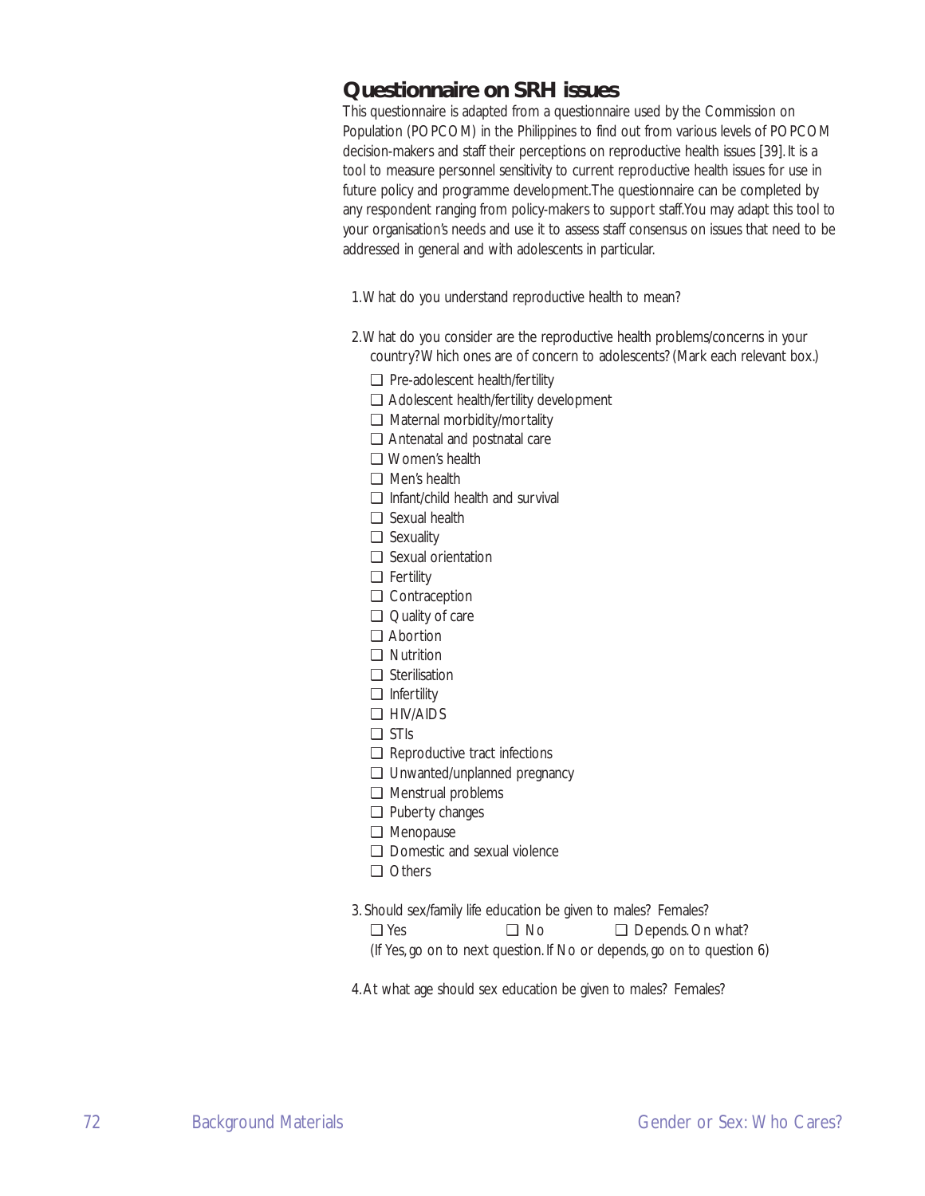## Questionnaire on SRH issues

This questionnaire is adapted from a questionnaire used by the Commission on Population (POPCOM) in the Philippines to find out from various levels of POPCOM decision-makers and staff their perceptions on reproductive health issues [39]. It is a tool to measure personnel sensitivity to current reproductive health issues for use in future policy and programme development. The questionnaire can be completed by any respondent ranging from policy-makers to support staff. You may adapt this tool to your organisation's needs and use it to assess staff consensus on issues that need to be addressed in general and with adolescents in particular.

1. What do you understand reproductive health to mean?

2. What do you consider are the reproductive health problems/concerns in your country? Which ones are of concern to adolescents? (Mark each relevant box.)

   - ❑ Pre-adolescent health/fertility
   - ❑ Adolescent health/fertility development
   - ❑ Maternal morbidity/mortality
   - ❑ Antenatal and postnatal care
   - ❑ Women's health
   - ❑ Men's health
   - ❑ Infant/child health and survival
   - ❑ Sexual health
   - ❑ Sexuality
   - ❑ Sexual orientation
   - ❑ Fertility
   - ❑ Contraception
   - ❑ Quality of care
   - ❑ Abortion
   - ❑ Nutrition
   - ❑ Sterilisation
   - ❑ Infertility
   - ❑ HIV/AIDS
   - ❑ STIs
   - ❑ Reproductive tract infections
   - ❑ Unwanted/unplanned pregnancy
   - ❑ Menstrual problems
   - ❑ Puberty changes
   - ❑ Menopause
   - ❑ Domestic and sexual violence
   - ❑ Others

3. Should sex/family life education be given to males? Females?

   ❑ Yes ❑ No ❑ Depends. On what?

   (If Yes, go on to next question. If No or depends, go on to question 6)

4. At what age should sex education be given to males? Females?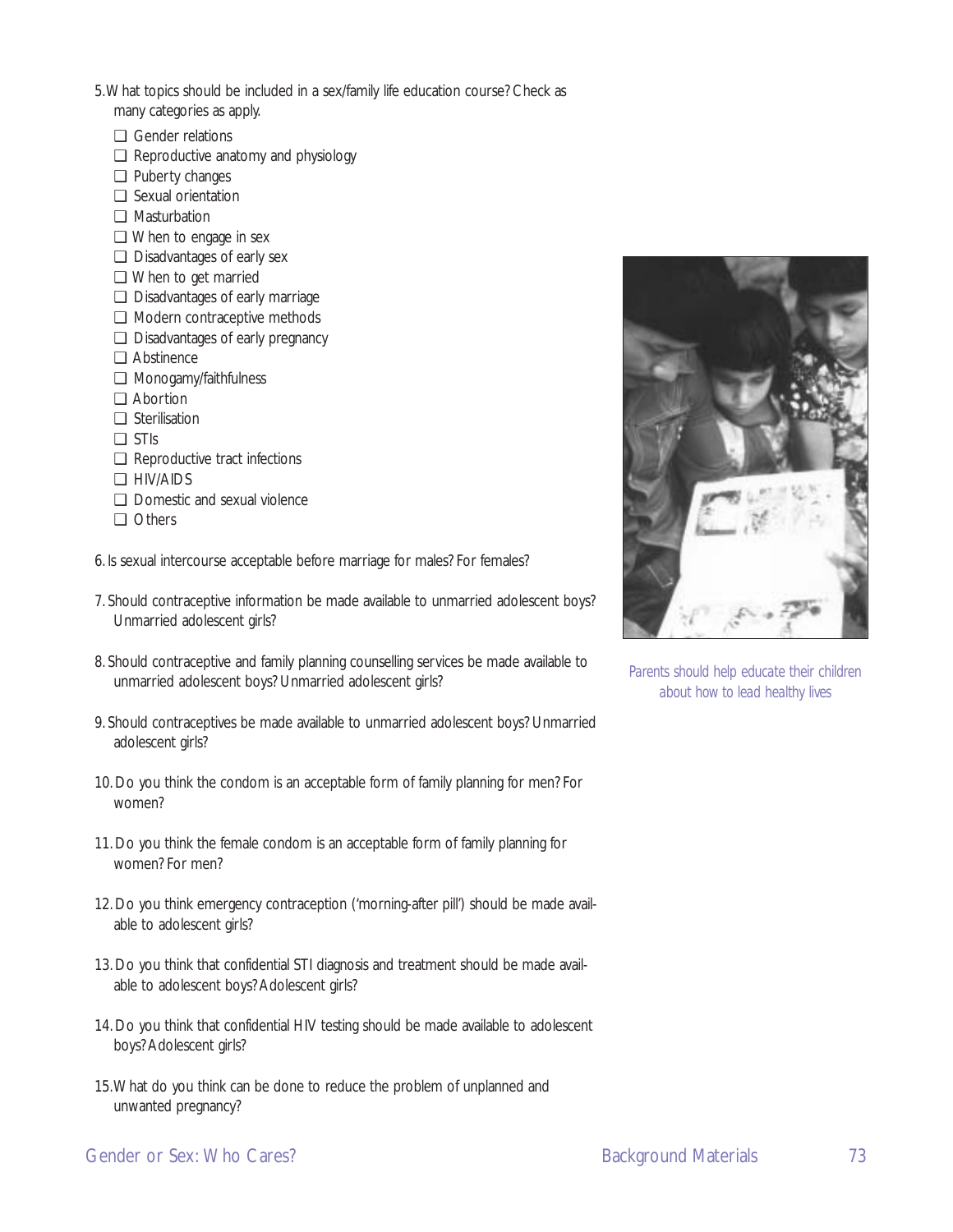5. What topics should be included in a sex/family life education course? Check as many categories as apply.

- ❑ Gender relations
- ❑ Reproductive anatomy and physiology
- ❑ Puberty changes
- ❑ Sexual orientation
- ❑ Masturbation
- ❑ When to engage in sex
- ❑ Disadvantages of early sex
- ❑ When to get married
- ❑ Disadvantages of early marriage
- ❑ Modern contraceptive methods
- ❑ Disadvantages of early pregnancy
- ❑ Abstinence
- ❑ Monogamy/faithfulness
- ❑ Abortion
- ❑ Sterilisation
- ❑ STIs
- ❑ Reproductive tract infections
- ❑ HIV/AIDS
- ❑ Domestic and sexual violence
- ❑ Others

6. Is sexual intercourse acceptable before marriage for males? For females?

7. Should contraceptive information be made available to unmarried adolescent boys? Unmarried adolescent girls?

8. Should contraceptive and family planning counselling services be made available to unmarried adolescent boys? Unmarried adolescent girls?

9. Should contraceptives be made available to unmarried adolescent boys? Unmarried adolescent girls?

10. Do you think the condom is an acceptable form of family planning for men? For women?

11. Do you think the female condom is an acceptable form of family planning for women? For men?

12. Do you think emergency contraception ('morning-after pill') should be made available to adolescent girls?

13. Do you think that confidential STI diagnosis and treatment should be made available to adolescent boys? Adolescent girls?

14. Do you think that confidential HIV testing should be made available to adolescent boys? Adolescent girls?

15. What do you think can be done to reduce the problem of unplanned and unwanted pregnancy?

*Parents should help educate their children about how to lead healthy lives*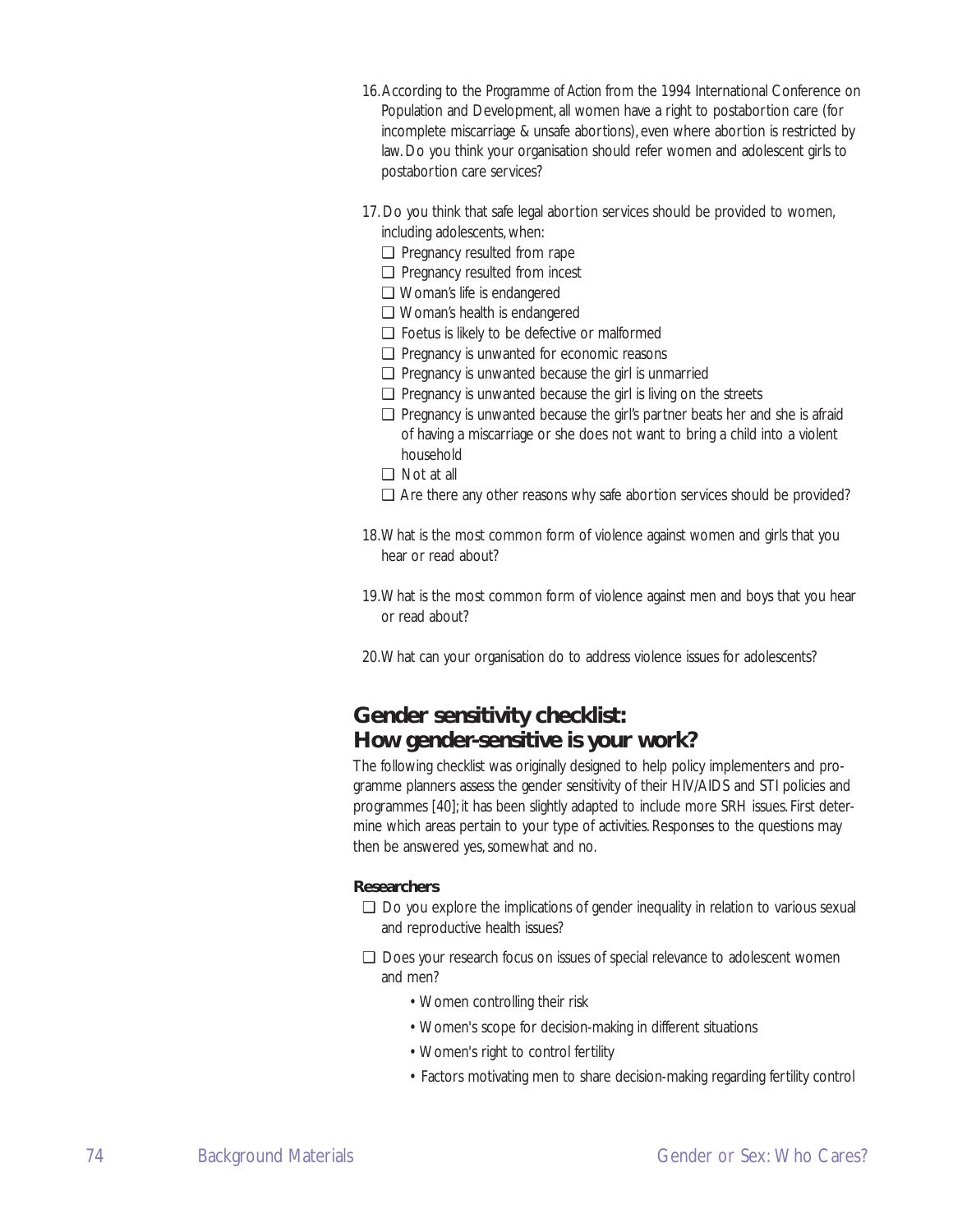16. According to the *Programme of Action* from the 1994 International Conference on Population and Development, all women have a right to postabortion care (for incomplete miscarriage & unsafe abortions), even where abortion is restricted by law. Do you think your organisation should refer women and adolescent girls to postabortion care services?

17. Do you think that safe legal abortion services should be provided to women, including adolescents, when:
    - ❑ Pregnancy resulted from rape
    - ❑ Pregnancy resulted from incest
    - ❑ Woman's life is endangered
    - ❑ Woman's health is endangered
    - ❑ Foetus is likely to be defective or malformed
    - ❑ Pregnancy is unwanted for economic reasons
    - ❑ Pregnancy is unwanted because the girl is unmarried
    - ❑ Pregnancy is unwanted because the girl is living on the streets
    - ❑ Pregnancy is unwanted because the girl's partner beats her and she is afraid of having a miscarriage or she does not want to bring a child into a violent household
    - ❑ Not at all
    - ❑ Are there any other reasons why safe abortion services should be provided?

18. What is the most common form of violence against women and girls that you hear or read about?

19. What is the most common form of violence against men and boys that you hear or read about?

20. What can your organisation do to address violence issues for adolescents?

## Gender sensitivity checklist: How gender-sensitive is your work?

The following checklist was originally designed to help policy implementers and programme planners assess the gender sensitivity of their HIV/AIDS and STI policies and programmes [40]; it has been slightly adapted to include more SRH issues. First determine which areas pertain to your type of activities. Responses to the questions may then be answered yes, somewhat and no.

**Researchers**

- ❑ Do you explore the implications of gender inequality in relation to various sexual and reproductive health issues?
- ❑ Does your research focus on issues of special relevance to adolescent women and men?
    - Women controlling their risk
    - Women's scope for decision-making in different situations
    - Women's right to control fertility
    - Factors motivating men to share decision-making regarding fertility control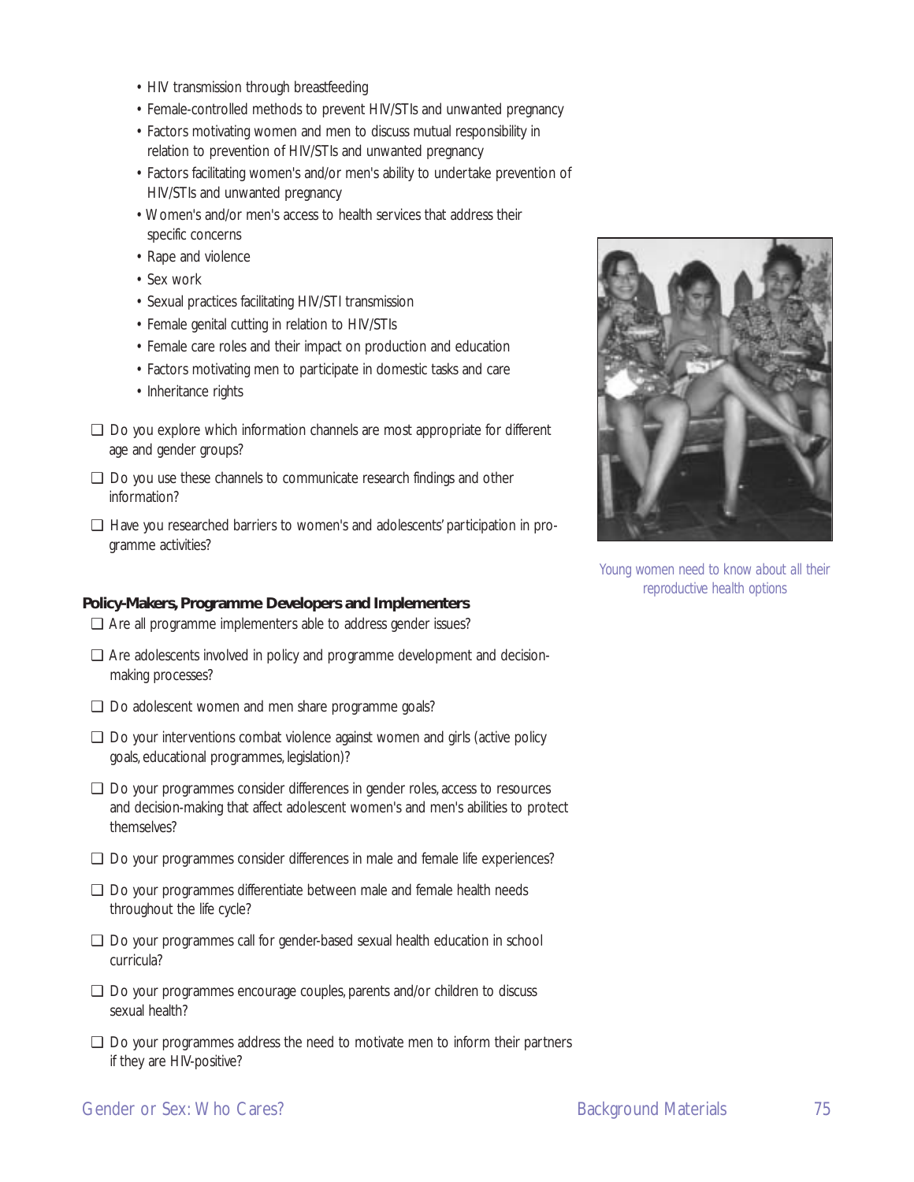- HIV transmission through breastfeeding
- Female-controlled methods to prevent HIV/STIs and unwanted pregnancy
- Factors motivating women and men to discuss mutual responsibility in relation to prevention of HIV/STIs and unwanted pregnancy
- Factors facilitating women's and/or men's ability to undertake prevention of HIV/STIs and unwanted pregnancy
- Women's and/or men's access to health services that address their specific concerns
- Rape and violence
- Sex work
- Sexual practices facilitating HIV/STI transmission
- Female genital cutting in relation to HIV/STIs
- Female care roles and their impact on production and education
- Factors motivating men to participate in domestic tasks and care
- Inheritance rights

❑ Do you explore which information channels are most appropriate for different age and gender groups?

❑ Do you use these channels to communicate research findings and other information?

❑ Have you researched barriers to women's and adolescents' participation in programme activities?

Young women need to know about all their reproductive health options

**Policy-Makers, Programme Developers and Implementers**

❑ Are all programme implementers able to address gender issues?

❑ Are adolescents involved in policy and programme development and decision-making processes?

❑ Do adolescent women and men share programme goals?

❑ Do your interventions combat violence against women and girls (active policy goals, educational programmes, legislation)?

❑ Do your programmes consider differences in gender roles, access to resources and decision-making that affect adolescent women's and men's abilities to protect themselves?

❑ Do your programmes consider differences in male and female life experiences?

❑ Do your programmes differentiate between male and female health needs throughout the life cycle?

❑ Do your programmes call for gender-based sexual health education in school curricula?

❑ Do your programmes encourage couples, parents and/or children to discuss sexual health?

❑ Do your programmes address the need to motivate men to inform their partners if they are HIV-positive?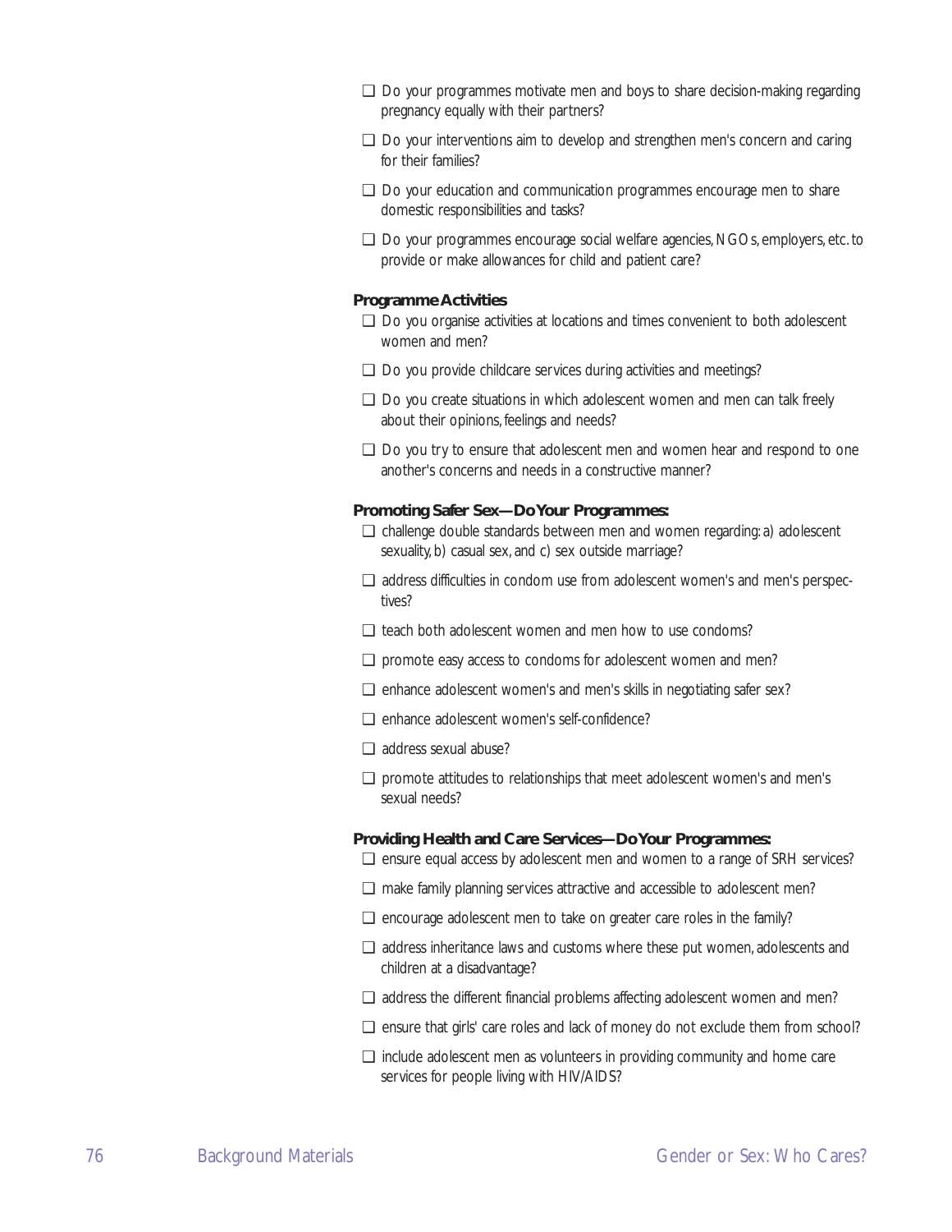- ❑ Do your programmes motivate men and boys to share decision-making regarding pregnancy equally with their partners?
- ❑ Do your interventions aim to develop and strengthen men's concern and caring for their families?
- ❑ Do your education and communication programmes encourage men to share domestic responsibilities and tasks?
- ❑ Do your programmes encourage social welfare agencies, NGOs, employers, etc. to provide or make allowances for child and patient care?

**Programme Activities**

- ❑ Do you organise activities at locations and times convenient to both adolescent women and men?
- ❑ Do you provide childcare services during activities and meetings?
- ❑ Do you create situations in which adolescent women and men can talk freely about their opinions, feelings and needs?
- ❑ Do you try to ensure that adolescent men and women hear and respond to one another's concerns and needs in a constructive manner?

**Promoting Safer Sex—Do Your Programmes:**

- ❑ challenge double standards between men and women regarding: a) adolescent sexuality, b) casual sex, and c) sex outside marriage?
- ❑ address difficulties in condom use from adolescent women's and men's perspectives?
- ❑ teach both adolescent women and men how to use condoms?
- ❑ promote easy access to condoms for adolescent women and men?
- ❑ enhance adolescent women's and men's skills in negotiating safer sex?
- ❑ enhance adolescent women's self-confidence?
- ❑ address sexual abuse?
- ❑ promote attitudes to relationships that meet adolescent women's and men's sexual needs?

**Providing Health and Care Services—Do Your Programmes:**

- ❑ ensure equal access by adolescent men and women to a range of SRH services?
- ❑ make family planning services attractive and accessible to adolescent men?
- ❑ encourage adolescent men to take on greater care roles in the family?
- ❑ address inheritance laws and customs where these put women, adolescents and children at a disadvantage?
- ❑ address the different financial problems affecting adolescent women and men?
- ❑ ensure that girls' care roles and lack of money do not exclude them from school?
- ❑ include adolescent men as volunteers in providing community and home care services for people living with HIV/AIDS?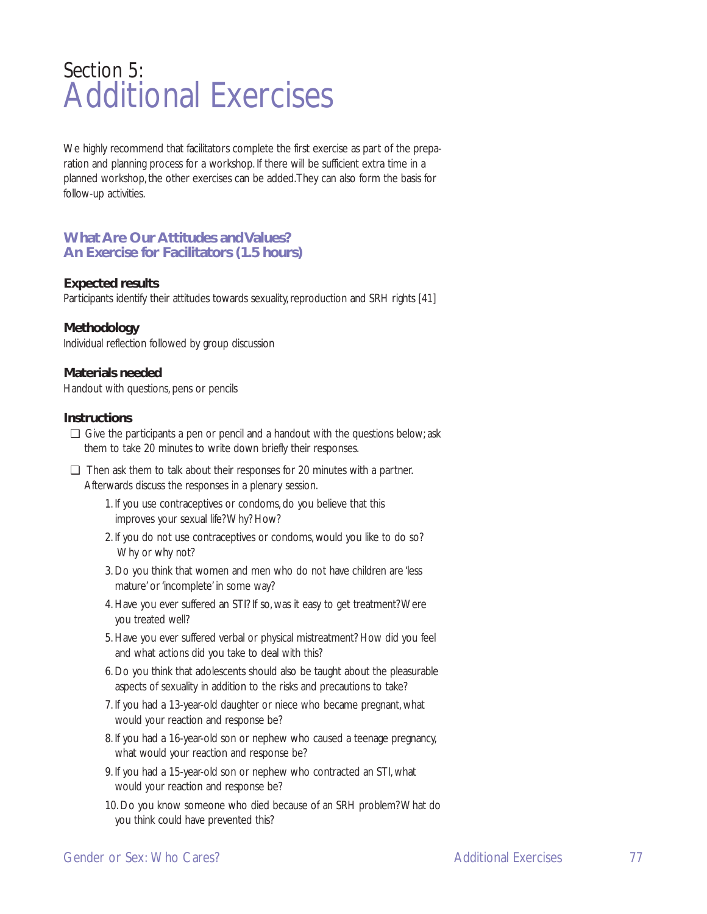# Section 5: Additional Exercises

We highly recommend that facilitators complete the first exercise as part of the preparation and planning process for a workshop. If there will be sufficient extra time in a planned workshop, the other exercises can be added. They can also form the basis for follow-up activities.

## What Are Our Attitudes and Values? An Exercise for Facilitators (1.5 hours)

### Expected results

Participants identify their attitudes towards sexuality, reproduction and SRH rights [41]

### Methodology

Individual reflection followed by group discussion

### Materials needed

Handout with questions, pens or pencils

### Instructions

- ❑ Give the participants a pen or pencil and a handout with the questions below; ask them to take 20 minutes to write down briefly their responses.
- ❑ Then ask them to talk about their responses for 20 minutes with a partner. Afterwards discuss the responses in a plenary session.

1. If you use contraceptives or condoms, do you believe that this improves your sexual life? Why? How?
2. If you do not use contraceptives or condoms, would you like to do so? Why or why not?
3. Do you think that women and men who do not have children are 'less mature' or 'incomplete' in some way?
4. Have you ever suffered an STI? If so, was it easy to get treatment? Were you treated well?
5. Have you ever suffered verbal or physical mistreatment? How did you feel and what actions did you take to deal with this?
6. Do you think that adolescents should also be taught about the pleasurable aspects of sexuality in addition to the risks and precautions to take?
7. If you had a 13-year-old daughter or niece who became pregnant, what would your reaction and response be?
8. If you had a 16-year-old son or nephew who caused a teenage pregnancy, what would your reaction and response be?
9. If you had a 15-year-old son or nephew who contracted an STI, what would your reaction and response be?
10. Do you know someone who died because of an SRH problem? What do you think could have prevented this?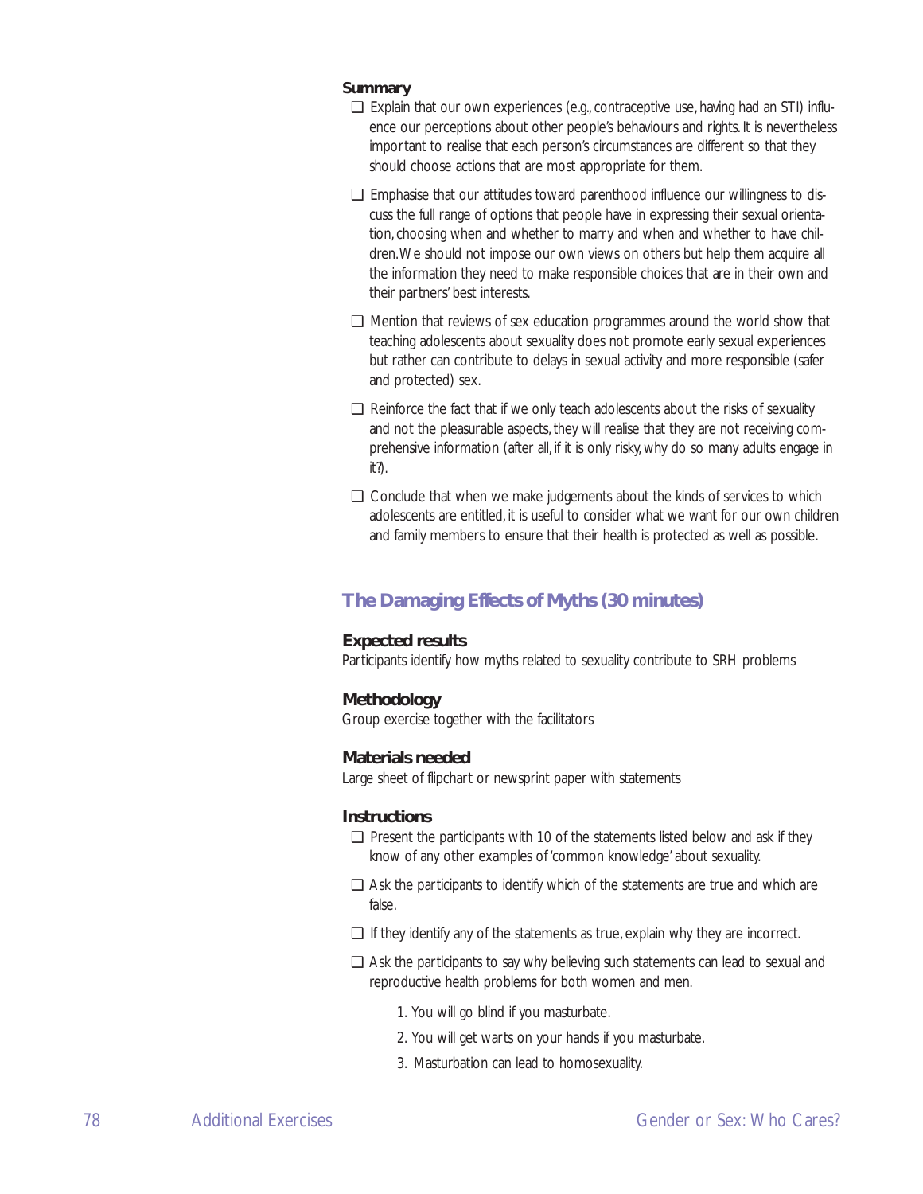**Summary**

- ❑ Explain that our own experiences (e.g., contraceptive use, having had an STI) influence our perceptions about other people's behaviours and rights. It is nevertheless important to realise that each person's circumstances are different so that they should choose actions that are most appropriate for them.
- ❑ Emphasise that our attitudes toward parenthood influence our willingness to discuss the full range of options that people have in expressing their sexual orientation, choosing when and whether to marry and when and whether to have children. We should not impose our own views on others but help them acquire all the information they need to make responsible choices that are in their own and their partners' best interests.
- ❑ Mention that reviews of sex education programmes around the world show that teaching adolescents about sexuality does not promote early sexual experiences but rather can contribute to delays in sexual activity and more responsible (safer and protected) sex.
- ❑ Reinforce the fact that if we only teach adolescents about the risks of sexuality and not the pleasurable aspects, they will realise that they are not receiving comprehensive information (after all, if it is only risky, why do so many adults engage in it?).
- ❑ Conclude that when we make judgements about the kinds of services to which adolescents are entitled, it is useful to consider what we want for our own children and family members to ensure that their health is protected as well as possible.

## The Damaging Effects of Myths (30 minutes)

**Expected results**

Participants identify how myths related to sexuality contribute to SRH problems

**Methodology**

Group exercise together with the facilitators

**Materials needed**

Large sheet of flipchart or newsprint paper with statements

**Instructions**

- ❑ Present the participants with 10 of the statements listed below and ask if they know of any other examples of 'common knowledge' about sexuality.
- ❑ Ask the participants to identify which of the statements are true and which are false.
- ❑ If they identify any of the statements as true, explain why they are incorrect.
- ❑ Ask the participants to say why believing such statements can lead to sexual and reproductive health problems for both women and men.

1. You will go blind if you masturbate.
2. You will get warts on your hands if you masturbate.
3. Masturbation can lead to homosexuality.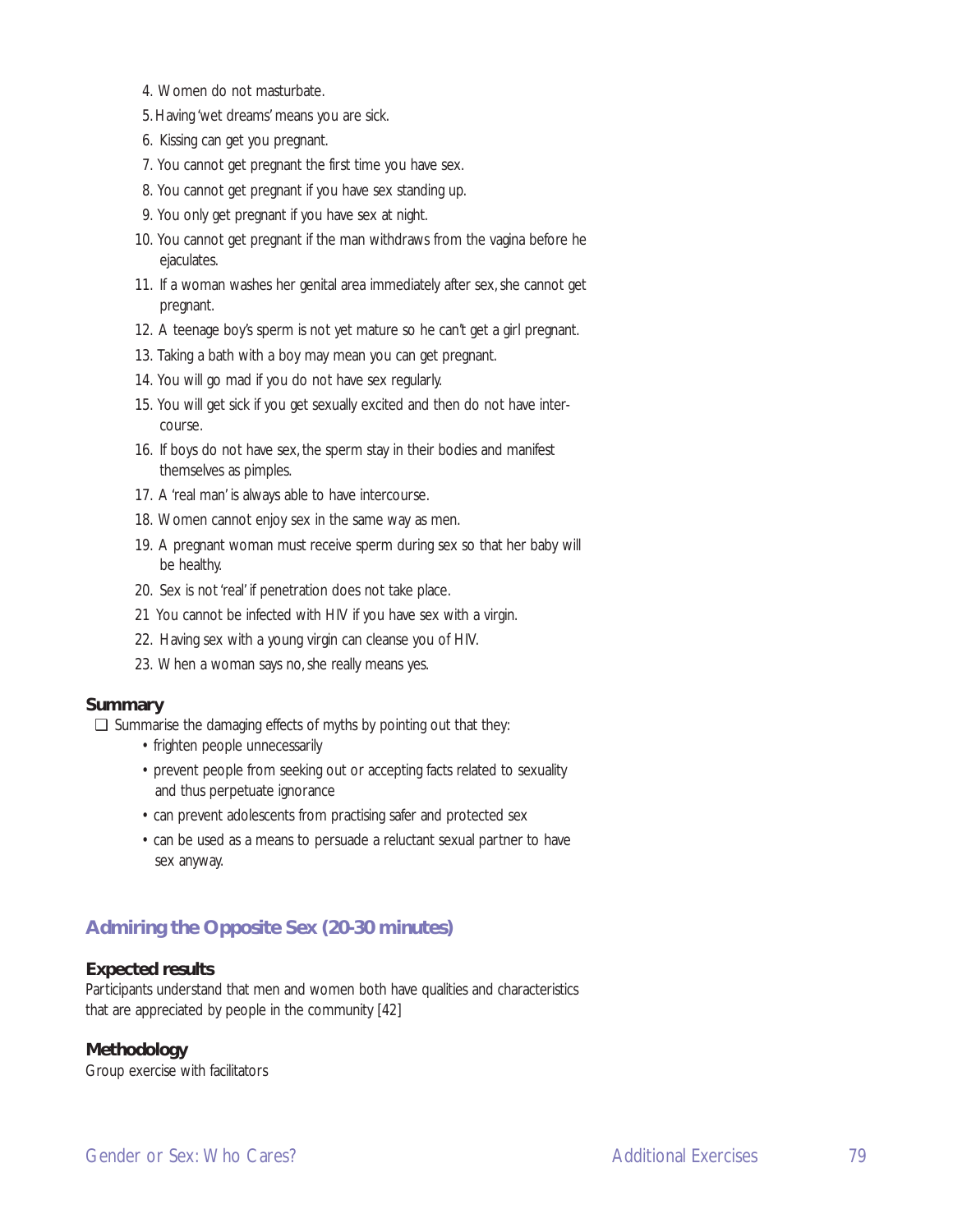4. Women do not masturbate.
5. Having 'wet dreams' means you are sick.
6. Kissing can get you pregnant.
7. You cannot get pregnant the first time you have sex.
8. You cannot get pregnant if you have sex standing up.
9. You only get pregnant if you have sex at night.
10. You cannot get pregnant if the man withdraws from the vagina before he ejaculates.
11. If a woman washes her genital area immediately after sex, she cannot get pregnant.
12. A teenage boy's sperm is not yet mature so he can't get a girl pregnant.
13. Taking a bath with a boy may mean you can get pregnant.
14. You will go mad if you do not have sex regularly.
15. You will get sick if you get sexually excited and then do not have intercourse.
16. If boys do not have sex, the sperm stay in their bodies and manifest themselves as pimples.
17. A 'real man' is always able to have intercourse.
18. Women cannot enjoy sex in the same way as men.
19. A pregnant woman must receive sperm during sex so that her baby will be healthy.
20. Sex is not 'real' if penetration does not take place.
21. You cannot be infected with HIV if you have sex with a virgin.
22. Having sex with a young virgin can cleanse you of HIV.
23. When a woman says no, she really means yes.

### Summary

- ❑ Summarise the damaging effects of myths by pointing out that they:
  - frighten people unnecessarily
  - prevent people from seeking out or accepting facts related to sexuality and thus perpetuate ignorance
  - can prevent adolescents from practising safer and protected sex
  - can be used as a means to persuade a reluctant sexual partner to have sex anyway.

## Admiring the Opposite Sex (20-30 minutes)

### Expected results

Participants understand that men and women both have qualities and characteristics that are appreciated by people in the community [42]

### Methodology

Group exercise with facilitators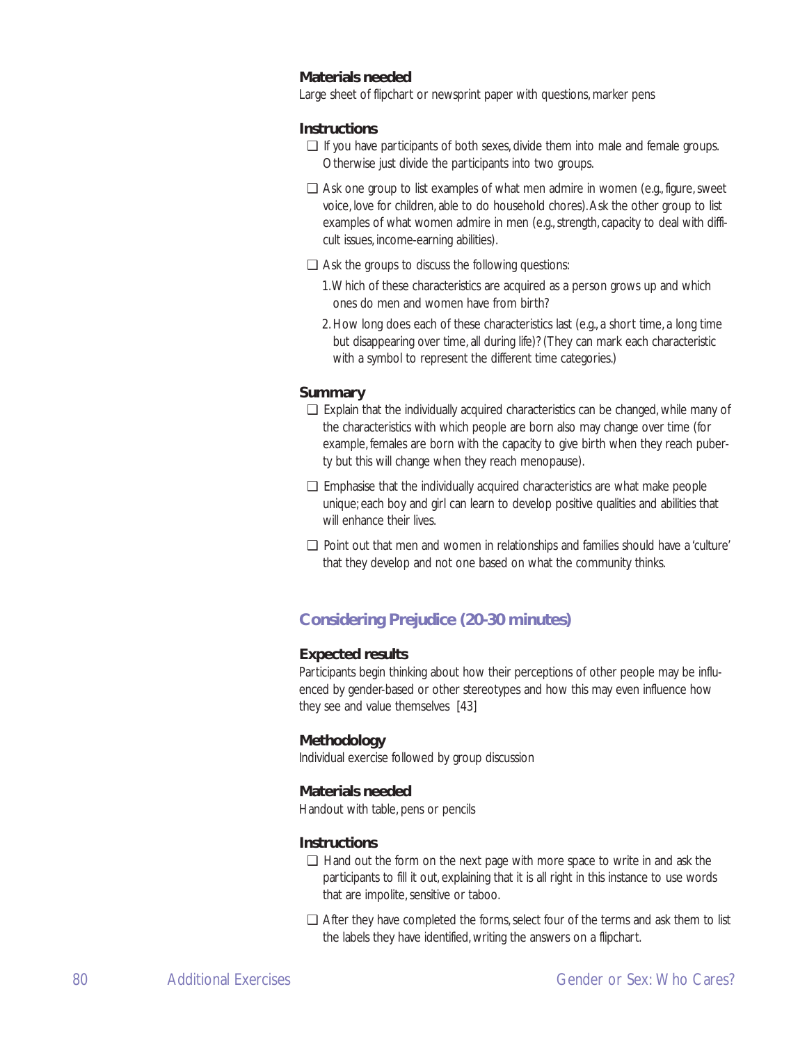### Materials needed

Large sheet of flipchart or newsprint paper with questions, marker pens

### Instructions

- ❑ If you have participants of both sexes, divide them into male and female groups. Otherwise just divide the participants into two groups.
- ❑ Ask one group to list examples of what men admire in women (e.g., figure, sweet voice, love for children, able to do household chores). Ask the other group to list examples of what women admire in men (e.g., strength, capacity to deal with difficult issues, income-earning abilities).
- ❑ Ask the groups to discuss the following questions:
  1. Which of these characteristics are acquired as a person grows up and which ones do men and women have from birth?
  2. How long does each of these characteristics last (e.g., a short time, a long time but disappearing over time, all during life)? (They can mark each characteristic with a symbol to represent the different time categories.)

### Summary

- ❑ Explain that the individually acquired characteristics can be changed, while many of the characteristics with which people are born also may change over time (for example, females are born with the capacity to give birth when they reach puberty but this will change when they reach menopause).
- ❑ Emphasise that the individually acquired characteristics are what make people unique; each boy and girl can learn to develop positive qualities and abilities that will enhance their lives.
- ❑ Point out that men and women in relationships and families should have a 'culture' that they develop and not one based on what the community thinks.

## Considering Prejudice (20-30 minutes)

### Expected results

Participants begin thinking about how their perceptions of other people may be influenced by gender-based or other stereotypes and how this may even influence how they see and value themselves [43]

### Methodology

Individual exercise followed by group discussion

### Materials needed

Handout with table, pens or pencils

### Instructions

- ❑ Hand out the form on the next page with more space to write in and ask the participants to fill it out, explaining that it is all right in this instance to use words that are impolite, sensitive or taboo.
- ❑ After they have completed the forms, select four of the terms and ask them to list the labels they have identified, writing the answers on a flipchart.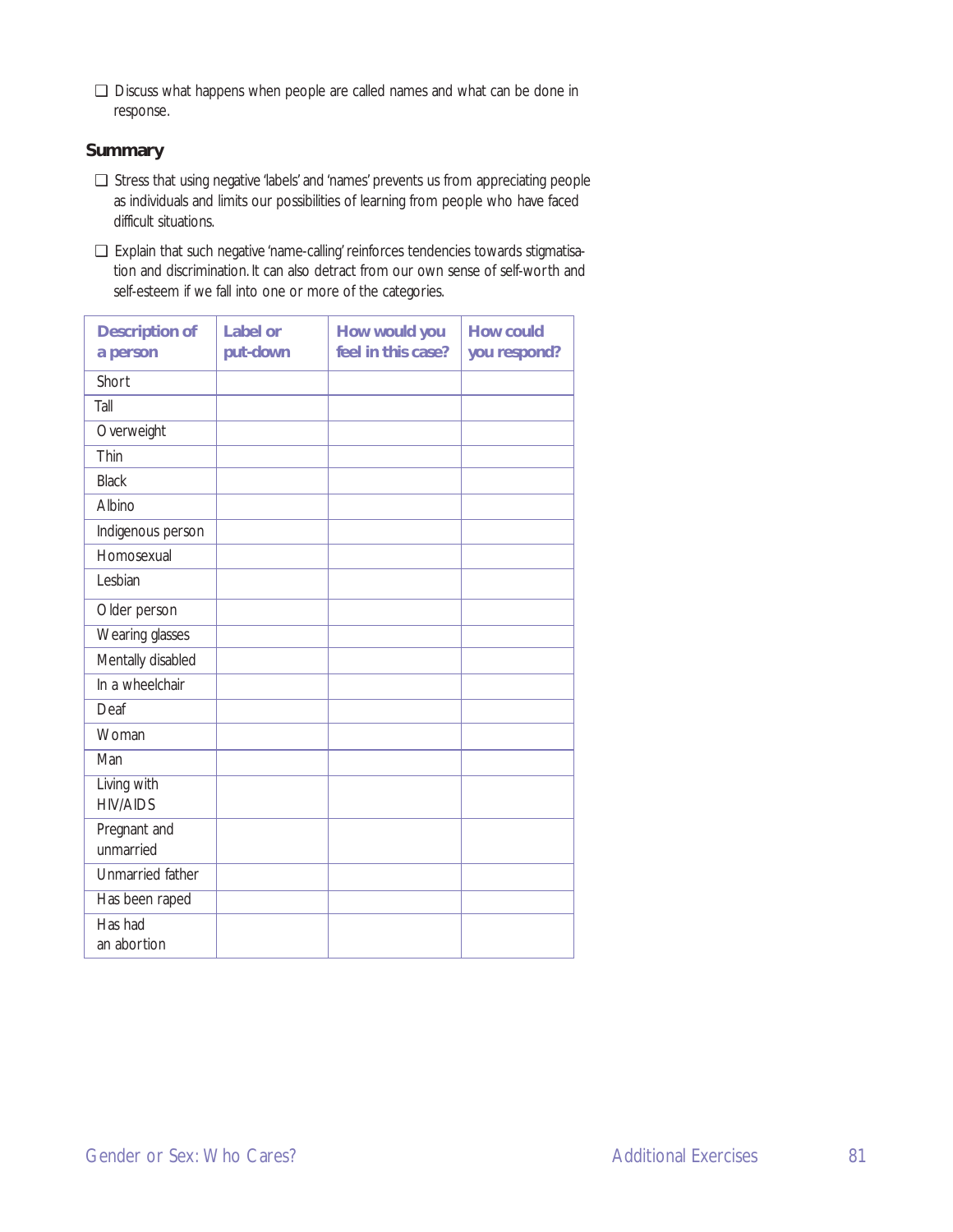- ❑ Discuss what happens when people are called names and what can be done in response.

## Summary

- ❑ Stress that using negative 'labels' and 'names' prevents us from appreciating people as individuals and limits our possibilities of learning from people who have faced difficult situations.
- ❑ Explain that such negative 'name-calling' reinforces tendencies towards stigmatisation and discrimination. It can also detract from our own sense of self-worth and self-esteem if we fall into one or more of the categories.

| Description of a person | Label or put-down | How would you feel in this case? | How could you respond? |
| --- | --- | --- | --- |
| Short | | | |
| Tall | | | |
| Overweight | | | |
| Thin | | | |
| Black | | | |
| Albino | | | |
| Indigenous person | | | |
| Homosexual | | | |
| Lesbian | | | |
| Older person | | | |
| Wearing glasses | | | |
| Mentally disabled | | | |
| In a wheelchair | | | |
| Deaf | | | |
| Woman | | | |
| Man | | | |
| Living with HIV/AIDS | | | |
| Pregnant and unmarried | | | |
| Unmarried father | | | |
| Has been raped | | | |
| Has had an abortion | | | |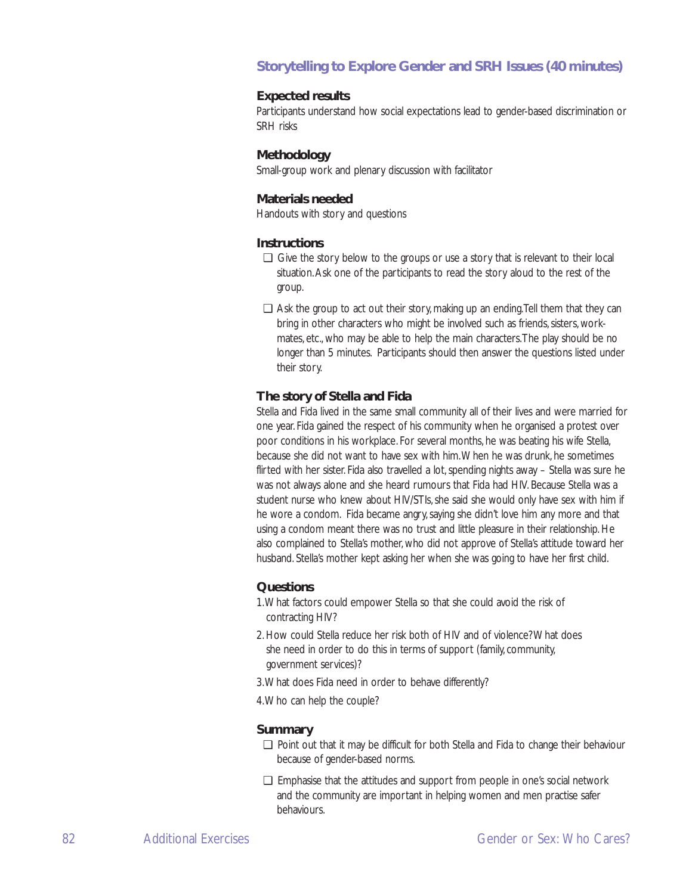## Storytelling to Explore Gender and SRH Issues (40 minutes)

### Expected results

Participants understand how social expectations lead to gender-based discrimination or SRH risks

### Methodology

Small-group work and plenary discussion with facilitator

### Materials needed

Handouts with story and questions

### Instructions

- Give the story below to the groups or use a story that is relevant to their local situation. Ask one of the participants to read the story aloud to the rest of the group.
- Ask the group to act out their story, making up an ending. Tell them that they can bring in other characters who might be involved such as friends, sisters, work-mates, etc., who may be able to help the main characters. The play should be no longer than 5 minutes. Participants should then answer the questions listed under their story.

### The story of Stella and Fida

Stella and Fida lived in the same small community all of their lives and were married for one year. Fida gained the respect of his community when he organised a protest over poor conditions in his workplace. For several months, he was beating his wife Stella, because she did not want to have sex with him. When he was drunk, he sometimes flirted with her sister. Fida also travelled a lot, spending nights away – Stella was sure he was not always alone and she heard rumours that Fida had HIV. Because Stella was a student nurse who knew about HIV/STIs, she said she would only have sex with him if he wore a condom. Fida became angry, saying she didn't love him any more and that using a condom meant there was no trust and little pleasure in their relationship. He also complained to Stella's mother, who did not approve of Stella's attitude toward her husband. Stella's mother kept asking her when she was going to have her first child.

### Questions

1. What factors could empower Stella so that she could avoid the risk of contracting HIV?
2. How could Stella reduce her risk both of HIV and of violence? What does she need in order to do this in terms of support (family, community, government services)?
3. What does Fida need in order to behave differently?
4. Who can help the couple?

### Summary

- Point out that it may be difficult for both Stella and Fida to change their behaviour because of gender-based norms.
- Emphasise that the attitudes and support from people in one's social network and the community are important in helping women and men practise safer behaviours.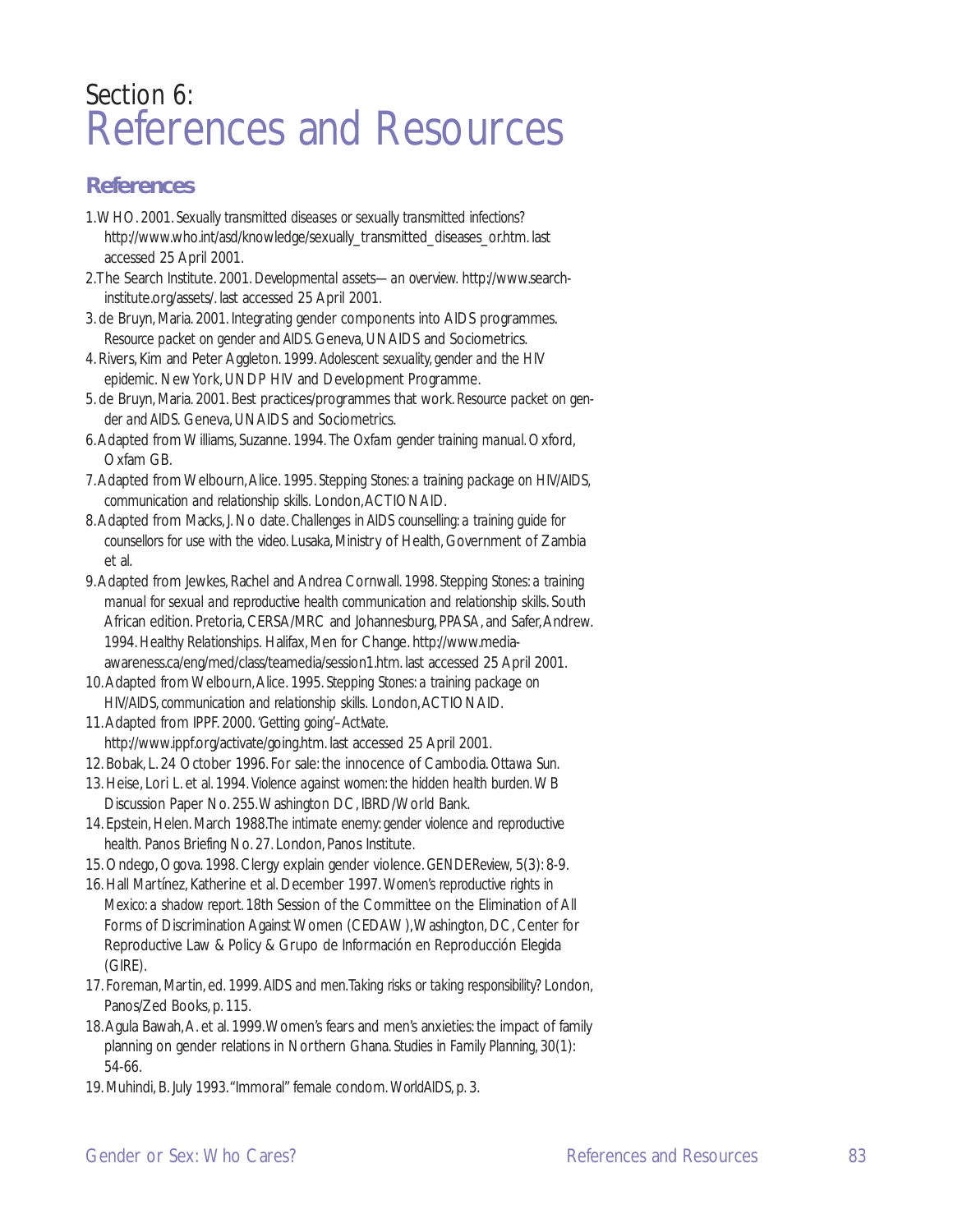# Section 6: References and Resources

## References

1. WHO. 2001. *Sexually transmitted diseases or sexually transmitted infections?* http://www.who.int/asd/knowledge/sexually_transmitted_diseases_or.htm. last accessed 25 April 2001.
2. The Search Institute. 2001. *Developmental assets—an overview.* http://www.search-institute.org/assets/. last accessed 25 April 2001.
3. de Bruyn, Maria. 2001. Integrating gender components into AIDS programmes. *Resource packet on gender and AIDS.* Geneva, UNAIDS and Sociometrics.
4. Rivers, Kim and Peter Aggleton. 1999. *Adolescent sexuality, gender and the HIV epidemic.* New York, UNDP HIV and Development Programme.
5. de Bruyn, Maria. 2001. Best practices/programmes that work. *Resource packet on gender and AIDS.* Geneva, UNAIDS and Sociometrics.
6. Adapted from Williams, Suzanne. 1994. *The Oxfam gender training manual.* Oxford, Oxfam GB.
7. Adapted from Welbourn, Alice. 1995. *Stepping Stones: a training package on HIV/AIDS, communication and relationship skills.* London, ACTIONAID.
8. Adapted from Macks, J. No date. *Challenges in AIDS counselling: a training guide for counsellors for use with the video.* Lusaka, Ministry of Health, Government of Zambia et al.
9. Adapted from Jewkes, Rachel and Andrea Cornwall. 1998. *Stepping Stones: a training manual for sexual and reproductive health communication and relationship skills.* South African edition. Pretoria, CERSA/MRC and Johannesburg, PPASA, and Safer, Andrew. 1994. *Healthy Relationships.* Halifax, Men for Change. http://www.media-awareness.ca/eng/med/class/teamedia/session1.htm. last accessed 25 April 2001.
10. Adapted from Welbourn, Alice. 1995. *Stepping Stones: a training package on HIV/AIDS, communication and relationship skills.* London, ACTIONAID.
11. Adapted from IPPF. 2000. 'Getting going'–Act!vate. http://www.ippf.org/activate/going.htm. last accessed 25 April 2001.
12. Bobak, L. 24 October 1996. For sale: the innocence of Cambodia. *Ottawa Sun.*
13. Heise, Lori L. et al. 1994. *Violence against women: the hidden health burden.* WB Discussion Paper No. 255. Washington DC, IBRD/World Bank.
14. Epstein, Helen. March 1988. *The intimate enemy: gender violence and reproductive health.* Panos Briefing No. 27. London, Panos Institute.
15. Ondego, Ogova. 1998. Clergy explain gender violence. *GENDEReview,* 5(3): 8-9.
16. Hall Martínez, Katherine et al. December 1997. *Women's reproductive rights in Mexico: a shadow report.* 18th Session of the Committee on the Elimination of All Forms of Discrimination Against Women (CEDAW), Washington, DC, Center for Reproductive Law & Policy & Grupo de Información en Reproducción Elegida (GIRE).
17. Foreman, Martin, ed. 1999. *AIDS and men. Taking risks or taking responsibility?* London, Panos/Zed Books, p. 115.
18. Agula Bawah, A. et al. 1999. Women's fears and men's anxieties: the impact of family planning on gender relations in Northern Ghana. *Studies in Family Planning,* 30(1): 54-66.
19. Muhindi, B. July 1993. "Immoral" female condom. *WorldAIDS,* p. 3.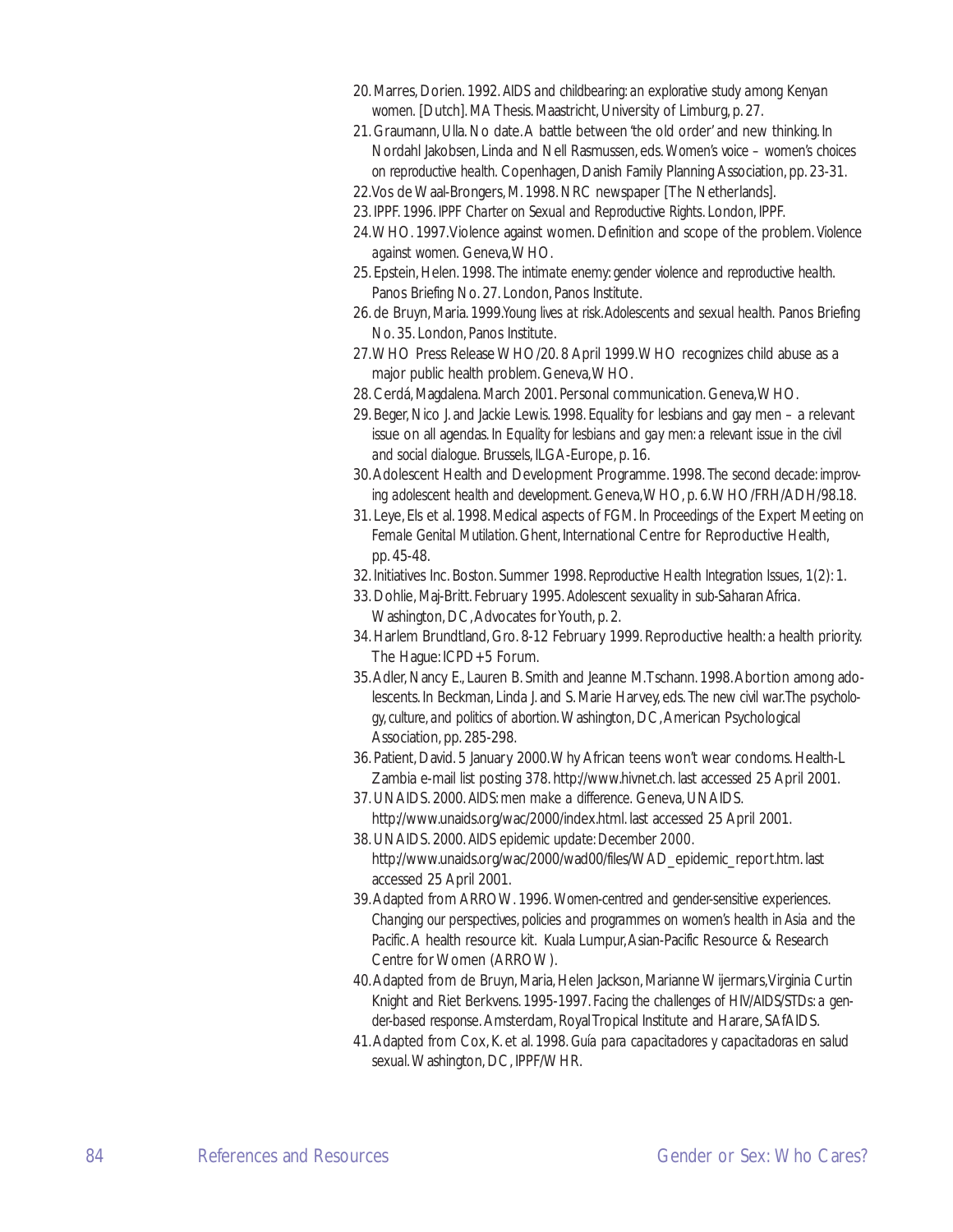20. Marres, Dorien. 1992. *AIDS and childbearing: an explorative study among Kenyan women.* [Dutch]. MA Thesis. Maastricht, University of Limburg, p. 27.
21. Graumann, Ulla. No date. A battle between 'the old order' and new thinking. In Nordahl Jakobsen, Linda and Nell Rasmussen, eds. *Women's voice – women's choices on reproductive health.* Copenhagen, Danish Family Planning Association, pp. 23-31.
22. Vos de Waal-Brongers, M. 1998. NRC newspaper [The Netherlands].
23. IPPF. 1996. *IPPF Charter on Sexual and Reproductive Rights.* London, IPPF.
24. WHO. 1997. Violence against women. Definition and scope of the problem. *Violence against women.* Geneva, WHO.
25. Epstein, Helen. 1998. *The intimate enemy: gender violence and reproductive health.* Panos Briefing No. 27. London, Panos Institute.
26. de Bruyn, Maria. 1999. *Young lives at risk. Adolescents and sexual health.* Panos Briefing No. 35. London, Panos Institute.
27. WHO Press Release WHO/20. 8 April 1999. WHO recognizes child abuse as a major public health problem. Geneva, WHO.
28. Cerdá, Magdalena. March 2001. Personal communication. Geneva, WHO.
29. Beger, Nico J. and Jackie Lewis. 1998. Equality for lesbians and gay men – a relevant issue on all agendas. In *Equality for lesbians and gay men: a relevant issue in the civil and social dialogue.* Brussels, ILGA-Europe, p. 16.
30. Adolescent Health and Development Programme. 1998. *The second decade: improving adolescent health and development.* Geneva, WHO, p. 6. WHO/FRH/ADH/98.18.
31. Leye, Els et al. 1998. Medical aspects of FGM. In *Proceedings of the Expert Meeting on Female Genital Mutilation.* Ghent, International Centre for Reproductive Health, pp. 45-48.
32. Initiatives Inc. Boston. Summer 1998. *Reproductive Health Integration Issues,* 1(2): 1.
33. Dohlie, Maj-Britt. February 1995. *Adolescent sexuality in sub-Saharan Africa.* Washington, DC, Advocates for Youth, p. 2.
34. Harlem Brundtland, Gro. 8-12 February 1999. Reproductive health: a health priority. The Hague: ICPD+5 Forum.
35. Adler, Nancy E., Lauren B. Smith and Jeanne M. Tschann. 1998. Abortion among adolescents. In Beckman, Linda J. and S. Marie Harvey, eds. *The new civil war. The psychology, culture, and politics of abortion.* Washington, DC, American Psychological Association, pp. 285-298.
36. Patient, David. 5 January 2000. Why African teens won't wear condoms. Health-L Zambia e-mail list posting 378. http://www.hivnet.ch. last accessed 25 April 2001.
37. UNAIDS. 2000. *AIDS: men make a difference.* Geneva, UNAIDS. http://www.unaids.org/wac/2000/index.html. last accessed 25 April 2001.
38. UNAIDS. 2000. *AIDS epidemic update: December 2000.* http://www.unaids.org/wac/2000/wad00/files/WAD_epidemic_report.htm. last accessed 25 April 2001.
39. Adapted from ARROW. 1996. *Women-centred and gender-sensitive experiences. Changing our perspectives, policies and programmes on women's health in Asia and the Pacific. A health resource kit.* Kuala Lumpur, Asian-Pacific Resource & Research Centre for Women (ARROW).
40. Adapted from de Bruyn, Maria, Helen Jackson, Marianne Wijermars, Virginia Curtin Knight and Riet Berkvens. 1995-1997. *Facing the challenges of HIV/AIDS/STDs: a gender-based response.* Amsterdam, Royal Tropical Institute and Harare, SAfAIDS.
41. Adapted from Cox, K. et al. 1998. *Guía para capacitadores y capacitadoras en salud sexual.* Washington, DC, IPPF/WHR.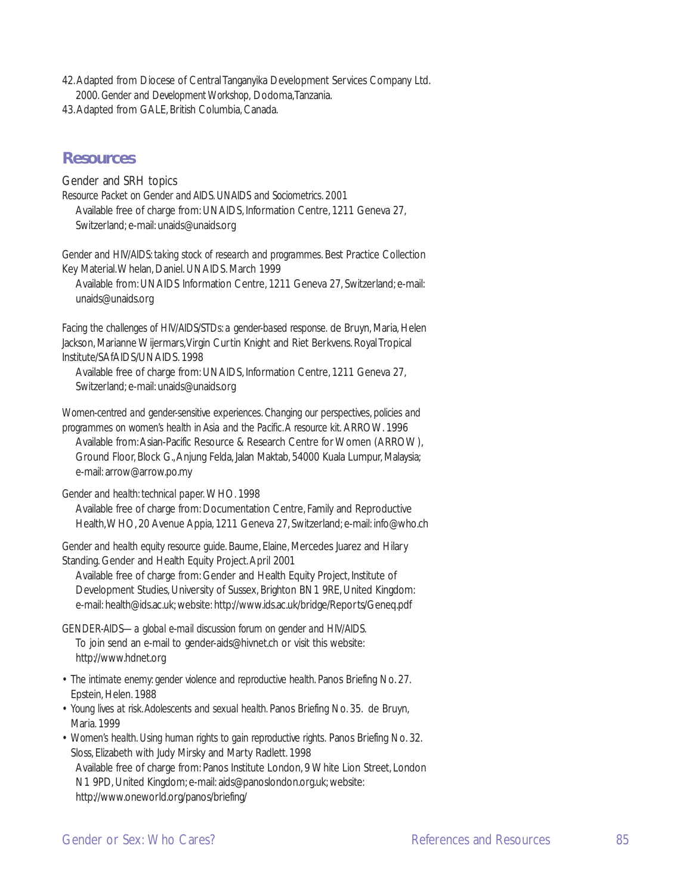42. Adapted from Diocese of Central Tanganyika Development Services Company Ltd. 2000. *Gender and Development Workshop*, Dodoma, Tanzania.
43. Adapted from GALE, British Columbia, Canada.

## Resources

### Gender and SRH topics

*Resource Packet on Gender and AIDS. UNAIDS and Sociometrics. 2001*
Available free of charge from: UNAIDS, Information Centre, 1211 Geneva 27, Switzerland; e-mail: unaids@unaids.org

*Gender and HIV/AIDS: taking stock of research and programmes.* Best Practice Collection Key Material. Whelan, Daniel. UNAIDS. March 1999
Available from: UNAIDS Information Centre, 1211 Geneva 27, Switzerland; e-mail: unaids@unaids.org

*Facing the challenges of HIV/AIDS/STDs: a gender-based response.* de Bruyn, Maria, Helen Jackson, Marianne Wijermars, Virgin Curtin Knight and Riet Berkvens. Royal Tropical Institute/SAfAIDS/UNAIDS. 1998
Available free of charge from: UNAIDS, Information Centre, 1211 Geneva 27, Switzerland; e-mail: unaids@unaids.org

*Women-centred and gender-sensitive experiences. Changing our perspectives, policies and programmes on women's health in Asia and the Pacific. A resource kit.* ARROW. 1996
Available from: Asian-Pacific Resource & Research Centre for Women (ARROW), Ground Floor, Block G., Anjung Felda, Jalan Maktab, 54000 Kuala Lumpur, Malaysia; e-mail: arrow@arrow.po.my

*Gender and health: technical paper.* WHO. 1998
Available free of charge from: Documentation Centre, Family and Reproductive Health, WHO, 20 Avenue Appia, 1211 Geneva 27, Switzerland; e-mail: info@who.ch

*Gender and health equity resource guide.* Baume, Elaine, Mercedes Juarez and Hilary Standing. Gender and Health Equity Project. April 2001
Available free of charge from: Gender and Health Equity Project, Institute of Development Studies, University of Sussex, Brighton BN1 9RE, United Kingdom: e-mail: health@ids.ac.uk; website: http://www.ids.ac.uk/bridge/Reports/Geneq.pdf

*GENDER-AIDS—a global e-mail discussion forum on gender and HIV/AIDS.*
To join send an e-mail to gender-aids@hivnet.ch or visit this website: http://www.hdnet.org

- *The intimate enemy: gender violence and reproductive health.* Panos Briefing No. 27. Epstein, Helen. 1988
- *Young lives at risk. Adolescents and sexual health.* Panos Briefing No. 35. de Bruyn, Maria. 1999
- *Women's health. Using human rights to gain reproductive rights.* Panos Briefing No. 32. Sloss, Elizabeth with Judy Mirsky and Marty Radlett. 1998
  Available free of charge from: Panos Institute London, 9 White Lion Street, London N1 9PD, United Kingdom; e-mail: aids@panoslondon.org.uk; website: http://www.oneworld.org/panos/briefing/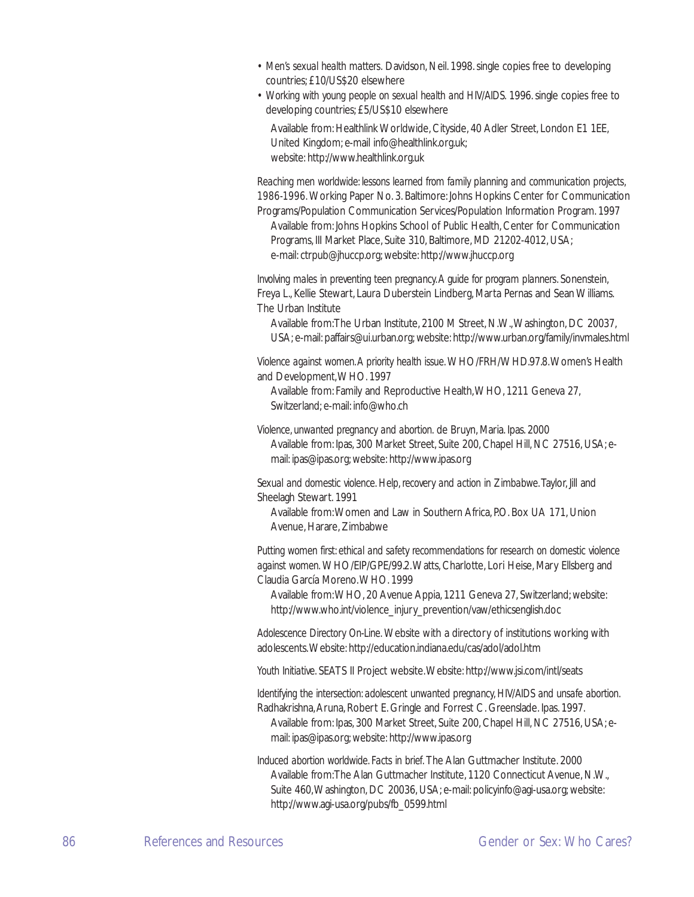- *Men's sexual health matters.* Davidson, Neil. 1998. single copies free to developing countries; £10/US$20 elsewhere
- *Working with young people on sexual health and HIV/AIDS.* 1996. single copies free to developing countries; £5/US$10 elsewhere

  Available from: Healthlink Worldwide, Cityside, 40 Adler Street, London E1 1EE, United Kingdom; e-mail info@healthlink.org.uk; website: http://www.healthlink.org.uk

*Reaching men worldwide: lessons learned from family planning and communication projects, 1986-1996.* Working Paper No. 3. Baltimore: Johns Hopkins Center for Communication Programs/Population Communication Services/Population Information Program. 1997

Available from: Johns Hopkins School of Public Health, Center for Communication Programs, III Market Place, Suite 310, Baltimore, MD 21202-4012, USA; e-mail: ctrpub@jhuccp.org; website: http://www.jhuccp.org

*Involving males in preventing teen pregnancy. A guide for program planners.* Sonenstein, Freya L., Kellie Stewart, Laura Duberstein Lindberg, Marta Pernas and Sean Williams. The Urban Institute

Available from: The Urban Institute, 2100 M Street, N.W., Washington, DC 20037, USA; e-mail: paffairs@ui.urban.org; website: http://www.urban.org/family/invmales.html

*Violence against women. A priority health issue.* WHO/FRH/WHD.97.8. Women's Health and Development, WHO. 1997

Available from: Family and Reproductive Health, WHO, 1211 Geneva 27, Switzerland; e-mail: info@who.ch

*Violence, unwanted pregnancy and abortion.* de Bruyn, Maria. Ipas. 2000

Available from: Ipas, 300 Market Street, Suite 200, Chapel Hill, NC 27516, USA; e-mail: ipas@ipas.org; website: http://www.ipas.org

*Sexual and domestic violence. Help, recovery and action in Zimbabwe.* Taylor, Jill and Sheelagh Stewart. 1991

Available from: Women and Law in Southern Africa, P.O. Box UA 171, Union Avenue, Harare, Zimbabwe

*Putting women first: ethical and safety recommendations for research on domestic violence against women.* WHO/EIP/GPE/99.2. Watts, Charlotte, Lori Heise, Mary Ellsberg and Claudia García Moreno. WHO. 1999

Available from: WHO, 20 Avenue Appia, 1211 Geneva 27, Switzerland; website: http://www.who.int/violence_injury_prevention/vaw/ethicsenglish.doc

*Adolescence Directory On-Line.* Website with a directory of institutions working with adolescents. Website: http://education.indiana.edu/cas/adol/adol.htm

*Youth Initiative.* SEATS II Project website. Website: http://www.jsi.com/intl/seats

*Identifying the intersection: adolescent unwanted pregnancy, HIV/AIDS and unsafe abortion.* Radhakrishna, Aruna, Robert E. Gringle and Forrest C. Greenslade. Ipas. 1997.

Available from: Ipas, 300 Market Street, Suite 200, Chapel Hill, NC 27516, USA; e-mail: ipas@ipas.org; website: http://www.ipas.org

*Induced abortion worldwide. Facts in brief.* The Alan Guttmacher Institute. 2000

Available from: The Alan Guttmacher Institute, 1120 Connecticut Avenue, N.W., Suite 460, Washington, DC 20036, USA; e-mail: policyinfo@agi-usa.org; website: http://www.agi-usa.org/pubs/fb_0599.html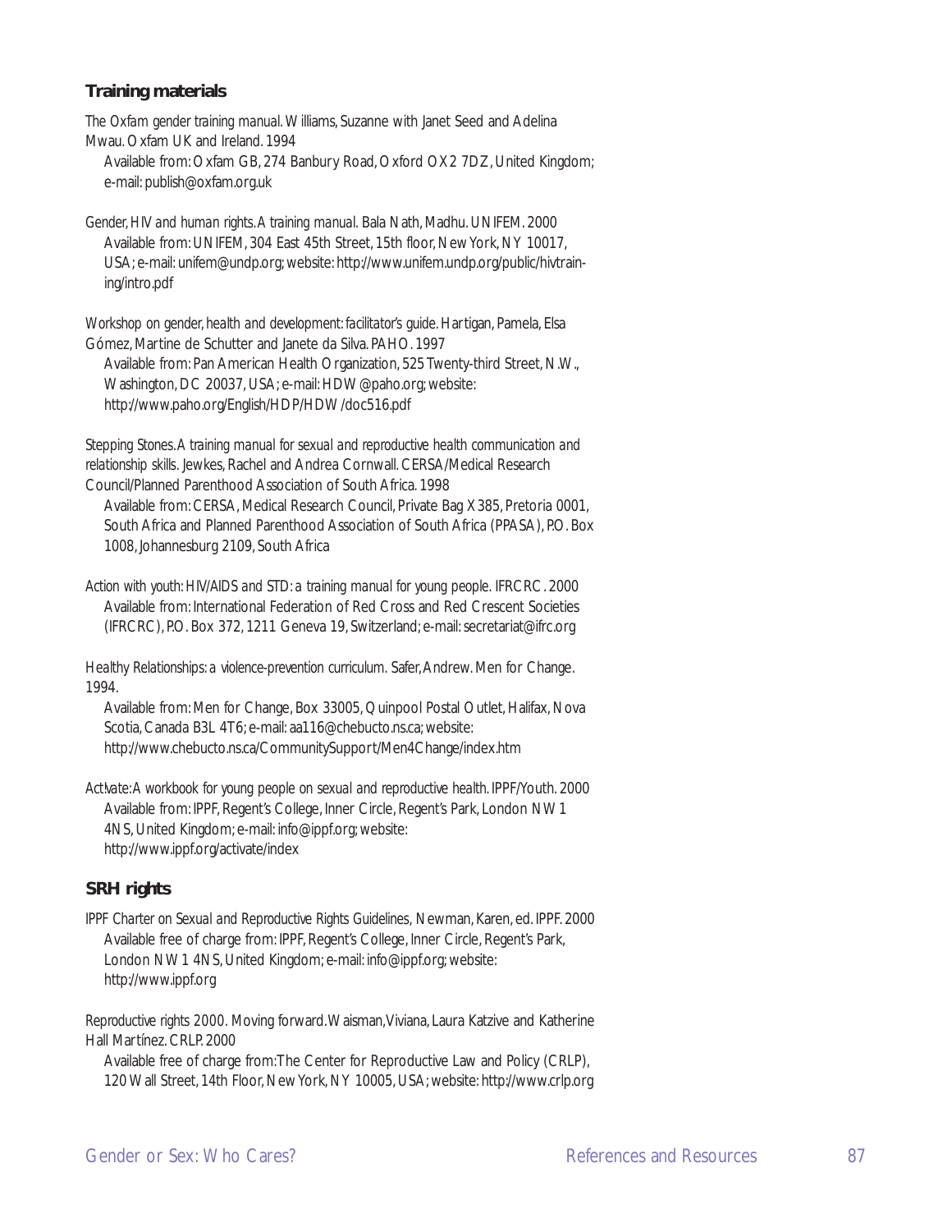## Training materials

*The Oxfam gender training manual.* Williams, Suzanne with Janet Seed and Adelina Mwau. Oxfam UK and Ireland. 1994

Available from: Oxfam GB, 274 Banbury Road, Oxford OX2 7DZ, United Kingdom; e-mail: publish@oxfam.org.uk

*Gender, HIV and human rights. A training manual.* Bala Nath, Madhu. UNIFEM. 2000

Available from: UNIFEM, 304 East 45th Street, 15th floor, New York, NY 10017, USA; e-mail: unifem@undp.org; website: http://www.unifem.undp.org/public/hivtraining/intro.pdf

*Workshop on gender, health and development: facilitator's guide.* Hartigan, Pamela, Elsa Gómez, Martine de Schutter and Janete da Silva. PAHO. 1997

Available from: Pan American Health Organization, 525 Twenty-third Street, N.W., Washington, DC 20037, USA; e-mail: HDW@paho.org; website: http://www.paho.org/English/HDP/HDW/doc516.pdf

*Stepping Stones. A training manual for sexual and reproductive health communication and relationship skills.* Jewkes, Rachel and Andrea Cornwall. CERSA/Medical Research Council/Planned Parenthood Association of South Africa. 1998

Available from: CERSA, Medical Research Council, Private Bag X385, Pretoria 0001, South Africa and Planned Parenthood Association of South Africa (PPASA), P.O. Box 1008, Johannesburg 2109, South Africa

*Action with youth: HIV/AIDS and STD: a training manual for young people.* IFRCRC. 2000

Available from: International Federation of Red Cross and Red Crescent Societies (IFRCRC), P.O. Box 372, 1211 Geneva 19, Switzerland; e-mail: secretariat@ifrc.org

*Healthy Relationships: a violence-prevention curriculum.* Safer, Andrew. Men for Change. 1994.

Available from: Men for Change, Box 33005, Quinpool Postal Outlet, Halifax, Nova Scotia, Canada B3L 4T6; e-mail: aa116@chebucto.ns.ca; website: http://www.chebucto.ns.ca/CommunitySupport/Men4Change/index.htm

*ActIvate: A workbook for young people on sexual and reproductive health.* IPPF/Youth. 2000

Available from: IPPF, Regent's College, Inner Circle, Regent's Park, London NW1 4NS, United Kingdom; e-mail: info@ippf.org; website: http://www.ippf.org/activate/index

## SRH rights

*IPPF Charter on Sexual and Reproductive Rights Guidelines*, Newman, Karen, ed. IPPF. 2000

Available free of charge from: IPPF, Regent's College, Inner Circle, Regent's Park, London NW1 4NS, United Kingdom; e-mail: info@ippf.org; website: http://www.ippf.org

*Reproductive rights 2000. Moving forward.* Waisman, Viviana, Laura Katzive and Katherine Hall Martínez. CRLP. 2000

Available free of charge from: The Center for Reproductive Law and Policy (CRLP), 120 Wall Street, 14th Floor, New York, NY 10005, USA; website: http://www.crlp.org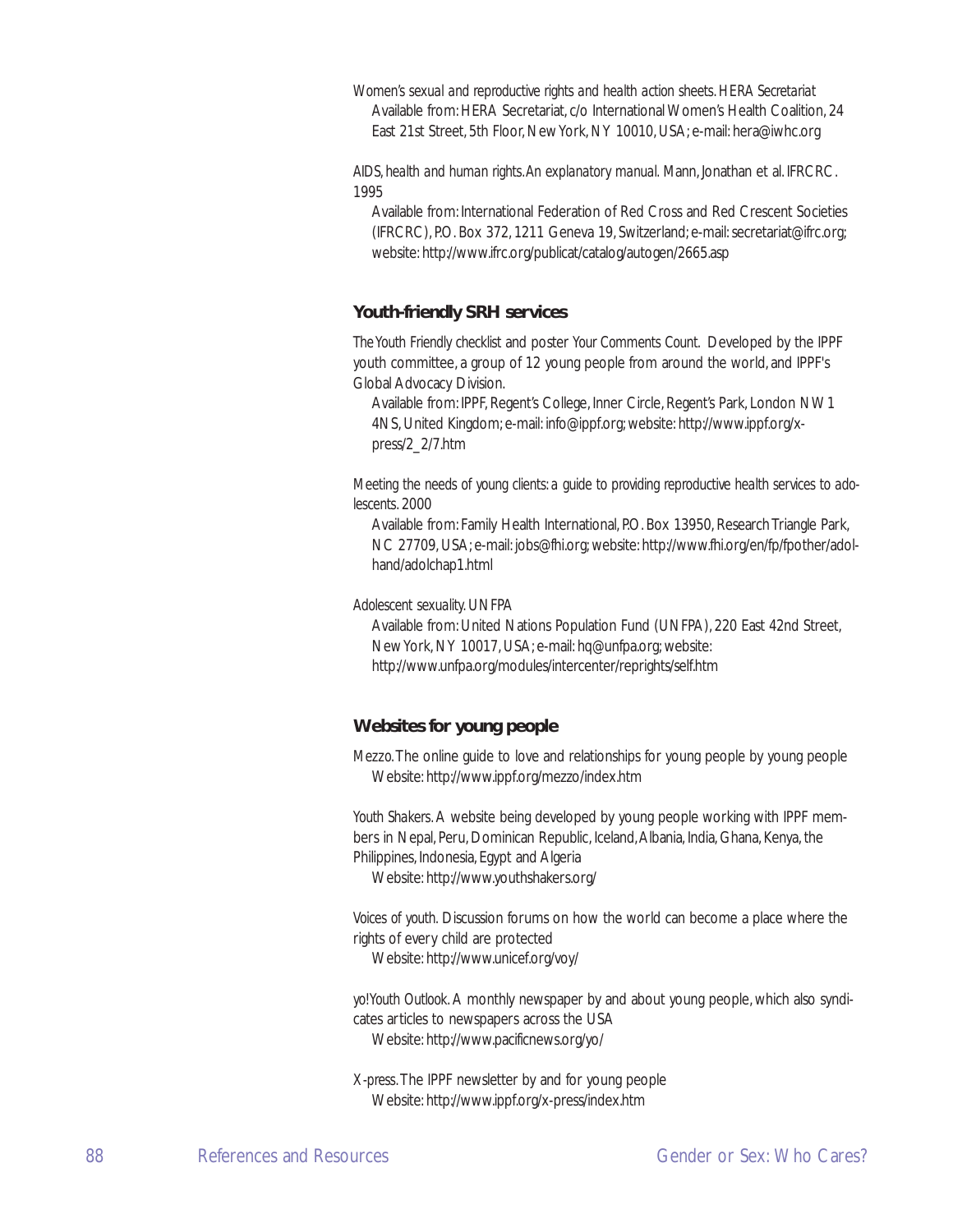*Women's sexual and reproductive rights and health action sheets.* HERA Secretariat
Available from: HERA Secretariat, c/o International Women's Health Coalition, 24 East 21st Street, 5th Floor, New York, NY 10010, USA; e-mail: hera@iwhc.org

*AIDS, health and human rights. An explanatory manual.* Mann, Jonathan et al. IFRCRC. 1995
Available from: International Federation of Red Cross and Red Crescent Societies (IFRCRC), P.O. Box 372, 1211 Geneva 19, Switzerland; e-mail: secretariat@ifrc.org; website: http://www.ifrc.org/publicat/catalog/autogen/2665.asp

## Youth-friendly SRH services

*The Youth Friendly checklist and poster Your Comments Count.* Developed by the IPPF youth committee, a group of 12 young people from around the world, and IPPF's Global Advocacy Division.
Available from: IPPF, Regent's College, Inner Circle, Regent's Park, London NW1 4NS, United Kingdom; e-mail: info@ippf.org; website: http://www.ippf.org/x-press/2_2/7.htm

*Meeting the needs of young clients: a guide to providing reproductive health services to adolescents.* 2000
Available from: Family Health International, P.O. Box 13950, Research Triangle Park, NC 27709, USA; e-mail: jobs@fhi.org; website: http://www.fhi.org/en/fp/fpother/adolhand/adolchap1.html

*Adolescent sexuality.* UNFPA
Available from: United Nations Population Fund (UNFPA), 220 East 42nd Street, New York, NY 10017, USA; e-mail: hq@unfpa.org; website: http://www.unfpa.org/modules/intercenter/reprights/self.htm

## Websites for young people

*Mezzo.* The online guide to love and relationships for young people by young people
Website: http://www.ippf.org/mezzo/index.htm

*Youth Shakers.* A website being developed by young people working with IPPF members in Nepal, Peru, Dominican Republic, Iceland, Albania, India, Ghana, Kenya, the Philippines, Indonesia, Egypt and Algeria
Website: http://www.youthshakers.org/

*Voices of youth.* Discussion forums on how the world can become a place where the rights of every child are protected
Website: http://www.unicef.org/voy/

*yo!Youth Outlook.* A monthly newspaper by and about young people, which also syndicates articles to newspapers across the USA
Website: http://www.pacificnews.org/yo/

*X-press.* The IPPF newsletter by and for young people
Website: http://www.ippf.org/x-press/index.htm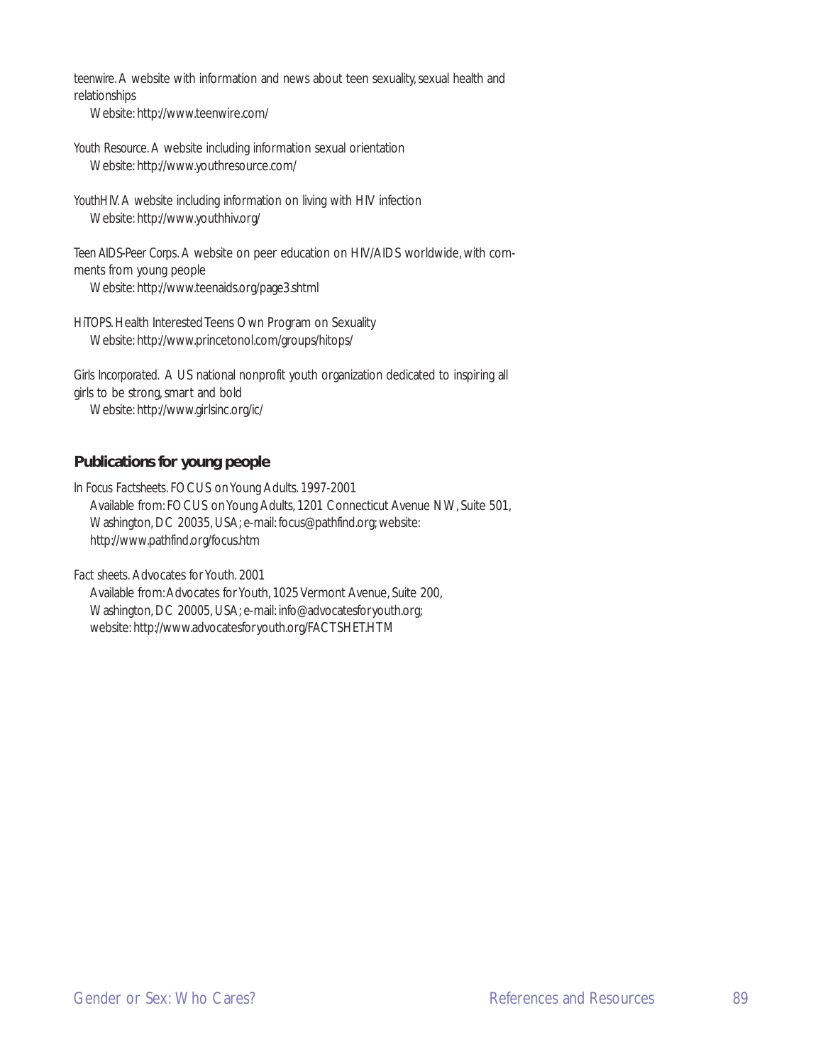teenwire. A website with information and news about teen sexuality, sexual health and relationships
    Website: http://www.teenwire.com/

Youth Resource. A website including information sexual orientation
    Website: http://www.youthresource.com/

YouthHIV. A website including information on living with HIV infection
    Website: http://www.youthhiv.org/

Teen AIDS-Peer Corps. A website on peer education on HIV/AIDS worldwide, with comments from young people
    Website: http://www.teenaids.org/page3.shtml

HiTOPS. Health Interested Teens Own Program on Sexuality
    Website: http://www.princetonol.com/groups/hitops/

Girls Incorporated. A US national nonprofit youth organization dedicated to inspiring all girls to be strong, smart and bold
    Website: http://www.girlsinc.org/ic/

## Publications for young people

*In Focus Factsheets*. FOCUS on Young Adults. 1997-2001
    Available from: FOCUS on Young Adults, 1201 Connecticut Avenue NW, Suite 501, Washington, DC 20035, USA; e-mail: focus@pathfind.org; website: http://www.pathfind.org/focus.htm

*Fact sheets*. Advocates for Youth. 2001
    Available from: Advocates for Youth, 1025 Vermont Avenue, Suite 200, Washington, DC 20005, USA; e-mail: info@advocatesforyouth.org; website: http://www.advocatesforyouth.org/FACTSHET.HTM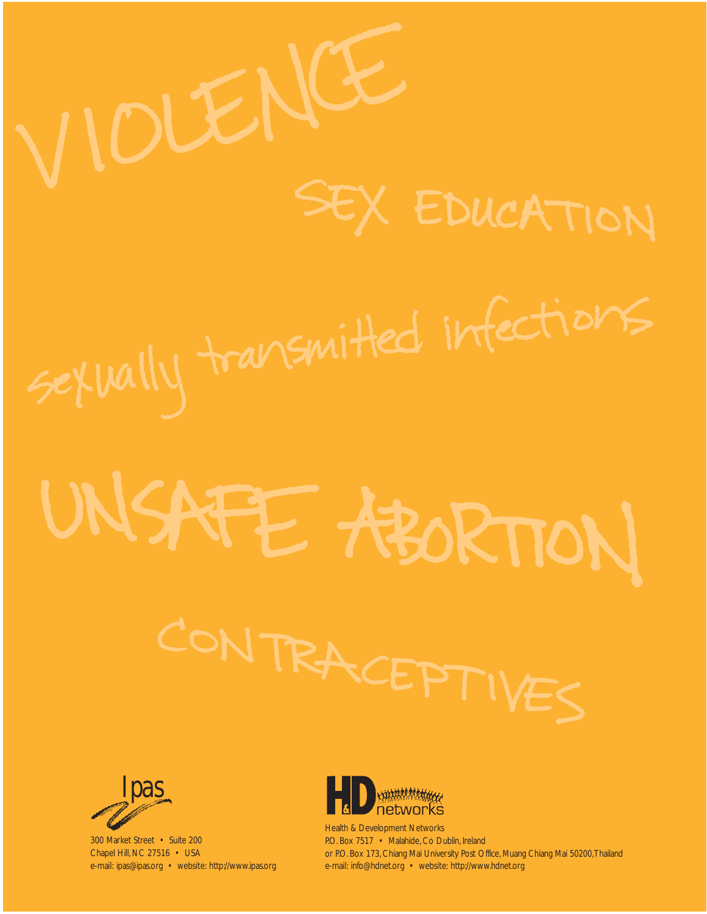VIOLENCE

SEX EDUCATION

sexually transmitted infections

UNSAFE ABORTION

CONTRACEPTIVES

Ipas

300 Market Street • Suite 200
Chapel Hill, NC 27516 • USA
e-mail: ipas@ipas.org • website: http://www.ipas.org

H&D networks

Health & Development Networks
P.O. Box 7517 • Malahide, Co Dublin, Ireland
or P.O. Box 173, Chiang Mai University Post Office, Muang Chiang Mai 50200, Thailand
e-mail: info@hdnet.org • website: http://www.hdnet.org